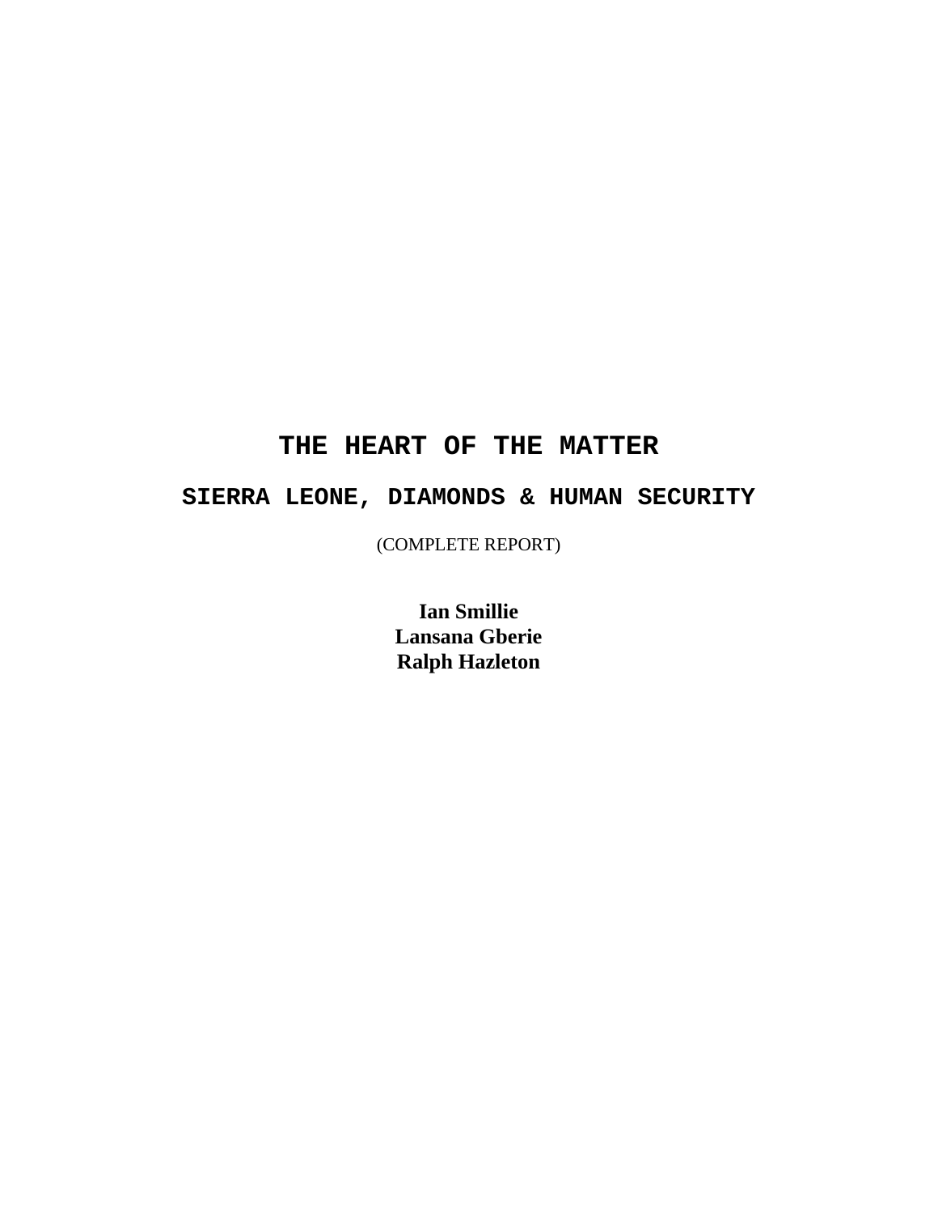# THE HEART OF THE MATTER

## SIERRA LEONE, DIAMONDS & HUMAN SECURITY

(COMPLETE REPORT)

**Ian Smillie**
**Lansana Gberie**
**Ralph Hazleton**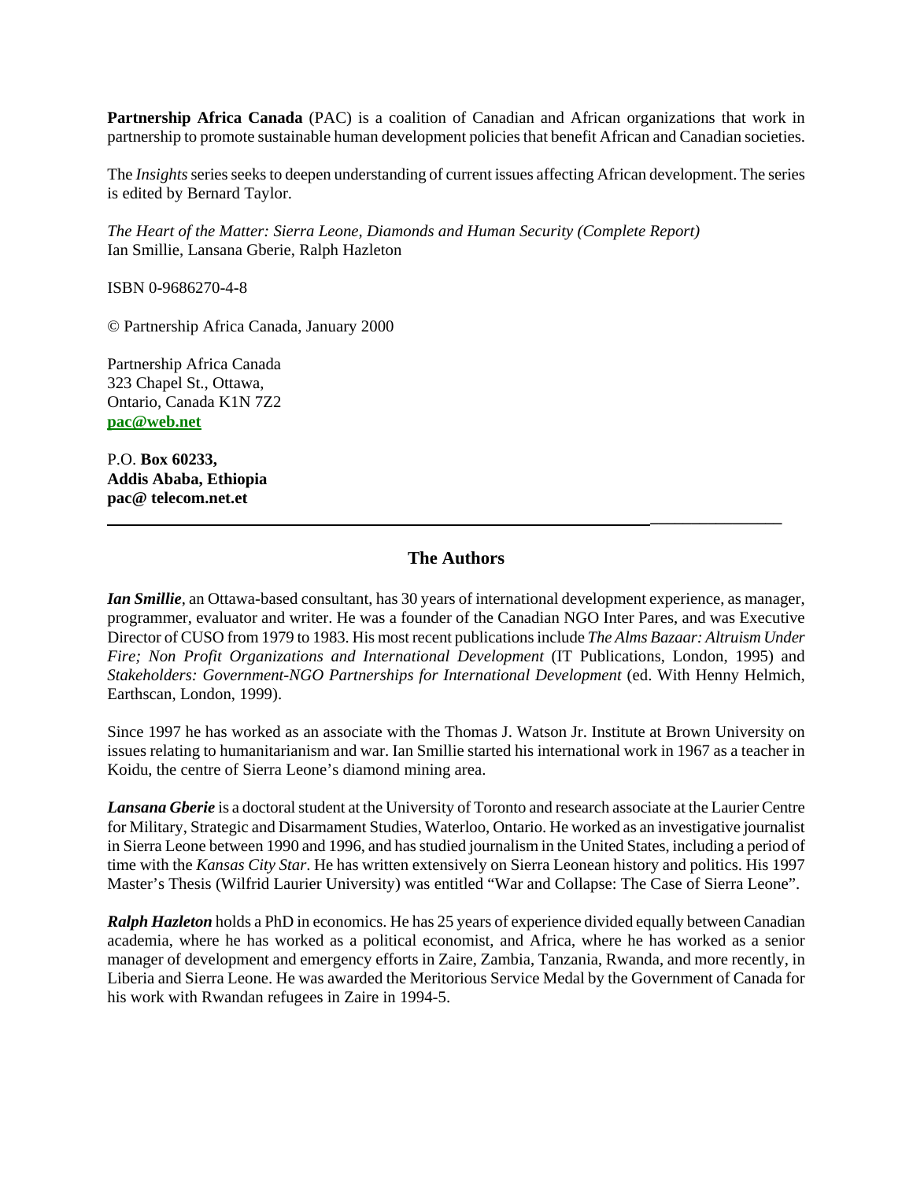**Partnership Africa Canada** (PAC) is a coalition of Canadian and African organizations that work in partnership to promote sustainable human development policies that benefit African and Canadian societies.

The *Insights* series seeks to deepen understanding of current issues affecting African development. The series is edited by Bernard Taylor.

*The Heart of the Matter: Sierra Leone, Diamonds and Human Security (Complete Report)*
Ian Smillie, Lansana Gberie, Ralph Hazleton

ISBN 0-9686270-4-8

© Partnership Africa Canada, January 2000

Partnership Africa Canada
323 Chapel St., Ottawa,
Ontario, Canada K1N 7Z2
**pac@web.net**

P.O. **Box 60233,**
**Addis Ababa, Ethiopia**
**pac@ telecom.net.et**

---

## The Authors

***Ian Smillie***, an Ottawa-based consultant, has 30 years of international development experience, as manager, programmer, evaluator and writer. He was a founder of the Canadian NGO Inter Pares, and was Executive Director of CUSO from 1979 to 1983. His most recent publications include *The Alms Bazaar: Altruism Under Fire; Non Profit Organizations and International Development* (IT Publications, London, 1995) and *Stakeholders: Government-NGO Partnerships for International Development* (ed. With Henny Helmich, Earthscan, London, 1999).

Since 1997 he has worked as an associate with the Thomas J. Watson Jr. Institute at Brown University on issues relating to humanitarianism and war. Ian Smillie started his international work in 1967 as a teacher in Koidu, the centre of Sierra Leone's diamond mining area.

***Lansana Gberie*** is a doctoral student at the University of Toronto and research associate at the Laurier Centre for Military, Strategic and Disarmament Studies, Waterloo, Ontario. He worked as an investigative journalist in Sierra Leone between 1990 and 1996, and has studied journalism in the United States, including a period of time with the *Kansas City Star*. He has written extensively on Sierra Leonean history and politics. His 1997 Master's Thesis (Wilfrid Laurier University) was entitled "War and Collapse: The Case of Sierra Leone".

***Ralph Hazleton*** holds a PhD in economics. He has 25 years of experience divided equally between Canadian academia, where he has worked as a political economist, and Africa, where he has worked as a senior manager of development and emergency efforts in Zaire, Zambia, Tanzania, Rwanda, and more recently, in Liberia and Sierra Leone. He was awarded the Meritorious Service Medal by the Government of Canada for his work with Rwandan refugees in Zaire in 1994-5.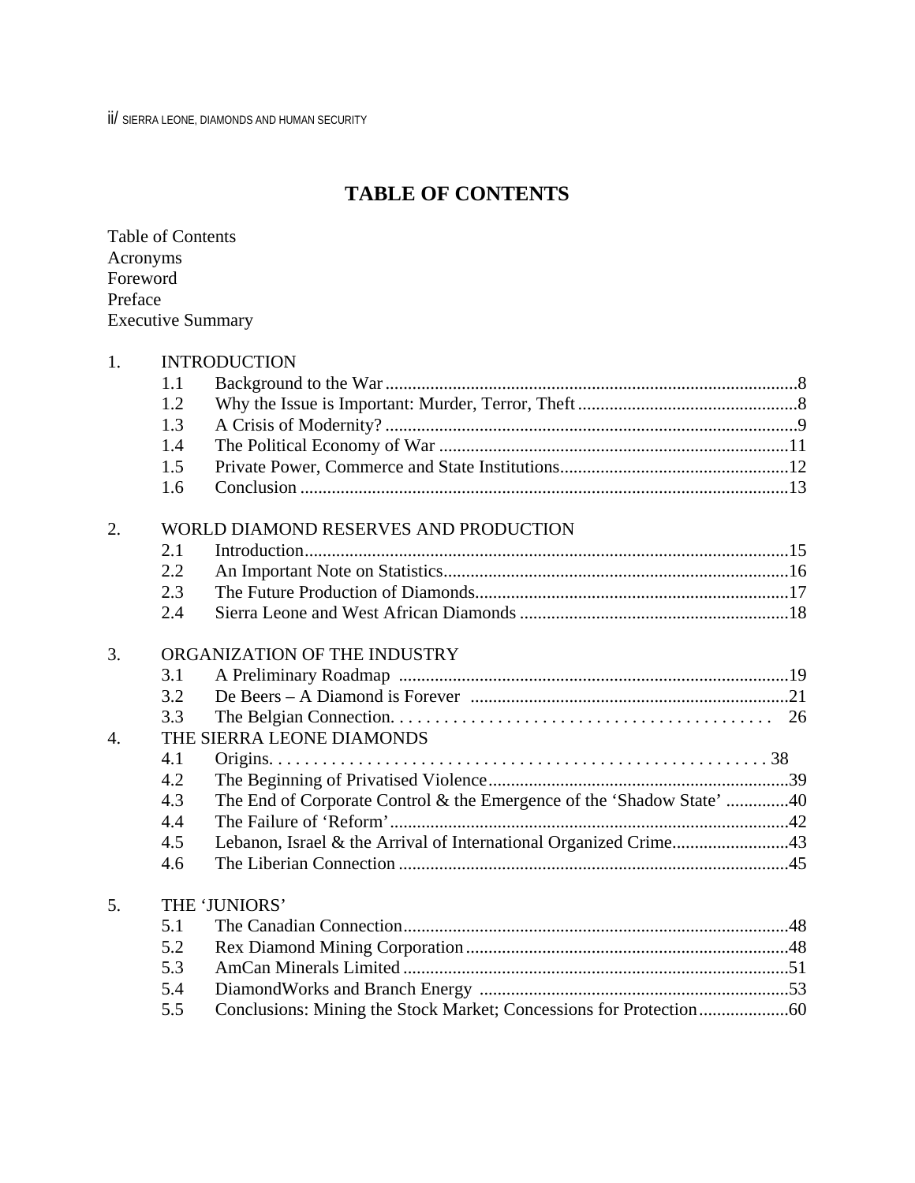# TABLE OF CONTENTS

Table of Contents
Acronyms
Foreword
Preface
Executive Summary

1. INTRODUCTION
   - 1.1 Background to the War ....8
   - 1.2 Why the Issue is Important: Murder, Terror, Theft ....8
   - 1.3 A Crisis of Modernity? ....9
   - 1.4 The Political Economy of War ....11
   - 1.5 Private Power, Commerce and State Institutions....12
   - 1.6 Conclusion ....13

2. WORLD DIAMOND RESERVES AND PRODUCTION
   - 2.1 Introduction....15
   - 2.2 An Important Note on Statistics....16
   - 2.3 The Future Production of Diamonds....17
   - 2.4 Sierra Leone and West African Diamonds ....18

3. ORGANIZATION OF THE INDUSTRY
   - 3.1 A Preliminary Roadmap ....19
   - 3.2 De Beers – A Diamond is Forever ....21
   - 3.3 The Belgian Connection. . . . 26

4. THE SIERRA LEONE DIAMONDS
   - 4.1 Origins. . . . 38
   - 4.2 The Beginning of Privatised Violence....39
   - 4.3 The End of Corporate Control & the Emergence of the 'Shadow State' ....40
   - 4.4 The Failure of 'Reform'....42
   - 4.5 Lebanon, Israel & the Arrival of International Organized Crime....43
   - 4.6 The Liberian Connection ....45

5. THE 'JUNIORS'
   - 5.1 The Canadian Connection....48
   - 5.2 Rex Diamond Mining Corporation....48
   - 5.3 AmCan Minerals Limited ....51
   - 5.4 DiamondWorks and Branch Energy ....53
   - 5.5 Conclusions: Mining the Stock Market; Concessions for Protection....60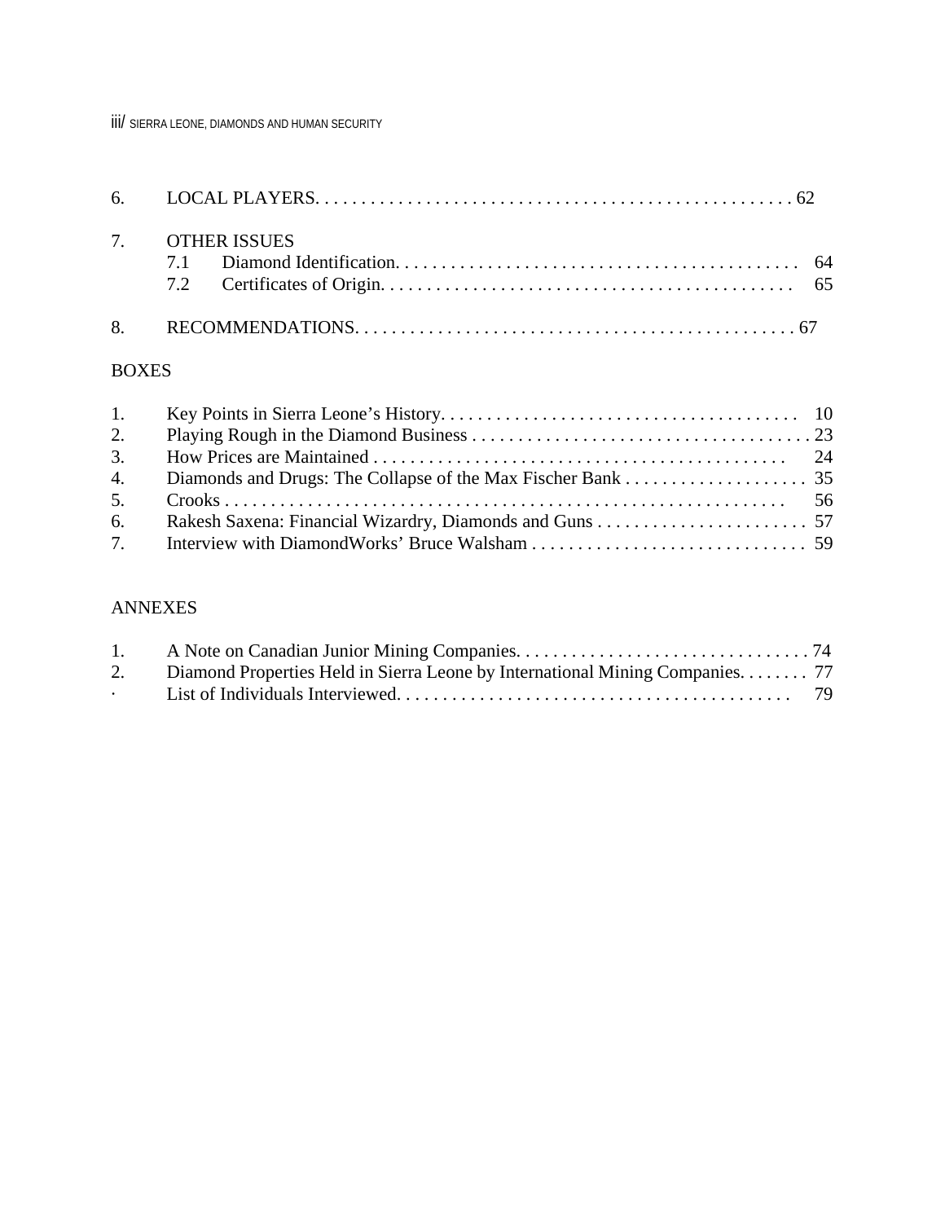6. LOCAL PLAYERS. . . . . . . . . . . . . . . . . . . . . . . . . . . . . . . . . . . . . . . . . . . . . . . . . . . . 62

7. OTHER ISSUES
   - 7.1 Diamond Identification. . . . . . . . . . . . . . . . . . . . . . . . . . . . . . . . . . . . . . . . . . . . 64
   - 7.2 Certificates of Origin. . . . . . . . . . . . . . . . . . . . . . . . . . . . . . . . . . . . . . . . . . . . 65

8. RECOMMENDATIONS. . . . . . . . . . . . . . . . . . . . . . . . . . . . . . . . . . . . . . . . . . . . . . . . 67

BOXES

1. Key Points in Sierra Leone's History. . . . . . . . . . . . . . . . . . . . . . . . . . . . . . . . . . . . . . 10
2. Playing Rough in the Diamond Business . . . . . . . . . . . . . . . . . . . . . . . . . . . . . . . . . . . . 23
3. How Prices are Maintained . . . . . . . . . . . . . . . . . . . . . . . . . . . . . . . . . . . . . . . . . . . . 24
4. Diamonds and Drugs: The Collapse of the Max Fischer Bank . . . . . . . . . . . . . . . . . . . . 35
5. Crooks . . . . . . . . . . . . . . . . . . . . . . . . . . . . . . . . . . . . . . . . . . . . . . . . . . . . . . . . . . . 56
6. Rakesh Saxena: Financial Wizardry, Diamonds and Guns . . . . . . . . . . . . . . . . . . . . . . . 57
7. Interview with DiamondWorks' Bruce Walsham . . . . . . . . . . . . . . . . . . . . . . . . . . . . . . 59

ANNEXES

1. A Note on Canadian Junior Mining Companies. . . . . . . . . . . . . . . . . . . . . . . . . . . . . . . . 74
2. Diamond Properties Held in Sierra Leone by International Mining Companies. . . . . . . . 77

· List of Individuals Interviewed. . . . . . . . . . . . . . . . . . . . . . . . . . . . . . . . . . . . . . . . . . . 79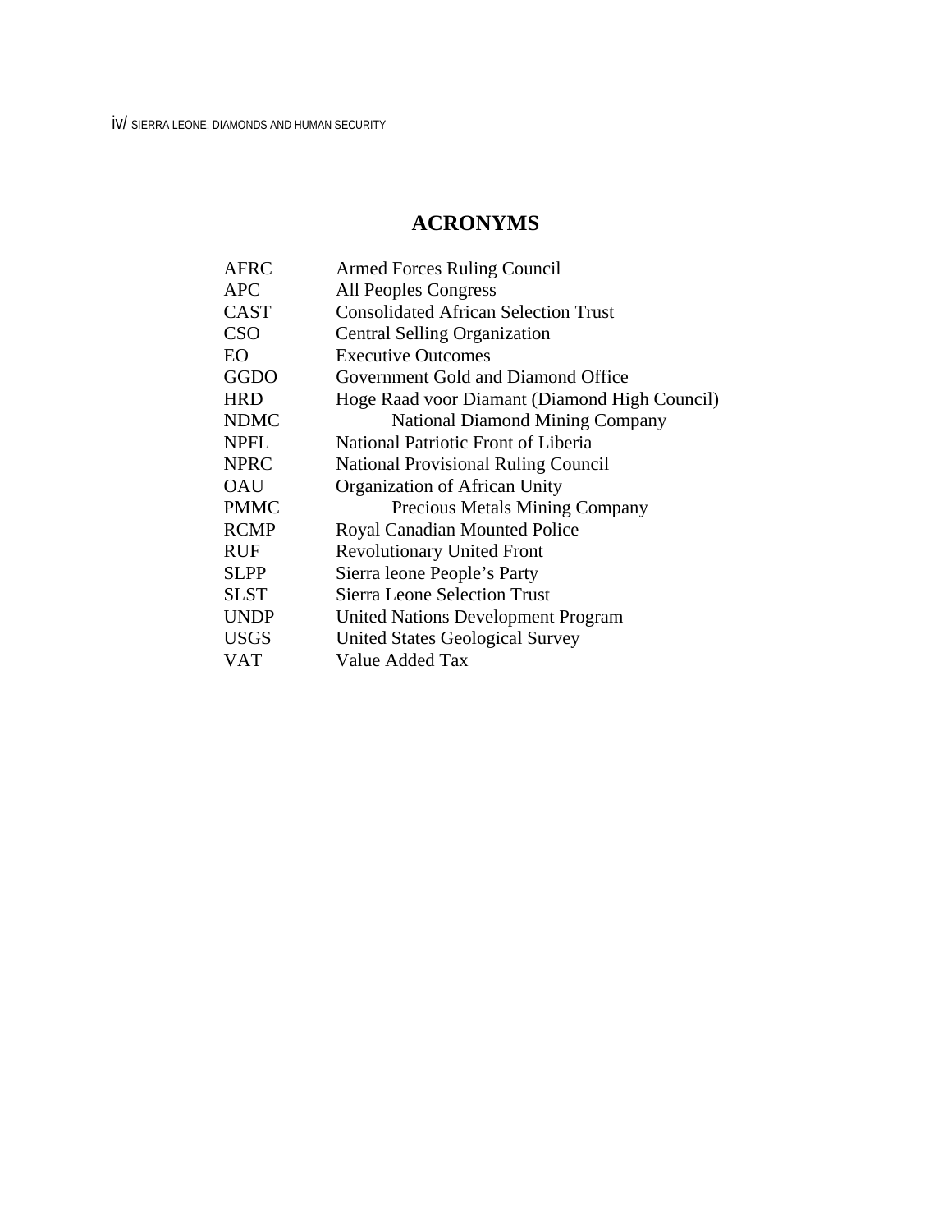# ACRONYMS

| | |
|---|---|
| AFRC | Armed Forces Ruling Council |
| APC | All Peoples Congress |
| CAST | Consolidated African Selection Trust |
| CSO | Central Selling Organization |
| EO | Executive Outcomes |
| GGDO | Government Gold and Diamond Office |
| HRD | Hoge Raad voor Diamant (Diamond High Council) |
| NDMC | National Diamond Mining Company |
| NPFL | National Patriotic Front of Liberia |
| NPRC | National Provisional Ruling Council |
| OAU | Organization of African Unity |
| PMMC | Precious Metals Mining Company |
| RCMP | Royal Canadian Mounted Police |
| RUF | Revolutionary United Front |
| SLPP | Sierra leone People's Party |
| SLST | Sierra Leone Selection Trust |
| UNDP | United Nations Development Program |
| USGS | United States Geological Survey |
| VAT | Value Added Tax |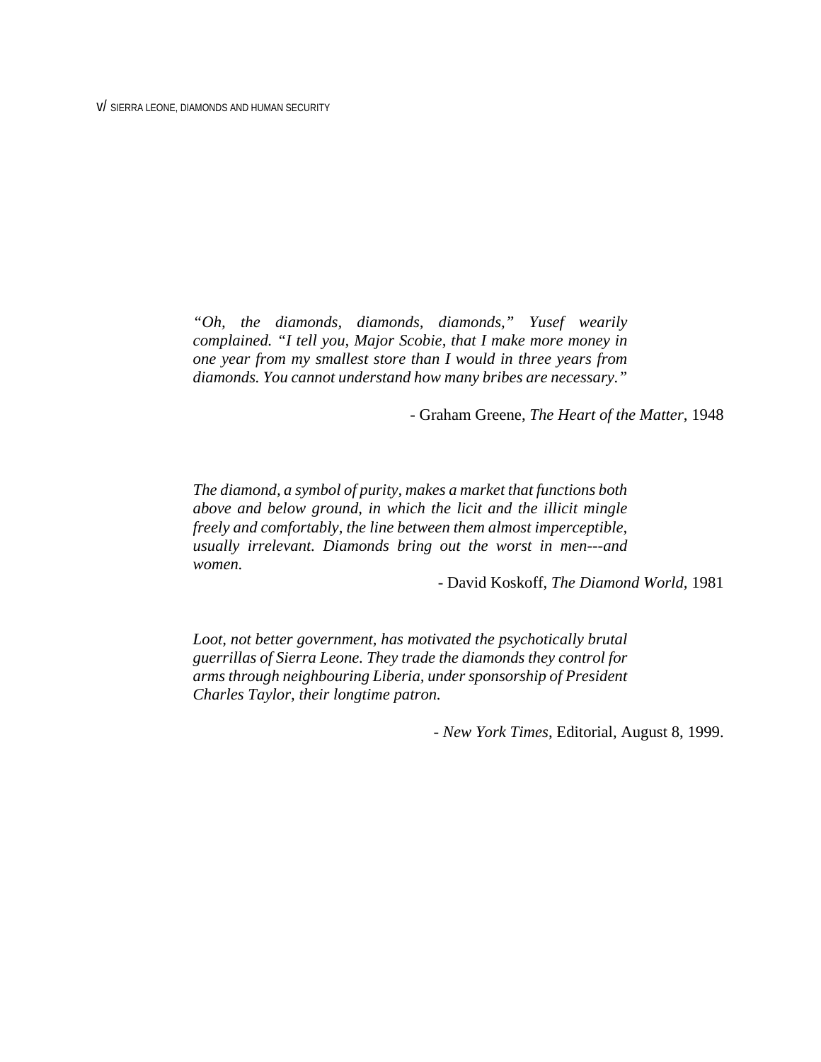*"Oh, the diamonds, diamonds, diamonds," Yusef wearily complained. "I tell you, Major Scobie, that I make more money in one year from my smallest store than I would in three years from diamonds. You cannot understand how many bribes are necessary."*

- Graham Greene, *The Heart of the Matter*, 1948

*The diamond, a symbol of purity, makes a market that functions both above and below ground, in which the licit and the illicit mingle freely and comfortably, the line between them almost imperceptible, usually irrelevant. Diamonds bring out the worst in men---and women.*

- David Koskoff, *The Diamond World*, 1981

*Loot, not better government, has motivated the psychotically brutal guerrillas of Sierra Leone. They trade the diamonds they control for arms through neighbouring Liberia, under sponsorship of President Charles Taylor, their longtime patron.*

- *New York Times*, Editorial, August 8, 1999.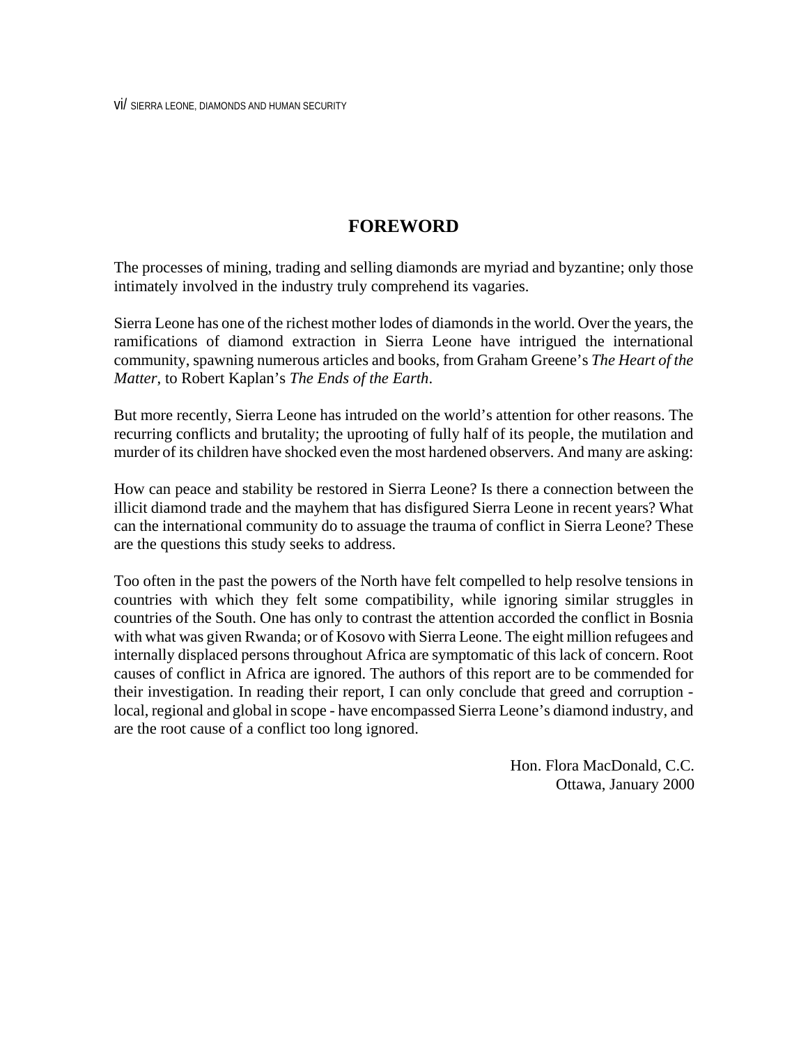# FOREWORD

The processes of mining, trading and selling diamonds are myriad and byzantine; only those intimately involved in the industry truly comprehend its vagaries.

Sierra Leone has one of the richest mother lodes of diamonds in the world. Over the years, the ramifications of diamond extraction in Sierra Leone have intrigued the international community, spawning numerous articles and books, from Graham Greene's *The Heart of the Matter*, to Robert Kaplan's *The Ends of the Earth*.

But more recently, Sierra Leone has intruded on the world's attention for other reasons. The recurring conflicts and brutality; the uprooting of fully half of its people, the mutilation and murder of its children have shocked even the most hardened observers. And many are asking:

How can peace and stability be restored in Sierra Leone? Is there a connection between the illicit diamond trade and the mayhem that has disfigured Sierra Leone in recent years? What can the international community do to assuage the trauma of conflict in Sierra Leone? These are the questions this study seeks to address.

Too often in the past the powers of the North have felt compelled to help resolve tensions in countries with which they felt some compatibility, while ignoring similar struggles in countries of the South. One has only to contrast the attention accorded the conflict in Bosnia with what was given Rwanda; or of Kosovo with Sierra Leone. The eight million refugees and internally displaced persons throughout Africa are symptomatic of this lack of concern. Root causes of conflict in Africa are ignored. The authors of this report are to be commended for their investigation. In reading their report, I can only conclude that greed and corruption - local, regional and global in scope - have encompassed Sierra Leone's diamond industry, and are the root cause of a conflict too long ignored.

Hon. Flora MacDonald, C.C.
Ottawa, January 2000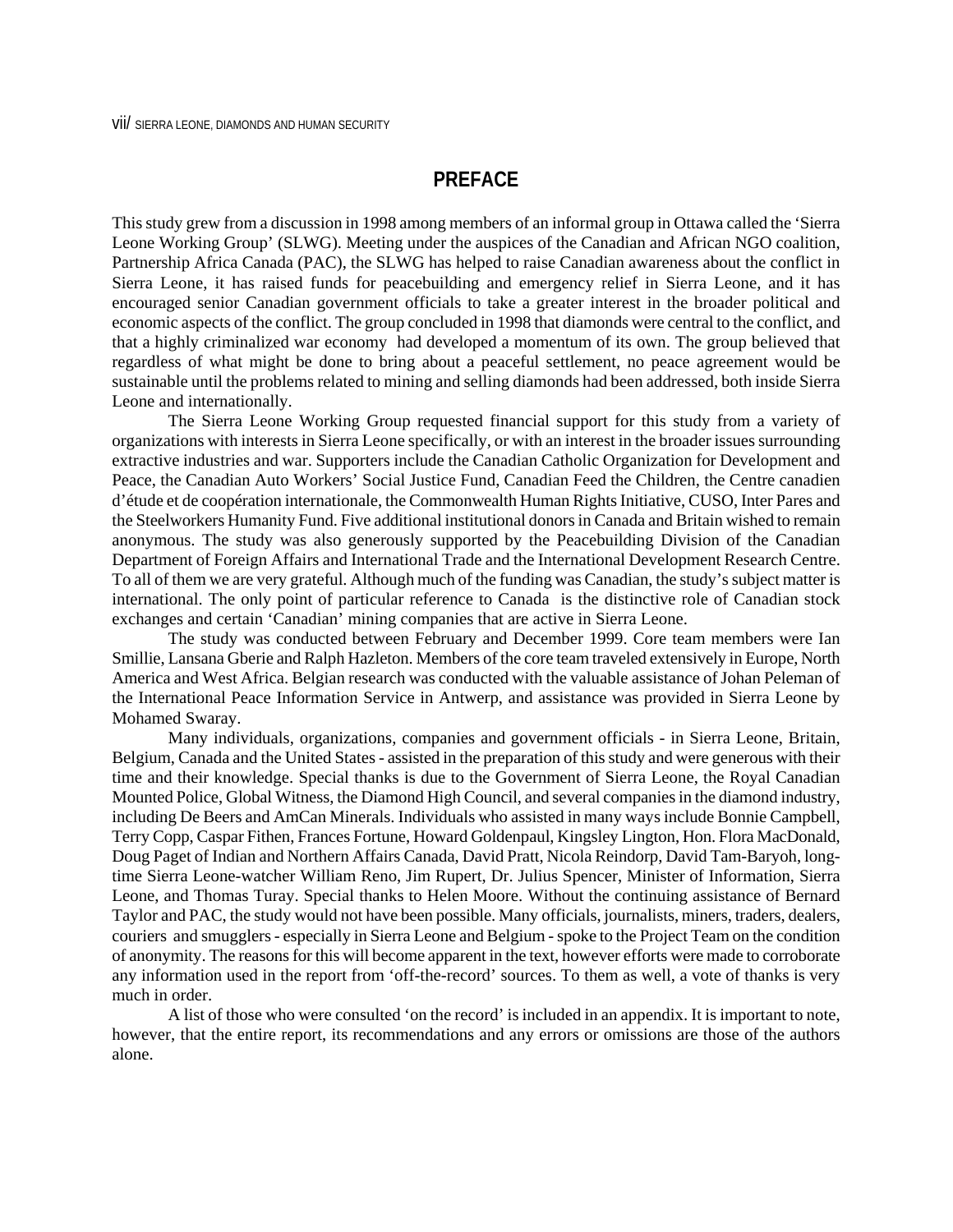## PREFACE

This study grew from a discussion in 1998 among members of an informal group in Ottawa called the 'Sierra Leone Working Group' (SLWG). Meeting under the auspices of the Canadian and African NGO coalition, Partnership Africa Canada (PAC), the SLWG has helped to raise Canadian awareness about the conflict in Sierra Leone, it has raised funds for peacebuilding and emergency relief in Sierra Leone, and it has encouraged senior Canadian government officials to take a greater interest in the broader political and economic aspects of the conflict. The group concluded in 1998 that diamonds were central to the conflict, and that a highly criminalized war economy had developed a momentum of its own. The group believed that regardless of what might be done to bring about a peaceful settlement, no peace agreement would be sustainable until the problems related to mining and selling diamonds had been addressed, both inside Sierra Leone and internationally.

The Sierra Leone Working Group requested financial support for this study from a variety of organizations with interests in Sierra Leone specifically, or with an interest in the broader issues surrounding extractive industries and war. Supporters include the Canadian Catholic Organization for Development and Peace, the Canadian Auto Workers' Social Justice Fund, Canadian Feed the Children, the Centre canadien d'étude et de coopération internationale, the Commonwealth Human Rights Initiative, CUSO, Inter Pares and the Steelworkers Humanity Fund. Five additional institutional donors in Canada and Britain wished to remain anonymous. The study was also generously supported by the Peacebuilding Division of the Canadian Department of Foreign Affairs and International Trade and the International Development Research Centre. To all of them we are very grateful. Although much of the funding was Canadian, the study's subject matter is international. The only point of particular reference to Canada is the distinctive role of Canadian stock exchanges and certain 'Canadian' mining companies that are active in Sierra Leone.

The study was conducted between February and December 1999. Core team members were Ian Smillie, Lansana Gberie and Ralph Hazleton. Members of the core team traveled extensively in Europe, North America and West Africa. Belgian research was conducted with the valuable assistance of Johan Peleman of the International Peace Information Service in Antwerp, and assistance was provided in Sierra Leone by Mohamed Swaray.

Many individuals, organizations, companies and government officials - in Sierra Leone, Britain, Belgium, Canada and the United States - assisted in the preparation of this study and were generous with their time and their knowledge. Special thanks is due to the Government of Sierra Leone, the Royal Canadian Mounted Police, Global Witness, the Diamond High Council, and several companies in the diamond industry, including De Beers and AmCan Minerals. Individuals who assisted in many ways include Bonnie Campbell, Terry Copp, Caspar Fithen, Frances Fortune, Howard Goldenpaul, Kingsley Lington, Hon. Flora MacDonald, Doug Paget of Indian and Northern Affairs Canada, David Pratt, Nicola Reindorp, David Tam-Baryoh, long-time Sierra Leone-watcher William Reno, Jim Rupert, Dr. Julius Spencer, Minister of Information, Sierra Leone, and Thomas Turay. Special thanks to Helen Moore. Without the continuing assistance of Bernard Taylor and PAC, the study would not have been possible. Many officials, journalists, miners, traders, dealers, couriers and smugglers - especially in Sierra Leone and Belgium - spoke to the Project Team on the condition of anonymity. The reasons for this will become apparent in the text, however efforts were made to corroborate any information used in the report from 'off-the-record' sources. To them as well, a vote of thanks is very much in order.

A list of those who were consulted 'on the record' is included in an appendix. It is important to note, however, that the entire report, its recommendations and any errors or omissions are those of the authors alone.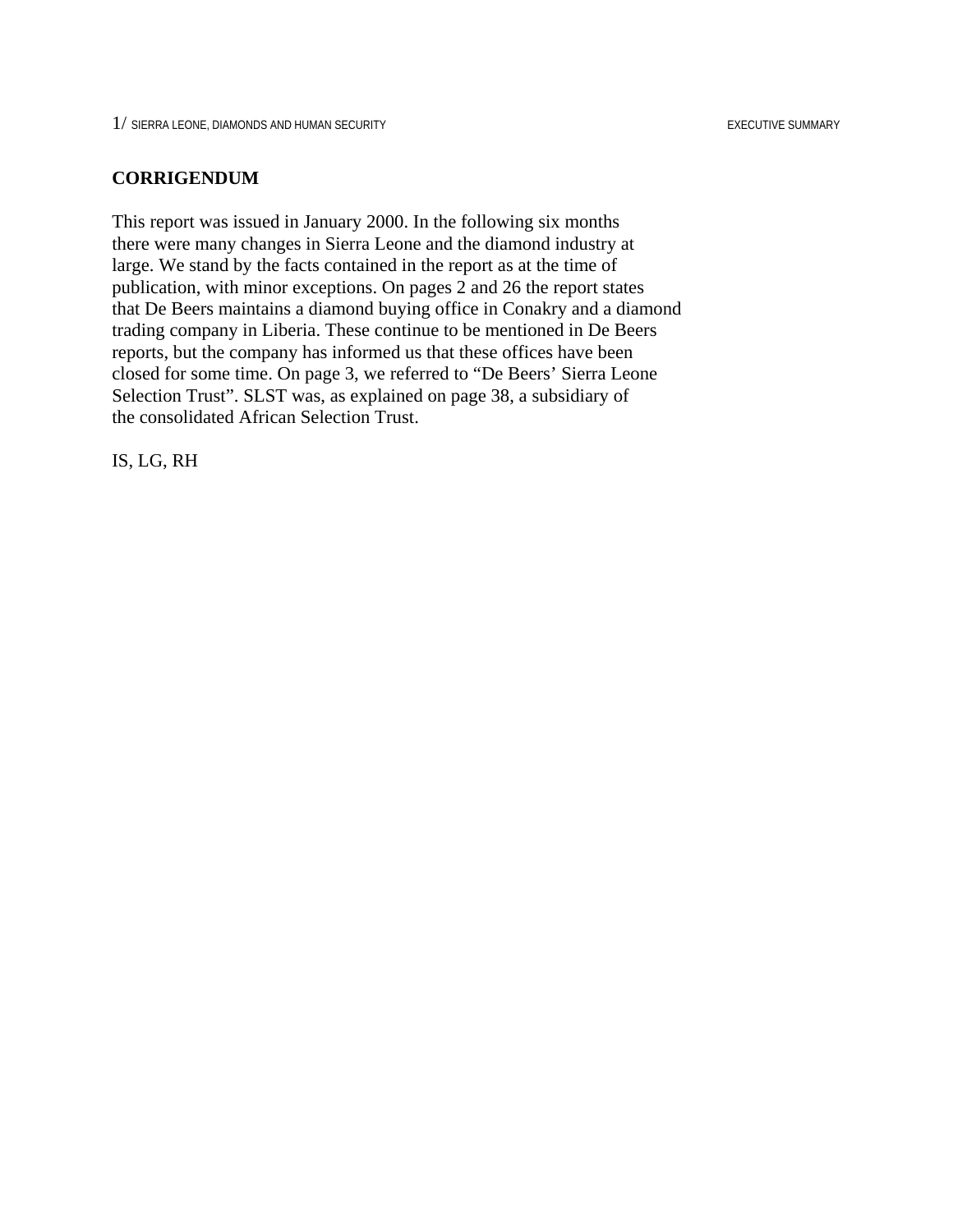## CORRIGENDUM

This report was issued in January 2000. In the following six months there were many changes in Sierra Leone and the diamond industry at large. We stand by the facts contained in the report as at the time of publication, with minor exceptions. On pages 2 and 26 the report states that De Beers maintains a diamond buying office in Conakry and a diamond trading company in Liberia. These continue to be mentioned in De Beers reports, but the company has informed us that these offices have been closed for some time. On page 3, we referred to "De Beers' Sierra Leone Selection Trust". SLST was, as explained on page 38, a subsidiary of the consolidated African Selection Trust.

IS, LG, RH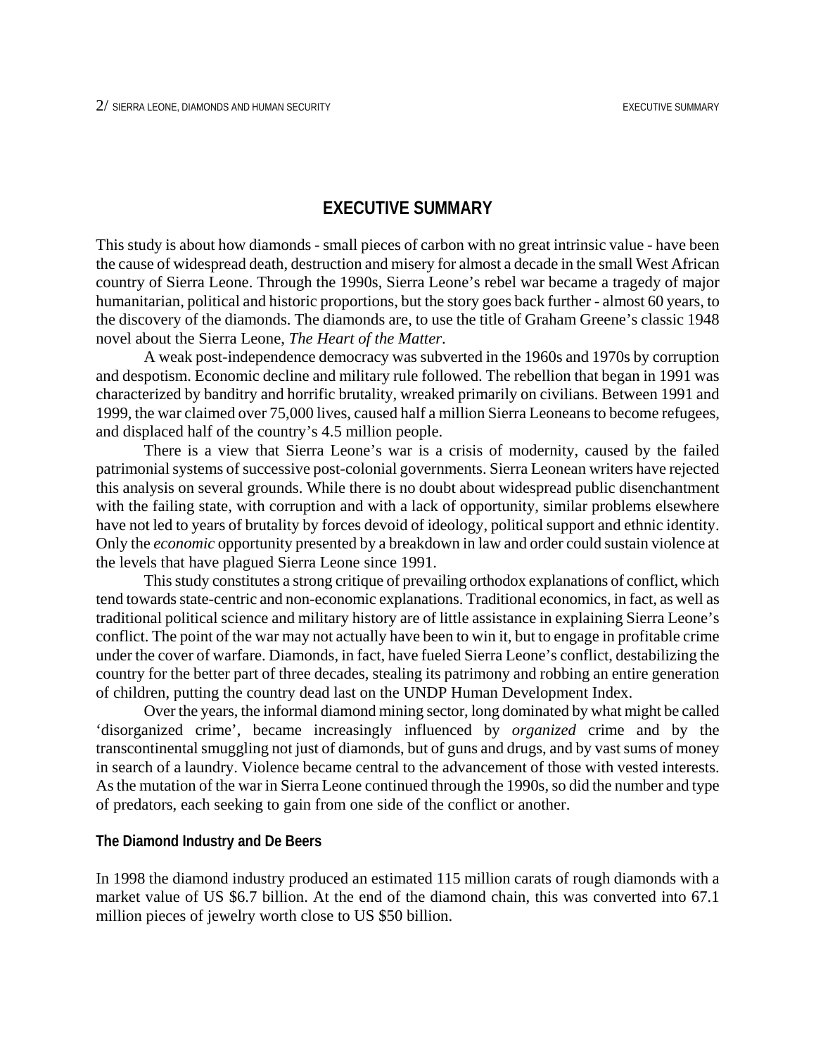## EXECUTIVE SUMMARY

This study is about how diamonds - small pieces of carbon with no great intrinsic value - have been the cause of widespread death, destruction and misery for almost a decade in the small West African country of Sierra Leone. Through the 1990s, Sierra Leone's rebel war became a tragedy of major humanitarian, political and historic proportions, but the story goes back further - almost 60 years, to the discovery of the diamonds. The diamonds are, to use the title of Graham Greene's classic 1948 novel about the Sierra Leone, *The Heart of the Matter*.

A weak post-independence democracy was subverted in the 1960s and 1970s by corruption and despotism. Economic decline and military rule followed. The rebellion that began in 1991 was characterized by banditry and horrific brutality, wreaked primarily on civilians. Between 1991 and 1999, the war claimed over 75,000 lives, caused half a million Sierra Leoneans to become refugees, and displaced half of the country's 4.5 million people.

There is a view that Sierra Leone's war is a crisis of modernity, caused by the failed patrimonial systems of successive post-colonial governments. Sierra Leonean writers have rejected this analysis on several grounds. While there is no doubt about widespread public disenchantment with the failing state, with corruption and with a lack of opportunity, similar problems elsewhere have not led to years of brutality by forces devoid of ideology, political support and ethnic identity. Only the *economic* opportunity presented by a breakdown in law and order could sustain violence at the levels that have plagued Sierra Leone since 1991.

This study constitutes a strong critique of prevailing orthodox explanations of conflict, which tend towards state-centric and non-economic explanations. Traditional economics, in fact, as well as traditional political science and military history are of little assistance in explaining Sierra Leone's conflict. The point of the war may not actually have been to win it, but to engage in profitable crime under the cover of warfare. Diamonds, in fact, have fueled Sierra Leone's conflict, destabilizing the country for the better part of three decades, stealing its patrimony and robbing an entire generation of children, putting the country dead last on the UNDP Human Development Index.

Over the years, the informal diamond mining sector, long dominated by what might be called 'disorganized crime', became increasingly influenced by *organized* crime and by the transcontinental smuggling not just of diamonds, but of guns and drugs, and by vast sums of money in search of a laundry. Violence became central to the advancement of those with vested interests. As the mutation of the war in Sierra Leone continued through the 1990s, so did the number and type of predators, each seeking to gain from one side of the conflict or another.

### The Diamond Industry and De Beers

In 1998 the diamond industry produced an estimated 115 million carats of rough diamonds with a market value of US $6.7 billion. At the end of the diamond chain, this was converted into 67.1 million pieces of jewelry worth close to US $50 billion.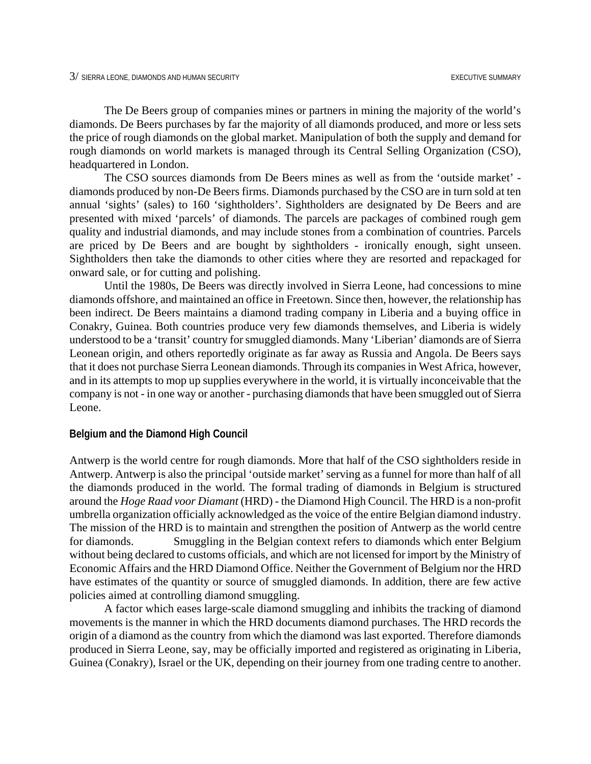The De Beers group of companies mines or partners in mining the majority of the world's diamonds. De Beers purchases by far the majority of all diamonds produced, and more or less sets the price of rough diamonds on the global market. Manipulation of both the supply and demand for rough diamonds on world markets is managed through its Central Selling Organization (CSO), headquartered in London.

The CSO sources diamonds from De Beers mines as well as from the 'outside market' - diamonds produced by non-De Beers firms. Diamonds purchased by the CSO are in turn sold at ten annual 'sights' (sales) to 160 'sightholders'. Sightholders are designated by De Beers and are presented with mixed 'parcels' of diamonds. The parcels are packages of combined rough gem quality and industrial diamonds, and may include stones from a combination of countries. Parcels are priced by De Beers and are bought by sightholders - ironically enough, sight unseen. Sightholders then take the diamonds to other cities where they are resorted and repackaged for onward sale, or for cutting and polishing.

Until the 1980s, De Beers was directly involved in Sierra Leone, had concessions to mine diamonds offshore, and maintained an office in Freetown. Since then, however, the relationship has been indirect. De Beers maintains a diamond trading company in Liberia and a buying office in Conakry, Guinea. Both countries produce very few diamonds themselves, and Liberia is widely understood to be a 'transit' country for smuggled diamonds. Many 'Liberian' diamonds are of Sierra Leonean origin, and others reportedly originate as far away as Russia and Angola. De Beers says that it does not purchase Sierra Leonean diamonds. Through its companies in West Africa, however, and in its attempts to mop up supplies everywhere in the world, it is virtually inconceivable that the company is not - in one way or another - purchasing diamonds that have been smuggled out of Sierra Leone.

**Belgium and the Diamond High Council**

Antwerp is the world centre for rough diamonds. More that half of the CSO sightholders reside in Antwerp. Antwerp is also the principal 'outside market' serving as a funnel for more than half of all the diamonds produced in the world. The formal trading of diamonds in Belgium is structured around the *Hoge Raad voor Diamant* (HRD) - the Diamond High Council. The HRD is a non-profit umbrella organization officially acknowledged as the voice of the entire Belgian diamond industry. The mission of the HRD is to maintain and strengthen the position of Antwerp as the world centre for diamonds. Smuggling in the Belgian context refers to diamonds which enter Belgium without being declared to customs officials, and which are not licensed for import by the Ministry of Economic Affairs and the HRD Diamond Office. Neither the Government of Belgium nor the HRD have estimates of the quantity or source of smuggled diamonds. In addition, there are few active policies aimed at controlling diamond smuggling.

A factor which eases large-scale diamond smuggling and inhibits the tracking of diamond movements is the manner in which the HRD documents diamond purchases. The HRD records the origin of a diamond as the country from which the diamond was last exported. Therefore diamonds produced in Sierra Leone, say, may be officially imported and registered as originating in Liberia, Guinea (Conakry), Israel or the UK, depending on their journey from one trading centre to another.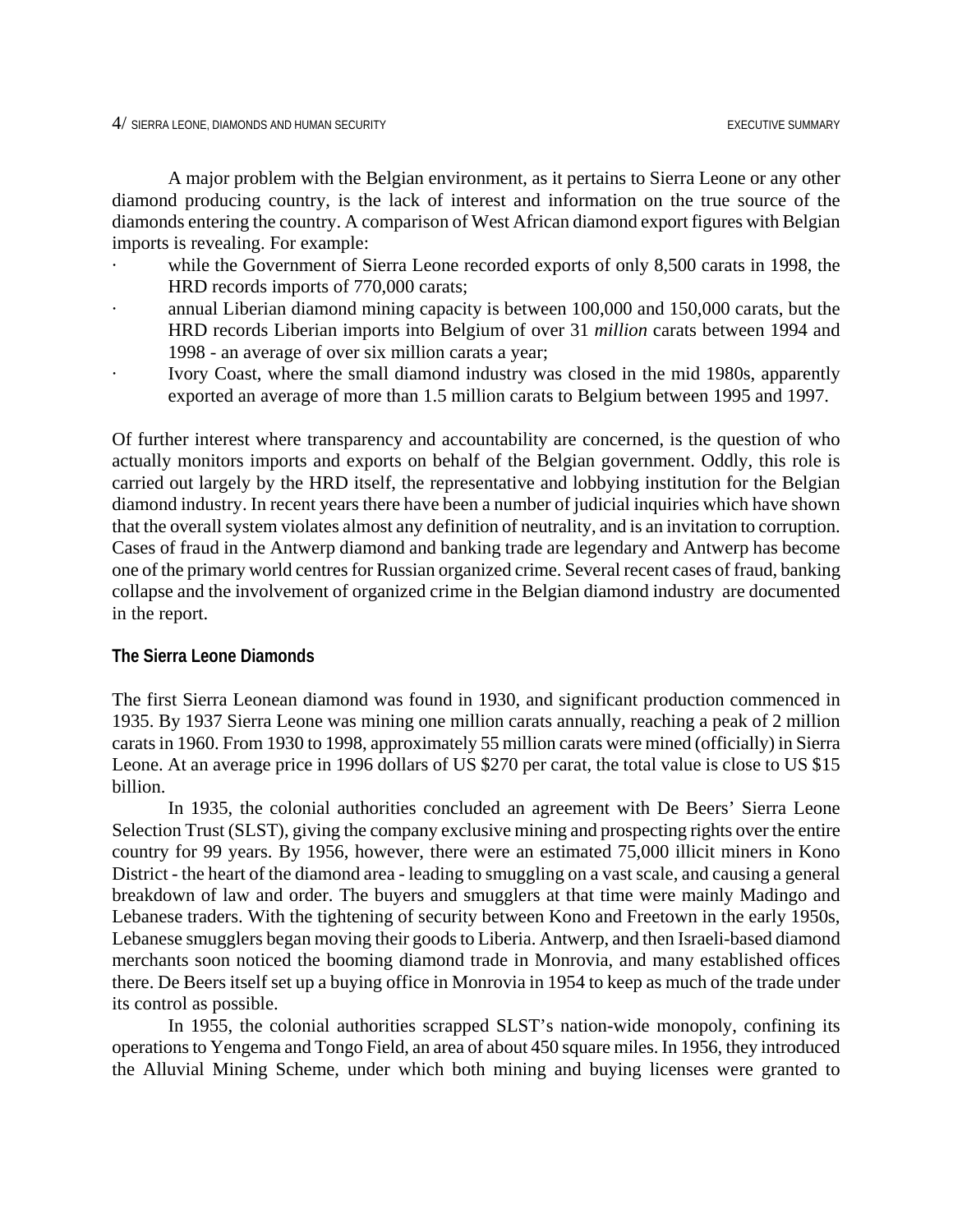A major problem with the Belgian environment, as it pertains to Sierra Leone or any other diamond producing country, is the lack of interest and information on the true source of the diamonds entering the country. A comparison of West African diamond export figures with Belgian imports is revealing. For example:

- while the Government of Sierra Leone recorded exports of only 8,500 carats in 1998, the HRD records imports of 770,000 carats;
- annual Liberian diamond mining capacity is between 100,000 and 150,000 carats, but the HRD records Liberian imports into Belgium of over 31 *million* carats between 1994 and 1998 - an average of over six million carats a year;
- Ivory Coast, where the small diamond industry was closed in the mid 1980s, apparently exported an average of more than 1.5 million carats to Belgium between 1995 and 1997.

Of further interest where transparency and accountability are concerned, is the question of who actually monitors imports and exports on behalf of the Belgian government. Oddly, this role is carried out largely by the HRD itself, the representative and lobbying institution for the Belgian diamond industry. In recent years there have been a number of judicial inquiries which have shown that the overall system violates almost any definition of neutrality, and is an invitation to corruption. Cases of fraud in the Antwerp diamond and banking trade are legendary and Antwerp has become one of the primary world centres for Russian organized crime. Several recent cases of fraud, banking collapse and the involvement of organized crime in the Belgian diamond industry are documented in the report.

### The Sierra Leone Diamonds

The first Sierra Leonean diamond was found in 1930, and significant production commenced in 1935. By 1937 Sierra Leone was mining one million carats annually, reaching a peak of 2 million carats in 1960. From 1930 to 1998, approximately 55 million carats were mined (officially) in Sierra Leone. At an average price in 1996 dollars of US $270 per carat, the total value is close to US $15 billion.

In 1935, the colonial authorities concluded an agreement with De Beers' Sierra Leone Selection Trust (SLST), giving the company exclusive mining and prospecting rights over the entire country for 99 years. By 1956, however, there were an estimated 75,000 illicit miners in Kono District - the heart of the diamond area - leading to smuggling on a vast scale, and causing a general breakdown of law and order. The buyers and smugglers at that time were mainly Madingo and Lebanese traders. With the tightening of security between Kono and Freetown in the early 1950s, Lebanese smugglers began moving their goods to Liberia. Antwerp, and then Israeli-based diamond merchants soon noticed the booming diamond trade in Monrovia, and many established offices there. De Beers itself set up a buying office in Monrovia in 1954 to keep as much of the trade under its control as possible.

In 1955, the colonial authorities scrapped SLST's nation-wide monopoly, confining its operations to Yengema and Tongo Field, an area of about 450 square miles. In 1956, they introduced the Alluvial Mining Scheme, under which both mining and buying licenses were granted to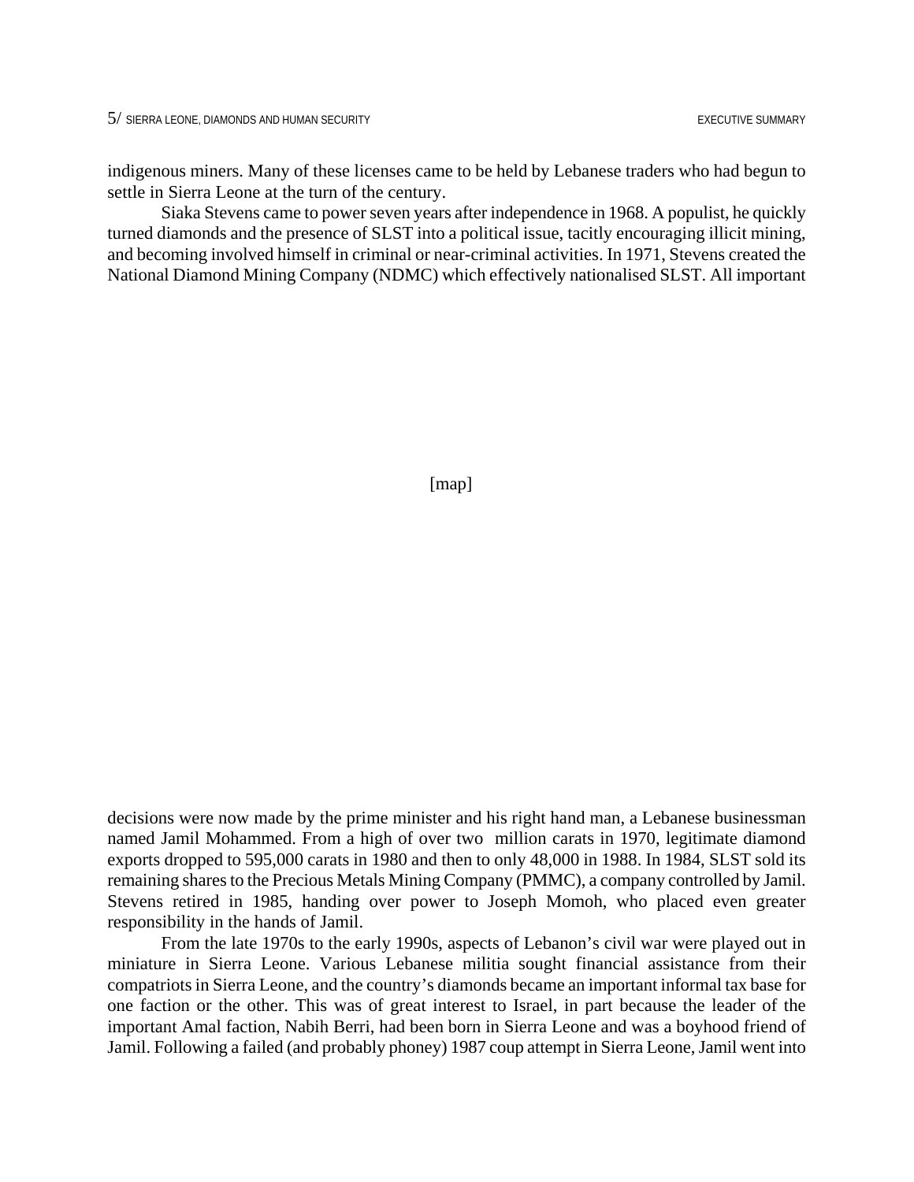indigenous miners. Many of these licenses came to be held by Lebanese traders who had begun to settle in Sierra Leone at the turn of the century.

Siaka Stevens came to power seven years after independence in 1968. A populist, he quickly turned diamonds and the presence of SLST into a political issue, tacitly encouraging illicit mining, and becoming involved himself in criminal or near-criminal activities. In 1971, Stevens created the National Diamond Mining Company (NDMC) which effectively nationalised SLST. All important

[map]

decisions were now made by the prime minister and his right hand man, a Lebanese businessman named Jamil Mohammed. From a high of over two million carats in 1970, legitimate diamond exports dropped to 595,000 carats in 1980 and then to only 48,000 in 1988. In 1984, SLST sold its remaining shares to the Precious Metals Mining Company (PMMC), a company controlled by Jamil. Stevens retired in 1985, handing over power to Joseph Momoh, who placed even greater responsibility in the hands of Jamil.

From the late 1970s to the early 1990s, aspects of Lebanon's civil war were played out in miniature in Sierra Leone. Various Lebanese militia sought financial assistance from their compatriots in Sierra Leone, and the country's diamonds became an important informal tax base for one faction or the other. This was of great interest to Israel, in part because the leader of the important Amal faction, Nabih Berri, had been born in Sierra Leone and was a boyhood friend of Jamil. Following a failed (and probably phoney) 1987 coup attempt in Sierra Leone, Jamil went into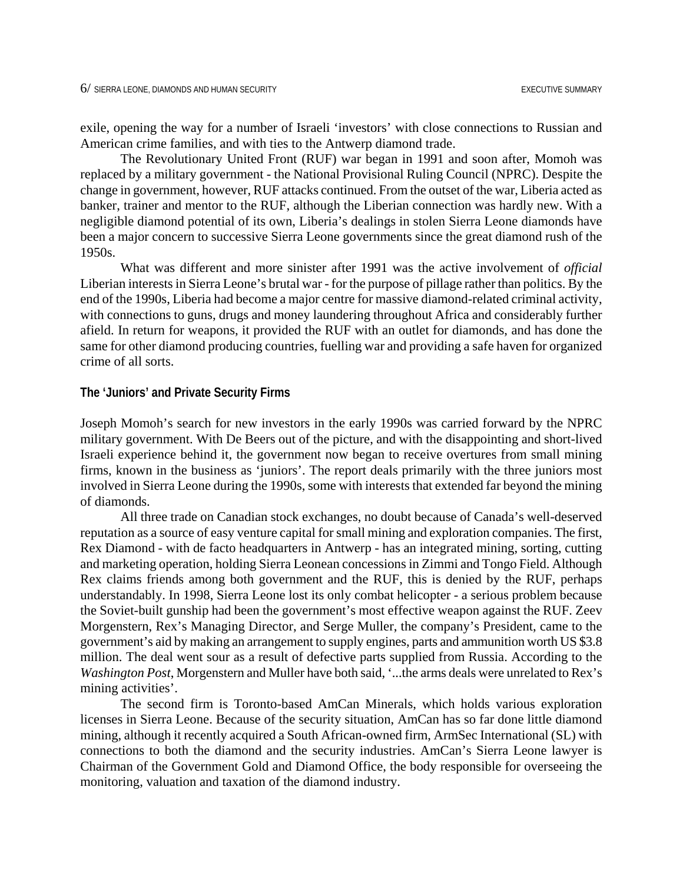exile, opening the way for a number of Israeli 'investors' with close connections to Russian and American crime families, and with ties to the Antwerp diamond trade.

The Revolutionary United Front (RUF) war began in 1991 and soon after, Momoh was replaced by a military government - the National Provisional Ruling Council (NPRC). Despite the change in government, however, RUF attacks continued. From the outset of the war, Liberia acted as banker, trainer and mentor to the RUF, although the Liberian connection was hardly new. With a negligible diamond potential of its own, Liberia's dealings in stolen Sierra Leone diamonds have been a major concern to successive Sierra Leone governments since the great diamond rush of the 1950s.

What was different and more sinister after 1991 was the active involvement of *official* Liberian interests in Sierra Leone's brutal war - for the purpose of pillage rather than politics. By the end of the 1990s, Liberia had become a major centre for massive diamond-related criminal activity, with connections to guns, drugs and money laundering throughout Africa and considerably further afield. In return for weapons, it provided the RUF with an outlet for diamonds, and has done the same for other diamond producing countries, fuelling war and providing a safe haven for organized crime of all sorts.

**The 'Juniors' and Private Security Firms**

Joseph Momoh's search for new investors in the early 1990s was carried forward by the NPRC military government. With De Beers out of the picture, and with the disappointing and short-lived Israeli experience behind it, the government now began to receive overtures from small mining firms, known in the business as 'juniors'. The report deals primarily with the three juniors most involved in Sierra Leone during the 1990s, some with interests that extended far beyond the mining of diamonds.

All three trade on Canadian stock exchanges, no doubt because of Canada's well-deserved reputation as a source of easy venture capital for small mining and exploration companies. The first, Rex Diamond - with de facto headquarters in Antwerp - has an integrated mining, sorting, cutting and marketing operation, holding Sierra Leonean concessions in Zimmi and Tongo Field. Although Rex claims friends among both government and the RUF, this is denied by the RUF, perhaps understandably. In 1998, Sierra Leone lost its only combat helicopter - a serious problem because the Soviet-built gunship had been the government's most effective weapon against the RUF. Zeev Morgenstern, Rex's Managing Director, and Serge Muller, the company's President, came to the government's aid by making an arrangement to supply engines, parts and ammunition worth US $3.8 million. The deal went sour as a result of defective parts supplied from Russia. According to the *Washington Post*, Morgenstern and Muller have both said, '...the arms deals were unrelated to Rex's mining activities'.

The second firm is Toronto-based AmCan Minerals, which holds various exploration licenses in Sierra Leone. Because of the security situation, AmCan has so far done little diamond mining, although it recently acquired a South African-owned firm, ArmSec International (SL) with connections to both the diamond and the security industries. AmCan's Sierra Leone lawyer is Chairman of the Government Gold and Diamond Office, the body responsible for overseeing the monitoring, valuation and taxation of the diamond industry.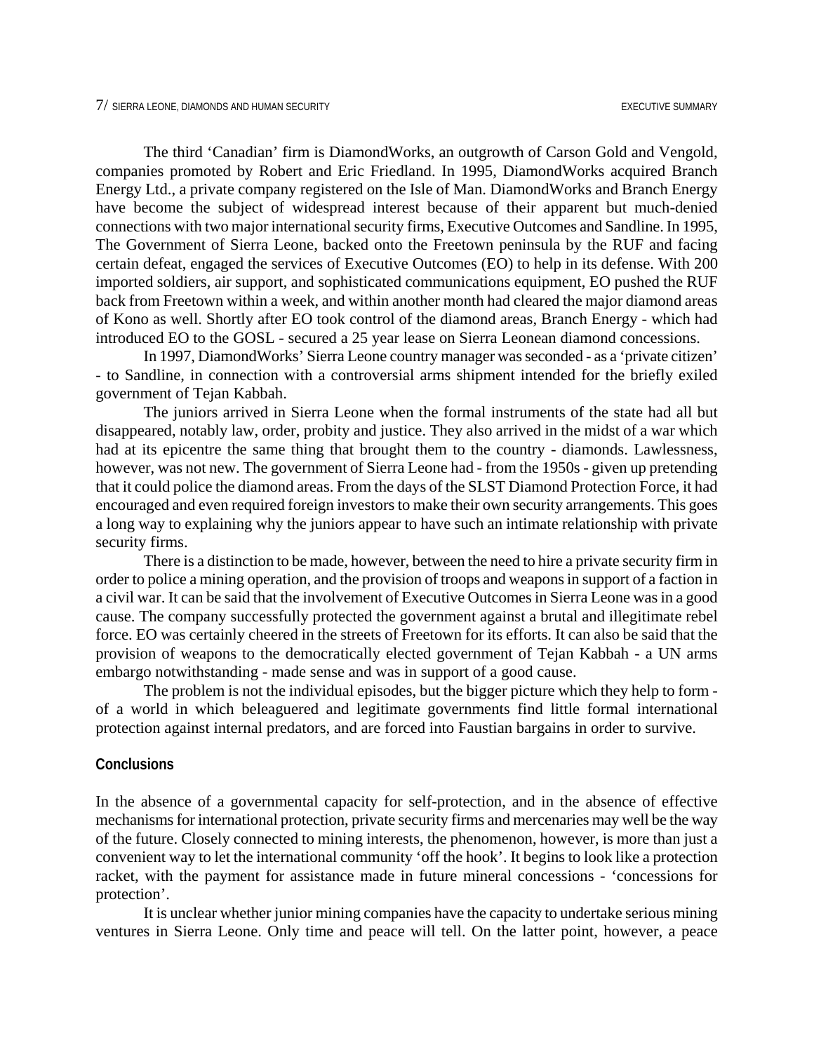The third 'Canadian' firm is DiamondWorks, an outgrowth of Carson Gold and Vengold, companies promoted by Robert and Eric Friedland. In 1995, DiamondWorks acquired Branch Energy Ltd., a private company registered on the Isle of Man. DiamondWorks and Branch Energy have become the subject of widespread interest because of their apparent but much-denied connections with two major international security firms, Executive Outcomes and Sandline. In 1995, The Government of Sierra Leone, backed onto the Freetown peninsula by the RUF and facing certain defeat, engaged the services of Executive Outcomes (EO) to help in its defense. With 200 imported soldiers, air support, and sophisticated communications equipment, EO pushed the RUF back from Freetown within a week, and within another month had cleared the major diamond areas of Kono as well. Shortly after EO took control of the diamond areas, Branch Energy - which had introduced EO to the GOSL - secured a 25 year lease on Sierra Leonean diamond concessions.

In 1997, DiamondWorks' Sierra Leone country manager was seconded - as a 'private citizen' - to Sandline, in connection with a controversial arms shipment intended for the briefly exiled government of Tejan Kabbah.

The juniors arrived in Sierra Leone when the formal instruments of the state had all but disappeared, notably law, order, probity and justice. They also arrived in the midst of a war which had at its epicentre the same thing that brought them to the country - diamonds. Lawlessness, however, was not new. The government of Sierra Leone had - from the 1950s - given up pretending that it could police the diamond areas. From the days of the SLST Diamond Protection Force, it had encouraged and even required foreign investors to make their own security arrangements. This goes a long way to explaining why the juniors appear to have such an intimate relationship with private security firms.

There is a distinction to be made, however, between the need to hire a private security firm in order to police a mining operation, and the provision of troops and weapons in support of a faction in a civil war. It can be said that the involvement of Executive Outcomes in Sierra Leone was in a good cause. The company successfully protected the government against a brutal and illegitimate rebel force. EO was certainly cheered in the streets of Freetown for its efforts. It can also be said that the provision of weapons to the democratically elected government of Tejan Kabbah - a UN arms embargo notwithstanding - made sense and was in support of a good cause.

The problem is not the individual episodes, but the bigger picture which they help to form - of a world in which beleaguered and legitimate governments find little formal international protection against internal predators, and are forced into Faustian bargains in order to survive.

## Conclusions

In the absence of a governmental capacity for self-protection, and in the absence of effective mechanisms for international protection, private security firms and mercenaries may well be the way of the future. Closely connected to mining interests, the phenomenon, however, is more than just a convenient way to let the international community 'off the hook'. It begins to look like a protection racket, with the payment for assistance made in future mineral concessions - 'concessions for protection'.

It is unclear whether junior mining companies have the capacity to undertake serious mining ventures in Sierra Leone. Only time and peace will tell. On the latter point, however, a peace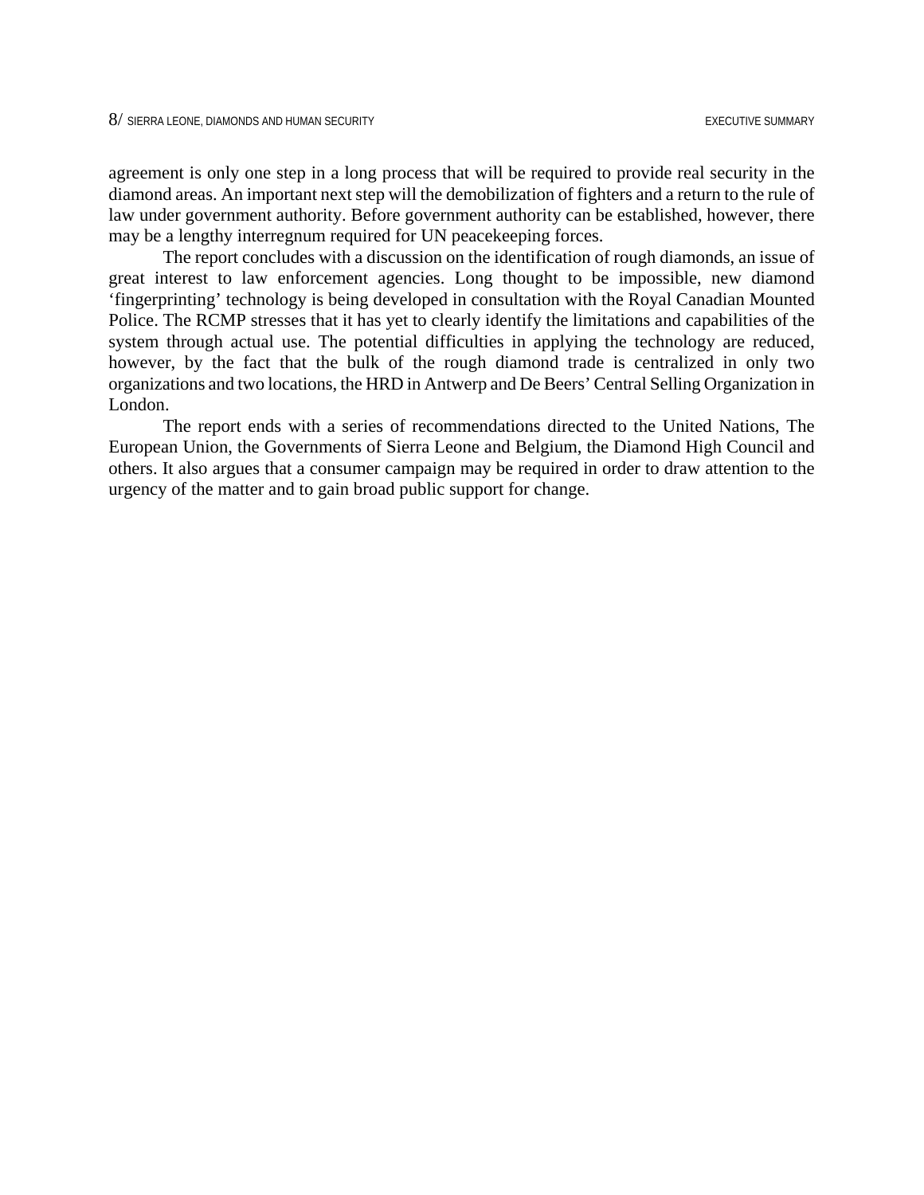agreement is only one step in a long process that will be required to provide real security in the diamond areas. An important next step will the demobilization of fighters and a return to the rule of law under government authority. Before government authority can be established, however, there may be a lengthy interregnum required for UN peacekeeping forces.

The report concludes with a discussion on the identification of rough diamonds, an issue of great interest to law enforcement agencies. Long thought to be impossible, new diamond 'fingerprinting' technology is being developed in consultation with the Royal Canadian Mounted Police. The RCMP stresses that it has yet to clearly identify the limitations and capabilities of the system through actual use. The potential difficulties in applying the technology are reduced, however, by the fact that the bulk of the rough diamond trade is centralized in only two organizations and two locations, the HRD in Antwerp and De Beers' Central Selling Organization in London.

The report ends with a series of recommendations directed to the United Nations, The European Union, the Governments of Sierra Leone and Belgium, the Diamond High Council and others. It also argues that a consumer campaign may be required in order to draw attention to the urgency of the matter and to gain broad public support for change.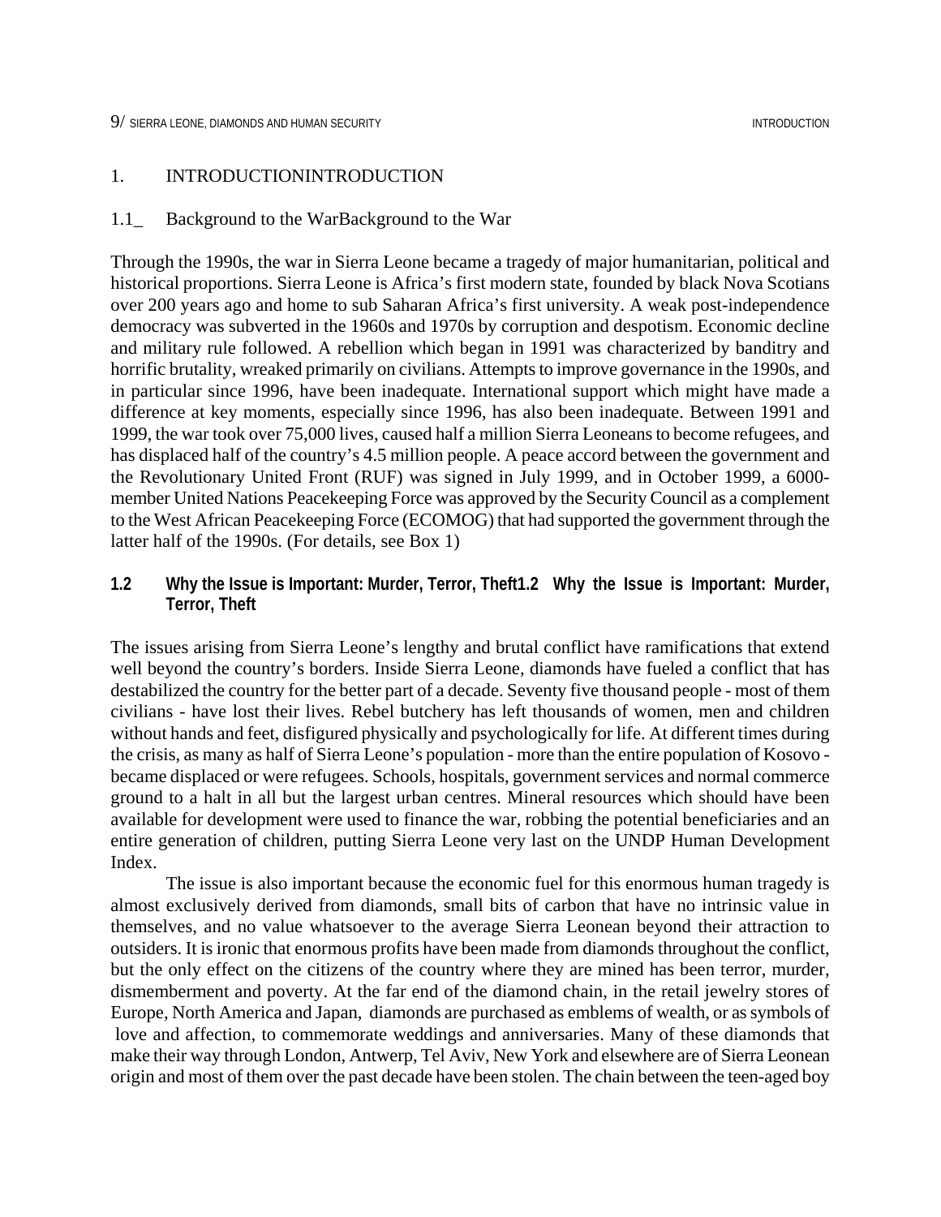# 1. INTRODUCTION

## 1.1 Background to the War

Through the 1990s, the war in Sierra Leone became a tragedy of major humanitarian, political and historical proportions. Sierra Leone is Africa's first modern state, founded by black Nova Scotians over 200 years ago and home to sub Saharan Africa's first university. A weak post-independence democracy was subverted in the 1960s and 1970s by corruption and despotism. Economic decline and military rule followed. A rebellion which began in 1991 was characterized by banditry and horrific brutality, wreaked primarily on civilians. Attempts to improve governance in the 1990s, and in particular since 1996, have been inadequate. International support which might have made a difference at key moments, especially since 1996, has also been inadequate. Between 1991 and 1999, the war took over 75,000 lives, caused half a million Sierra Leoneans to become refugees, and has displaced half of the country's 4.5 million people. A peace accord between the government and the Revolutionary United Front (RUF) was signed in July 1999, and in October 1999, a 6000-member United Nations Peacekeeping Force was approved by the Security Council as a complement to the West African Peacekeeping Force (ECOMOG) that had supported the government through the latter half of the 1990s. (For details, see Box 1)

## 1.2 Why the Issue is Important: Murder, Terror, Theft

The issues arising from Sierra Leone's lengthy and brutal conflict have ramifications that extend well beyond the country's borders. Inside Sierra Leone, diamonds have fueled a conflict that has destabilized the country for the better part of a decade. Seventy five thousand people - most of them civilians - have lost their lives. Rebel butchery has left thousands of women, men and children without hands and feet, disfigured physically and psychologically for life. At different times during the crisis, as many as half of Sierra Leone's population - more than the entire population of Kosovo - became displaced or were refugees. Schools, hospitals, government services and normal commerce ground to a halt in all but the largest urban centres. Mineral resources which should have been available for development were used to finance the war, robbing the potential beneficiaries and an entire generation of children, putting Sierra Leone very last on the UNDP Human Development Index.

The issue is also important because the economic fuel for this enormous human tragedy is almost exclusively derived from diamonds, small bits of carbon that have no intrinsic value in themselves, and no value whatsoever to the average Sierra Leonean beyond their attraction to outsiders. It is ironic that enormous profits have been made from diamonds throughout the conflict, but the only effect on the citizens of the country where they are mined has been terror, murder, dismemberment and poverty. At the far end of the diamond chain, in the retail jewelry stores of Europe, North America and Japan, diamonds are purchased as emblems of wealth, or as symbols of love and affection, to commemorate weddings and anniversaries. Many of these diamonds that make their way through London, Antwerp, Tel Aviv, New York and elsewhere are of Sierra Leonean origin and most of them over the past decade have been stolen. The chain between the teen-aged boy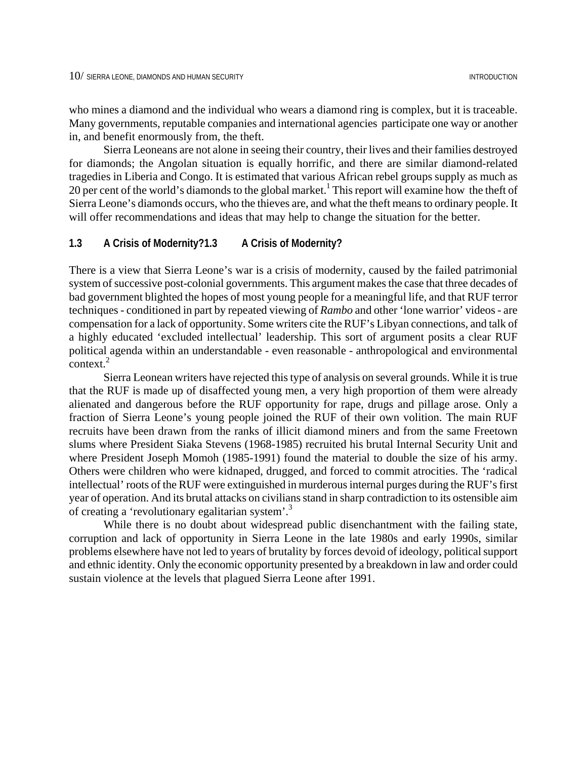who mines a diamond and the individual who wears a diamond ring is complex, but it is traceable. Many governments, reputable companies and international agencies participate one way or another in, and benefit enormously from, the theft.

Sierra Leoneans are not alone in seeing their country, their lives and their families destroyed for diamonds; the Angolan situation is equally horrific, and there are similar diamond-related tragedies in Liberia and Congo. It is estimated that various African rebel groups supply as much as 20 per cent of the world's diamonds to the global market.[1] This report will examine how the theft of Sierra Leone's diamonds occurs, who the thieves are, and what the theft means to ordinary people. It will offer recommendations and ideas that may help to change the situation for the better.

### 1.3 A Crisis of Modernity?

There is a view that Sierra Leone's war is a crisis of modernity, caused by the failed patrimonial system of successive post-colonial governments. This argument makes the case that three decades of bad government blighted the hopes of most young people for a meaningful life, and that RUF terror techniques - conditioned in part by repeated viewing of *Rambo* and other 'lone warrior' videos - are compensation for a lack of opportunity. Some writers cite the RUF's Libyan connections, and talk of a highly educated 'excluded intellectual' leadership. This sort of argument posits a clear RUF political agenda within an understandable - even reasonable - anthropological and environmental context.[2]

Sierra Leonean writers have rejected this type of analysis on several grounds. While it is true that the RUF is made up of disaffected young men, a very high proportion of them were already alienated and dangerous before the RUF opportunity for rape, drugs and pillage arose. Only a fraction of Sierra Leone's young people joined the RUF of their own volition. The main RUF recruits have been drawn from the ranks of illicit diamond miners and from the same Freetown slums where President Siaka Stevens (1968-1985) recruited his brutal Internal Security Unit and where President Joseph Momoh (1985-1991) found the material to double the size of his army. Others were children who were kidnaped, drugged, and forced to commit atrocities. The 'radical intellectual' roots of the RUF were extinguished in murderous internal purges during the RUF's first year of operation. And its brutal attacks on civilians stand in sharp contradiction to its ostensible aim of creating a 'revolutionary egalitarian system'.[3]

While there is no doubt about widespread public disenchantment with the failing state, corruption and lack of opportunity in Sierra Leone in the late 1980s and early 1990s, similar problems elsewhere have not led to years of brutality by forces devoid of ideology, political support and ethnic identity. Only the economic opportunity presented by a breakdown in law and order could sustain violence at the levels that plagued Sierra Leone after 1991.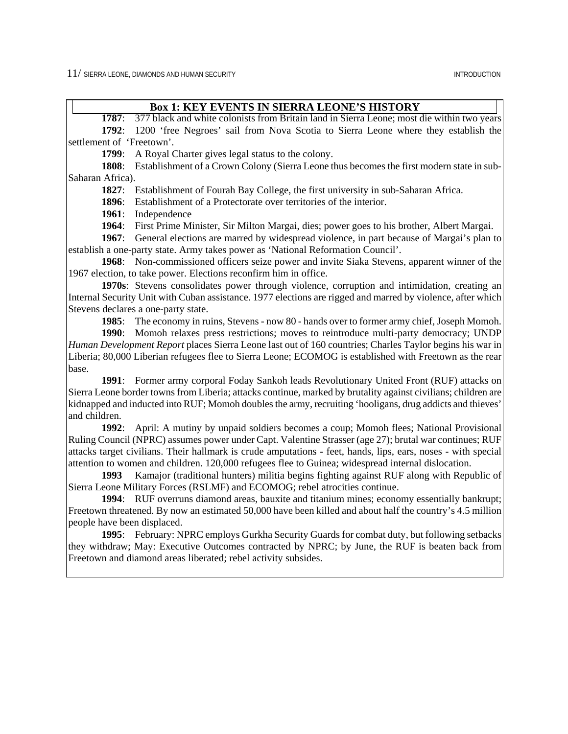### Box 1: KEY EVENTS IN SIERRA LEONE'S HISTORY

**1787**: 377 black and white colonists from Britain land in Sierra Leone; most die within two years

**1792**: 1200 'free Negroes' sail from Nova Scotia to Sierra Leone where they establish the settlement of 'Freetown'.

**1799**: A Royal Charter gives legal status to the colony.

**1808**: Establishment of a Crown Colony (Sierra Leone thus becomes the first modern state in sub-Saharan Africa).

**1827**: Establishment of Fourah Bay College, the first university in sub-Saharan Africa.

**1896**: Establishment of a Protectorate over territories of the interior.

**1961**: Independence

**1964**: First Prime Minister, Sir Milton Margai, dies; power goes to his brother, Albert Margai.

**1967**: General elections are marred by widespread violence, in part because of Margai's plan to establish a one-party state. Army takes power as 'National Reformation Council'.

**1968**: Non-commissioned officers seize power and invite Siaka Stevens, apparent winner of the 1967 election, to take power. Elections reconfirm him in office.

**1970s**: Stevens consolidates power through violence, corruption and intimidation, creating an Internal Security Unit with Cuban assistance. 1977 elections are rigged and marred by violence, after which Stevens declares a one-party state.

**1985**: The economy in ruins, Stevens - now 80 - hands over to former army chief, Joseph Momoh.

**1990**: Momoh relaxes press restrictions; moves to reintroduce multi-party democracy; UNDP *Human Development Report* places Sierra Leone last out of 160 countries; Charles Taylor begins his war in Liberia; 80,000 Liberian refugees flee to Sierra Leone; ECOMOG is established with Freetown as the rear base.

**1991**: Former army corporal Foday Sankoh leads Revolutionary United Front (RUF) attacks on Sierra Leone border towns from Liberia; attacks continue, marked by brutality against civilians; children are kidnapped and inducted into RUF; Momoh doubles the army, recruiting 'hooligans, drug addicts and thieves' and children.

**1992**: April: A mutiny by unpaid soldiers becomes a coup; Momoh flees; National Provisional Ruling Council (NPRC) assumes power under Capt. Valentine Strasser (age 27); brutal war continues; RUF attacks target civilians. Their hallmark is crude amputations - feet, hands, lips, ears, noses - with special attention to women and children. 120,000 refugees flee to Guinea; widespread internal dislocation.

**1993** Kamajor (traditional hunters) militia begins fighting against RUF along with Republic of Sierra Leone Military Forces (RSLMF) and ECOMOG; rebel atrocities continue.

**1994**: RUF overruns diamond areas, bauxite and titanium mines; economy essentially bankrupt; Freetown threatened. By now an estimated 50,000 have been killed and about half the country's 4.5 million people have been displaced.

**1995**: February: NPRC employs Gurkha Security Guards for combat duty, but following setbacks they withdraw; May: Executive Outcomes contracted by NPRC; by June, the RUF is beaten back from Freetown and diamond areas liberated; rebel activity subsides.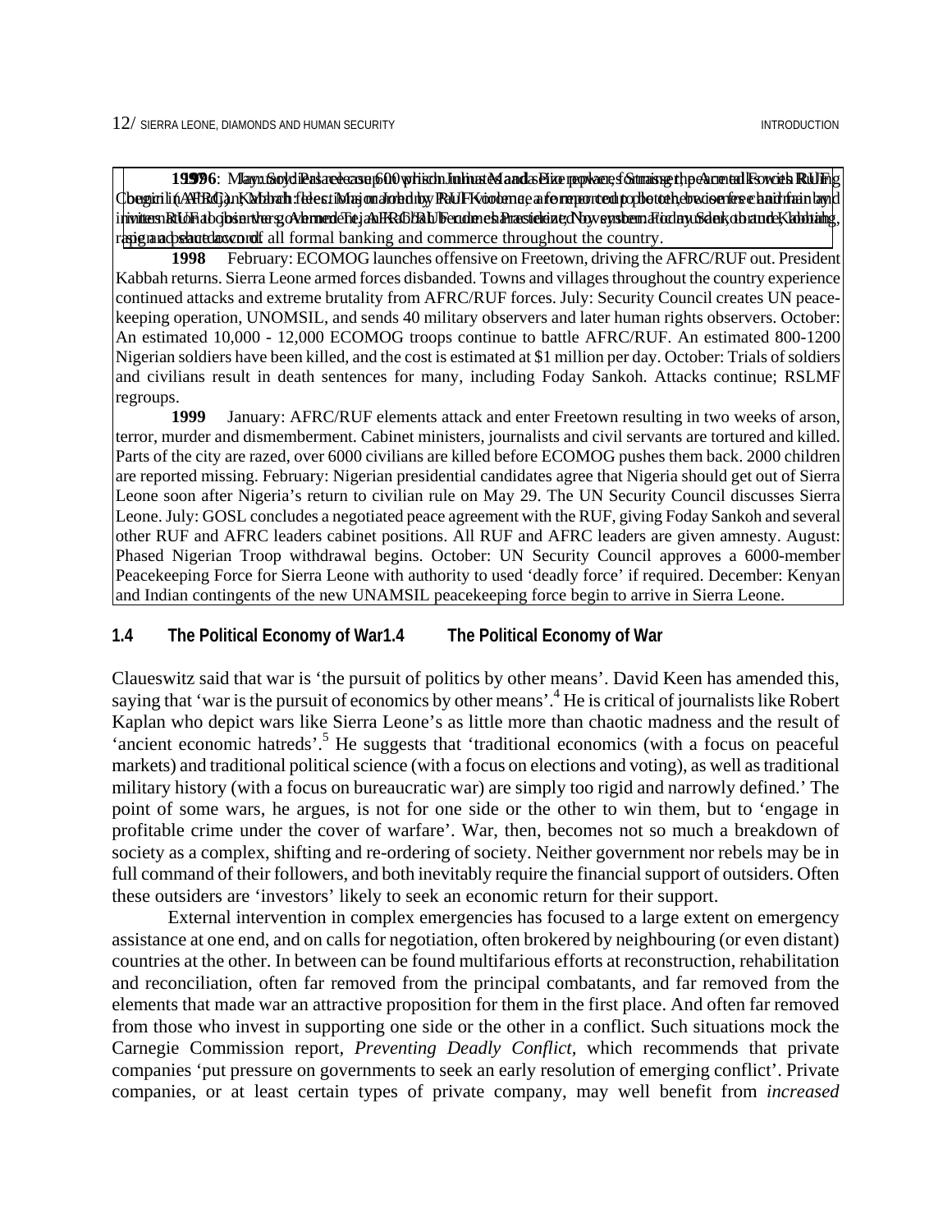**1996**: January: Julius Maada Bio replaces Strasser, peace talks with RUF begin in Abidjan. March: elections; Ahmed Tejan Kabbah becomes President. November: Foday Sankoh and Kabbah sign peace accord.

**1997**: May: Soldiers release 600 prison inmates and seize power, forming the Armed Forces Ruling Council (AFRC). Kabbah flees. Major Johnny Paul Koroma, reported to be the chairman, invites RUF to join the government. AFRC/RUF rule characterized by systematic murder, looting, rape and shutdown of all formal banking and commerce throughout the country.

**1998** February: ECOMOG launches offensive on Freetown, driving the AFRC/RUF out. President Kabbah returns. Sierra Leone armed forces disbanded. Towns and villages throughout the country experience continued attacks and extreme brutality from AFRC/RUF forces. July: Security Council creates UN peace-keeping operation, UNOMSIL, and sends 40 military observers and later human rights observers. October: An estimated 10,000 - 12,000 ECOMOG troops continue to battle AFRC/RUF. An estimated 800-1200 Nigerian soldiers have been killed, and the cost is estimated at $1 million per day. October: Trials of soldiers and civilians result in death sentences for many, including Foday Sankoh. Attacks continue; RSLMF regroups.

**1999** January: AFRC/RUF elements attack and enter Freetown resulting in two weeks of arson, terror, murder and dismemberment. Cabinet ministers, journalists and civil servants are tortured and killed. Parts of the city are razed, over 6000 civilians are killed before ECOMOG pushes them back. 2000 children are reported missing. February: Nigerian presidential candidates agree that Nigeria should get out of Sierra Leone soon after Nigeria's return to civilian rule on May 29. The UN Security Council discusses Sierra Leone. July: GOSL concludes a negotiated peace agreement with the RUF, giving Foday Sankoh and several other RUF and AFRC leaders cabinet positions. All RUF and AFRC leaders are given amnesty. August: Phased Nigerian Troop withdrawal begins. October: UN Security Council approves a 6000-member Peacekeeping Force for Sierra Leone with authority to used 'deadly force' if required. December: Kenyan and Indian contingents of the new UNAMSIL peacekeeping force begin to arrive in Sierra Leone.

## 1.4 The Political Economy of War

Claueswitz said that war is 'the pursuit of politics by other means'. David Keen has amended this, saying that 'war is the pursuit of economics by other means'.[4] He is critical of journalists like Robert Kaplan who depict wars like Sierra Leone's as little more than chaotic madness and the result of 'ancient economic hatreds'.[5] He suggests that 'traditional economics (with a focus on peaceful markets) and traditional political science (with a focus on elections and voting), as well as traditional military history (with a focus on bureaucratic war) are simply too rigid and narrowly defined.' The point of some wars, he argues, is not for one side or the other to win them, but to 'engage in profitable crime under the cover of warfare'. War, then, becomes not so much a breakdown of society as a complex, shifting and re-ordering of society. Neither government nor rebels may be in full command of their followers, and both inevitably require the financial support of outsiders. Often these outsiders are 'investors' likely to seek an economic return for their support.

External intervention in complex emergencies has focused to a large extent on emergency assistance at one end, and on calls for negotiation, often brokered by neighbouring (or even distant) countries at the other. In between can be found multifarious efforts at reconstruction, rehabilitation and reconciliation, often far removed from the principal combatants, and far removed from the elements that made war an attractive proposition for them in the first place. And often far removed from those who invest in supporting one side or the other in a conflict. Such situations mock the Carnegie Commission report, *Preventing Deadly Conflict,* which recommends that private companies 'put pressure on governments to seek an early resolution of emerging conflict'. Private companies, or at least certain types of private company, may well benefit from *increased*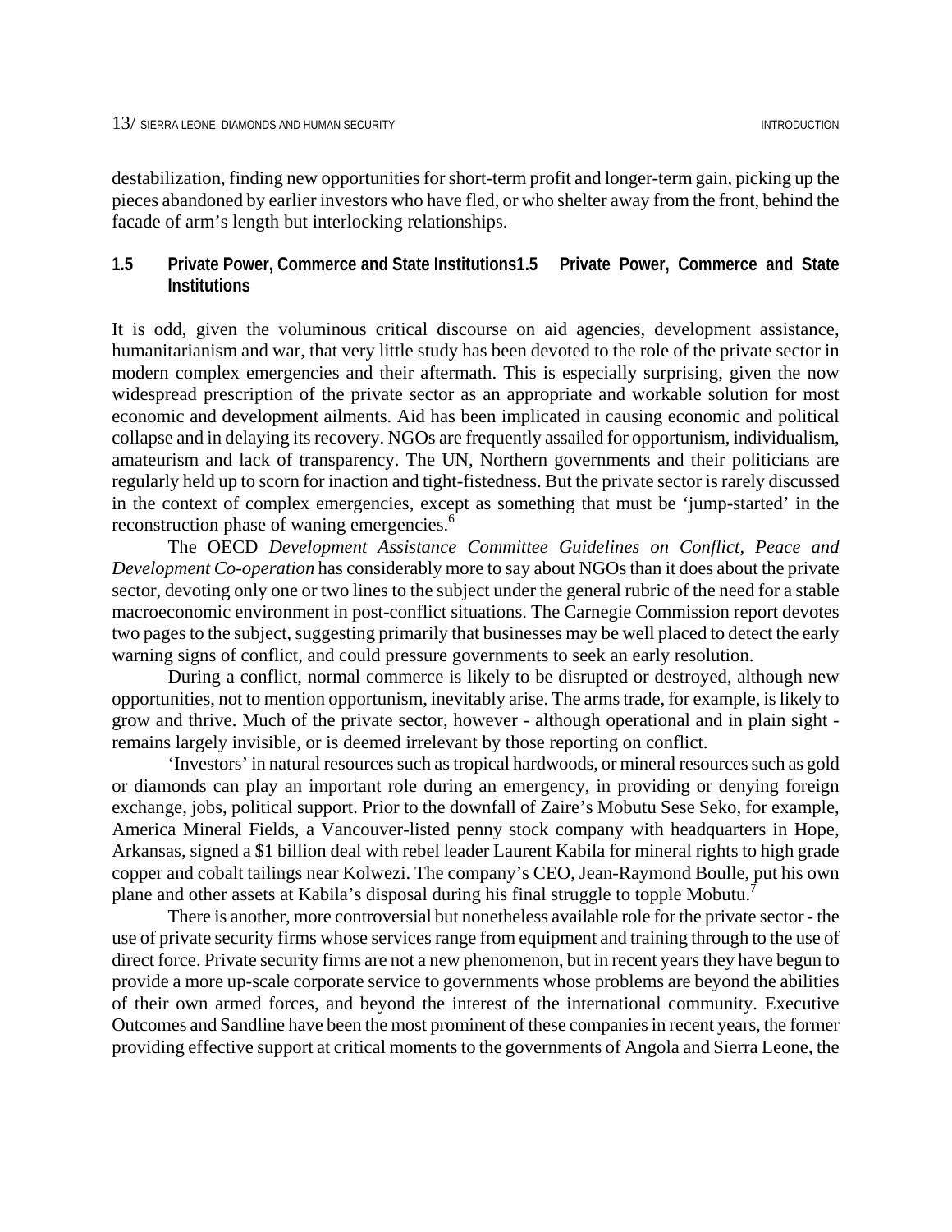destabilization, finding new opportunities for short-term profit and longer-term gain, picking up the pieces abandoned by earlier investors who have fled, or who shelter away from the front, behind the facade of arm's length but interlocking relationships.

## 1.5 Private Power, Commerce and State Institutions

It is odd, given the voluminous critical discourse on aid agencies, development assistance, humanitarianism and war, that very little study has been devoted to the role of the private sector in modern complex emergencies and their aftermath. This is especially surprising, given the now widespread prescription of the private sector as an appropriate and workable solution for most economic and development ailments. Aid has been implicated in causing economic and political collapse and in delaying its recovery. NGOs are frequently assailed for opportunism, individualism, amateurism and lack of transparency. The UN, Northern governments and their politicians are regularly held up to scorn for inaction and tight-fistedness. But the private sector is rarely discussed in the context of complex emergencies, except as something that must be 'jump-started' in the reconstruction phase of waning emergencies.[6]

The OECD *Development Assistance Committee Guidelines on Conflict, Peace and Development Co-operation* has considerably more to say about NGOs than it does about the private sector, devoting only one or two lines to the subject under the general rubric of the need for a stable macroeconomic environment in post-conflict situations. The Carnegie Commission report devotes two pages to the subject, suggesting primarily that businesses may be well placed to detect the early warning signs of conflict, and could pressure governments to seek an early resolution.

During a conflict, normal commerce is likely to be disrupted or destroyed, although new opportunities, not to mention opportunism, inevitably arise. The arms trade, for example, is likely to grow and thrive. Much of the private sector, however - although operational and in plain sight - remains largely invisible, or is deemed irrelevant by those reporting on conflict.

'Investors' in natural resources such as tropical hardwoods, or mineral resources such as gold or diamonds can play an important role during an emergency, in providing or denying foreign exchange, jobs, political support. Prior to the downfall of Zaire's Mobutu Sese Seko, for example, America Mineral Fields, a Vancouver-listed penny stock company with headquarters in Hope, Arkansas, signed a $1 billion deal with rebel leader Laurent Kabila for mineral rights to high grade copper and cobalt tailings near Kolwezi. The company's CEO, Jean-Raymond Boulle, put his own plane and other assets at Kabila's disposal during his final struggle to topple Mobutu.[7]

There is another, more controversial but nonetheless available role for the private sector - the use of private security firms whose services range from equipment and training through to the use of direct force. Private security firms are not a new phenomenon, but in recent years they have begun to provide a more up-scale corporate service to governments whose problems are beyond the abilities of their own armed forces, and beyond the interest of the international community. Executive Outcomes and Sandline have been the most prominent of these companies in recent years, the former providing effective support at critical moments to the governments of Angola and Sierra Leone, the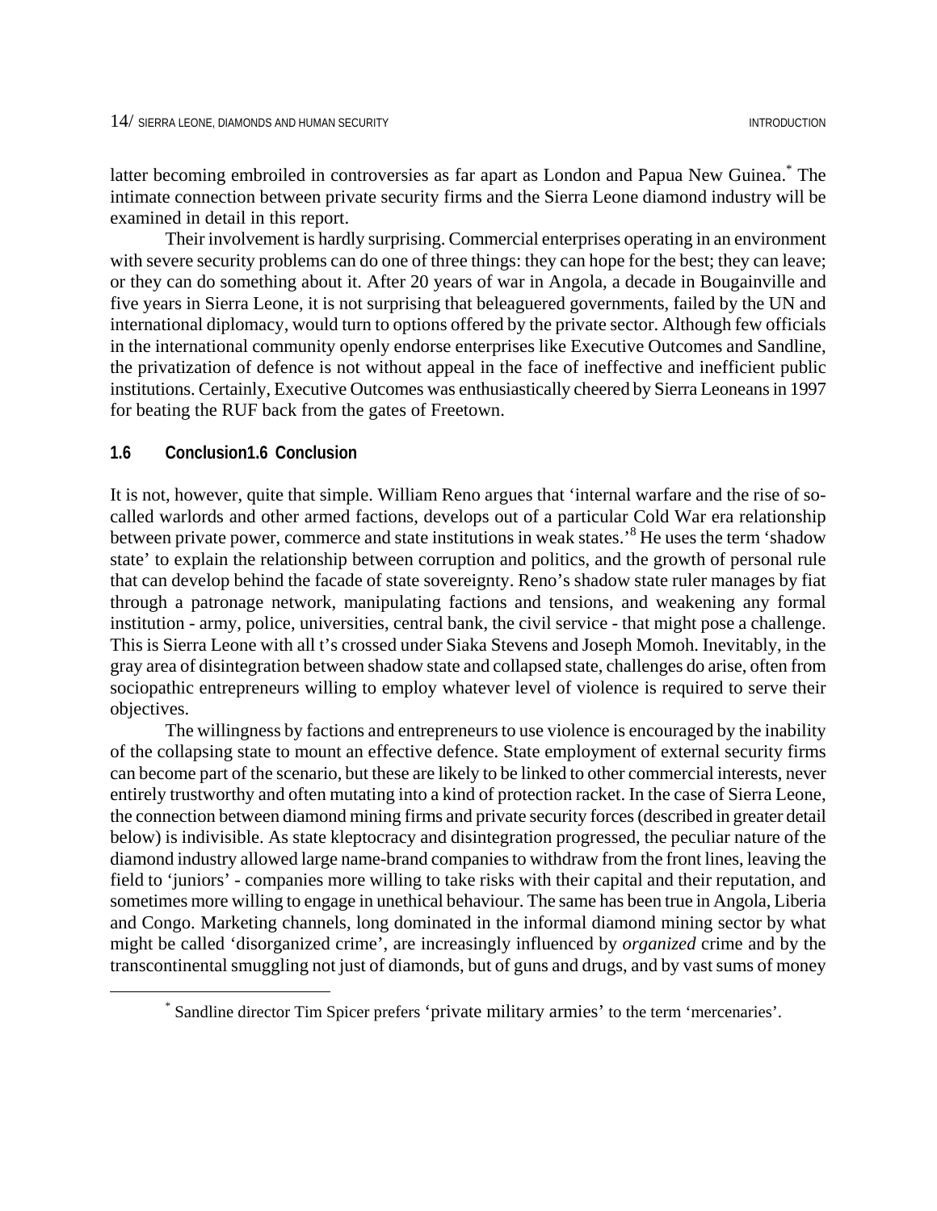latter becoming embroiled in controversies as far apart as London and Papua New Guinea.[*] The intimate connection between private security firms and the Sierra Leone diamond industry will be examined in detail in this report.

Their involvement is hardly surprising. Commercial enterprises operating in an environment with severe security problems can do one of three things: they can hope for the best; they can leave; or they can do something about it. After 20 years of war in Angola, a decade in Bougainville and five years in Sierra Leone, it is not surprising that beleaguered governments, failed by the UN and international diplomacy, would turn to options offered by the private sector. Although few officials in the international community openly endorse enterprises like Executive Outcomes and Sandline, the privatization of defence is not without appeal in the face of ineffective and inefficient public institutions. Certainly, Executive Outcomes was enthusiastically cheered by Sierra Leoneans in 1997 for beating the RUF back from the gates of Freetown.

## 1.6 Conclusion1.6 Conclusion

It is not, however, quite that simple. William Reno argues that 'internal warfare and the rise of so-called warlords and other armed factions, develops out of a particular Cold War era relationship between private power, commerce and state institutions in weak states.'[8] He uses the term 'shadow state' to explain the relationship between corruption and politics, and the growth of personal rule that can develop behind the facade of state sovereignty. Reno's shadow state ruler manages by fiat through a patronage network, manipulating factions and tensions, and weakening any formal institution - army, police, universities, central bank, the civil service - that might pose a challenge. This is Sierra Leone with all t's crossed under Siaka Stevens and Joseph Momoh. Inevitably, in the gray area of disintegration between shadow state and collapsed state, challenges do arise, often from sociopathic entrepreneurs willing to employ whatever level of violence is required to serve their objectives.

The willingness by factions and entrepreneurs to use violence is encouraged by the inability of the collapsing state to mount an effective defence. State employment of external security firms can become part of the scenario, but these are likely to be linked to other commercial interests, never entirely trustworthy and often mutating into a kind of protection racket. In the case of Sierra Leone, the connection between diamond mining firms and private security forces (described in greater detail below) is indivisible. As state kleptocracy and disintegration progressed, the peculiar nature of the diamond industry allowed large name-brand companies to withdraw from the front lines, leaving the field to 'juniors' - companies more willing to take risks with their capital and their reputation, and sometimes more willing to engage in unethical behaviour. The same has been true in Angola, Liberia and Congo. Marketing channels, long dominated in the informal diamond mining sector by what might be called 'disorganized crime', are increasingly influenced by *organized* crime and by the transcontinental smuggling not just of diamonds, but of guns and drugs, and by vast sums of money

---

[*] Sandline director Tim Spicer prefers 'private military armies' to the term 'mercenaries'.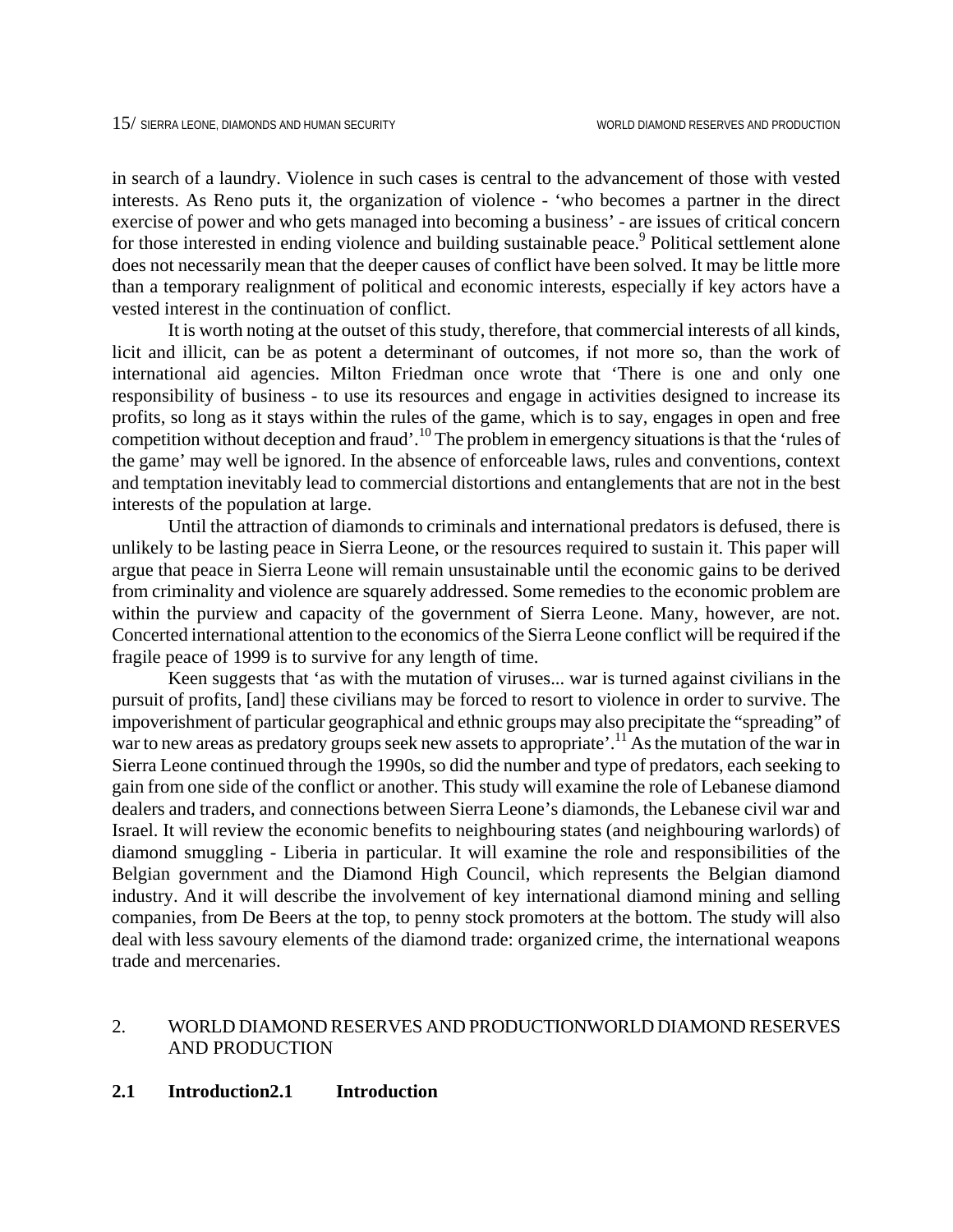in search of a laundry. Violence in such cases is central to the advancement of those with vested interests. As Reno puts it, the organization of violence - 'who becomes a partner in the direct exercise of power and who gets managed into becoming a business' - are issues of critical concern for those interested in ending violence and building sustainable peace.[9] Political settlement alone does not necessarily mean that the deeper causes of conflict have been solved. It may be little more than a temporary realignment of political and economic interests, especially if key actors have a vested interest in the continuation of conflict.

It is worth noting at the outset of this study, therefore, that commercial interests of all kinds, licit and illicit, can be as potent a determinant of outcomes, if not more so, than the work of international aid agencies. Milton Friedman once wrote that 'There is one and only one responsibility of business - to use its resources and engage in activities designed to increase its profits, so long as it stays within the rules of the game, which is to say, engages in open and free competition without deception and fraud'.[10] The problem in emergency situations is that the 'rules of the game' may well be ignored. In the absence of enforceable laws, rules and conventions, context and temptation inevitably lead to commercial distortions and entanglements that are not in the best interests of the population at large.

Until the attraction of diamonds to criminals and international predators is defused, there is unlikely to be lasting peace in Sierra Leone, or the resources required to sustain it. This paper will argue that peace in Sierra Leone will remain unsustainable until the economic gains to be derived from criminality and violence are squarely addressed. Some remedies to the economic problem are within the purview and capacity of the government of Sierra Leone. Many, however, are not. Concerted international attention to the economics of the Sierra Leone conflict will be required if the fragile peace of 1999 is to survive for any length of time.

Keen suggests that 'as with the mutation of viruses... war is turned against civilians in the pursuit of profits, [and] these civilians may be forced to resort to violence in order to survive. The impoverishment of particular geographical and ethnic groups may also precipitate the "spreading" of war to new areas as predatory groups seek new assets to appropriate'.[11] As the mutation of the war in Sierra Leone continued through the 1990s, so did the number and type of predators, each seeking to gain from one side of the conflict or another. This study will examine the role of Lebanese diamond dealers and traders, and connections between Sierra Leone's diamonds, the Lebanese civil war and Israel. It will review the economic benefits to neighbouring states (and neighbouring warlords) of diamond smuggling - Liberia in particular. It will examine the role and responsibilities of the Belgian government and the Diamond High Council, which represents the Belgian diamond industry. And it will describe the involvement of key international diamond mining and selling companies, from De Beers at the top, to penny stock promoters at the bottom. The study will also deal with less savoury elements of the diamond trade: organized crime, the international weapons trade and mercenaries.

## 2. WORLD DIAMOND RESERVES AND PRODUCTION

### 2.1 Introduction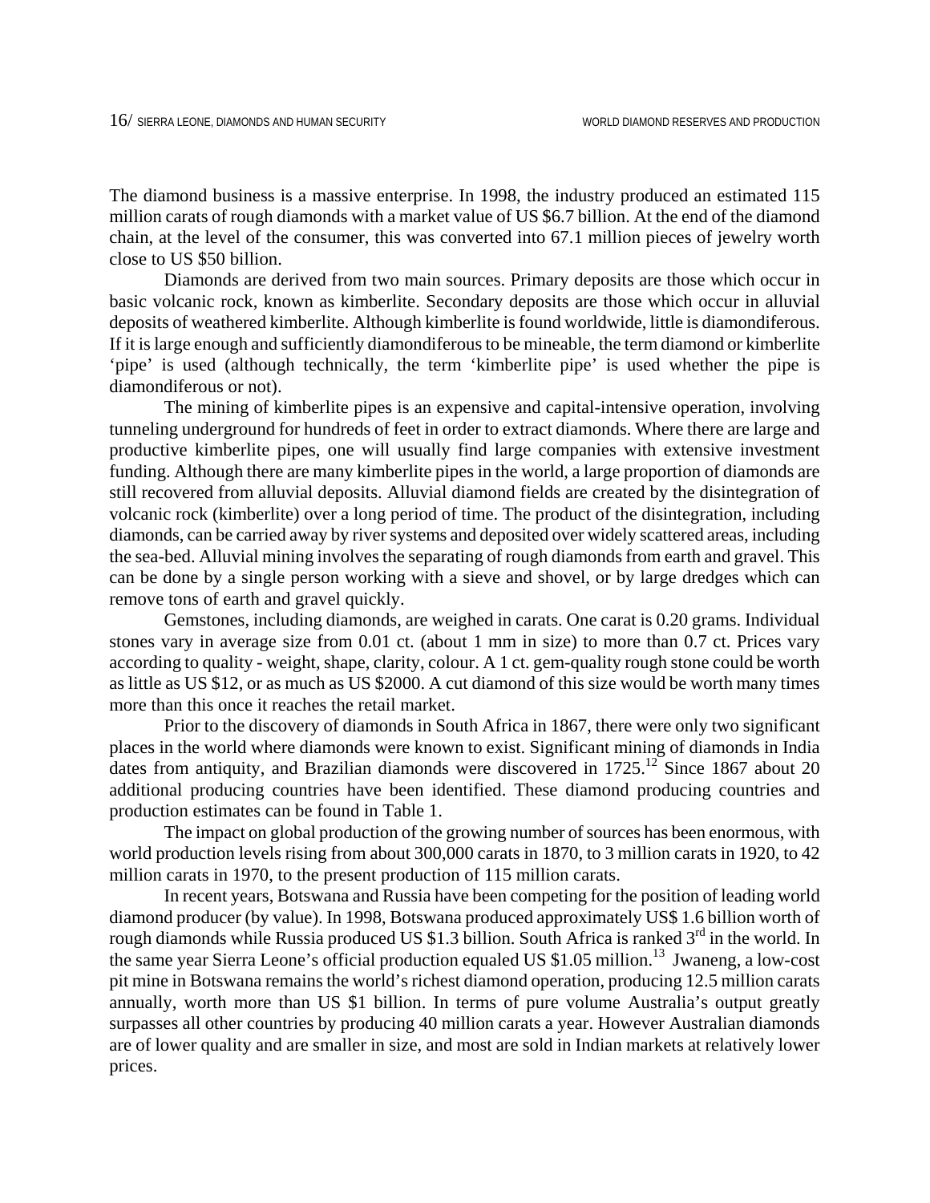The diamond business is a massive enterprise. In 1998, the industry produced an estimated 115 million carats of rough diamonds with a market value of US $6.7 billion. At the end of the diamond chain, at the level of the consumer, this was converted into 67.1 million pieces of jewelry worth close to US $50 billion.

Diamonds are derived from two main sources. Primary deposits are those which occur in basic volcanic rock, known as kimberlite. Secondary deposits are those which occur in alluvial deposits of weathered kimberlite. Although kimberlite is found worldwide, little is diamondiferous. If it is large enough and sufficiently diamondiferous to be mineable, the term diamond or kimberlite 'pipe' is used (although technically, the term 'kimberlite pipe' is used whether the pipe is diamondiferous or not).

The mining of kimberlite pipes is an expensive and capital-intensive operation, involving tunneling underground for hundreds of feet in order to extract diamonds. Where there are large and productive kimberlite pipes, one will usually find large companies with extensive investment funding. Although there are many kimberlite pipes in the world, a large proportion of diamonds are still recovered from alluvial deposits. Alluvial diamond fields are created by the disintegration of volcanic rock (kimberlite) over a long period of time. The product of the disintegration, including diamonds, can be carried away by river systems and deposited over widely scattered areas, including the sea-bed. Alluvial mining involves the separating of rough diamonds from earth and gravel. This can be done by a single person working with a sieve and shovel, or by large dredges which can remove tons of earth and gravel quickly.

Gemstones, including diamonds, are weighed in carats. One carat is 0.20 grams. Individual stones vary in average size from 0.01 ct. (about 1 mm in size) to more than 0.7 ct. Prices vary according to quality - weight, shape, clarity, colour. A 1 ct. gem-quality rough stone could be worth as little as US $12, or as much as US $2000. A cut diamond of this size would be worth many times more than this once it reaches the retail market.

Prior to the discovery of diamonds in South Africa in 1867, there were only two significant places in the world where diamonds were known to exist. Significant mining of diamonds in India dates from antiquity, and Brazilian diamonds were discovered in 1725.[12] Since 1867 about 20 additional producing countries have been identified. These diamond producing countries and production estimates can be found in Table 1.

The impact on global production of the growing number of sources has been enormous, with world production levels rising from about 300,000 carats in 1870, to 3 million carats in 1920, to 42 million carats in 1970, to the present production of 115 million carats.

In recent years, Botswana and Russia have been competing for the position of leading world diamond producer (by value). In 1998, Botswana produced approximately US$ 1.6 billion worth of rough diamonds while Russia produced US $1.3 billion. South Africa is ranked 3rd in the world. In the same year Sierra Leone's official production equaled US $1.05 million.[13] Jwaneng, a low-cost pit mine in Botswana remains the world's richest diamond operation, producing 12.5 million carats annually, worth more than US $1 billion. In terms of pure volume Australia's output greatly surpasses all other countries by producing 40 million carats a year. However Australian diamonds are of lower quality and are smaller in size, and most are sold in Indian markets at relatively lower prices.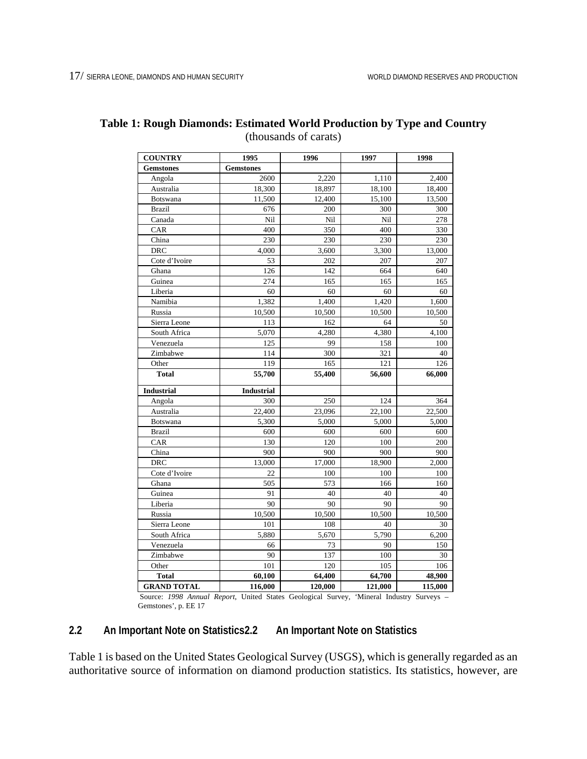**Table 1: Rough Diamonds: Estimated World Production by Type and Country**
(thousands of carats)

| COUNTRY | 1995 | 1996 | 1997 | 1998 |
|---|---|---|---|---|
| **Gemstones** | **Gemstones** | | | |
| Angola | 2600 | 2,220 | 1,110 | 2,400 |
| Australia | 18,300 | 18,897 | 18,100 | 18,400 |
| Botswana | 11,500 | 12,400 | 15,100 | 13,500 |
| Brazil | 676 | 200 | 300 | 300 |
| Canada | Nil | Nil | Nil | 278 |
| CAR | 400 | 350 | 400 | 330 |
| China | 230 | 230 | 230 | 230 |
| DRC | 4,000 | 3,600 | 3,300 | 13,000 |
| Cote d'Ivoire | 53 | 202 | 207 | 207 |
| Ghana | 126 | 142 | 664 | 640 |
| Guinea | 274 | 165 | 165 | 165 |
| Liberia | 60 | 60 | 60 | 60 |
| Namibia | 1,382 | 1,400 | 1,420 | 1,600 |
| Russia | 10,500 | 10,500 | 10,500 | 10,500 |
| Sierra Leone | 113 | 162 | 64 | 50 |
| South Africa | 5,070 | 4,280 | 4,380 | 4,100 |
| Venezuela | 125 | 99 | 158 | 100 |
| Zimbabwe | 114 | 300 | 321 | 40 |
| Other | 119 | 165 | 121 | 126 |
| **Total** | **55,700** | **55,400** | **56,600** | **66,000** |
| **Industrial** | **Industrial** | | | |
| Angola | 300 | 250 | 124 | 364 |
| Australia | 22,400 | 23,096 | 22,100 | 22,500 |
| Botswana | 5,300 | 5,000 | 5,000 | 5,000 |
| Brazil | 600 | 600 | 600 | 600 |
| CAR | 130 | 120 | 100 | 200 |
| China | 900 | 900 | 900 | 900 |
| DRC | 13,000 | 17,000 | 18,900 | 2,000 |
| Cote d'Ivoire | 22 | 100 | 100 | 100 |
| Ghana | 505 | 573 | 166 | 160 |
| Guinea | 91 | 40 | 40 | 40 |
| Liberia | 90 | 90 | 90 | 90 |
| Russia | 10,500 | 10,500 | 10,500 | 10,500 |
| Sierra Leone | 101 | 108 | 40 | 30 |
| South Africa | 5,880 | 5,670 | 5,790 | 6,200 |
| Venezuela | 66 | 73 | 90 | 150 |
| Zimbabwe | 90 | 137 | 100 | 30 |
| Other | 101 | 120 | 105 | 106 |
| **Total** | **60,100** | **64,400** | **64,700** | **48,900** |
| **GRAND TOTAL** | **116,000** | **120,000** | **121,000** | **115,000** |

Source: *1998 Annual Report*, United States Geological Survey, 'Mineral Industry Surveys – Gemstones', p. EE 17

## 2.2 An Important Note on Statistics

Table 1 is based on the United States Geological Survey (USGS), which is generally regarded as an authoritative source of information on diamond production statistics. Its statistics, however, are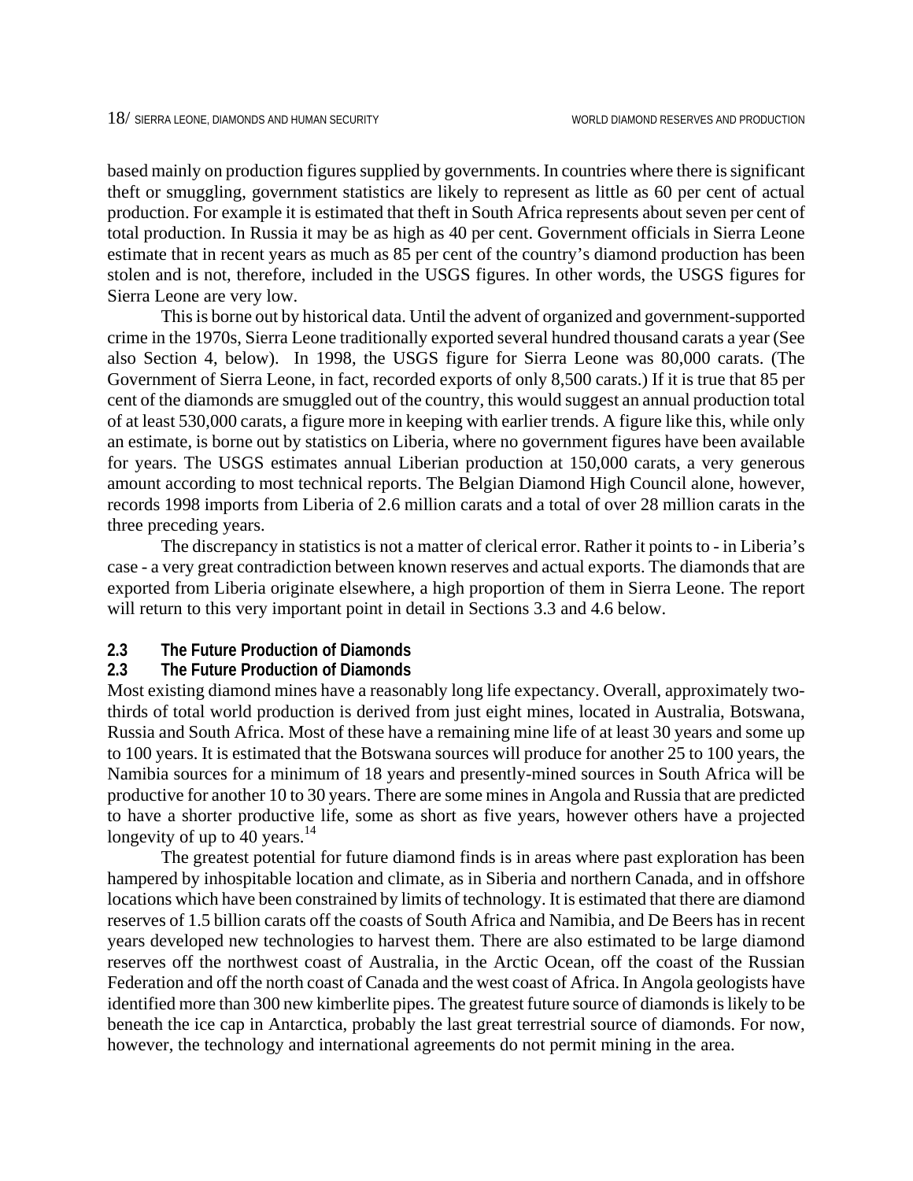based mainly on production figures supplied by governments. In countries where there is significant theft or smuggling, government statistics are likely to represent as little as 60 per cent of actual production. For example it is estimated that theft in South Africa represents about seven per cent of total production. In Russia it may be as high as 40 per cent. Government officials in Sierra Leone estimate that in recent years as much as 85 per cent of the country's diamond production has been stolen and is not, therefore, included in the USGS figures. In other words, the USGS figures for Sierra Leone are very low.

This is borne out by historical data. Until the advent of organized and government-supported crime in the 1970s, Sierra Leone traditionally exported several hundred thousand carats a year (See also Section 4, below). In 1998, the USGS figure for Sierra Leone was 80,000 carats. (The Government of Sierra Leone, in fact, recorded exports of only 8,500 carats.) If it is true that 85 per cent of the diamonds are smuggled out of the country, this would suggest an annual production total of at least 530,000 carats, a figure more in keeping with earlier trends. A figure like this, while only an estimate, is borne out by statistics on Liberia, where no government figures have been available for years. The USGS estimates annual Liberian production at 150,000 carats, a very generous amount according to most technical reports. The Belgian Diamond High Council alone, however, records 1998 imports from Liberia of 2.6 million carats and a total of over 28 million carats in the three preceding years.

The discrepancy in statistics is not a matter of clerical error. Rather it points to - in Liberia's case - a very great contradiction between known reserves and actual exports. The diamonds that are exported from Liberia originate elsewhere, a high proportion of them in Sierra Leone. The report will return to this very important point in detail in Sections 3.3 and 4.6 below.

## 2.3 The Future Production of Diamonds

## 2.3 The Future Production of Diamonds

Most existing diamond mines have a reasonably long life expectancy. Overall, approximately two-thirds of total world production is derived from just eight mines, located in Australia, Botswana, Russia and South Africa. Most of these have a remaining mine life of at least 30 years and some up to 100 years. It is estimated that the Botswana sources will produce for another 25 to 100 years, the Namibia sources for a minimum of 18 years and presently-mined sources in South Africa will be productive for another 10 to 30 years. There are some mines in Angola and Russia that are predicted to have a shorter productive life, some as short as five years, however others have a projected longevity of up to 40 years.[14]

The greatest potential for future diamond finds is in areas where past exploration has been hampered by inhospitable location and climate, as in Siberia and northern Canada, and in offshore locations which have been constrained by limits of technology. It is estimated that there are diamond reserves of 1.5 billion carats off the coasts of South Africa and Namibia, and De Beers has in recent years developed new technologies to harvest them. There are also estimated to be large diamond reserves off the northwest coast of Australia, in the Arctic Ocean, off the coast of the Russian Federation and off the north coast of Canada and the west coast of Africa. In Angola geologists have identified more than 300 new kimberlite pipes. The greatest future source of diamonds is likely to be beneath the ice cap in Antarctica, probably the last great terrestrial source of diamonds. For now, however, the technology and international agreements do not permit mining in the area.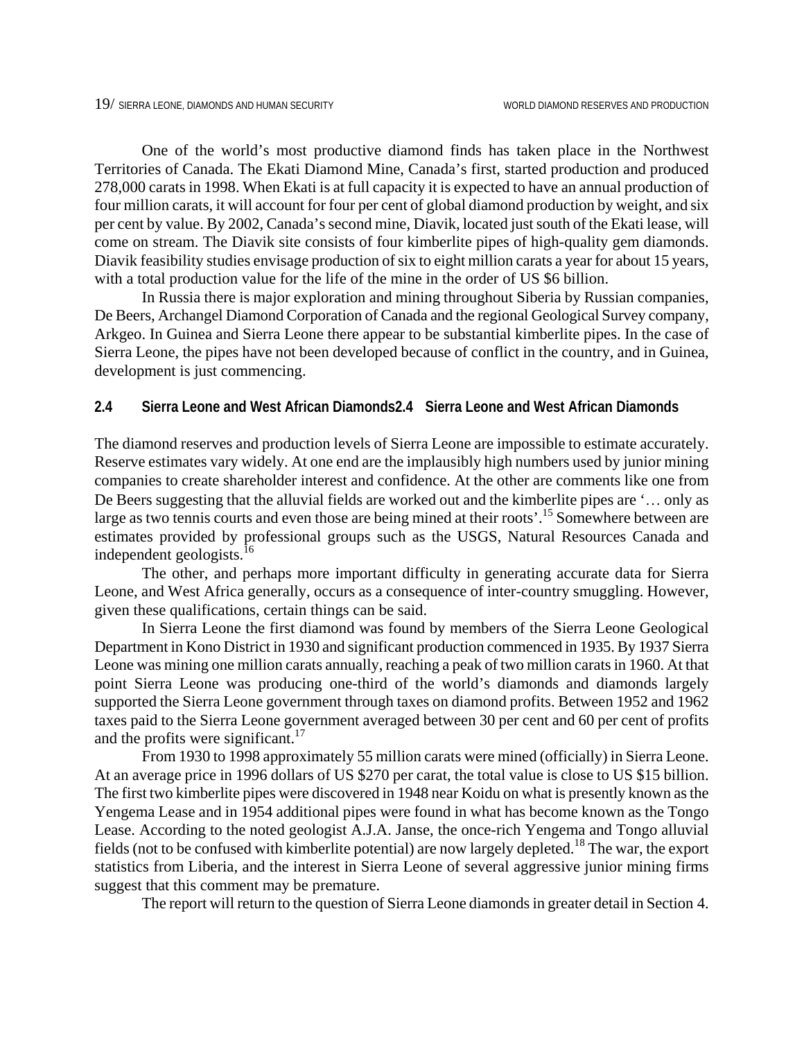One of the world's most productive diamond finds has taken place in the Northwest Territories of Canada. The Ekati Diamond Mine, Canada's first, started production and produced 278,000 carats in 1998. When Ekati is at full capacity it is expected to have an annual production of four million carats, it will account for four per cent of global diamond production by weight, and six per cent by value. By 2002, Canada's second mine, Diavik, located just south of the Ekati lease, will come on stream. The Diavik site consists of four kimberlite pipes of high-quality gem diamonds. Diavik feasibility studies envisage production of six to eight million carats a year for about 15 years, with a total production value for the life of the mine in the order of US $6 billion.

In Russia there is major exploration and mining throughout Siberia by Russian companies, De Beers, Archangel Diamond Corporation of Canada and the regional Geological Survey company, Arkgeo. In Guinea and Sierra Leone there appear to be substantial kimberlite pipes. In the case of Sierra Leone, the pipes have not been developed because of conflict in the country, and in Guinea, development is just commencing.

### 2.4 Sierra Leone and West African Diamonds

The diamond reserves and production levels of Sierra Leone are impossible to estimate accurately. Reserve estimates vary widely. At one end are the implausibly high numbers used by junior mining companies to create shareholder interest and confidence. At the other are comments like one from De Beers suggesting that the alluvial fields are worked out and the kimberlite pipes are '… only as large as two tennis courts and even those are being mined at their roots'.[15] Somewhere between are estimates provided by professional groups such as the USGS, Natural Resources Canada and independent geologists.[16]

The other, and perhaps more important difficulty in generating accurate data for Sierra Leone, and West Africa generally, occurs as a consequence of inter-country smuggling. However, given these qualifications, certain things can be said.

In Sierra Leone the first diamond was found by members of the Sierra Leone Geological Department in Kono District in 1930 and significant production commenced in 1935. By 1937 Sierra Leone was mining one million carats annually, reaching a peak of two million carats in 1960. At that point Sierra Leone was producing one-third of the world's diamonds and diamonds largely supported the Sierra Leone government through taxes on diamond profits. Between 1952 and 1962 taxes paid to the Sierra Leone government averaged between 30 per cent and 60 per cent of profits and the profits were significant.[17]

From 1930 to 1998 approximately 55 million carats were mined (officially) in Sierra Leone. At an average price in 1996 dollars of US $270 per carat, the total value is close to US $15 billion. The first two kimberlite pipes were discovered in 1948 near Koidu on what is presently known as the Yengema Lease and in 1954 additional pipes were found in what has become known as the Tongo Lease. According to the noted geologist A.J.A. Janse, the once-rich Yengema and Tongo alluvial fields (not to be confused with kimberlite potential) are now largely depleted.[18] The war, the export statistics from Liberia, and the interest in Sierra Leone of several aggressive junior mining firms suggest that this comment may be premature.

The report will return to the question of Sierra Leone diamonds in greater detail in Section 4.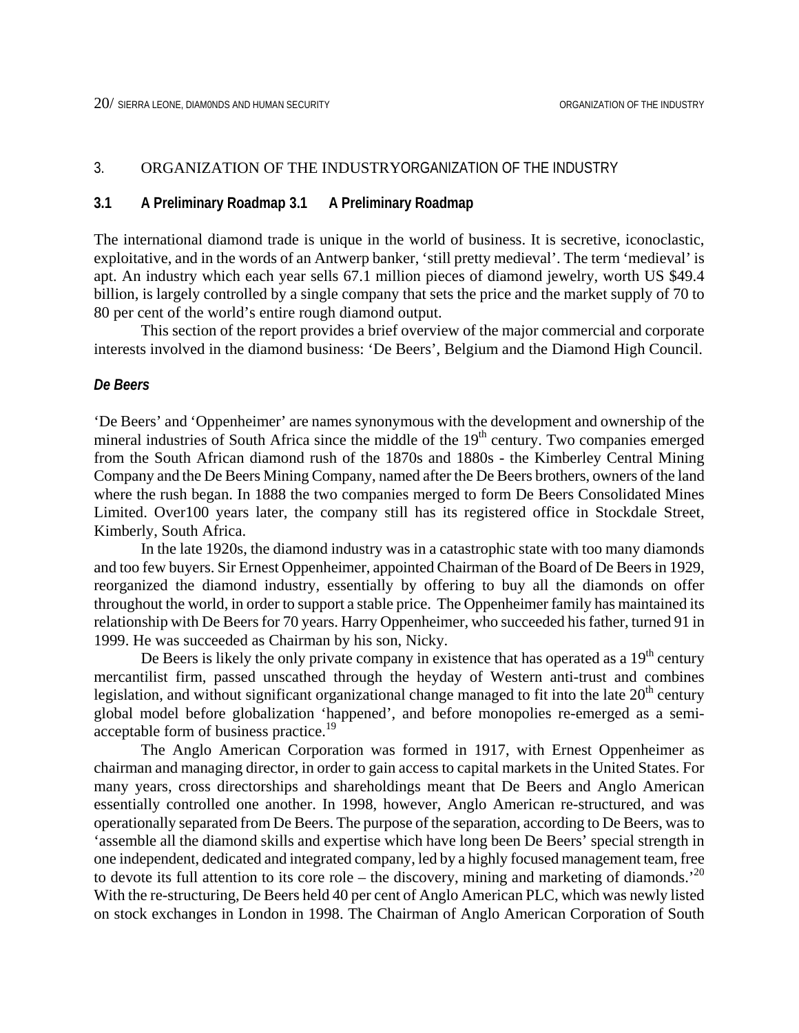## 3. ORGANIZATION OF THE INDUSTRYORGANIZATION OF THE INDUSTRY

### 3.1 A Preliminary Roadmap 3.1 A Preliminary Roadmap

The international diamond trade is unique in the world of business. It is secretive, iconoclastic, exploitative, and in the words of an Antwerp banker, 'still pretty medieval'. The term 'medieval' is apt. An industry which each year sells 67.1 million pieces of diamond jewelry, worth US $49.4 billion, is largely controlled by a single company that sets the price and the market supply of 70 to 80 per cent of the world's entire rough diamond output.

This section of the report provides a brief overview of the major commercial and corporate interests involved in the diamond business: 'De Beers', Belgium and the Diamond High Council.

#### *De Beers*

'De Beers' and 'Oppenheimer' are names synonymous with the development and ownership of the mineral industries of South Africa since the middle of the 19th century. Two companies emerged from the South African diamond rush of the 1870s and 1880s - the Kimberley Central Mining Company and the De Beers Mining Company, named after the De Beers brothers, owners of the land where the rush began. In 1888 the two companies merged to form De Beers Consolidated Mines Limited. Over100 years later, the company still has its registered office in Stockdale Street, Kimberly, South Africa.

In the late 1920s, the diamond industry was in a catastrophic state with too many diamonds and too few buyers. Sir Ernest Oppenheimer, appointed Chairman of the Board of De Beers in 1929, reorganized the diamond industry, essentially by offering to buy all the diamonds on offer throughout the world, in order to support a stable price. The Oppenheimer family has maintained its relationship with De Beers for 70 years. Harry Oppenheimer, who succeeded his father, turned 91 in 1999. He was succeeded as Chairman by his son, Nicky.

De Beers is likely the only private company in existence that has operated as a 19th century mercantilist firm, passed unscathed through the heyday of Western anti-trust and combines legislation, and without significant organizational change managed to fit into the late 20th century global model before globalization 'happened', and before monopolies re-emerged as a semi-acceptable form of business practice.[19]

The Anglo American Corporation was formed in 1917, with Ernest Oppenheimer as chairman and managing director, in order to gain access to capital markets in the United States. For many years, cross directorships and shareholdings meant that De Beers and Anglo American essentially controlled one another. In 1998, however, Anglo American re-structured, and was operationally separated from De Beers. The purpose of the separation, according to De Beers, was to 'assemble all the diamond skills and expertise which have long been De Beers' special strength in one independent, dedicated and integrated company, led by a highly focused management team, free to devote its full attention to its core role – the discovery, mining and marketing of diamonds.'[20] With the re-structuring, De Beers held 40 per cent of Anglo American PLC, which was newly listed on stock exchanges in London in 1998. The Chairman of Anglo American Corporation of South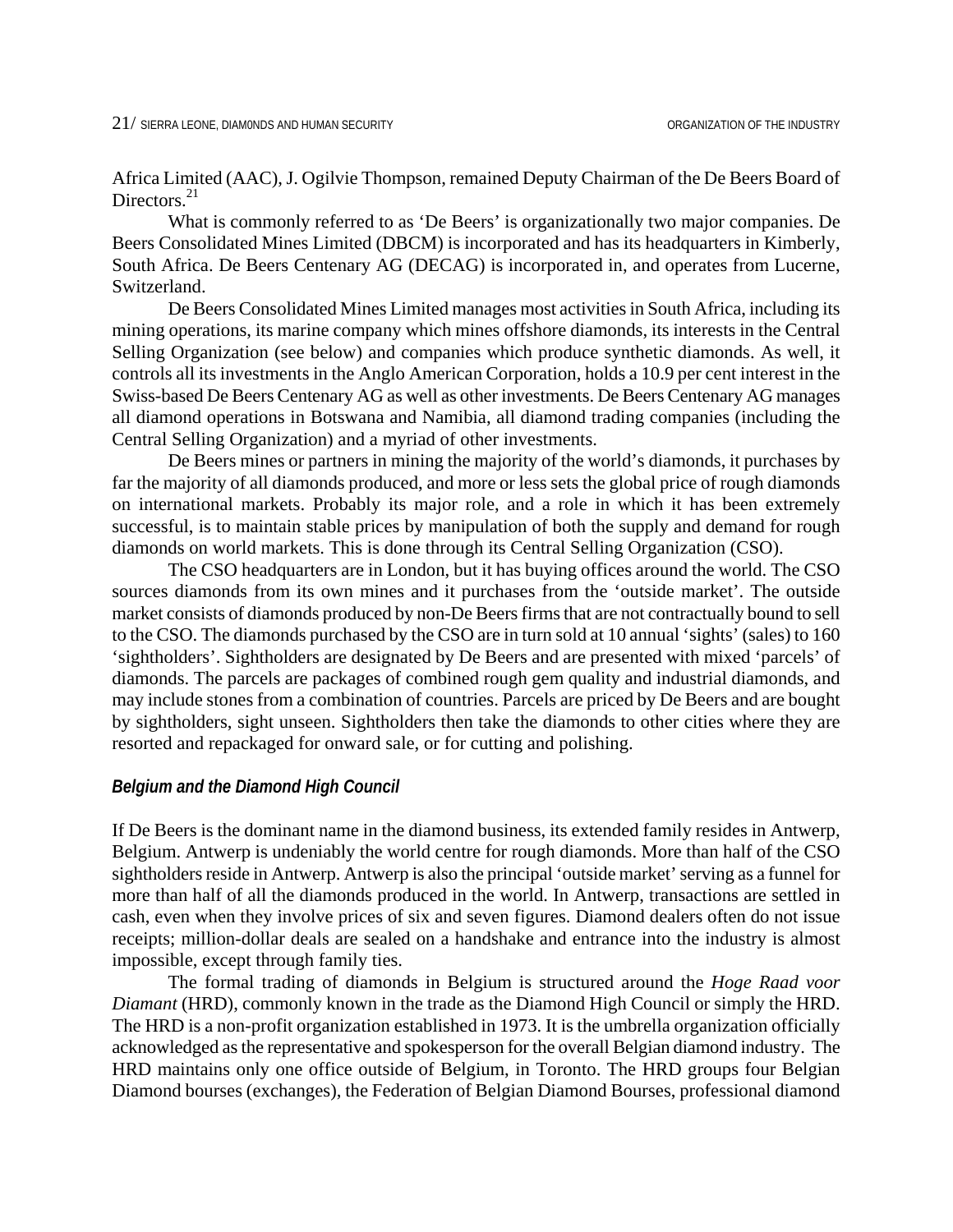Africa Limited (AAC), J. Ogilvie Thompson, remained Deputy Chairman of the De Beers Board of Directors.[21]

What is commonly referred to as 'De Beers' is organizationally two major companies. De Beers Consolidated Mines Limited (DBCM) is incorporated and has its headquarters in Kimberly, South Africa. De Beers Centenary AG (DECAG) is incorporated in, and operates from Lucerne, Switzerland.

De Beers Consolidated Mines Limited manages most activities in South Africa, including its mining operations, its marine company which mines offshore diamonds, its interests in the Central Selling Organization (see below) and companies which produce synthetic diamonds. As well, it controls all its investments in the Anglo American Corporation, holds a 10.9 per cent interest in the Swiss-based De Beers Centenary AG as well as other investments. De Beers Centenary AG manages all diamond operations in Botswana and Namibia, all diamond trading companies (including the Central Selling Organization) and a myriad of other investments.

De Beers mines or partners in mining the majority of the world's diamonds, it purchases by far the majority of all diamonds produced, and more or less sets the global price of rough diamonds on international markets. Probably its major role, and a role in which it has been extremely successful, is to maintain stable prices by manipulation of both the supply and demand for rough diamonds on world markets. This is done through its Central Selling Organization (CSO).

The CSO headquarters are in London, but it has buying offices around the world. The CSO sources diamonds from its own mines and it purchases from the 'outside market'. The outside market consists of diamonds produced by non-De Beers firms that are not contractually bound to sell to the CSO. The diamonds purchased by the CSO are in turn sold at 10 annual 'sights' (sales) to 160 'sightholders'. Sightholders are designated by De Beers and are presented with mixed 'parcels' of diamonds. The parcels are packages of combined rough gem quality and industrial diamonds, and may include stones from a combination of countries. Parcels are priced by De Beers and are bought by sightholders, sight unseen. Sightholders then take the diamonds to other cities where they are resorted and repackaged for onward sale, or for cutting and polishing.

### *Belgium and the Diamond High Council*

If De Beers is the dominant name in the diamond business, its extended family resides in Antwerp, Belgium. Antwerp is undeniably the world centre for rough diamonds. More than half of the CSO sightholders reside in Antwerp. Antwerp is also the principal 'outside market' serving as a funnel for more than half of all the diamonds produced in the world. In Antwerp, transactions are settled in cash, even when they involve prices of six and seven figures. Diamond dealers often do not issue receipts; million-dollar deals are sealed on a handshake and entrance into the industry is almost impossible, except through family ties.

The formal trading of diamonds in Belgium is structured around the *Hoge Raad voor Diamant* (HRD), commonly known in the trade as the Diamond High Council or simply the HRD. The HRD is a non-profit organization established in 1973. It is the umbrella organization officially acknowledged as the representative and spokesperson for the overall Belgian diamond industry. The HRD maintains only one office outside of Belgium, in Toronto. The HRD groups four Belgian Diamond bourses (exchanges), the Federation of Belgian Diamond Bourses, professional diamond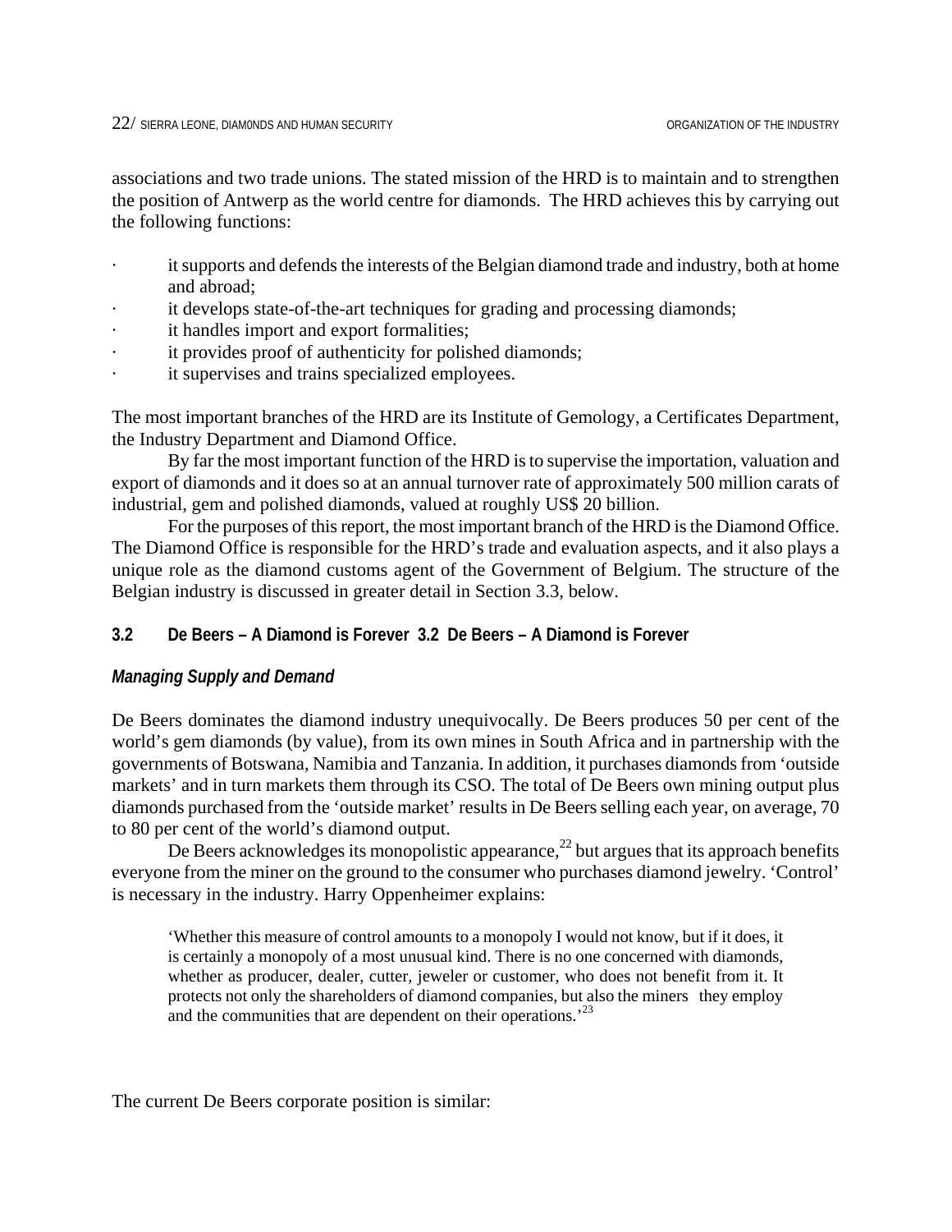associations and two trade unions. The stated mission of the HRD is to maintain and to strengthen the position of Antwerp as the world centre for diamonds. The HRD achieves this by carrying out the following functions:

- it supports and defends the interests of the Belgian diamond trade and industry, both at home and abroad;
- it develops state-of-the-art techniques for grading and processing diamonds;
- it handles import and export formalities;
- it provides proof of authenticity for polished diamonds;
- it supervises and trains specialized employees.

The most important branches of the HRD are its Institute of Gemology, a Certificates Department, the Industry Department and Diamond Office.

By far the most important function of the HRD is to supervise the importation, valuation and export of diamonds and it does so at an annual turnover rate of approximately 500 million carats of industrial, gem and polished diamonds, valued at roughly US$ 20 billion.

For the purposes of this report, the most important branch of the HRD is the Diamond Office. The Diamond Office is responsible for the HRD's trade and evaluation aspects, and it also plays a unique role as the diamond customs agent of the Government of Belgium. The structure of the Belgian industry is discussed in greater detail in Section 3.3, below.

## 3.2 De Beers – A Diamond is Forever 3.2 De Beers – A Diamond is Forever

### *Managing Supply and Demand*

De Beers dominates the diamond industry unequivocally. De Beers produces 50 per cent of the world's gem diamonds (by value), from its own mines in South Africa and in partnership with the governments of Botswana, Namibia and Tanzania. In addition, it purchases diamonds from 'outside markets' and in turn markets them through its CSO. The total of De Beers own mining output plus diamonds purchased from the 'outside market' results in De Beers selling each year, on average, 70 to 80 per cent of the world's diamond output.

De Beers acknowledges its monopolistic appearance,[22] but argues that its approach benefits everyone from the miner on the ground to the consumer who purchases diamond jewelry. 'Control' is necessary in the industry. Harry Oppenheimer explains:

> 'Whether this measure of control amounts to a monopoly I would not know, but if it does, it is certainly a monopoly of a most unusual kind. There is no one concerned with diamonds, whether as producer, dealer, cutter, jeweler or customer, who does not benefit from it. It protects not only the shareholders of diamond companies, but also the miners they employ and the communities that are dependent on their operations.'[23]

The current De Beers corporate position is similar: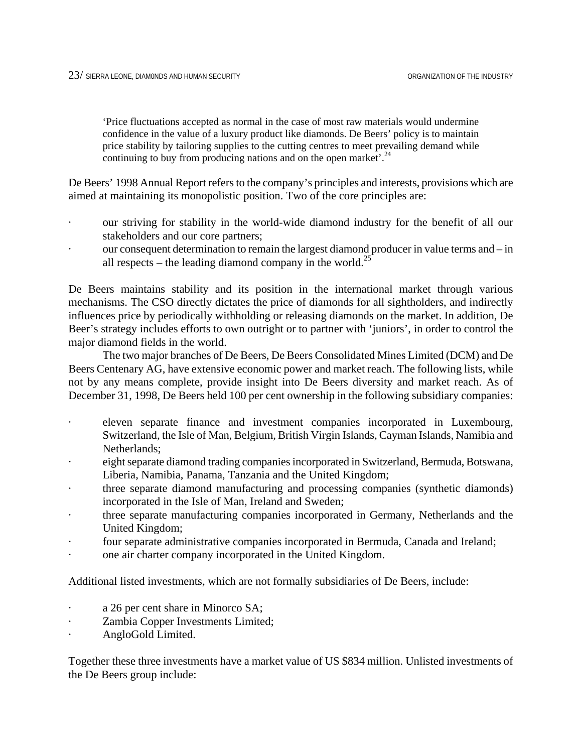> 'Price fluctuations accepted as normal in the case of most raw materials would undermine confidence in the value of a luxury product like diamonds. De Beers' policy is to maintain price stability by tailoring supplies to the cutting centres to meet prevailing demand while continuing to buy from producing nations and on the open market'.[24]

De Beers' 1998 Annual Report refers to the company's principles and interests, provisions which are aimed at maintaining its monopolistic position. Two of the core principles are:

- our striving for stability in the world-wide diamond industry for the benefit of all our stakeholders and our core partners;
- our consequent determination to remain the largest diamond producer in value terms and – in all respects – the leading diamond company in the world.[25]

De Beers maintains stability and its position in the international market through various mechanisms. The CSO directly dictates the price of diamonds for all sightholders, and indirectly influences price by periodically withholding or releasing diamonds on the market. In addition, De Beer's strategy includes efforts to own outright or to partner with 'juniors', in order to control the major diamond fields in the world.

The two major branches of De Beers, De Beers Consolidated Mines Limited (DCM) and De Beers Centenary AG, have extensive economic power and market reach. The following lists, while not by any means complete, provide insight into De Beers diversity and market reach. As of December 31, 1998, De Beers held 100 per cent ownership in the following subsidiary companies:

- eleven separate finance and investment companies incorporated in Luxembourg, Switzerland, the Isle of Man, Belgium, British Virgin Islands, Cayman Islands, Namibia and Netherlands;
- eight separate diamond trading companies incorporated in Switzerland, Bermuda, Botswana, Liberia, Namibia, Panama, Tanzania and the United Kingdom;
- three separate diamond manufacturing and processing companies (synthetic diamonds) incorporated in the Isle of Man, Ireland and Sweden;
- three separate manufacturing companies incorporated in Germany, Netherlands and the United Kingdom;
- four separate administrative companies incorporated in Bermuda, Canada and Ireland;
- one air charter company incorporated in the United Kingdom.

Additional listed investments, which are not formally subsidiaries of De Beers, include:

- a 26 per cent share in Minorco SA;
- Zambia Copper Investments Limited;
- AngloGold Limited.

Together these three investments have a market value of US $834 million. Unlisted investments of the De Beers group include: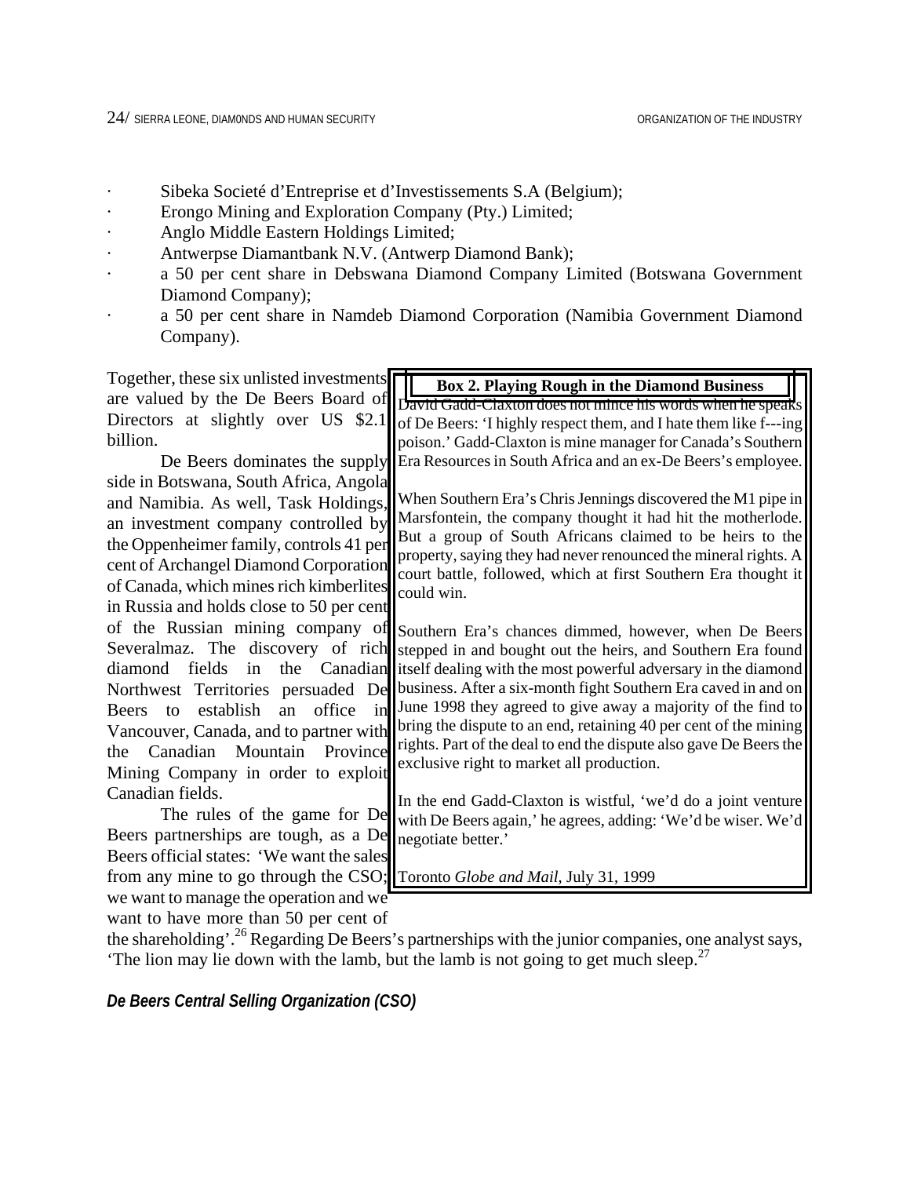- Sibeka Societé d'Entreprise et d'Investissements S.A (Belgium);
- Erongo Mining and Exploration Company (Pty.) Limited;
- Anglo Middle Eastern Holdings Limited;
- Antwerpse Diamantbank N.V. (Antwerp Diamond Bank);
- a 50 per cent share in Debswana Diamond Company Limited (Botswana Government Diamond Company);
- a 50 per cent share in Namdeb Diamond Corporation (Namibia Government Diamond Company).

Together, these six unlisted investments are valued by the De Beers Board of Directors at slightly over US $2.1 billion.

De Beers dominates the supply side in Botswana, South Africa, Angola and Namibia. As well, Task Holdings, an investment company controlled by the Oppenheimer family, controls 41 per cent of Archangel Diamond Corporation of Canada, which mines rich kimberlites in Russia and holds close to 50 per cent of the Russian mining company of Severalmaz. The discovery of rich diamond fields in the Canadian Northwest Territories persuaded De Beers to establish an office in Vancouver, Canada, and to partner with the Canadian Mountain Province Mining Company in order to exploit Canadian fields.

The rules of the game for De Beers partnerships are tough, as a De Beers official states: 'We want the sales from any mine to go through the CSO; we want to manage the operation and we want to have more than 50 per cent of the shareholding'.[26] Regarding De Beers's partnerships with the junior companies, one analyst says, 'The lion may lie down with the lamb, but the lamb is not going to get much sleep.[27]

> **Box 2. Playing Rough in the Diamond Business**
>
> David Gadd-Claxton does not mince his words when he speaks of De Beers: 'I highly respect them, and I hate them like f---ing poison.' Gadd-Claxton is mine manager for Canada's Southern Era Resources in South Africa and an ex-De Beers's employee.
>
> When Southern Era's Chris Jennings discovered the M1 pipe in Marsfontein, the company thought it had hit the motherlode. But a group of South Africans claimed to be heirs to the property, saying they had never renounced the mineral rights. A court battle, followed, which at first Southern Era thought it could win.
>
> Southern Era's chances dimmed, however, when De Beers stepped in and bought out the heirs, and Southern Era found itself dealing with the most powerful adversary in the diamond business. After a six-month fight Southern Era caved in and on June 1998 they agreed to give away a majority of the find to bring the dispute to an end, retaining 40 per cent of the mining rights. Part of the deal to end the dispute also gave De Beers the exclusive right to market all production.
>
> In the end Gadd-Claxton is wistful, 'we'd do a joint venture with De Beers again,' he agrees, adding: 'We'd be wiser. We'd negotiate better.'
>
> Toronto *Globe and Mail*, July 31, 1999

### *De Beers Central Selling Organization (CSO)*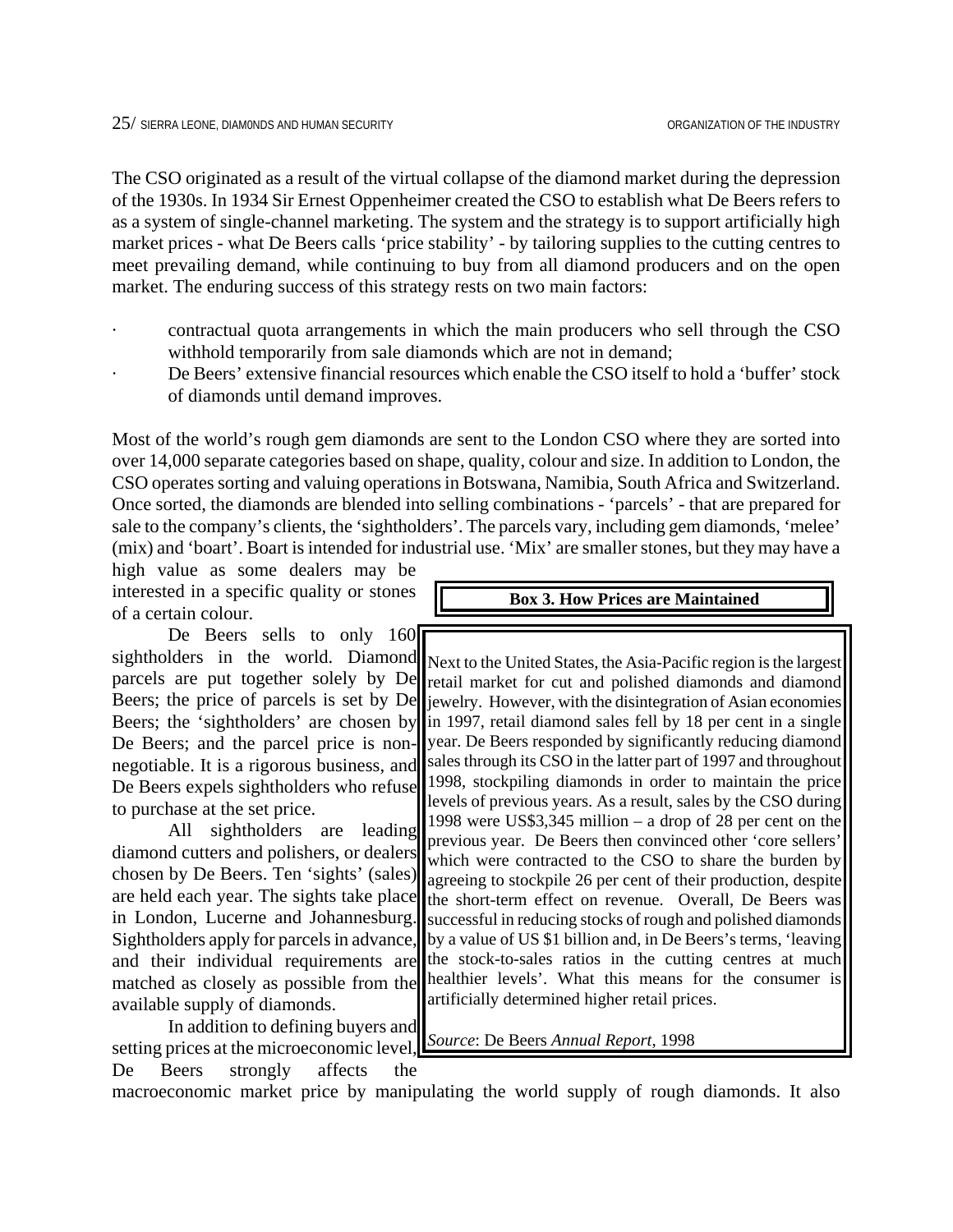The CSO originated as a result of the virtual collapse of the diamond market during the depression of the 1930s. In 1934 Sir Ernest Oppenheimer created the CSO to establish what De Beers refers to as a system of single-channel marketing. The system and the strategy is to support artificially high market prices - what De Beers calls 'price stability' - by tailoring supplies to the cutting centres to meet prevailing demand, while continuing to buy from all diamond producers and on the open market. The enduring success of this strategy rests on two main factors:

- contractual quota arrangements in which the main producers who sell through the CSO withhold temporarily from sale diamonds which are not in demand;
- De Beers' extensive financial resources which enable the CSO itself to hold a 'buffer' stock of diamonds until demand improves.

Most of the world's rough gem diamonds are sent to the London CSO where they are sorted into over 14,000 separate categories based on shape, quality, colour and size. In addition to London, the CSO operates sorting and valuing operations in Botswana, Namibia, South Africa and Switzerland. Once sorted, the diamonds are blended into selling combinations - 'parcels' - that are prepared for sale to the company's clients, the 'sightholders'. The parcels vary, including gem diamonds, 'melee' (mix) and 'boart'. Boart is intended for industrial use. 'Mix' are smaller stones, but they may have a high value as some dealers may be interested in a specific quality or stones of a certain colour.

De Beers sells to only 160 sightholders in the world. Diamond parcels are put together solely by De Beers; the price of parcels is set by De Beers; the 'sightholders' are chosen by De Beers; and the parcel price is non-negotiable. It is a rigorous business, and De Beers expels sightholders who refuse to purchase at the set price.

All sightholders are leading diamond cutters and polishers, or dealers chosen by De Beers. Ten 'sights' (sales) are held each year. The sights take place in London, Lucerne and Johannesburg. Sightholders apply for parcels in advance, and their individual requirements are matched as closely as possible from the available supply of diamonds.

In addition to defining buyers and setting prices at the microeconomic level, De Beers strongly affects the macroeconomic market price by manipulating the world supply of rough diamonds. It also

> **Box 3. How Prices are Maintained**
>
> Next to the United States, the Asia-Pacific region is the largest retail market for cut and polished diamonds and diamond jewelry. However, with the disintegration of Asian economies in 1997, retail diamond sales fell by 18 per cent in a single year. De Beers responded by significantly reducing diamond sales through its CSO in the latter part of 1997 and throughout 1998, stockpiling diamonds in order to maintain the price levels of previous years. As a result, sales by the CSO during 1998 were US$3,345 million – a drop of 28 per cent on the previous year. De Beers then convinced other 'core sellers' which were contracted to the CSO to share the burden by agreeing to stockpile 26 per cent of their production, despite the short-term effect on revenue. Overall, De Beers was successful in reducing stocks of rough and polished diamonds by a value of US $1 billion and, in De Beers's terms, 'leaving the stock-to-sales ratios in the cutting centres at much healthier levels'. What this means for the consumer is artificially determined higher retail prices.
>
> *Source*: De Beers *Annual Report*, 1998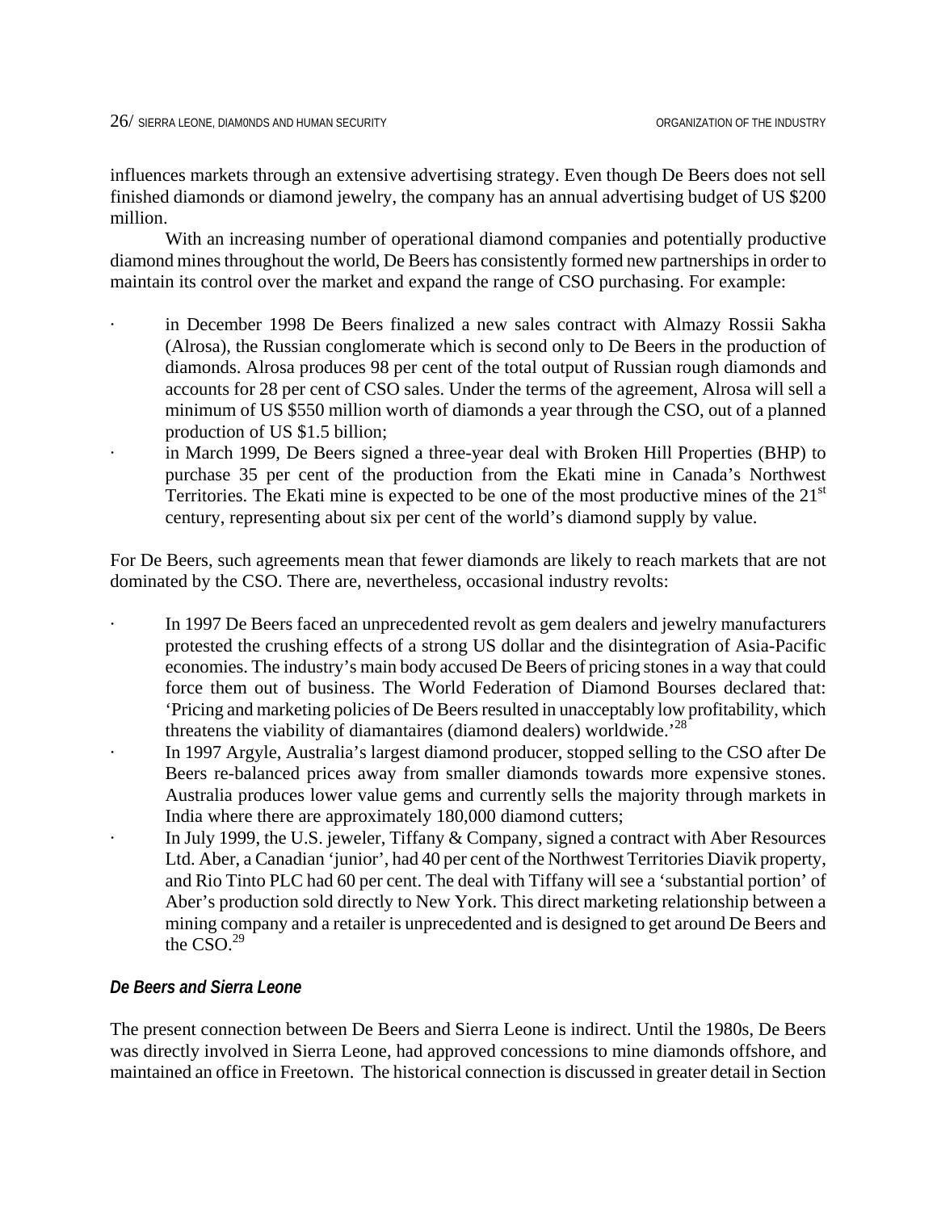influences markets through an extensive advertising strategy. Even though De Beers does not sell finished diamonds or diamond jewelry, the company has an annual advertising budget of US $200 million.

With an increasing number of operational diamond companies and potentially productive diamond mines throughout the world, De Beers has consistently formed new partnerships in order to maintain its control over the market and expand the range of CSO purchasing. For example:

- in December 1998 De Beers finalized a new sales contract with Almazy Rossii Sakha (Alrosa), the Russian conglomerate which is second only to De Beers in the production of diamonds. Alrosa produces 98 per cent of the total output of Russian rough diamonds and accounts for 28 per cent of CSO sales. Under the terms of the agreement, Alrosa will sell a minimum of US $550 million worth of diamonds a year through the CSO, out of a planned production of US $1.5 billion;
- in March 1999, De Beers signed a three-year deal with Broken Hill Properties (BHP) to purchase 35 per cent of the production from the Ekati mine in Canada's Northwest Territories. The Ekati mine is expected to be one of the most productive mines of the 21st century, representing about six per cent of the world's diamond supply by value.

For De Beers, such agreements mean that fewer diamonds are likely to reach markets that are not dominated by the CSO. There are, nevertheless, occasional industry revolts:

- In 1997 De Beers faced an unprecedented revolt as gem dealers and jewelry manufacturers protested the crushing effects of a strong US dollar and the disintegration of Asia-Pacific economies. The industry's main body accused De Beers of pricing stones in a way that could force them out of business. The World Federation of Diamond Bourses declared that: 'Pricing and marketing policies of De Beers resulted in unacceptably low profitability, which threatens the viability of diamantaires (diamond dealers) worldwide.'[28]
- In 1997 Argyle, Australia's largest diamond producer, stopped selling to the CSO after De Beers re-balanced prices away from smaller diamonds towards more expensive stones. Australia produces lower value gems and currently sells the majority through markets in India where there are approximately 180,000 diamond cutters;
- In July 1999, the U.S. jeweler, Tiffany & Company, signed a contract with Aber Resources Ltd. Aber, a Canadian 'junior', had 40 per cent of the Northwest Territories Diavik property, and Rio Tinto PLC had 60 per cent. The deal with Tiffany will see a 'substantial portion' of Aber's production sold directly to New York. This direct marketing relationship between a mining company and a retailer is unprecedented and is designed to get around De Beers and the CSO.[29]

### *De Beers and Sierra Leone*

The present connection between De Beers and Sierra Leone is indirect. Until the 1980s, De Beers was directly involved in Sierra Leone, had approved concessions to mine diamonds offshore, and maintained an office in Freetown. The historical connection is discussed in greater detail in Section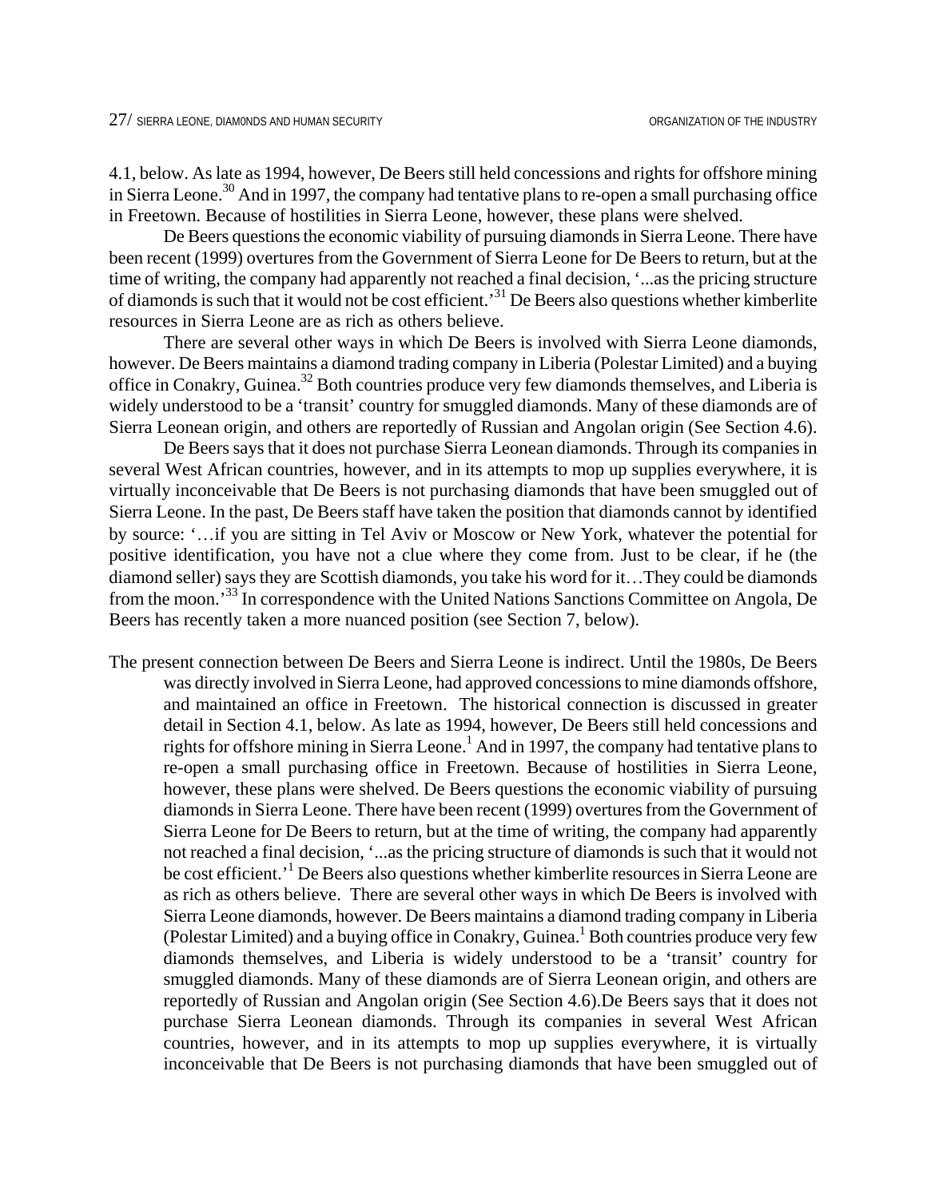4.1, below. As late as 1994, however, De Beers still held concessions and rights for offshore mining in Sierra Leone.[30] And in 1997, the company had tentative plans to re-open a small purchasing office in Freetown. Because of hostilities in Sierra Leone, however, these plans were shelved.

De Beers questions the economic viability of pursuing diamonds in Sierra Leone. There have been recent (1999) overtures from the Government of Sierra Leone for De Beers to return, but at the time of writing, the company had apparently not reached a final decision, '...as the pricing structure of diamonds is such that it would not be cost efficient.'[31] De Beers also questions whether kimberlite resources in Sierra Leone are as rich as others believe.

There are several other ways in which De Beers is involved with Sierra Leone diamonds, however. De Beers maintains a diamond trading company in Liberia (Polestar Limited) and a buying office in Conakry, Guinea.[32] Both countries produce very few diamonds themselves, and Liberia is widely understood to be a 'transit' country for smuggled diamonds. Many of these diamonds are of Sierra Leonean origin, and others are reportedly of Russian and Angolan origin (See Section 4.6).

De Beers says that it does not purchase Sierra Leonean diamonds. Through its companies in several West African countries, however, and in its attempts to mop up supplies everywhere, it is virtually inconceivable that De Beers is not purchasing diamonds that have been smuggled out of Sierra Leone. In the past, De Beers staff have taken the position that diamonds cannot by identified by source: '…if you are sitting in Tel Aviv or Moscow or New York, whatever the potential for positive identification, you have not a clue where they come from. Just to be clear, if he (the diamond seller) says they are Scottish diamonds, you take his word for it…They could be diamonds from the moon.'[33] In correspondence with the United Nations Sanctions Committee on Angola, De Beers has recently taken a more nuanced position (see Section 7, below).

The present connection between De Beers and Sierra Leone is indirect. Until the 1980s, De Beers was directly involved in Sierra Leone, had approved concessions to mine diamonds offshore, and maintained an office in Freetown. The historical connection is discussed in greater detail in Section 4.1, below. As late as 1994, however, De Beers still held concessions and rights for offshore mining in Sierra Leone.[1] And in 1997, the company had tentative plans to re-open a small purchasing office in Freetown. Because of hostilities in Sierra Leone, however, these plans were shelved. De Beers questions the economic viability of pursuing diamonds in Sierra Leone. There have been recent (1999) overtures from the Government of Sierra Leone for De Beers to return, but at the time of writing, the company had apparently not reached a final decision, '...as the pricing structure of diamonds is such that it would not be cost efficient.'[1] De Beers also questions whether kimberlite resources in Sierra Leone are as rich as others believe. There are several other ways in which De Beers is involved with Sierra Leone diamonds, however. De Beers maintains a diamond trading company in Liberia (Polestar Limited) and a buying office in Conakry, Guinea.[1] Both countries produce very few diamonds themselves, and Liberia is widely understood to be a 'transit' country for smuggled diamonds. Many of these diamonds are of Sierra Leonean origin, and others are reportedly of Russian and Angolan origin (See Section 4.6).De Beers says that it does not purchase Sierra Leonean diamonds. Through its companies in several West African countries, however, and in its attempts to mop up supplies everywhere, it is virtually inconceivable that De Beers is not purchasing diamonds that have been smuggled out of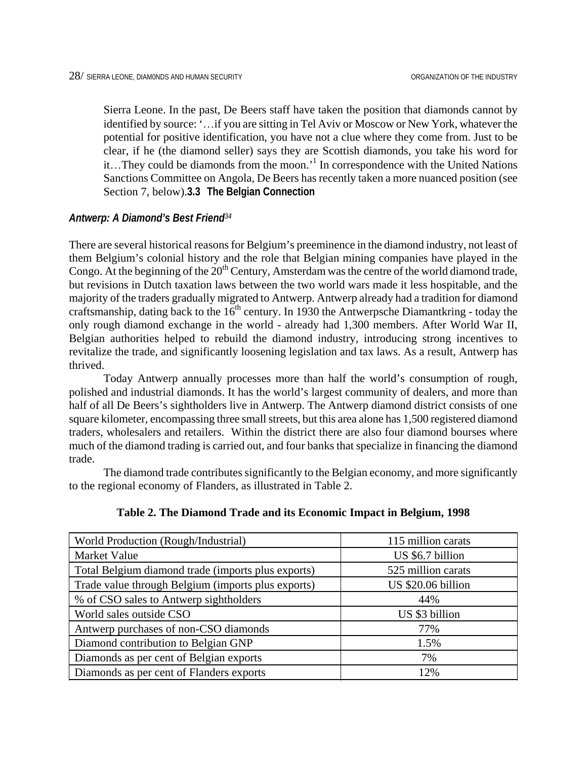Sierra Leone. In the past, De Beers staff have taken the position that diamonds cannot by identified by source: '…if you are sitting in Tel Aviv or Moscow or New York, whatever the potential for positive identification, you have not a clue where they come from. Just to be clear, if he (the diamond seller) says they are Scottish diamonds, you take his word for it…They could be diamonds from the moon.'[1] In correspondence with the United Nations Sanctions Committee on Angola, De Beers has recently taken a more nuanced position (see Section 7, below).

## 3.3 The Belgian Connection

### *Antwerp: A Diamond's Best Friend*[34]

There are several historical reasons for Belgium's preeminence in the diamond industry, not least of them Belgium's colonial history and the role that Belgian mining companies have played in the Congo. At the beginning of the 20th Century, Amsterdam was the centre of the world diamond trade, but revisions in Dutch taxation laws between the two world wars made it less hospitable, and the majority of the traders gradually migrated to Antwerp. Antwerp already had a tradition for diamond craftsmanship, dating back to the 16th century. In 1930 the Antwerpsche Diamantkring - today the only rough diamond exchange in the world - already had 1,300 members. After World War II, Belgian authorities helped to rebuild the diamond industry, introducing strong incentives to revitalize the trade, and significantly loosening legislation and tax laws. As a result, Antwerp has thrived.

Today Antwerp annually processes more than half the world's consumption of rough, polished and industrial diamonds. It has the world's largest community of dealers, and more than half of all De Beers's sightholders live in Antwerp. The Antwerp diamond district consists of one square kilometer, encompassing three small streets, but this area alone has 1,500 registered diamond traders, wholesalers and retailers. Within the district there are also four diamond bourses where much of the diamond trading is carried out, and four banks that specialize in financing the diamond trade.

The diamond trade contributes significantly to the Belgian economy, and more significantly to the regional economy of Flanders, as illustrated in Table 2.

**Table 2. The Diamond Trade and its Economic Impact in Belgium, 1998**

| | |
|---|---|
| World Production (Rough/Industrial) | 115 million carats |
| Market Value | US $6.7 billion |
| Total Belgium diamond trade (imports plus exports) | 525 million carats |
| Trade value through Belgium (imports plus exports) | US $20.06 billion |
| % of CSO sales to Antwerp sightholders | 44% |
| World sales outside CSO | US $3 billion |
| Antwerp purchases of non-CSO diamonds | 77% |
| Diamond contribution to Belgian GNP | 1.5% |
| Diamonds as per cent of Belgian exports | 7% |
| Diamonds as per cent of Flanders exports | 12% |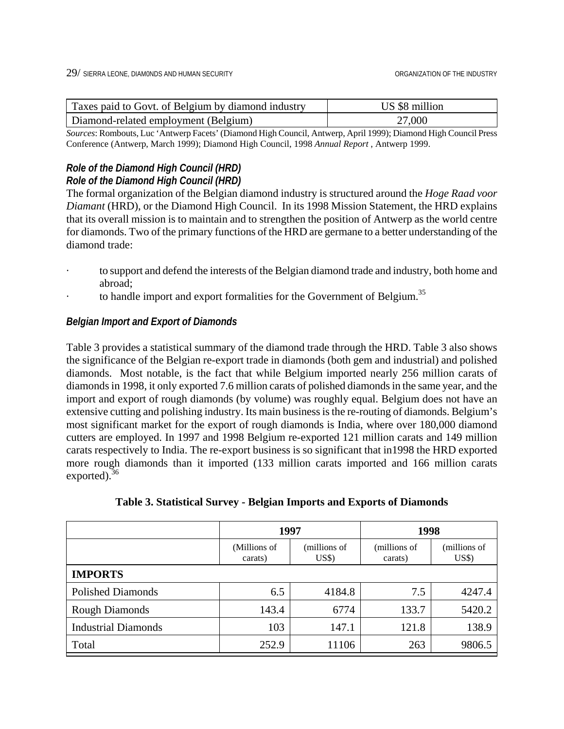| Taxes paid to Govt. of Belgium by diamond industry | US $8 million |
|---|---|
| Diamond-related employment (Belgium) | 27,000 |

*Sources*: Rombouts, Luc 'Antwerp Facets' (Diamond High Council, Antwerp, April 1999); Diamond High Council Press Conference (Antwerp, March 1999); Diamond High Council, 1998 *Annual Report* , Antwerp 1999.

### *Role of the Diamond High Council (HRD)*
### *Role of the Diamond High Council (HRD)*

The formal organization of the Belgian diamond industry is structured around the *Hoge Raad voor Diamant* (HRD), or the Diamond High Council. In its 1998 Mission Statement, the HRD explains that its overall mission is to maintain and to strengthen the position of Antwerp as the world centre for diamonds. Two of the primary functions of the HRD are germane to a better understanding of the diamond trade:

- to support and defend the interests of the Belgian diamond trade and industry, both home and abroad;
- to handle import and export formalities for the Government of Belgium.[35]

### *Belgian Import and Export of Diamonds*

Table 3 provides a statistical summary of the diamond trade through the HRD. Table 3 also shows the significance of the Belgian re-export trade in diamonds (both gem and industrial) and polished diamonds. Most notable, is the fact that while Belgium imported nearly 256 million carats of diamonds in 1998, it only exported 7.6 million carats of polished diamonds in the same year, and the import and export of rough diamonds (by volume) was roughly equal. Belgium does not have an extensive cutting and polishing industry. Its main business is the re-routing of diamonds. Belgium's most significant market for the export of rough diamonds is India, where over 180,000 diamond cutters are employed. In 1997 and 1998 Belgium re-exported 121 million carats and 149 million carats respectively to India. The re-export business is so significant that in1998 the HRD exported more rough diamonds than it imported (133 million carats imported and 166 million carats exported).[36]

**Table 3. Statistical Survey - Belgian Imports and Exports of Diamonds**

| | 1997 | | 1998 | |
|---|---|---|---|---|
| | (Millions of carats) | (millions of US$) | (millions of carats) | (millions of US$) |
| **IMPORTS** | | | | |
| Polished Diamonds | 6.5 | 4184.8 | 7.5 | 4247.4 |
| Rough Diamonds | 143.4 | 6774 | 133.7 | 5420.2 |
| Industrial Diamonds | 103 | 147.1 | 121.8 | 138.9 |
| Total | 252.9 | 11106 | 263 | 9806.5 |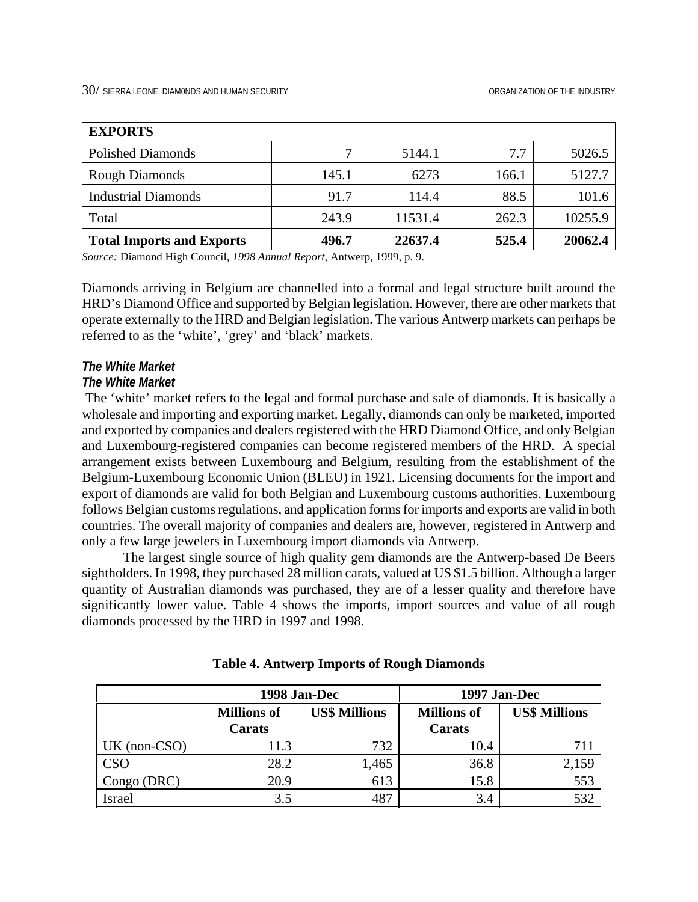| EXPORTS | | | | |
|---|---|---|---|---|
| Polished Diamonds | 7 | 5144.1 | 7.7 | 5026.5 |
| Rough Diamonds | 145.1 | 6273 | 166.1 | 5127.7 |
| Industrial Diamonds | 91.7 | 114.4 | 88.5 | 101.6 |
| Total | 243.9 | 11531.4 | 262.3 | 10255.9 |
| **Total Imports and Exports** | **496.7** | **22637.4** | **525.4** | **20062.4** |

*Source:* Diamond High Council, *1998 Annual Report*, Antwerp, 1999, p. 9.

Diamonds arriving in Belgium are channelled into a formal and legal structure built around the HRD's Diamond Office and supported by Belgian legislation. However, there are other markets that operate externally to the HRD and Belgian legislation. The various Antwerp markets can perhaps be referred to as the 'white', 'grey' and 'black' markets.

### *The White Market*

### *The White Market*

The 'white' market refers to the legal and formal purchase and sale of diamonds. It is basically a wholesale and importing and exporting market. Legally, diamonds can only be marketed, imported and exported by companies and dealers registered with the HRD Diamond Office, and only Belgian and Luxembourg-registered companies can become registered members of the HRD. A special arrangement exists between Luxembourg and Belgium, resulting from the establishment of the Belgium-Luxembourg Economic Union (BLEU) in 1921. Licensing documents for the import and export of diamonds are valid for both Belgian and Luxembourg customs authorities. Luxembourg follows Belgian customs regulations, and application forms for imports and exports are valid in both countries. The overall majority of companies and dealers are, however, registered in Antwerp and only a few large jewelers in Luxembourg import diamonds via Antwerp.

The largest single source of high quality gem diamonds are the Antwerp-based De Beers sightholders. In 1998, they purchased 28 million carats, valued at US $1.5 billion. Although a larger quantity of Australian diamonds was purchased, they are of a lesser quality and therefore have significantly lower value. Table 4 shows the imports, import sources and value of all rough diamonds processed by the HRD in 1997 and 1998.

**Table 4. Antwerp Imports of Rough Diamonds**

| | 1998 Jan-Dec | | 1997 Jan-Dec | |
|---|---|---|---|---|
| | **Millions of Carats** | **US$ Millions** | **Millions of Carats** | **US$ Millions** |
| UK (non-CSO) | 11.3 | 732 | 10.4 | 711 |
| CSO | 28.2 | 1,465 | 36.8 | 2,159 |
| Congo (DRC) | 20.9 | 613 | 15.8 | 553 |
| Israel | 3.5 | 487 | 3.4 | 532 |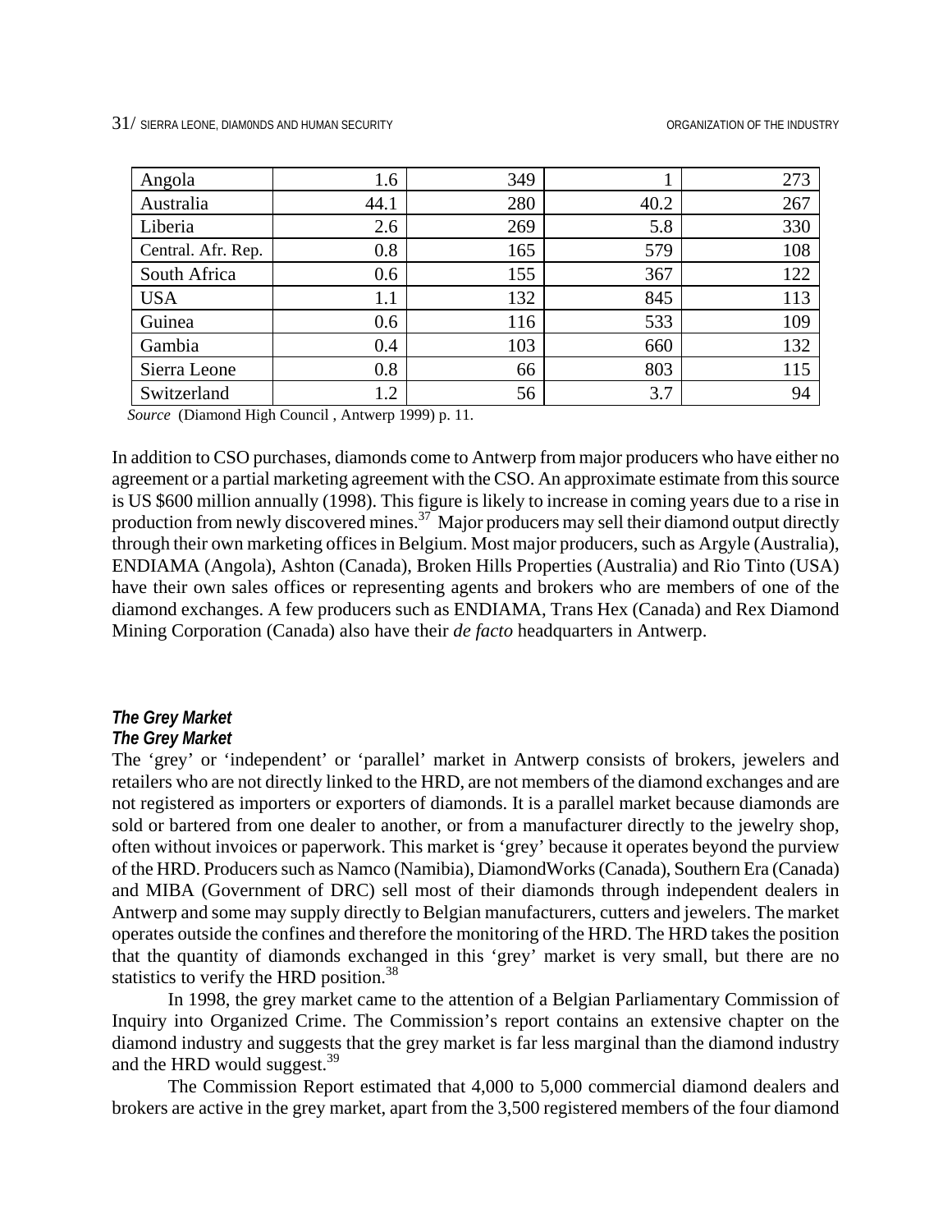| Angola | 1.6 | 349 | 1 | 273 |
| --- | --- | --- | --- | --- |
| Australia | 44.1 | 280 | 40.2 | 267 |
| Liberia | 2.6 | 269 | 5.8 | 330 |
| Central. Afr. Rep. | 0.8 | 165 | 579 | 108 |
| South Africa | 0.6 | 155 | 367 | 122 |
| USA | 1.1 | 132 | 845 | 113 |
| Guinea | 0.6 | 116 | 533 | 109 |
| Gambia | 0.4 | 103 | 660 | 132 |
| Sierra Leone | 0.8 | 66 | 803 | 115 |
| Switzerland | 1.2 | 56 | 3.7 | 94 |

*Source* (Diamond High Council , Antwerp 1999) p. 11.

In addition to CSO purchases, diamonds come to Antwerp from major producers who have either no agreement or a partial marketing agreement with the CSO. An approximate estimate from this source is US $600 million annually (1998). This figure is likely to increase in coming years due to a rise in production from newly discovered mines.[37] Major producers may sell their diamond output directly through their own marketing offices in Belgium. Most major producers, such as Argyle (Australia), ENDIAMA (Angola), Ashton (Canada), Broken Hills Properties (Australia) and Rio Tinto (USA) have their own sales offices or representing agents and brokers who are members of one of the diamond exchanges. A few producers such as ENDIAMA, Trans Hex (Canada) and Rex Diamond Mining Corporation (Canada) also have their *de facto* headquarters in Antwerp.

***The Grey Market***
***The Grey Market***

The 'grey' or 'independent' or 'parallel' market in Antwerp consists of brokers, jewelers and retailers who are not directly linked to the HRD, are not members of the diamond exchanges and are not registered as importers or exporters of diamonds. It is a parallel market because diamonds are sold or bartered from one dealer to another, or from a manufacturer directly to the jewelry shop, often without invoices or paperwork. This market is 'grey' because it operates beyond the purview of the HRD. Producers such as Namco (Namibia), DiamondWorks (Canada), Southern Era (Canada) and MIBA (Government of DRC) sell most of their diamonds through independent dealers in Antwerp and some may supply directly to Belgian manufacturers, cutters and jewelers. The market operates outside the confines and therefore the monitoring of the HRD. The HRD takes the position that the quantity of diamonds exchanged in this 'grey' market is very small, but there are no statistics to verify the HRD position.[38]

In 1998, the grey market came to the attention of a Belgian Parliamentary Commission of Inquiry into Organized Crime. The Commission's report contains an extensive chapter on the diamond industry and suggests that the grey market is far less marginal than the diamond industry and the HRD would suggest.[39]

The Commission Report estimated that 4,000 to 5,000 commercial diamond dealers and brokers are active in the grey market, apart from the 3,500 registered members of the four diamond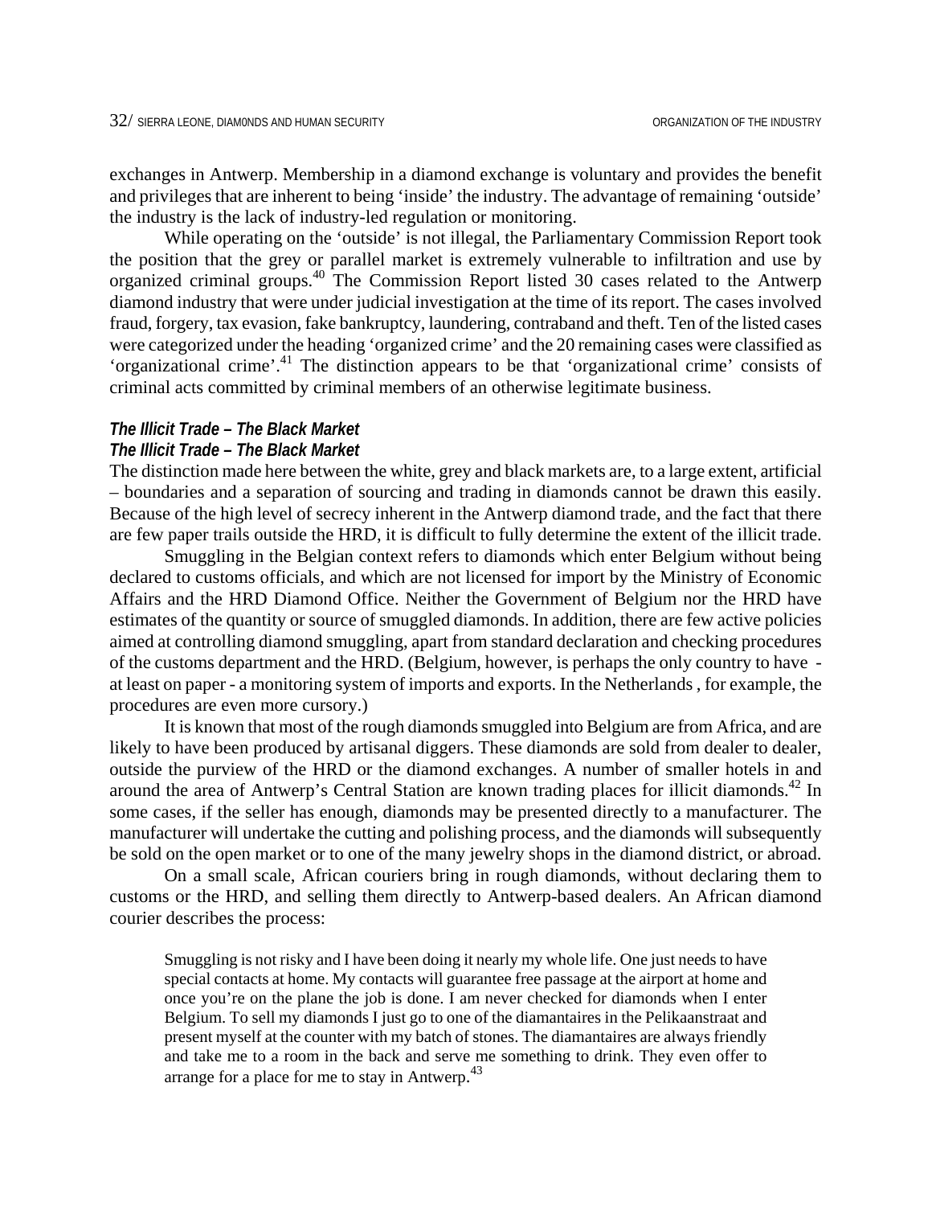exchanges in Antwerp. Membership in a diamond exchange is voluntary and provides the benefit and privileges that are inherent to being 'inside' the industry. The advantage of remaining 'outside' the industry is the lack of industry-led regulation or monitoring.

While operating on the 'outside' is not illegal, the Parliamentary Commission Report took the position that the grey or parallel market is extremely vulnerable to infiltration and use by organized criminal groups.[40] The Commission Report listed 30 cases related to the Antwerp diamond industry that were under judicial investigation at the time of its report. The cases involved fraud, forgery, tax evasion, fake bankruptcy, laundering, contraband and theft. Ten of the listed cases were categorized under the heading 'organized crime' and the 20 remaining cases were classified as 'organizational crime'.[41] The distinction appears to be that 'organizational crime' consists of criminal acts committed by criminal members of an otherwise legitimate business.

### *The Illicit Trade – The Black Market*

### *The Illicit Trade – The Black Market*

The distinction made here between the white, grey and black markets are, to a large extent, artificial – boundaries and a separation of sourcing and trading in diamonds cannot be drawn this easily. Because of the high level of secrecy inherent in the Antwerp diamond trade, and the fact that there are few paper trails outside the HRD, it is difficult to fully determine the extent of the illicit trade.

Smuggling in the Belgian context refers to diamonds which enter Belgium without being declared to customs officials, and which are not licensed for import by the Ministry of Economic Affairs and the HRD Diamond Office. Neither the Government of Belgium nor the HRD have estimates of the quantity or source of smuggled diamonds. In addition, there are few active policies aimed at controlling diamond smuggling, apart from standard declaration and checking procedures of the customs department and the HRD. (Belgium, however, is perhaps the only country to have - at least on paper - a monitoring system of imports and exports. In the Netherlands , for example, the procedures are even more cursory.)

It is known that most of the rough diamonds smuggled into Belgium are from Africa, and are likely to have been produced by artisanal diggers. These diamonds are sold from dealer to dealer, outside the purview of the HRD or the diamond exchanges. A number of smaller hotels in and around the area of Antwerp's Central Station are known trading places for illicit diamonds.[42] In some cases, if the seller has enough, diamonds may be presented directly to a manufacturer. The manufacturer will undertake the cutting and polishing process, and the diamonds will subsequently be sold on the open market or to one of the many jewelry shops in the diamond district, or abroad.

On a small scale, African couriers bring in rough diamonds, without declaring them to customs or the HRD, and selling them directly to Antwerp-based dealers. An African diamond courier describes the process:

> Smuggling is not risky and I have been doing it nearly my whole life. One just needs to have special contacts at home. My contacts will guarantee free passage at the airport at home and once you're on the plane the job is done. I am never checked for diamonds when I enter Belgium. To sell my diamonds I just go to one of the diamantaires in the Pelikaanstraat and present myself at the counter with my batch of stones. The diamantaires are always friendly and take me to a room in the back and serve me something to drink. They even offer to arrange for a place for me to stay in Antwerp.[43]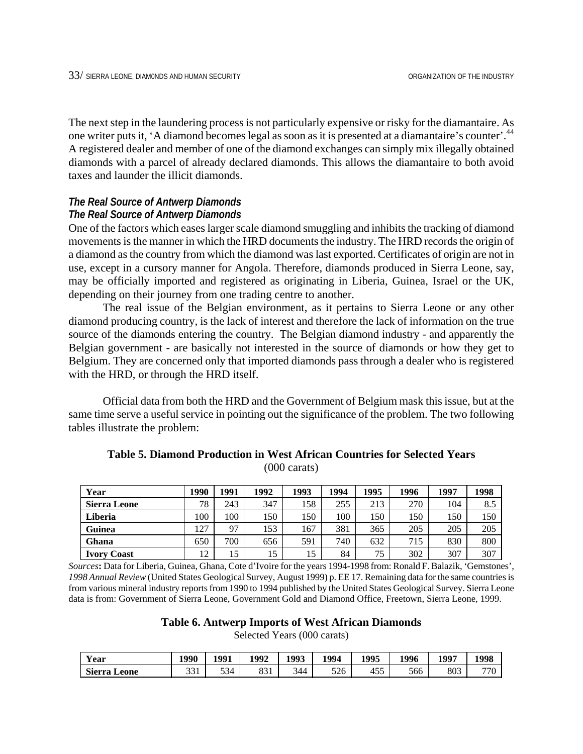The next step in the laundering process is not particularly expensive or risky for the diamantaire. As one writer puts it, 'A diamond becomes legal as soon as it is presented at a diamantaire's counter'.[44] A registered dealer and member of one of the diamond exchanges can simply mix illegally obtained diamonds with a parcel of already declared diamonds. This allows the diamantaire to both avoid taxes and launder the illicit diamonds.

### *The Real Source of Antwerp Diamonds*

### *The Real Source of Antwerp Diamonds*

One of the factors which eases larger scale diamond smuggling and inhibits the tracking of diamond movements is the manner in which the HRD documents the industry. The HRD records the origin of a diamond as the country from which the diamond was last exported. Certificates of origin are not in use, except in a cursory manner for Angola. Therefore, diamonds produced in Sierra Leone, say, may be officially imported and registered as originating in Liberia, Guinea, Israel or the UK, depending on their journey from one trading centre to another.

The real issue of the Belgian environment, as it pertains to Sierra Leone or any other diamond producing country, is the lack of interest and therefore the lack of information on the true source of the diamonds entering the country. The Belgian diamond industry - and apparently the Belgian government - are basically not interested in the source of diamonds or how they get to Belgium. They are concerned only that imported diamonds pass through a dealer who is registered with the HRD, or through the HRD itself.

Official data from both the HRD and the Government of Belgium mask this issue, but at the same time serve a useful service in pointing out the significance of the problem. The two following tables illustrate the problem:

**Table 5. Diamond Production in West African Countries for Selected Years**
(000 carats)

| Year | 1990 | 1991 | 1992 | 1993 | 1994 | 1995 | 1996 | 1997 | 1998 |
|---|---|---|---|---|---|---|---|---|---|
| **Sierra Leone** | 78 | 243 | 347 | 158 | 255 | 213 | 270 | 104 | 8.5 |
| **Liberia** | 100 | 100 | 150 | 150 | 100 | 150 | 150 | 150 | 150 |
| **Guinea** | 127 | 97 | 153 | 167 | 381 | 365 | 205 | 205 | 205 |
| **Ghana** | 650 | 700 | 656 | 591 | 740 | 632 | 715 | 830 | 800 |
| **Ivory Coast** | 12 | 15 | 15 | 15 | 84 | 75 | 302 | 307 | 307 |

*Sources***:** Data for Liberia, Guinea, Ghana, Cote d'Ivoire for the years 1994-1998 from: Ronald F. Balazik, 'Gemstones', *1998 Annual Review* (United States Geological Survey, August 1999) p. EE 17. Remaining data for the same countries is from various mineral industry reports from 1990 to 1994 published by the United States Geological Survey. Sierra Leone data is from: Government of Sierra Leone, Government Gold and Diamond Office, Freetown, Sierra Leone, 1999.

**Table 6. Antwerp Imports of West African Diamonds**
Selected Years (000 carats)

| Year | 1990 | 1991 | 1992 | 1993 | 1994 | 1995 | 1996 | 1997 | 1998 |
|---|---|---|---|---|---|---|---|---|---|
| **Sierra Leone** | 331 | 534 | 831 | 344 | 526 | 455 | 566 | 803 | 770 |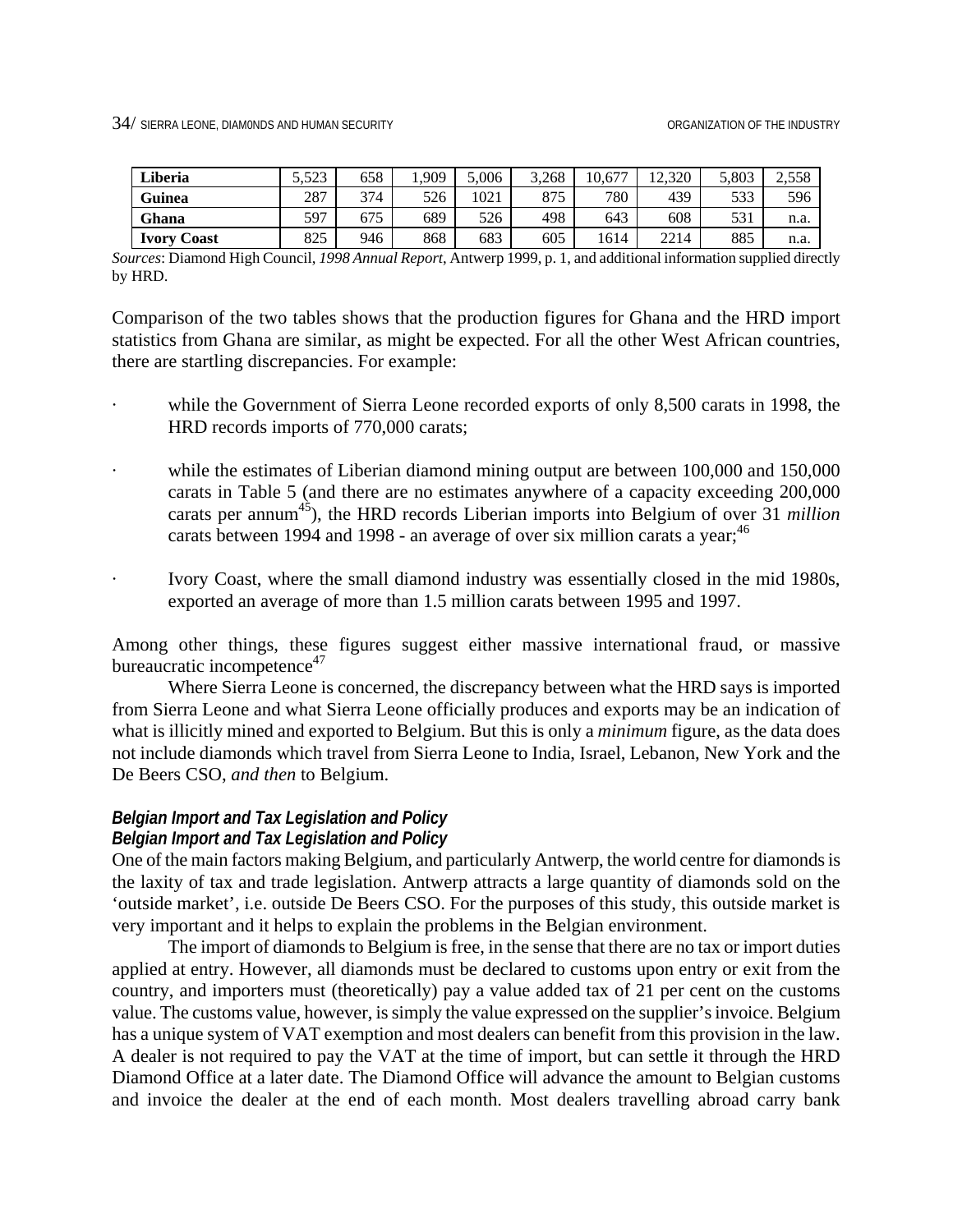| Liberia | 5,523 | 658 | 1,909 | 5,006 | 3,268 | 10,677 | 12,320 | 5,803 | 2,558 |
|---|---|---|---|---|---|---|---|---|---|
| Guinea | 287 | 374 | 526 | 1021 | 875 | 780 | 439 | 533 | 596 |
| Ghana | 597 | 675 | 689 | 526 | 498 | 643 | 608 | 531 | n.a. |
| Ivory Coast | 825 | 946 | 868 | 683 | 605 | 1614 | 2214 | 885 | n.a. |

*Sources*: Diamond High Council, *1998 Annual Report*, Antwerp 1999, p. 1, and additional information supplied directly by HRD.

Comparison of the two tables shows that the production figures for Ghana and the HRD import statistics from Ghana are similar, as might be expected. For all the other West African countries, there are startling discrepancies. For example:

- while the Government of Sierra Leone recorded exports of only 8,500 carats in 1998, the HRD records imports of 770,000 carats;
- while the estimates of Liberian diamond mining output are between 100,000 and 150,000 carats in Table 5 (and there are no estimates anywhere of a capacity exceeding 200,000 carats per annum[45]), the HRD records Liberian imports into Belgium of over 31 *million* carats between 1994 and 1998 - an average of over six million carats a year;[46]
- Ivory Coast, where the small diamond industry was essentially closed in the mid 1980s, exported an average of more than 1.5 million carats between 1995 and 1997.

Among other things, these figures suggest either massive international fraud, or massive bureaucratic incompetence[47]

Where Sierra Leone is concerned, the discrepancy between what the HRD says is imported from Sierra Leone and what Sierra Leone officially produces and exports may be an indication of what is illicitly mined and exported to Belgium. But this is only a *minimum* figure, as the data does not include diamonds which travel from Sierra Leone to India, Israel, Lebanon, New York and the De Beers CSO, *and then* to Belgium.

### *Belgian Import and Tax Legislation and Policy*

### *Belgian Import and Tax Legislation and Policy*

One of the main factors making Belgium, and particularly Antwerp, the world centre for diamonds is the laxity of tax and trade legislation. Antwerp attracts a large quantity of diamonds sold on the 'outside market', i.e. outside De Beers CSO. For the purposes of this study, this outside market is very important and it helps to explain the problems in the Belgian environment.

The import of diamonds to Belgium is free, in the sense that there are no tax or import duties applied at entry. However, all diamonds must be declared to customs upon entry or exit from the country, and importers must (theoretically) pay a value added tax of 21 per cent on the customs value. The customs value, however, is simply the value expressed on the supplier's invoice. Belgium has a unique system of VAT exemption and most dealers can benefit from this provision in the law. A dealer is not required to pay the VAT at the time of import, but can settle it through the HRD Diamond Office at a later date. The Diamond Office will advance the amount to Belgian customs and invoice the dealer at the end of each month. Most dealers travelling abroad carry bank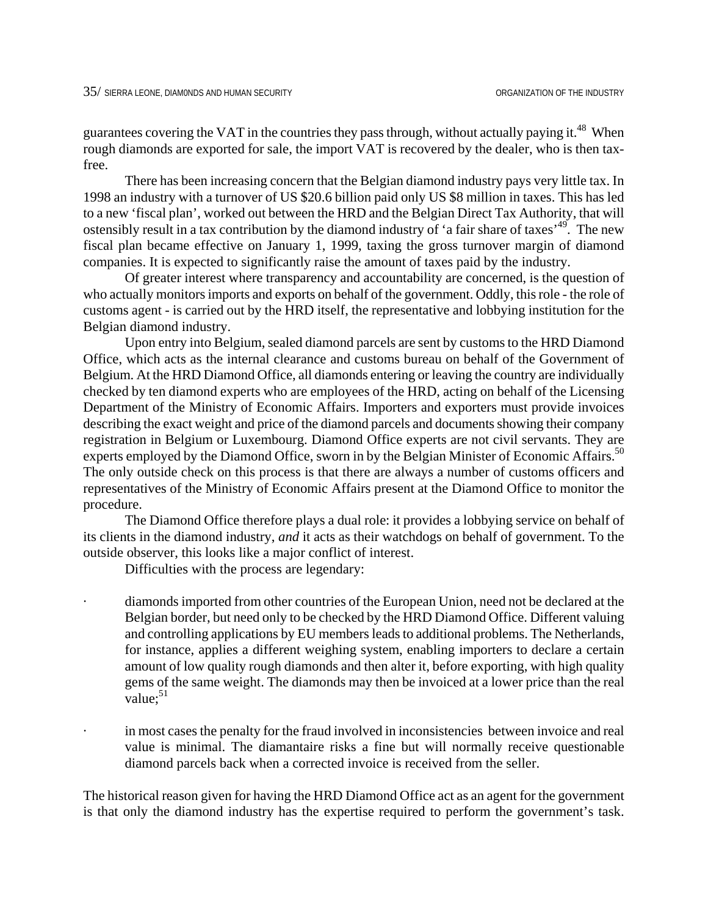guarantees covering the VAT in the countries they pass through, without actually paying it.[48] When rough diamonds are exported for sale, the import VAT is recovered by the dealer, who is then tax-free.

There has been increasing concern that the Belgian diamond industry pays very little tax. In 1998 an industry with a turnover of US $20.6 billion paid only US $8 million in taxes. This has led to a new 'fiscal plan', worked out between the HRD and the Belgian Direct Tax Authority, that will ostensibly result in a tax contribution by the diamond industry of 'a fair share of taxes'[49]. The new fiscal plan became effective on January 1, 1999, taxing the gross turnover margin of diamond companies. It is expected to significantly raise the amount of taxes paid by the industry.

Of greater interest where transparency and accountability are concerned, is the question of who actually monitors imports and exports on behalf of the government. Oddly, this role - the role of customs agent - is carried out by the HRD itself, the representative and lobbying institution for the Belgian diamond industry.

Upon entry into Belgium, sealed diamond parcels are sent by customs to the HRD Diamond Office, which acts as the internal clearance and customs bureau on behalf of the Government of Belgium. At the HRD Diamond Office, all diamonds entering or leaving the country are individually checked by ten diamond experts who are employees of the HRD, acting on behalf of the Licensing Department of the Ministry of Economic Affairs. Importers and exporters must provide invoices describing the exact weight and price of the diamond parcels and documents showing their company registration in Belgium or Luxembourg. Diamond Office experts are not civil servants. They are experts employed by the Diamond Office, sworn in by the Belgian Minister of Economic Affairs.[50] The only outside check on this process is that there are always a number of customs officers and representatives of the Ministry of Economic Affairs present at the Diamond Office to monitor the procedure.

The Diamond Office therefore plays a dual role: it provides a lobbying service on behalf of its clients in the diamond industry, *and* it acts as their watchdogs on behalf of government. To the outside observer, this looks like a major conflict of interest.

Difficulties with the process are legendary:

- diamonds imported from other countries of the European Union, need not be declared at the Belgian border, but need only to be checked by the HRD Diamond Office. Different valuing and controlling applications by EU members leads to additional problems. The Netherlands, for instance, applies a different weighing system, enabling importers to declare a certain amount of low quality rough diamonds and then alter it, before exporting, with high quality gems of the same weight. The diamonds may then be invoiced at a lower price than the real value;[51]

- in most cases the penalty for the fraud involved in inconsistencies between invoice and real value is minimal. The diamantaire risks a fine but will normally receive questionable diamond parcels back when a corrected invoice is received from the seller.

The historical reason given for having the HRD Diamond Office act as an agent for the government is that only the diamond industry has the expertise required to perform the government's task.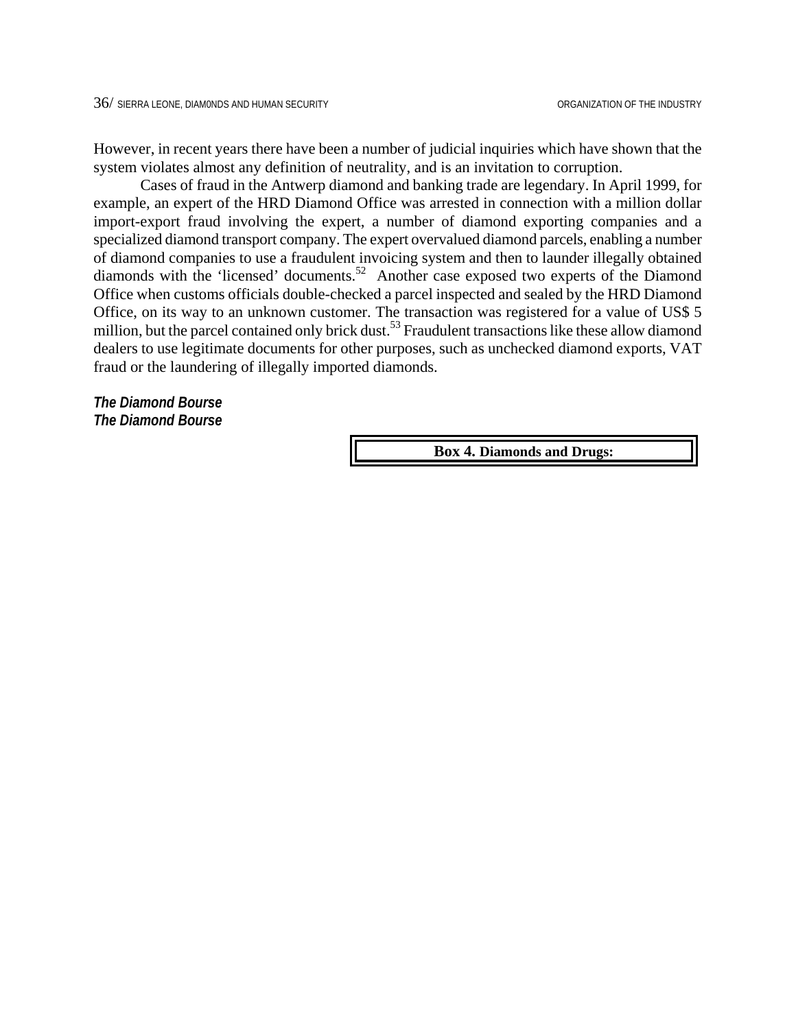However, in recent years there have been a number of judicial inquiries which have shown that the system violates almost any definition of neutrality, and is an invitation to corruption.

Cases of fraud in the Antwerp diamond and banking trade are legendary. In April 1999, for example, an expert of the HRD Diamond Office was arrested in connection with a million dollar import-export fraud involving the expert, a number of diamond exporting companies and a specialized diamond transport company. The expert overvalued diamond parcels, enabling a number of diamond companies to use a fraudulent invoicing system and then to launder illegally obtained diamonds with the 'licensed' documents.[52] Another case exposed two experts of the Diamond Office when customs officials double-checked a parcel inspected and sealed by the HRD Diamond Office, on its way to an unknown customer. The transaction was registered for a value of US$ 5 million, but the parcel contained only brick dust.[53] Fraudulent transactions like these allow diamond dealers to use legitimate documents for other purposes, such as unchecked diamond exports, VAT fraud or the laundering of illegally imported diamonds.

***The Diamond Bourse***

***The Diamond Bourse***

**Box 4. Diamonds and Drugs:**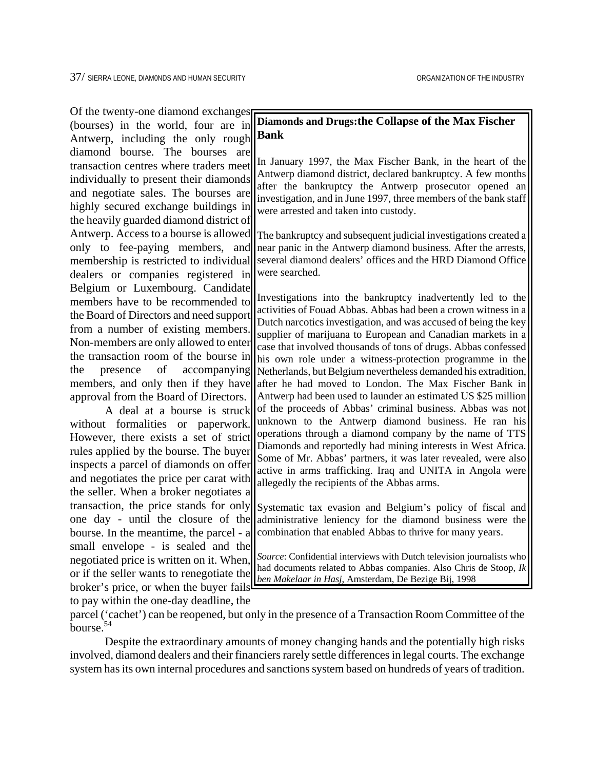Of the twenty-one diamond exchanges (bourses) in the world, four are in Antwerp, including the only rough diamond bourse. The bourses are transaction centres where traders meet individually to present their diamonds and negotiate sales. The bourses are highly secured exchange buildings in the heavily guarded diamond district of Antwerp. Access to a bourse is allowed only to fee-paying members, and membership is restricted to individual dealers or companies registered in Belgium or Luxembourg. Candidate members have to be recommended to the Board of Directors and need support from a number of existing members. Non-members are only allowed to enter the transaction room of the bourse in the presence of accompanying members, and only then if they have approval from the Board of Directors.

A deal at a bourse is struck without formalities or paperwork. However, there exists a set of strict rules applied by the bourse. The buyer inspects a parcel of diamonds on offer and negotiates the price per carat with the seller. When a broker negotiates a transaction, the price stands for only one day - until the closure of the bourse. In the meantime, the parcel - a small envelope - is sealed and the negotiated price is written on it. When, or if the seller wants to renegotiate the broker's price, or when the buyer fails to pay within the one-day deadline, the parcel ('cachet') can be reopened, but only in the presence of a Transaction Room Committee of the bourse.[54]

Despite the extraordinary amounts of money changing hands and the potentially high risks involved, diamond dealers and their financiers rarely settle differences in legal courts. The exchange system has its own internal procedures and sanctions system based on hundreds of years of tradition.

**Diamonds and Drugs: the Collapse of the Max Fischer Bank**

In January 1997, the Max Fischer Bank, in the heart of the Antwerp diamond district, declared bankruptcy. A few months after the bankruptcy the Antwerp prosecutor opened an investigation, and in June 1997, three members of the bank staff were arrested and taken into custody.

The bankruptcy and subsequent judicial investigations created a near panic in the Antwerp diamond business. After the arrests, several diamond dealers' offices and the HRD Diamond Office were searched.

Investigations into the bankruptcy inadvertently led to the activities of Fouad Abbas. Abbas had been a crown witness in a Dutch narcotics investigation, and was accused of being the key supplier of marijuana to European and Canadian markets in a case that involved thousands of tons of drugs. Abbas confessed his own role under a witness-protection programme in the Netherlands, but Belgium nevertheless demanded his extradition, after he had moved to London. The Max Fischer Bank in Antwerp had been used to launder an estimated US $25 million of the proceeds of Abbas' criminal business. Abbas was not unknown to the Antwerp diamond business. He ran his operations through a diamond company by the name of TTS Diamonds and reportedly had mining interests in West Africa. Some of Mr. Abbas' partners, it was later revealed, were also active in arms trafficking. Iraq and UNITA in Angola were allegedly the recipients of the Abbas arms.

Systematic tax evasion and Belgium's policy of fiscal and administrative leniency for the diamond business were the combination that enabled Abbas to thrive for many years.

*Source*: Confidential interviews with Dutch television journalists who had documents related to Abbas companies. Also Chris de Stoop, *Ik ben Makelaar in Hasj*, Amsterdam, De Bezige Bij, 1998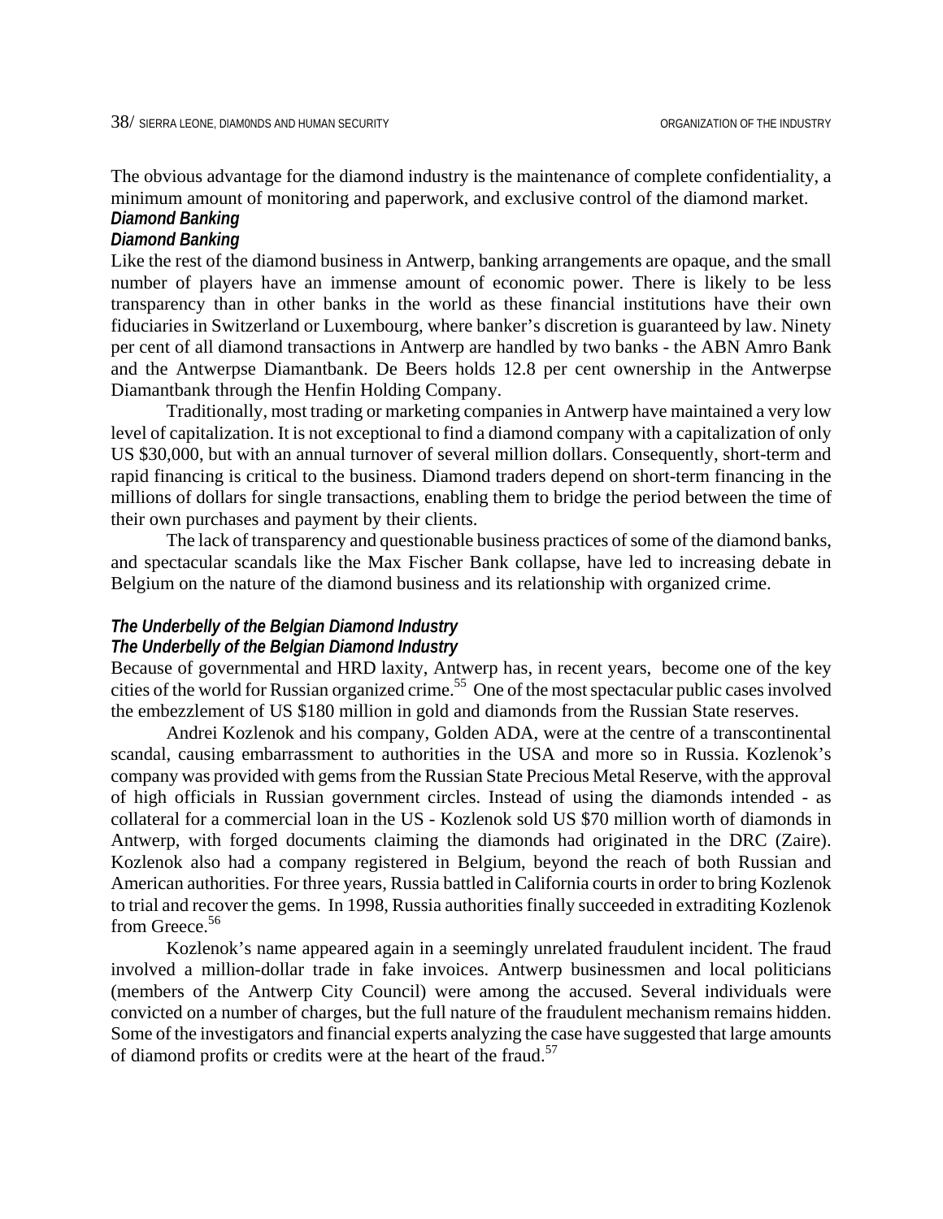The obvious advantage for the diamond industry is the maintenance of complete confidentiality, a minimum amount of monitoring and paperwork, and exclusive control of the diamond market.

### *Diamond Banking*

### *Diamond Banking*

Like the rest of the diamond business in Antwerp, banking arrangements are opaque, and the small number of players have an immense amount of economic power. There is likely to be less transparency than in other banks in the world as these financial institutions have their own fiduciaries in Switzerland or Luxembourg, where banker's discretion is guaranteed by law. Ninety per cent of all diamond transactions in Antwerp are handled by two banks - the ABN Amro Bank and the Antwerpse Diamantbank. De Beers holds 12.8 per cent ownership in the Antwerpse Diamantbank through the Henfin Holding Company.

Traditionally, most trading or marketing companies in Antwerp have maintained a very low level of capitalization. It is not exceptional to find a diamond company with a capitalization of only US $30,000, but with an annual turnover of several million dollars. Consequently, short-term and rapid financing is critical to the business. Diamond traders depend on short-term financing in the millions of dollars for single transactions, enabling them to bridge the period between the time of their own purchases and payment by their clients.

The lack of transparency and questionable business practices of some of the diamond banks, and spectacular scandals like the Max Fischer Bank collapse, have led to increasing debate in Belgium on the nature of the diamond business and its relationship with organized crime.

### *The Underbelly of the Belgian Diamond Industry*

### *The Underbelly of the Belgian Diamond Industry*

Because of governmental and HRD laxity, Antwerp has, in recent years, become one of the key cities of the world for Russian organized crime.[55] One of the most spectacular public cases involved the embezzlement of US $180 million in gold and diamonds from the Russian State reserves.

Andrei Kozlenok and his company, Golden ADA, were at the centre of a transcontinental scandal, causing embarrassment to authorities in the USA and more so in Russia. Kozlenok's company was provided with gems from the Russian State Precious Metal Reserve, with the approval of high officials in Russian government circles. Instead of using the diamonds intended - as collateral for a commercial loan in the US - Kozlenok sold US $70 million worth of diamonds in Antwerp, with forged documents claiming the diamonds had originated in the DRC (Zaire). Kozlenok also had a company registered in Belgium, beyond the reach of both Russian and American authorities. For three years, Russia battled in California courts in order to bring Kozlenok to trial and recover the gems. In 1998, Russia authorities finally succeeded in extraditing Kozlenok from Greece.[56]

Kozlenok's name appeared again in a seemingly unrelated fraudulent incident. The fraud involved a million-dollar trade in fake invoices. Antwerp businessmen and local politicians (members of the Antwerp City Council) were among the accused. Several individuals were convicted on a number of charges, but the full nature of the fraudulent mechanism remains hidden. Some of the investigators and financial experts analyzing the case have suggested that large amounts of diamond profits or credits were at the heart of the fraud.[57]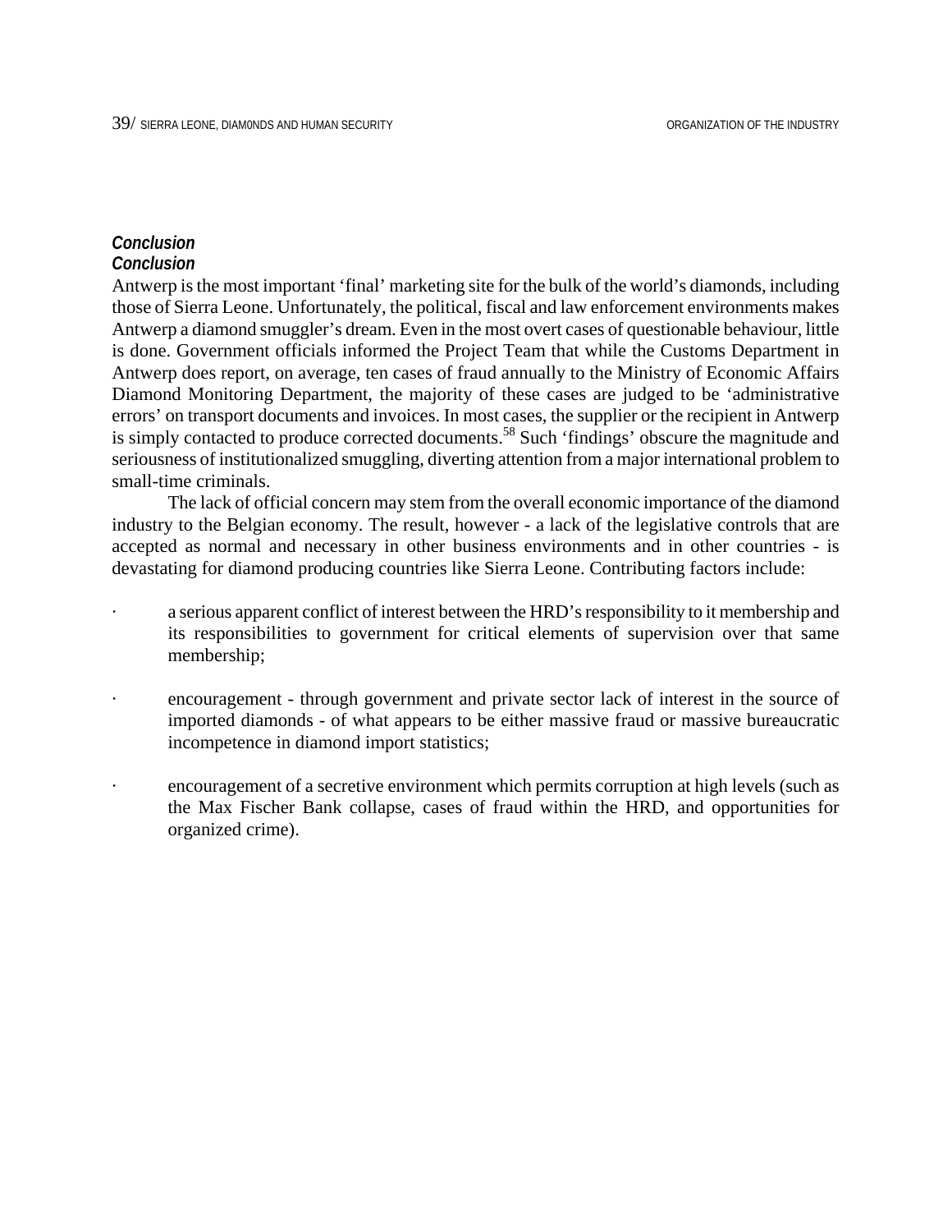### *Conclusion*

### *Conclusion*

Antwerp is the most important 'final' marketing site for the bulk of the world's diamonds, including those of Sierra Leone. Unfortunately, the political, fiscal and law enforcement environments makes Antwerp a diamond smuggler's dream. Even in the most overt cases of questionable behaviour, little is done. Government officials informed the Project Team that while the Customs Department in Antwerp does report, on average, ten cases of fraud annually to the Ministry of Economic Affairs Diamond Monitoring Department, the majority of these cases are judged to be 'administrative errors' on transport documents and invoices. In most cases, the supplier or the recipient in Antwerp is simply contacted to produce corrected documents.[58] Such 'findings' obscure the magnitude and seriousness of institutionalized smuggling, diverting attention from a major international problem to small-time criminals.

The lack of official concern may stem from the overall economic importance of the diamond industry to the Belgian economy. The result, however - a lack of the legislative controls that are accepted as normal and necessary in other business environments and in other countries - is devastating for diamond producing countries like Sierra Leone. Contributing factors include:

- a serious apparent conflict of interest between the HRD's responsibility to it membership and its responsibilities to government for critical elements of supervision over that same membership;
- encouragement - through government and private sector lack of interest in the source of imported diamonds - of what appears to be either massive fraud or massive bureaucratic incompetence in diamond import statistics;
- encouragement of a secretive environment which permits corruption at high levels (such as the Max Fischer Bank collapse, cases of fraud within the HRD, and opportunities for organized crime).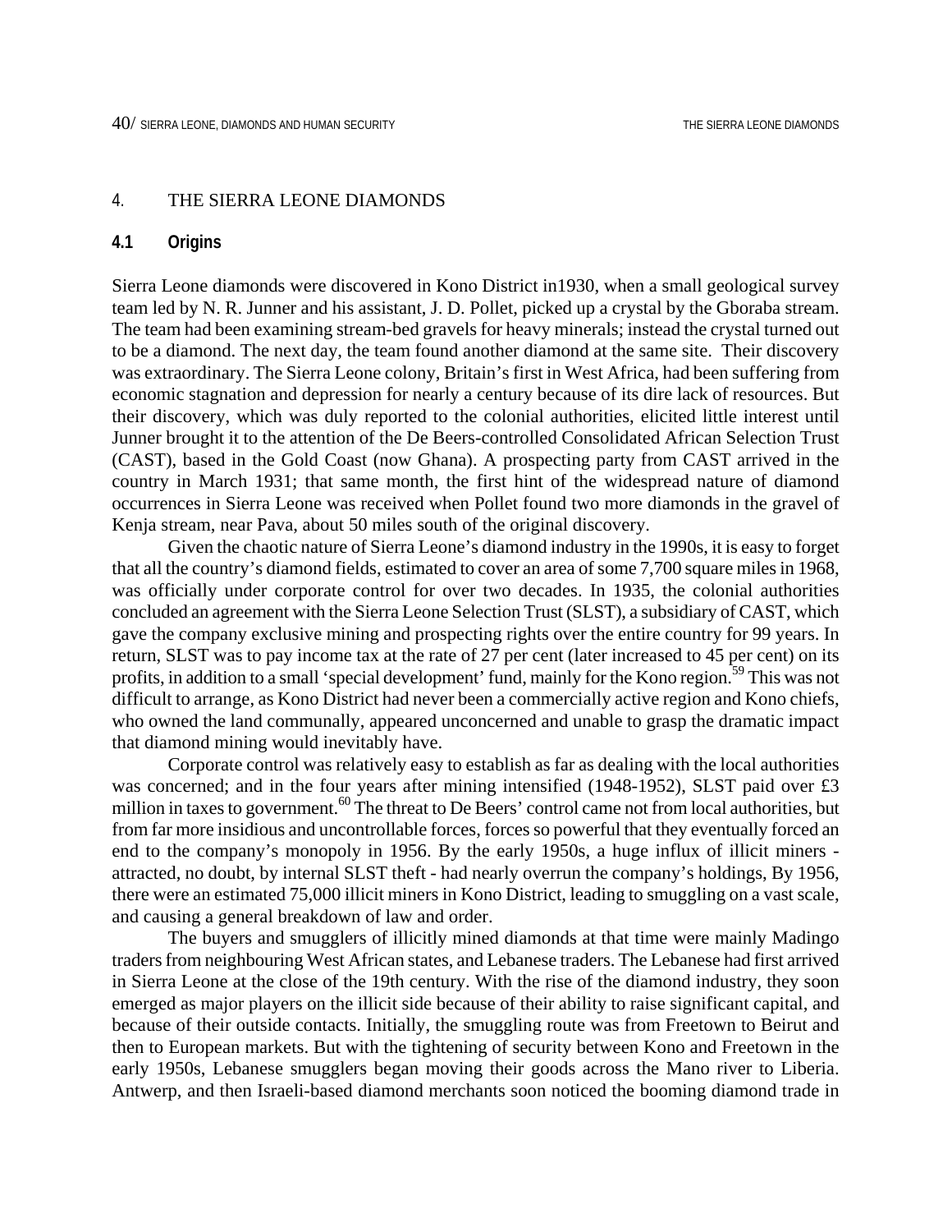## 4. THE SIERRA LEONE DIAMONDS

### 4.1 Origins

Sierra Leone diamonds were discovered in Kono District in1930, when a small geological survey team led by N. R. Junner and his assistant, J. D. Pollet, picked up a crystal by the Gboraba stream. The team had been examining stream-bed gravels for heavy minerals; instead the crystal turned out to be a diamond. The next day, the team found another diamond at the same site. Their discovery was extraordinary. The Sierra Leone colony, Britain's first in West Africa, had been suffering from economic stagnation and depression for nearly a century because of its dire lack of resources. But their discovery, which was duly reported to the colonial authorities, elicited little interest until Junner brought it to the attention of the De Beers-controlled Consolidated African Selection Trust (CAST), based in the Gold Coast (now Ghana). A prospecting party from CAST arrived in the country in March 1931; that same month, the first hint of the widespread nature of diamond occurrences in Sierra Leone was received when Pollet found two more diamonds in the gravel of Kenja stream, near Pava, about 50 miles south of the original discovery.

Given the chaotic nature of Sierra Leone's diamond industry in the 1990s, it is easy to forget that all the country's diamond fields, estimated to cover an area of some 7,700 square miles in 1968, was officially under corporate control for over two decades. In 1935, the colonial authorities concluded an agreement with the Sierra Leone Selection Trust (SLST), a subsidiary of CAST, which gave the company exclusive mining and prospecting rights over the entire country for 99 years. In return, SLST was to pay income tax at the rate of 27 per cent (later increased to 45 per cent) on its profits, in addition to a small 'special development' fund, mainly for the Kono region.[59] This was not difficult to arrange, as Kono District had never been a commercially active region and Kono chiefs, who owned the land communally, appeared unconcerned and unable to grasp the dramatic impact that diamond mining would inevitably have.

Corporate control was relatively easy to establish as far as dealing with the local authorities was concerned; and in the four years after mining intensified (1948-1952), SLST paid over £3 million in taxes to government.[60] The threat to De Beers' control came not from local authorities, but from far more insidious and uncontrollable forces, forces so powerful that they eventually forced an end to the company's monopoly in 1956. By the early 1950s, a huge influx of illicit miners - attracted, no doubt, by internal SLST theft - had nearly overrun the company's holdings, By 1956, there were an estimated 75,000 illicit miners in Kono District, leading to smuggling on a vast scale, and causing a general breakdown of law and order.

The buyers and smugglers of illicitly mined diamonds at that time were mainly Madingo traders from neighbouring West African states, and Lebanese traders. The Lebanese had first arrived in Sierra Leone at the close of the 19th century. With the rise of the diamond industry, they soon emerged as major players on the illicit side because of their ability to raise significant capital, and because of their outside contacts. Initially, the smuggling route was from Freetown to Beirut and then to European markets. But with the tightening of security between Kono and Freetown in the early 1950s, Lebanese smugglers began moving their goods across the Mano river to Liberia. Antwerp, and then Israeli-based diamond merchants soon noticed the booming diamond trade in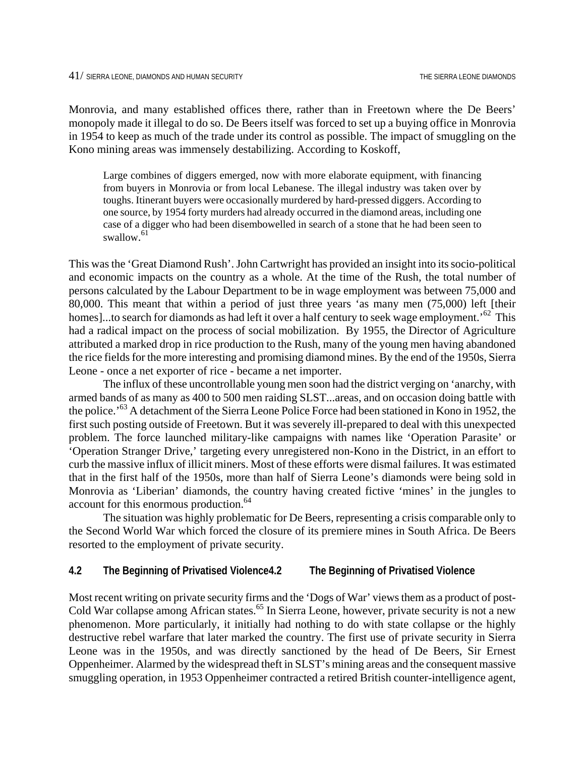Monrovia, and many established offices there, rather than in Freetown where the De Beers' monopoly made it illegal to do so. De Beers itself was forced to set up a buying office in Monrovia in 1954 to keep as much of the trade under its control as possible. The impact of smuggling on the Kono mining areas was immensely destabilizing. According to Koskoff,

> Large combines of diggers emerged, now with more elaborate equipment, with financing from buyers in Monrovia or from local Lebanese. The illegal industry was taken over by toughs. Itinerant buyers were occasionally murdered by hard-pressed diggers. According to one source, by 1954 forty murders had already occurred in the diamond areas, including one case of a digger who had been disembowelled in search of a stone that he had been seen to swallow.[61]

This was the 'Great Diamond Rush'. John Cartwright has provided an insight into its socio-political and economic impacts on the country as a whole. At the time of the Rush, the total number of persons calculated by the Labour Department to be in wage employment was between 75,000 and 80,000. This meant that within a period of just three years 'as many men (75,000) left [their homes]...to search for diamonds as had left it over a half century to seek wage employment.'[62] This had a radical impact on the process of social mobilization. By 1955, the Director of Agriculture attributed a marked drop in rice production to the Rush, many of the young men having abandoned the rice fields for the more interesting and promising diamond mines. By the end of the 1950s, Sierra Leone - once a net exporter of rice - became a net importer.

The influx of these uncontrollable young men soon had the district verging on 'anarchy, with armed bands of as many as 400 to 500 men raiding SLST...areas, and on occasion doing battle with the police.'[63] A detachment of the Sierra Leone Police Force had been stationed in Kono in 1952, the first such posting outside of Freetown. But it was severely ill-prepared to deal with this unexpected problem. The force launched military-like campaigns with names like 'Operation Parasite' or 'Operation Stranger Drive,' targeting every unregistered non-Kono in the District, in an effort to curb the massive influx of illicit miners. Most of these efforts were dismal failures. It was estimated that in the first half of the 1950s, more than half of Sierra Leone's diamonds were being sold in Monrovia as 'Liberian' diamonds, the country having created fictive 'mines' in the jungles to account for this enormous production.[64]

The situation was highly problematic for De Beers, representing a crisis comparable only to the Second World War which forced the closure of its premiere mines in South Africa. De Beers resorted to the employment of private security.

## 4.2 The Beginning of Privatised Violence

Most recent writing on private security firms and the 'Dogs of War' views them as a product of post-Cold War collapse among African states.[65] In Sierra Leone, however, private security is not a new phenomenon. More particularly, it initially had nothing to do with state collapse or the highly destructive rebel warfare that later marked the country. The first use of private security in Sierra Leone was in the 1950s, and was directly sanctioned by the head of De Beers, Sir Ernest Oppenheimer. Alarmed by the widespread theft in SLST's mining areas and the consequent massive smuggling operation, in 1953 Oppenheimer contracted a retired British counter-intelligence agent,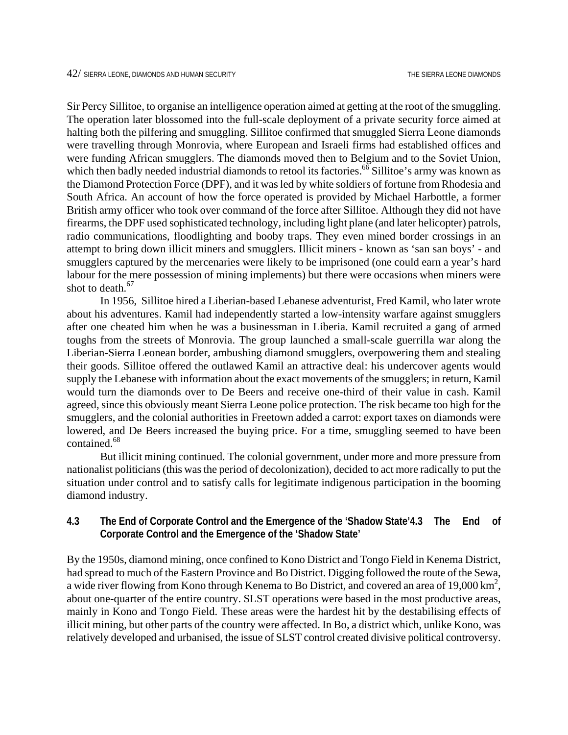Sir Percy Sillitoe, to organise an intelligence operation aimed at getting at the root of the smuggling. The operation later blossomed into the full-scale deployment of a private security force aimed at halting both the pilfering and smuggling. Sillitoe confirmed that smuggled Sierra Leone diamonds were travelling through Monrovia, where European and Israeli firms had established offices and were funding African smugglers. The diamonds moved then to Belgium and to the Soviet Union, which then badly needed industrial diamonds to retool its factories.[66] Sillitoe's army was known as the Diamond Protection Force (DPF), and it was led by white soldiers of fortune from Rhodesia and South Africa. An account of how the force operated is provided by Michael Harbottle, a former British army officer who took over command of the force after Sillitoe. Although they did not have firearms, the DPF used sophisticated technology, including light plane (and later helicopter) patrols, radio communications, floodlighting and booby traps. They even mined border crossings in an attempt to bring down illicit miners and smugglers. Illicit miners - known as 'san san boys' - and smugglers captured by the mercenaries were likely to be imprisoned (one could earn a year's hard labour for the mere possession of mining implements) but there were occasions when miners were shot to death.[67]

In 1956, Sillitoe hired a Liberian-based Lebanese adventurist, Fred Kamil, who later wrote about his adventures. Kamil had independently started a low-intensity warfare against smugglers after one cheated him when he was a businessman in Liberia. Kamil recruited a gang of armed toughs from the streets of Monrovia. The group launched a small-scale guerrilla war along the Liberian-Sierra Leonean border, ambushing diamond smugglers, overpowering them and stealing their goods. Sillitoe offered the outlawed Kamil an attractive deal: his undercover agents would supply the Lebanese with information about the exact movements of the smugglers; in return, Kamil would turn the diamonds over to De Beers and receive one-third of their value in cash. Kamil agreed, since this obviously meant Sierra Leone police protection. The risk became too high for the smugglers, and the colonial authorities in Freetown added a carrot: export taxes on diamonds were lowered, and De Beers increased the buying price. For a time, smuggling seemed to have been contained.[68]

But illicit mining continued. The colonial government, under more and more pressure from nationalist politicians (this was the period of decolonization), decided to act more radically to put the situation under control and to satisfy calls for legitimate indigenous participation in the booming diamond industry.

### 4.3 The End of Corporate Control and the Emergence of the 'Shadow State'

By the 1950s, diamond mining, once confined to Kono District and Tongo Field in Kenema District, had spread to much of the Eastern Province and Bo District. Digging followed the route of the Sewa, a wide river flowing from Kono through Kenema to Bo District, and covered an area of 19,000 km$^2$, about one-quarter of the entire country. SLST operations were based in the most productive areas, mainly in Kono and Tongo Field. These areas were the hardest hit by the destabilising effects of illicit mining, but other parts of the country were affected. In Bo, a district which, unlike Kono, was relatively developed and urbanised, the issue of SLST control created divisive political controversy.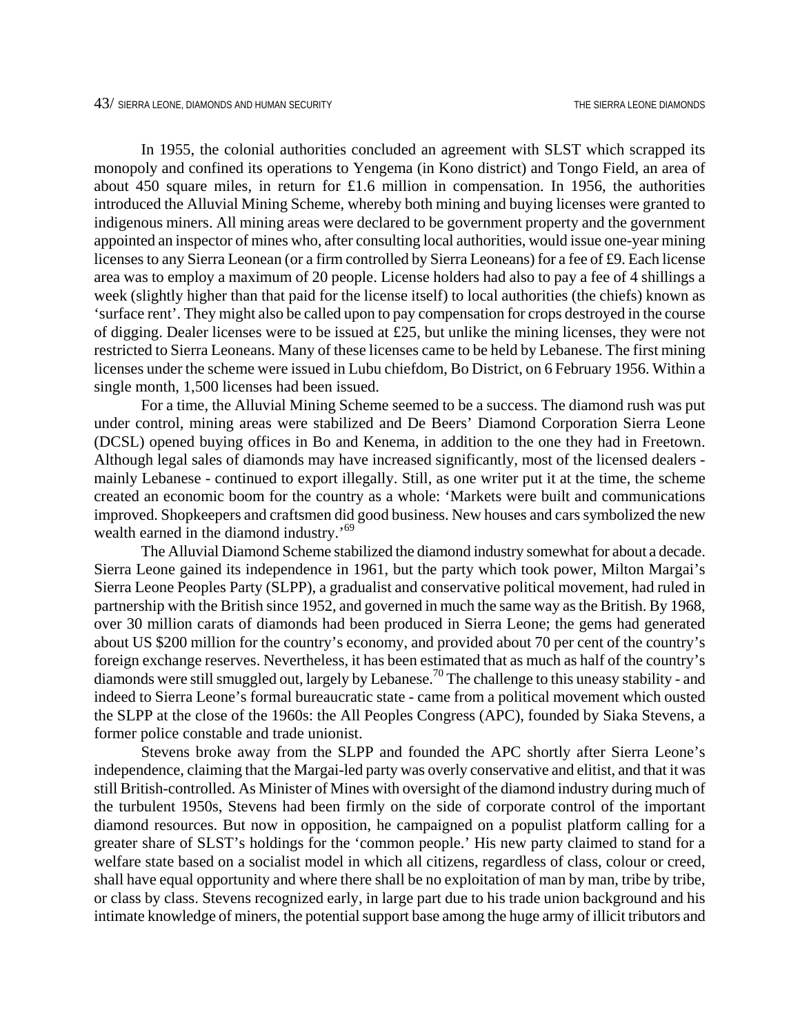In 1955, the colonial authorities concluded an agreement with SLST which scrapped its monopoly and confined its operations to Yengema (in Kono district) and Tongo Field, an area of about 450 square miles, in return for £1.6 million in compensation. In 1956, the authorities introduced the Alluvial Mining Scheme, whereby both mining and buying licenses were granted to indigenous miners. All mining areas were declared to be government property and the government appointed an inspector of mines who, after consulting local authorities, would issue one-year mining licenses to any Sierra Leonean (or a firm controlled by Sierra Leoneans) for a fee of £9. Each license area was to employ a maximum of 20 people. License holders had also to pay a fee of 4 shillings a week (slightly higher than that paid for the license itself) to local authorities (the chiefs) known as 'surface rent'. They might also be called upon to pay compensation for crops destroyed in the course of digging. Dealer licenses were to be issued at £25, but unlike the mining licenses, they were not restricted to Sierra Leoneans. Many of these licenses came to be held by Lebanese. The first mining licenses under the scheme were issued in Lubu chiefdom, Bo District, on 6 February 1956. Within a single month, 1,500 licenses had been issued.

For a time, the Alluvial Mining Scheme seemed to be a success. The diamond rush was put under control, mining areas were stabilized and De Beers' Diamond Corporation Sierra Leone (DCSL) opened buying offices in Bo and Kenema, in addition to the one they had in Freetown. Although legal sales of diamonds may have increased significantly, most of the licensed dealers - mainly Lebanese - continued to export illegally. Still, as one writer put it at the time, the scheme created an economic boom for the country as a whole: 'Markets were built and communications improved. Shopkeepers and craftsmen did good business. New houses and cars symbolized the new wealth earned in the diamond industry.'[69]

The Alluvial Diamond Scheme stabilized the diamond industry somewhat for about a decade. Sierra Leone gained its independence in 1961, but the party which took power, Milton Margai's Sierra Leone Peoples Party (SLPP), a gradualist and conservative political movement, had ruled in partnership with the British since 1952, and governed in much the same way as the British. By 1968, over 30 million carats of diamonds had been produced in Sierra Leone; the gems had generated about US $200 million for the country's economy, and provided about 70 per cent of the country's foreign exchange reserves. Nevertheless, it has been estimated that as much as half of the country's diamonds were still smuggled out, largely by Lebanese.[70] The challenge to this uneasy stability - and indeed to Sierra Leone's formal bureaucratic state - came from a political movement which ousted the SLPP at the close of the 1960s: the All Peoples Congress (APC), founded by Siaka Stevens, a former police constable and trade unionist.

Stevens broke away from the SLPP and founded the APC shortly after Sierra Leone's independence, claiming that the Margai-led party was overly conservative and elitist, and that it was still British-controlled. As Minister of Mines with oversight of the diamond industry during much of the turbulent 1950s, Stevens had been firmly on the side of corporate control of the important diamond resources. But now in opposition, he campaigned on a populist platform calling for a greater share of SLST's holdings for the 'common people.' His new party claimed to stand for a welfare state based on a socialist model in which all citizens, regardless of class, colour or creed, shall have equal opportunity and where there shall be no exploitation of man by man, tribe by tribe, or class by class. Stevens recognized early, in large part due to his trade union background and his intimate knowledge of miners, the potential support base among the huge army of illicit tributors and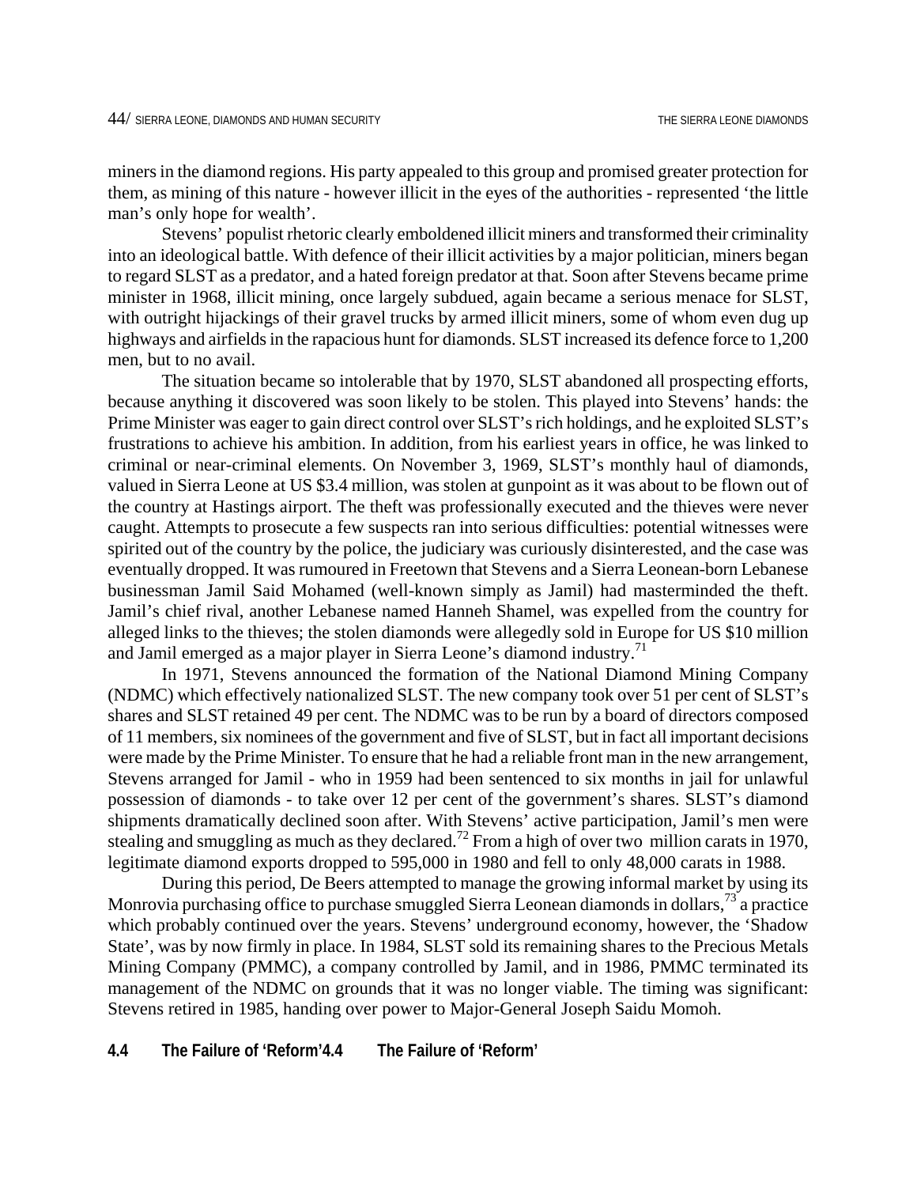miners in the diamond regions. His party appealed to this group and promised greater protection for them, as mining of this nature - however illicit in the eyes of the authorities - represented 'the little man's only hope for wealth'.

Stevens' populist rhetoric clearly emboldened illicit miners and transformed their criminality into an ideological battle. With defence of their illicit activities by a major politician, miners began to regard SLST as a predator, and a hated foreign predator at that. Soon after Stevens became prime minister in 1968, illicit mining, once largely subdued, again became a serious menace for SLST, with outright hijackings of their gravel trucks by armed illicit miners, some of whom even dug up highways and airfields in the rapacious hunt for diamonds. SLST increased its defence force to 1,200 men, but to no avail.

The situation became so intolerable that by 1970, SLST abandoned all prospecting efforts, because anything it discovered was soon likely to be stolen. This played into Stevens' hands: the Prime Minister was eager to gain direct control over SLST's rich holdings, and he exploited SLST's frustrations to achieve his ambition. In addition, from his earliest years in office, he was linked to criminal or near-criminal elements. On November 3, 1969, SLST's monthly haul of diamonds, valued in Sierra Leone at US $3.4 million, was stolen at gunpoint as it was about to be flown out of the country at Hastings airport. The theft was professionally executed and the thieves were never caught. Attempts to prosecute a few suspects ran into serious difficulties: potential witnesses were spirited out of the country by the police, the judiciary was curiously disinterested, and the case was eventually dropped. It was rumoured in Freetown that Stevens and a Sierra Leonean-born Lebanese businessman Jamil Said Mohamed (well-known simply as Jamil) had masterminded the theft. Jamil's chief rival, another Lebanese named Hanneh Shamel, was expelled from the country for alleged links to the thieves; the stolen diamonds were allegedly sold in Europe for US $10 million and Jamil emerged as a major player in Sierra Leone's diamond industry.[71]

In 1971, Stevens announced the formation of the National Diamond Mining Company (NDMC) which effectively nationalized SLST. The new company took over 51 per cent of SLST's shares and SLST retained 49 per cent. The NDMC was to be run by a board of directors composed of 11 members, six nominees of the government and five of SLST, but in fact all important decisions were made by the Prime Minister. To ensure that he had a reliable front man in the new arrangement, Stevens arranged for Jamil - who in 1959 had been sentenced to six months in jail for unlawful possession of diamonds - to take over 12 per cent of the government's shares. SLST's diamond shipments dramatically declined soon after. With Stevens' active participation, Jamil's men were stealing and smuggling as much as they declared.[72] From a high of over two million carats in 1970, legitimate diamond exports dropped to 595,000 in 1980 and fell to only 48,000 carats in 1988.

During this period, De Beers attempted to manage the growing informal market by using its Monrovia purchasing office to purchase smuggled Sierra Leonean diamonds in dollars,[73] a practice which probably continued over the years. Stevens' underground economy, however, the 'Shadow State', was by now firmly in place. In 1984, SLST sold its remaining shares to the Precious Metals Mining Company (PMMC), a company controlled by Jamil, and in 1986, PMMC terminated its management of the NDMC on grounds that it was no longer viable. The timing was significant: Stevens retired in 1985, handing over power to Major-General Joseph Saidu Momoh.

## 4.4 The Failure of 'Reform'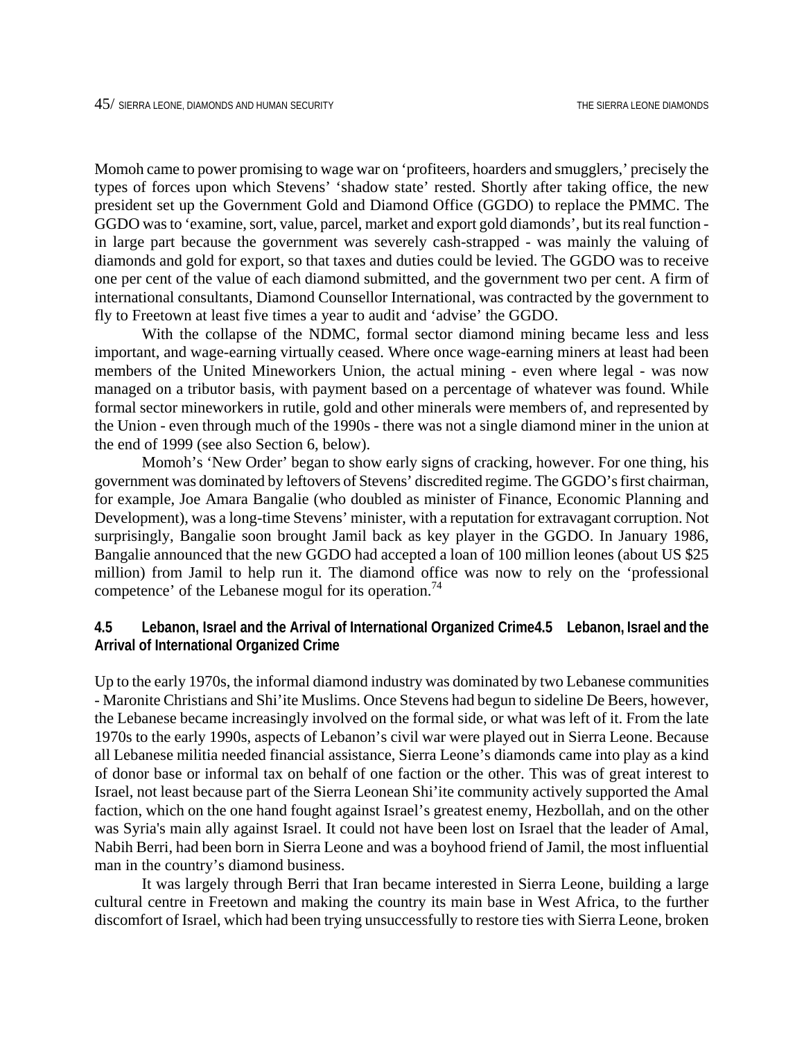Momoh came to power promising to wage war on 'profiteers, hoarders and smugglers,' precisely the types of forces upon which Stevens' 'shadow state' rested. Shortly after taking office, the new president set up the Government Gold and Diamond Office (GGDO) to replace the PMMC. The GGDO was to 'examine, sort, value, parcel, market and export gold diamonds', but its real function - in large part because the government was severely cash-strapped - was mainly the valuing of diamonds and gold for export, so that taxes and duties could be levied. The GGDO was to receive one per cent of the value of each diamond submitted, and the government two per cent. A firm of international consultants, Diamond Counsellor International, was contracted by the government to fly to Freetown at least five times a year to audit and 'advise' the GGDO.

With the collapse of the NDMC, formal sector diamond mining became less and less important, and wage-earning virtually ceased. Where once wage-earning miners at least had been members of the United Mineworkers Union, the actual mining - even where legal - was now managed on a tributor basis, with payment based on a percentage of whatever was found. While formal sector mineworkers in rutile, gold and other minerals were members of, and represented by the Union - even through much of the 1990s - there was not a single diamond miner in the union at the end of 1999 (see also Section 6, below).

Momoh's 'New Order' began to show early signs of cracking, however. For one thing, his government was dominated by leftovers of Stevens' discredited regime. The GGDO's first chairman, for example, Joe Amara Bangalie (who doubled as minister of Finance, Economic Planning and Development), was a long-time Stevens' minister, with a reputation for extravagant corruption. Not surprisingly, Bangalie soon brought Jamil back as key player in the GGDO. In January 1986, Bangalie announced that the new GGDO had accepted a loan of 100 million leones (about US $25 million) from Jamil to help run it. The diamond office was now to rely on the 'professional competence' of the Lebanese mogul for its operation.[74]

### 4.5 Lebanon, Israel and the Arrival of International Organized Crime

Up to the early 1970s, the informal diamond industry was dominated by two Lebanese communities - Maronite Christians and Shi'ite Muslims. Once Stevens had begun to sideline De Beers, however, the Lebanese became increasingly involved on the formal side, or what was left of it. From the late 1970s to the early 1990s, aspects of Lebanon's civil war were played out in Sierra Leone. Because all Lebanese militia needed financial assistance, Sierra Leone's diamonds came into play as a kind of donor base or informal tax on behalf of one faction or the other. This was of great interest to Israel, not least because part of the Sierra Leonean Shi'ite community actively supported the Amal faction, which on the one hand fought against Israel's greatest enemy, Hezbollah, and on the other was Syria's main ally against Israel. It could not have been lost on Israel that the leader of Amal, Nabih Berri, had been born in Sierra Leone and was a boyhood friend of Jamil, the most influential man in the country's diamond business.

It was largely through Berri that Iran became interested in Sierra Leone, building a large cultural centre in Freetown and making the country its main base in West Africa, to the further discomfort of Israel, which had been trying unsuccessfully to restore ties with Sierra Leone, broken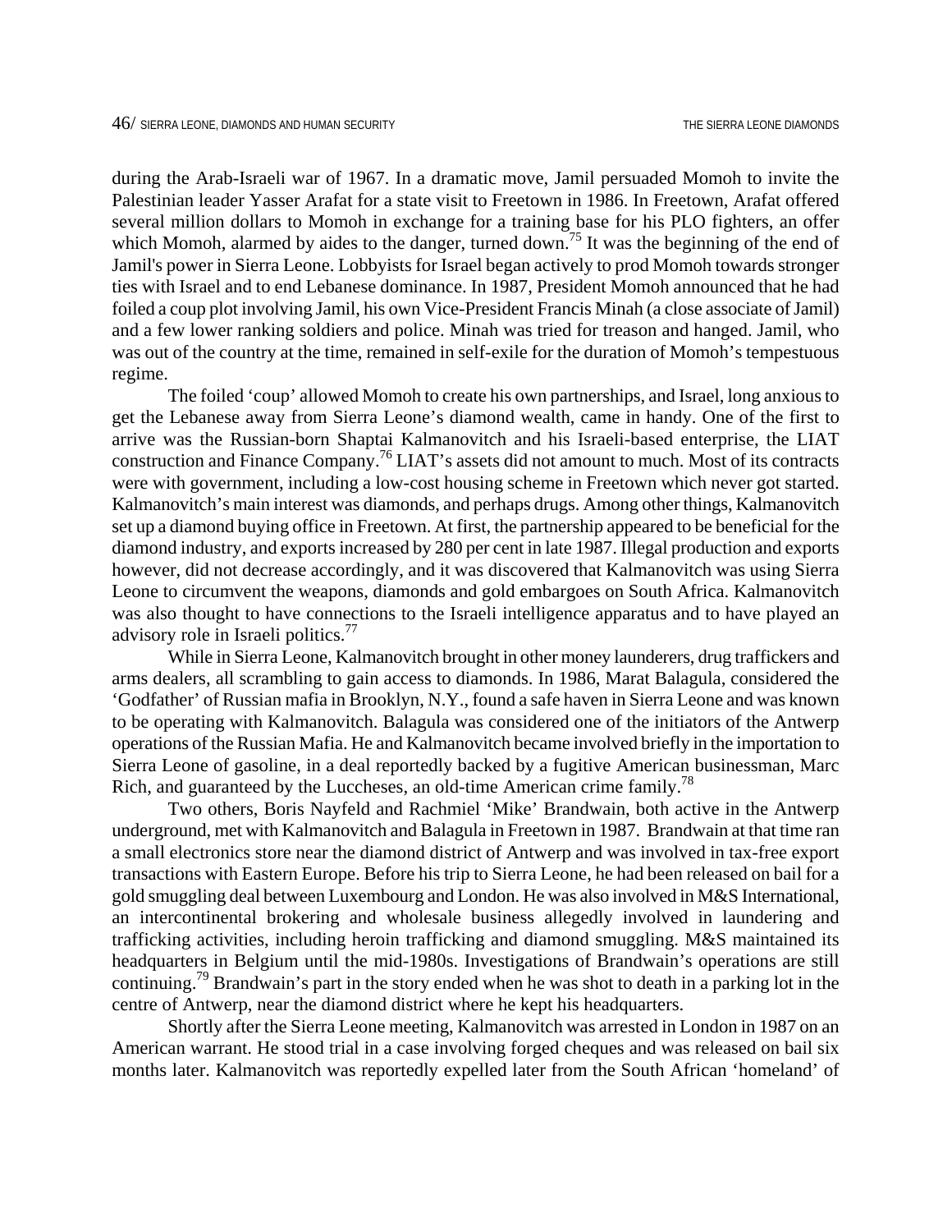during the Arab-Israeli war of 1967. In a dramatic move, Jamil persuaded Momoh to invite the Palestinian leader Yasser Arafat for a state visit to Freetown in 1986. In Freetown, Arafat offered several million dollars to Momoh in exchange for a training base for his PLO fighters, an offer which Momoh, alarmed by aides to the danger, turned down.[75] It was the beginning of the end of Jamil's power in Sierra Leone. Lobbyists for Israel began actively to prod Momoh towards stronger ties with Israel and to end Lebanese dominance. In 1987, President Momoh announced that he had foiled a coup plot involving Jamil, his own Vice-President Francis Minah (a close associate of Jamil) and a few lower ranking soldiers and police. Minah was tried for treason and hanged. Jamil, who was out of the country at the time, remained in self-exile for the duration of Momoh's tempestuous regime.

The foiled 'coup' allowed Momoh to create his own partnerships, and Israel, long anxious to get the Lebanese away from Sierra Leone's diamond wealth, came in handy. One of the first to arrive was the Russian-born Shaptai Kalmanovitch and his Israeli-based enterprise, the LIAT construction and Finance Company.[76] LIAT's assets did not amount to much. Most of its contracts were with government, including a low-cost housing scheme in Freetown which never got started. Kalmanovitch's main interest was diamonds, and perhaps drugs. Among other things, Kalmanovitch set up a diamond buying office in Freetown. At first, the partnership appeared to be beneficial for the diamond industry, and exports increased by 280 per cent in late 1987. Illegal production and exports however, did not decrease accordingly, and it was discovered that Kalmanovitch was using Sierra Leone to circumvent the weapons, diamonds and gold embargoes on South Africa. Kalmanovitch was also thought to have connections to the Israeli intelligence apparatus and to have played an advisory role in Israeli politics.[77]

While in Sierra Leone, Kalmanovitch brought in other money launderers, drug traffickers and arms dealers, all scrambling to gain access to diamonds. In 1986, Marat Balagula, considered the 'Godfather' of Russian mafia in Brooklyn, N.Y., found a safe haven in Sierra Leone and was known to be operating with Kalmanovitch. Balagula was considered one of the initiators of the Antwerp operations of the Russian Mafia. He and Kalmanovitch became involved briefly in the importation to Sierra Leone of gasoline, in a deal reportedly backed by a fugitive American businessman, Marc Rich, and guaranteed by the Luccheses, an old-time American crime family.[78]

Two others, Boris Nayfeld and Rachmiel 'Mike' Brandwain, both active in the Antwerp underground, met with Kalmanovitch and Balagula in Freetown in 1987. Brandwain at that time ran a small electronics store near the diamond district of Antwerp and was involved in tax-free export transactions with Eastern Europe. Before his trip to Sierra Leone, he had been released on bail for a gold smuggling deal between Luxembourg and London. He was also involved in M&S International, an intercontinental brokering and wholesale business allegedly involved in laundering and trafficking activities, including heroin trafficking and diamond smuggling. M&S maintained its headquarters in Belgium until the mid-1980s. Investigations of Brandwain's operations are still continuing.[79] Brandwain's part in the story ended when he was shot to death in a parking lot in the centre of Antwerp, near the diamond district where he kept his headquarters.

Shortly after the Sierra Leone meeting, Kalmanovitch was arrested in London in 1987 on an American warrant. He stood trial in a case involving forged cheques and was released on bail six months later. Kalmanovitch was reportedly expelled later from the South African 'homeland' of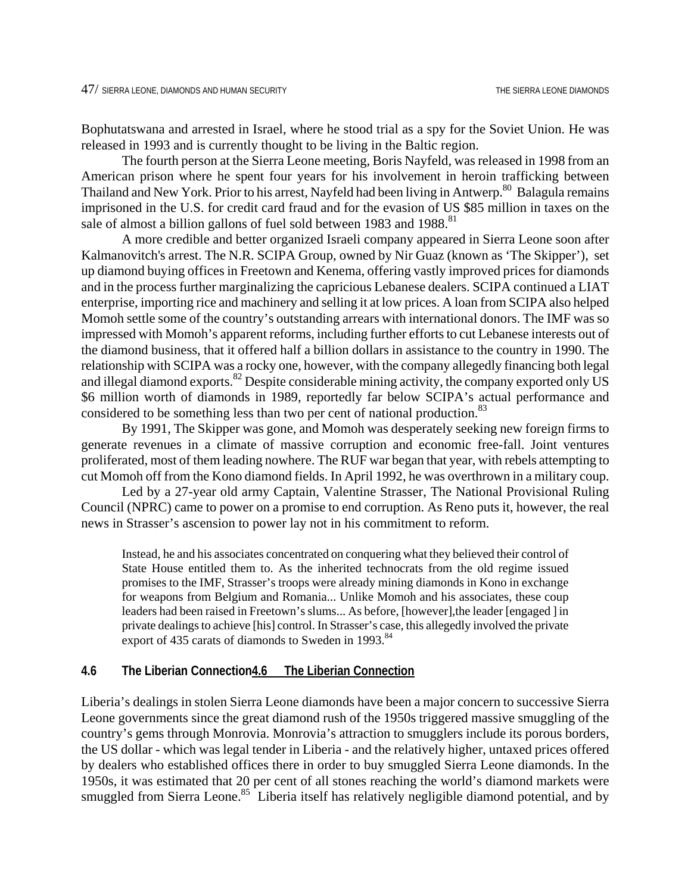Bophutatswana and arrested in Israel, where he stood trial as a spy for the Soviet Union. He was released in 1993 and is currently thought to be living in the Baltic region.

The fourth person at the Sierra Leone meeting, Boris Nayfeld, was released in 1998 from an American prison where he spent four years for his involvement in heroin trafficking between Thailand and New York. Prior to his arrest, Nayfeld had been living in Antwerp.[80] Balagula remains imprisoned in the U.S. for credit card fraud and for the evasion of US $85 million in taxes on the sale of almost a billion gallons of fuel sold between 1983 and 1988.[81]

A more credible and better organized Israeli company appeared in Sierra Leone soon after Kalmanovitch's arrest. The N.R. SCIPA Group, owned by Nir Guaz (known as 'The Skipper'), set up diamond buying offices in Freetown and Kenema, offering vastly improved prices for diamonds and in the process further marginalizing the capricious Lebanese dealers. SCIPA continued a LIAT enterprise, importing rice and machinery and selling it at low prices. A loan from SCIPA also helped Momoh settle some of the country's outstanding arrears with international donors. The IMF was so impressed with Momoh's apparent reforms, including further efforts to cut Lebanese interests out of the diamond business, that it offered half a billion dollars in assistance to the country in 1990. The relationship with SCIPA was a rocky one, however, with the company allegedly financing both legal and illegal diamond exports.[82] Despite considerable mining activity, the company exported only US $6 million worth of diamonds in 1989, reportedly far below SCIPA's actual performance and considered to be something less than two per cent of national production.[83]

By 1991, The Skipper was gone, and Momoh was desperately seeking new foreign firms to generate revenues in a climate of massive corruption and economic free-fall. Joint ventures proliferated, most of them leading nowhere. The RUF war began that year, with rebels attempting to cut Momoh off from the Kono diamond fields. In April 1992, he was overthrown in a military coup.

Led by a 27-year old army Captain, Valentine Strasser, The National Provisional Ruling Council (NPRC) came to power on a promise to end corruption. As Reno puts it, however, the real news in Strasser's ascension to power lay not in his commitment to reform.

> Instead, he and his associates concentrated on conquering what they believed their control of State House entitled them to. As the inherited technocrats from the old regime issued promises to the IMF, Strasser's troops were already mining diamonds in Kono in exchange for weapons from Belgium and Romania... Unlike Momoh and his associates, these coup leaders had been raised in Freetown's slums... As before, [however],the leader [engaged ] in private dealings to achieve [his] control. In Strasser's case, this allegedly involved the private export of 435 carats of diamonds to Sweden in 1993.[84]

## 4.6 The Liberian Connection

Liberia's dealings in stolen Sierra Leone diamonds have been a major concern to successive Sierra Leone governments since the great diamond rush of the 1950s triggered massive smuggling of the country's gems through Monrovia. Monrovia's attraction to smugglers include its porous borders, the US dollar - which was legal tender in Liberia - and the relatively higher, untaxed prices offered by dealers who established offices there in order to buy smuggled Sierra Leone diamonds. In the 1950s, it was estimated that 20 per cent of all stones reaching the world's diamond markets were smuggled from Sierra Leone.[85] Liberia itself has relatively negligible diamond potential, and by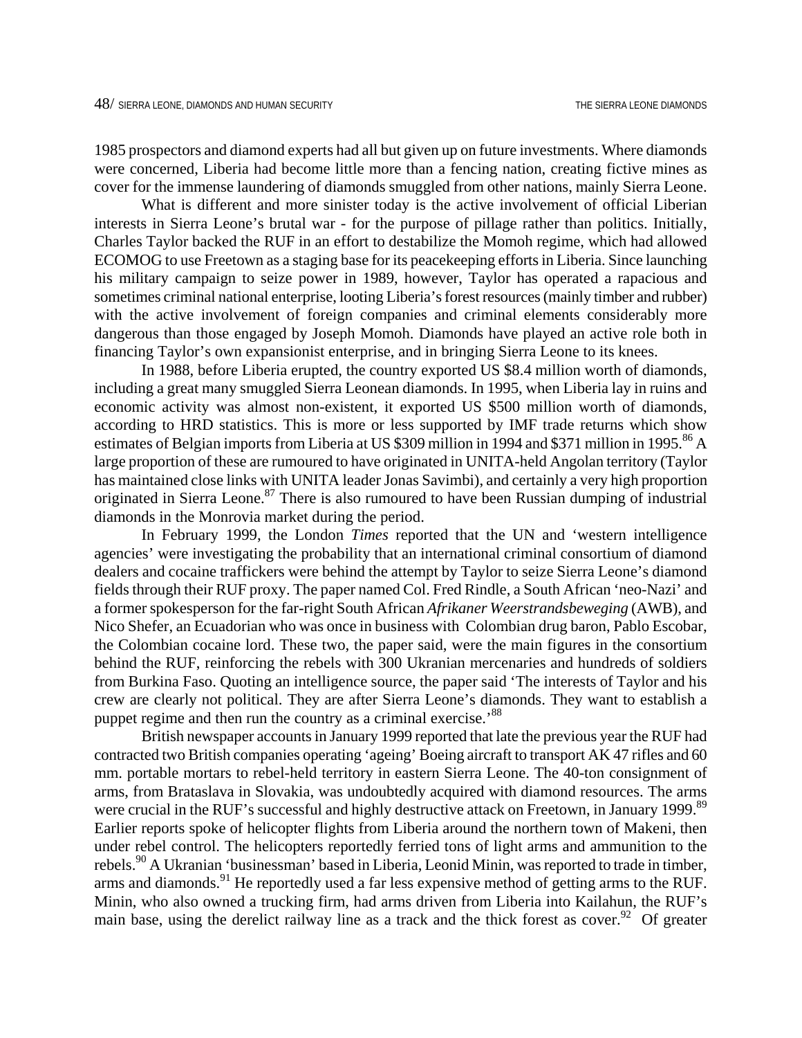1985 prospectors and diamond experts had all but given up on future investments. Where diamonds were concerned, Liberia had become little more than a fencing nation, creating fictive mines as cover for the immense laundering of diamonds smuggled from other nations, mainly Sierra Leone.

What is different and more sinister today is the active involvement of official Liberian interests in Sierra Leone's brutal war - for the purpose of pillage rather than politics. Initially, Charles Taylor backed the RUF in an effort to destabilize the Momoh regime, which had allowed ECOMOG to use Freetown as a staging base for its peacekeeping efforts in Liberia. Since launching his military campaign to seize power in 1989, however, Taylor has operated a rapacious and sometimes criminal national enterprise, looting Liberia's forest resources (mainly timber and rubber) with the active involvement of foreign companies and criminal elements considerably more dangerous than those engaged by Joseph Momoh. Diamonds have played an active role both in financing Taylor's own expansionist enterprise, and in bringing Sierra Leone to its knees.

In 1988, before Liberia erupted, the country exported US $8.4 million worth of diamonds, including a great many smuggled Sierra Leonean diamonds. In 1995, when Liberia lay in ruins and economic activity was almost non-existent, it exported US $500 million worth of diamonds, according to HRD statistics. This is more or less supported by IMF trade returns which show estimates of Belgian imports from Liberia at US $309 million in 1994 and $371 million in 1995.[86] A large proportion of these are rumoured to have originated in UNITA-held Angolan territory (Taylor has maintained close links with UNITA leader Jonas Savimbi), and certainly a very high proportion originated in Sierra Leone.[87] There is also rumoured to have been Russian dumping of industrial diamonds in the Monrovia market during the period.

In February 1999, the London *Times* reported that the UN and 'western intelligence agencies' were investigating the probability that an international criminal consortium of diamond dealers and cocaine traffickers were behind the attempt by Taylor to seize Sierra Leone's diamond fields through their RUF proxy. The paper named Col. Fred Rindle, a South African 'neo-Nazi' and a former spokesperson for the far-right South African *Afrikaner Weerstrandsbeweging* (AWB), and Nico Shefer, an Ecuadorian who was once in business with Colombian drug baron, Pablo Escobar, the Colombian cocaine lord. These two, the paper said, were the main figures in the consortium behind the RUF, reinforcing the rebels with 300 Ukranian mercenaries and hundreds of soldiers from Burkina Faso. Quoting an intelligence source, the paper said 'The interests of Taylor and his crew are clearly not political. They are after Sierra Leone's diamonds. They want to establish a puppet regime and then run the country as a criminal exercise.'[88]

British newspaper accounts in January 1999 reported that late the previous year the RUF had contracted two British companies operating 'ageing' Boeing aircraft to transport AK 47 rifles and 60 mm. portable mortars to rebel-held territory in eastern Sierra Leone. The 40-ton consignment of arms, from Brataslava in Slovakia, was undoubtedly acquired with diamond resources. The arms were crucial in the RUF's successful and highly destructive attack on Freetown, in January 1999.[89] Earlier reports spoke of helicopter flights from Liberia around the northern town of Makeni, then under rebel control. The helicopters reportedly ferried tons of light arms and ammunition to the rebels.[90] A Ukranian 'businessman' based in Liberia, Leonid Minin, was reported to trade in timber, arms and diamonds.[91] He reportedly used a far less expensive method of getting arms to the RUF. Minin, who also owned a trucking firm, had arms driven from Liberia into Kailahun, the RUF's main base, using the derelict railway line as a track and the thick forest as cover.[92] Of greater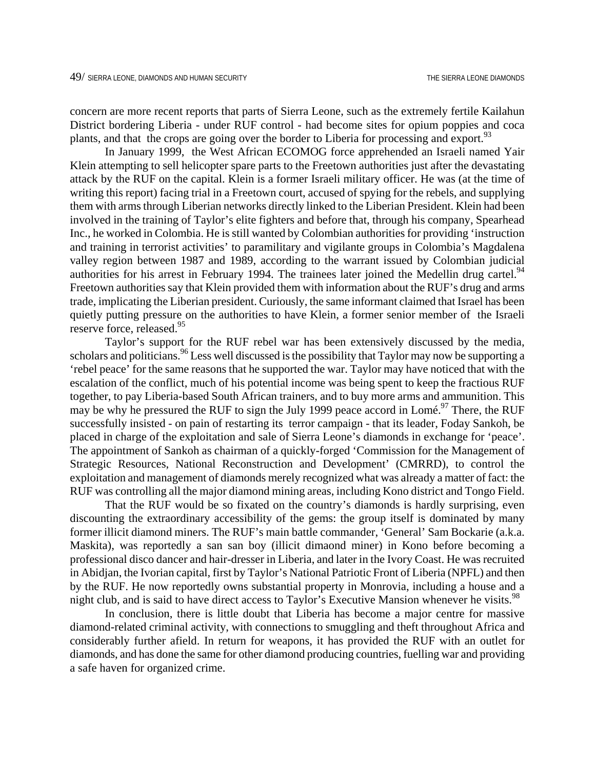concern are more recent reports that parts of Sierra Leone, such as the extremely fertile Kailahun District bordering Liberia - under RUF control - had become sites for opium poppies and coca plants, and that the crops are going over the border to Liberia for processing and export.[93]

In January 1999, the West African ECOMOG force apprehended an Israeli named Yair Klein attempting to sell helicopter spare parts to the Freetown authorities just after the devastating attack by the RUF on the capital. Klein is a former Israeli military officer. He was (at the time of writing this report) facing trial in a Freetown court, accused of spying for the rebels, and supplying them with arms through Liberian networks directly linked to the Liberian President. Klein had been involved in the training of Taylor's elite fighters and before that, through his company, Spearhead Inc., he worked in Colombia. He is still wanted by Colombian authorities for providing 'instruction and training in terrorist activities' to paramilitary and vigilante groups in Colombia's Magdalena valley region between 1987 and 1989, according to the warrant issued by Colombian judicial authorities for his arrest in February 1994. The trainees later joined the Medellin drug cartel.[94] Freetown authorities say that Klein provided them with information about the RUF's drug and arms trade, implicating the Liberian president. Curiously, the same informant claimed that Israel has been quietly putting pressure on the authorities to have Klein, a former senior member of the Israeli reserve force, released.[95]

Taylor's support for the RUF rebel war has been extensively discussed by the media, scholars and politicians.[96] Less well discussed is the possibility that Taylor may now be supporting a 'rebel peace' for the same reasons that he supported the war. Taylor may have noticed that with the escalation of the conflict, much of his potential income was being spent to keep the fractious RUF together, to pay Liberia-based South African trainers, and to buy more arms and ammunition. This may be why he pressured the RUF to sign the July 1999 peace accord in Lomé.[97] There, the RUF successfully insisted - on pain of restarting its terror campaign - that its leader, Foday Sankoh, be placed in charge of the exploitation and sale of Sierra Leone's diamonds in exchange for 'peace'. The appointment of Sankoh as chairman of a quickly-forged 'Commission for the Management of Strategic Resources, National Reconstruction and Development' (CMRRD), to control the exploitation and management of diamonds merely recognized what was already a matter of fact: the RUF was controlling all the major diamond mining areas, including Kono district and Tongo Field.

That the RUF would be so fixated on the country's diamonds is hardly surprising, even discounting the extraordinary accessibility of the gems: the group itself is dominated by many former illicit diamond miners. The RUF's main battle commander, 'General' Sam Bockarie (a.k.a. Maskita), was reportedly a san san boy (illicit dimaond miner) in Kono before becoming a professional disco dancer and hair-dresser in Liberia, and later in the Ivory Coast. He was recruited in Abidjan, the Ivorian capital, first by Taylor's National Patriotic Front of Liberia (NPFL) and then by the RUF. He now reportedly owns substantial property in Monrovia, including a house and a night club, and is said to have direct access to Taylor's Executive Mansion whenever he visits.[98]

In conclusion, there is little doubt that Liberia has become a major centre for massive diamond-related criminal activity, with connections to smuggling and theft throughout Africa and considerably further afield. In return for weapons, it has provided the RUF with an outlet for diamonds, and has done the same for other diamond producing countries, fuelling war and providing a safe haven for organized crime.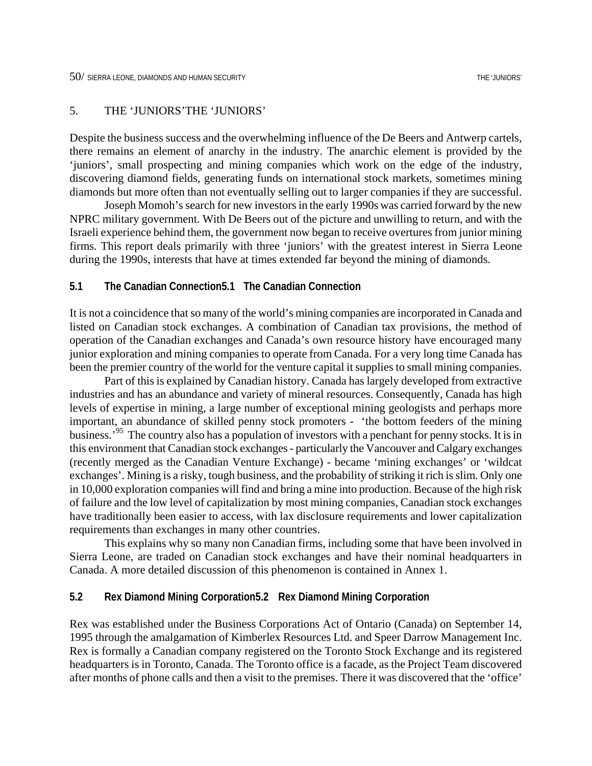## 5. THE 'JUNIORS'

Despite the business success and the overwhelming influence of the De Beers and Antwerp cartels, there remains an element of anarchy in the industry. The anarchic element is provided by the 'juniors', small prospecting and mining companies which work on the edge of the industry, discovering diamond fields, generating funds on international stock markets, sometimes mining diamonds but more often than not eventually selling out to larger companies if they are successful.

Joseph Momoh's search for new investors in the early 1990s was carried forward by the new NPRC military government. With De Beers out of the picture and unwilling to return, and with the Israeli experience behind them, the government now began to receive overtures from junior mining firms. This report deals primarily with three 'juniors' with the greatest interest in Sierra Leone during the 1990s, interests that have at times extended far beyond the mining of diamonds.

### 5.1 The Canadian Connection

It is not a coincidence that so many of the world's mining companies are incorporated in Canada and listed on Canadian stock exchanges. A combination of Canadian tax provisions, the method of operation of the Canadian exchanges and Canada's own resource history have encouraged many junior exploration and mining companies to operate from Canada. For a very long time Canada has been the premier country of the world for the venture capital it supplies to small mining companies.

Part of this is explained by Canadian history. Canada has largely developed from extractive industries and has an abundance and variety of mineral resources. Consequently, Canada has high levels of expertise in mining, a large number of exceptional mining geologists and perhaps more important, an abundance of skilled penny stock promoters - 'the bottom feeders of the mining business.'[95] The country also has a population of investors with a penchant for penny stocks. It is in this environment that Canadian stock exchanges - particularly the Vancouver and Calgary exchanges (recently merged as the Canadian Venture Exchange) - became 'mining exchanges' or 'wildcat exchanges'. Mining is a risky, tough business, and the probability of striking it rich is slim. Only one in 10,000 exploration companies will find and bring a mine into production. Because of the high risk of failure and the low level of capitalization by most mining companies, Canadian stock exchanges have traditionally been easier to access, with lax disclosure requirements and lower capitalization requirements than exchanges in many other countries.

This explains why so many non Canadian firms, including some that have been involved in Sierra Leone, are traded on Canadian stock exchanges and have their nominal headquarters in Canada. A more detailed discussion of this phenomenon is contained in Annex 1.

### 5.2 Rex Diamond Mining Corporation

Rex was established under the Business Corporations Act of Ontario (Canada) on September 14, 1995 through the amalgamation of Kimberlex Resources Ltd. and Speer Darrow Management Inc. Rex is formally a Canadian company registered on the Toronto Stock Exchange and its registered headquarters is in Toronto, Canada. The Toronto office is a facade, as the Project Team discovered after months of phone calls and then a visit to the premises. There it was discovered that the 'office'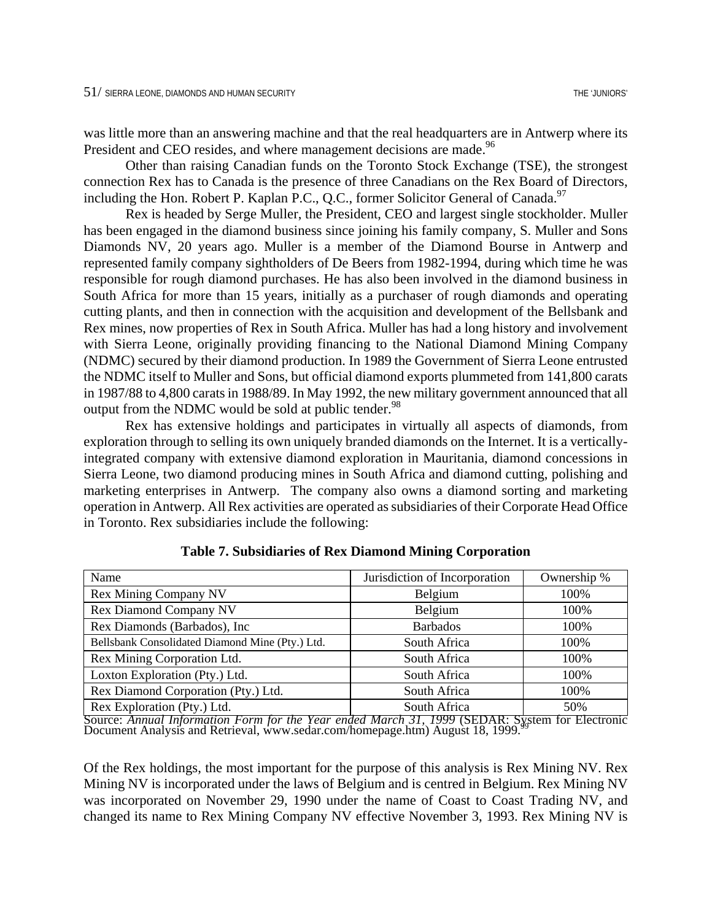was little more than an answering machine and that the real headquarters are in Antwerp where its President and CEO resides, and where management decisions are made.[96]

Other than raising Canadian funds on the Toronto Stock Exchange (TSE), the strongest connection Rex has to Canada is the presence of three Canadians on the Rex Board of Directors, including the Hon. Robert P. Kaplan P.C., Q.C., former Solicitor General of Canada.[97]

Rex is headed by Serge Muller, the President, CEO and largest single stockholder. Muller has been engaged in the diamond business since joining his family company, S. Muller and Sons Diamonds NV, 20 years ago. Muller is a member of the Diamond Bourse in Antwerp and represented family company sightholders of De Beers from 1982-1994, during which time he was responsible for rough diamond purchases. He has also been involved in the diamond business in South Africa for more than 15 years, initially as a purchaser of rough diamonds and operating cutting plants, and then in connection with the acquisition and development of the Bellsbank and Rex mines, now properties of Rex in South Africa. Muller has had a long history and involvement with Sierra Leone, originally providing financing to the National Diamond Mining Company (NDMC) secured by their diamond production. In 1989 the Government of Sierra Leone entrusted the NDMC itself to Muller and Sons, but official diamond exports plummeted from 141,800 carats in 1987/88 to 4,800 carats in 1988/89. In May 1992, the new military government announced that all output from the NDMC would be sold at public tender.[98]

Rex has extensive holdings and participates in virtually all aspects of diamonds, from exploration through to selling its own uniquely branded diamonds on the Internet. It is a vertically-integrated company with extensive diamond exploration in Mauritania, diamond concessions in Sierra Leone, two diamond producing mines in South Africa and diamond cutting, polishing and marketing enterprises in Antwerp. The company also owns a diamond sorting and marketing operation in Antwerp. All Rex activities are operated as subsidiaries of their Corporate Head Office in Toronto. Rex subsidiaries include the following:

**Table 7. Subsidiaries of Rex Diamond Mining Corporation**

| Name | Jurisdiction of Incorporation | Ownership % |
|---|---|---|
| Rex Mining Company NV | Belgium | 100% |
| Rex Diamond Company NV | Belgium | 100% |
| Rex Diamonds (Barbados), Inc | Barbados | 100% |
| Bellsbank Consolidated Diamond Mine (Pty.) Ltd. | South Africa | 100% |
| Rex Mining Corporation Ltd. | South Africa | 100% |
| Loxton Exploration (Pty.) Ltd. | South Africa | 100% |
| Rex Diamond Corporation (Pty.) Ltd. | South Africa | 100% |
| Rex Exploration (Pty.) Ltd. | South Africa | 50% |

Source: *Annual Information Form for the Year ended March 31, 1999* (SEDAR: System for Electronic Document Analysis and Retrieval, www.sedar.com/homepage.htm) August 18, 1999.[99]

Of the Rex holdings, the most important for the purpose of this analysis is Rex Mining NV. Rex Mining NV is incorporated under the laws of Belgium and is centred in Belgium. Rex Mining NV was incorporated on November 29, 1990 under the name of Coast to Coast Trading NV, and changed its name to Rex Mining Company NV effective November 3, 1993. Rex Mining NV is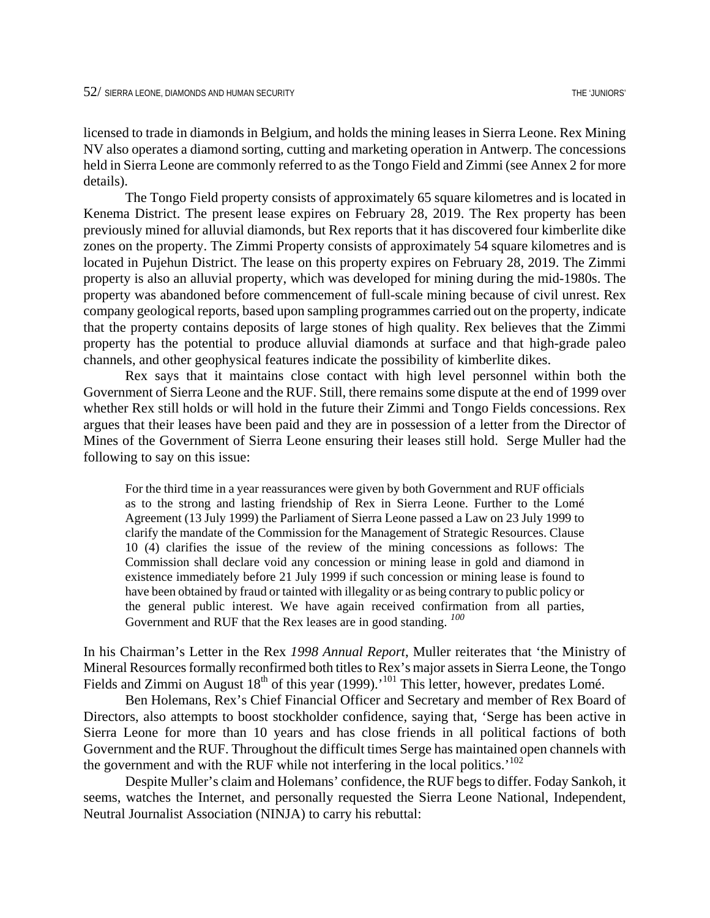licensed to trade in diamonds in Belgium, and holds the mining leases in Sierra Leone. Rex Mining NV also operates a diamond sorting, cutting and marketing operation in Antwerp. The concessions held in Sierra Leone are commonly referred to as the Tongo Field and Zimmi (see Annex 2 for more details).

The Tongo Field property consists of approximately 65 square kilometres and is located in Kenema District. The present lease expires on February 28, 2019. The Rex property has been previously mined for alluvial diamonds, but Rex reports that it has discovered four kimberlite dike zones on the property. The Zimmi Property consists of approximately 54 square kilometres and is located in Pujehun District. The lease on this property expires on February 28, 2019. The Zimmi property is also an alluvial property, which was developed for mining during the mid-1980s. The property was abandoned before commencement of full-scale mining because of civil unrest. Rex company geological reports, based upon sampling programmes carried out on the property, indicate that the property contains deposits of large stones of high quality. Rex believes that the Zimmi property has the potential to produce alluvial diamonds at surface and that high-grade paleo channels, and other geophysical features indicate the possibility of kimberlite dikes.

Rex says that it maintains close contact with high level personnel within both the Government of Sierra Leone and the RUF. Still, there remains some dispute at the end of 1999 over whether Rex still holds or will hold in the future their Zimmi and Tongo Fields concessions. Rex argues that their leases have been paid and they are in possession of a letter from the Director of Mines of the Government of Sierra Leone ensuring their leases still hold. Serge Muller had the following to say on this issue:

> For the third time in a year reassurances were given by both Government and RUF officials as to the strong and lasting friendship of Rex in Sierra Leone. Further to the Lomé Agreement (13 July 1999) the Parliament of Sierra Leone passed a Law on 23 July 1999 to clarify the mandate of the Commission for the Management of Strategic Resources. Clause 10 (4) clarifies the issue of the review of the mining concessions as follows: The Commission shall declare void any concession or mining lease in gold and diamond in existence immediately before 21 July 1999 if such concession or mining lease is found to have been obtained by fraud or tainted with illegality or as being contrary to public policy or the general public interest. We have again received confirmation from all parties, Government and RUF that the Rex leases are in good standing. [100]

In his Chairman's Letter in the Rex *1998 Annual Report*, Muller reiterates that 'the Ministry of Mineral Resources formally reconfirmed both titles to Rex's major assets in Sierra Leone, the Tongo Fields and Zimmi on August 18th of this year (1999).'[101] This letter, however, predates Lomé.

Ben Holemans, Rex's Chief Financial Officer and Secretary and member of Rex Board of Directors, also attempts to boost stockholder confidence, saying that, 'Serge has been active in Sierra Leone for more than 10 years and has close friends in all political factions of both Government and the RUF. Throughout the difficult times Serge has maintained open channels with the government and with the RUF while not interfering in the local politics.'[102]

Despite Muller's claim and Holemans' confidence, the RUF begs to differ. Foday Sankoh, it seems, watches the Internet, and personally requested the Sierra Leone National, Independent, Neutral Journalist Association (NINJA) to carry his rebuttal: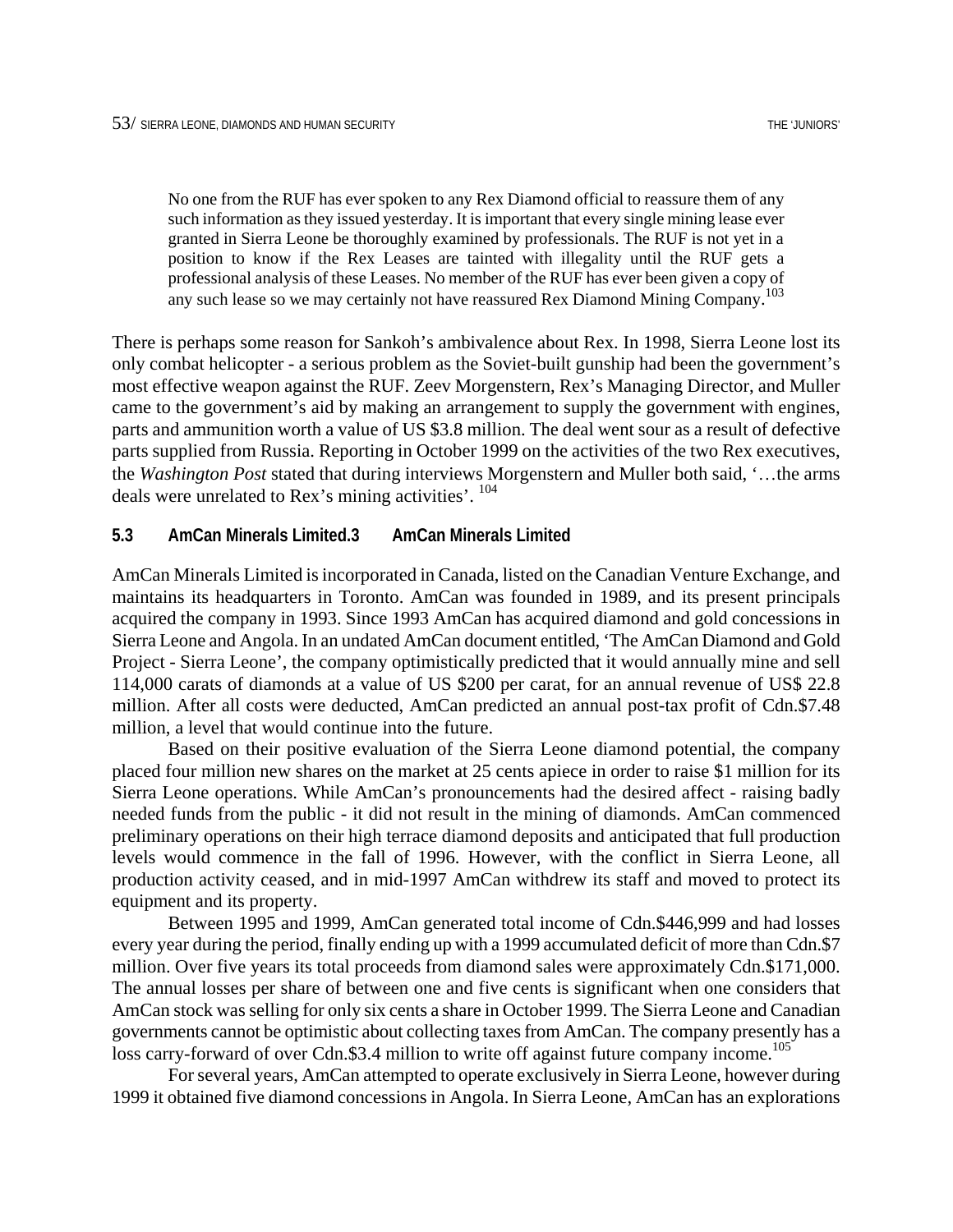> No one from the RUF has ever spoken to any Rex Diamond official to reassure them of any such information as they issued yesterday. It is important that every single mining lease ever granted in Sierra Leone be thoroughly examined by professionals. The RUF is not yet in a position to know if the Rex Leases are tainted with illegality until the RUF gets a professional analysis of these Leases. No member of the RUF has ever been given a copy of any such lease so we may certainly not have reassured Rex Diamond Mining Company.[103]

There is perhaps some reason for Sankoh's ambivalence about Rex. In 1998, Sierra Leone lost its only combat helicopter - a serious problem as the Soviet-built gunship had been the government's most effective weapon against the RUF. Zeev Morgenstern, Rex's Managing Director, and Muller came to the government's aid by making an arrangement to supply the government with engines, parts and ammunition worth a value of US $3.8 million. The deal went sour as a result of defective parts supplied from Russia. Reporting in October 1999 on the activities of the two Rex executives, the *Washington Post* stated that during interviews Morgenstern and Muller both said, '…the arms deals were unrelated to Rex's mining activities'. [104]

### 5.3 AmCan Minerals Limited.3 AmCan Minerals Limited

AmCan Minerals Limited is incorporated in Canada, listed on the Canadian Venture Exchange, and maintains its headquarters in Toronto. AmCan was founded in 1989, and its present principals acquired the company in 1993. Since 1993 AmCan has acquired diamond and gold concessions in Sierra Leone and Angola. In an undated AmCan document entitled, 'The AmCan Diamond and Gold Project - Sierra Leone', the company optimistically predicted that it would annually mine and sell 114,000 carats of diamonds at a value of US $200 per carat, for an annual revenue of US$ 22.8 million. After all costs were deducted, AmCan predicted an annual post-tax profit of Cdn.$7.48 million, a level that would continue into the future.

Based on their positive evaluation of the Sierra Leone diamond potential, the company placed four million new shares on the market at 25 cents apiece in order to raise $1 million for its Sierra Leone operations. While AmCan's pronouncements had the desired affect - raising badly needed funds from the public - it did not result in the mining of diamonds. AmCan commenced preliminary operations on their high terrace diamond deposits and anticipated that full production levels would commence in the fall of 1996. However, with the conflict in Sierra Leone, all production activity ceased, and in mid-1997 AmCan withdrew its staff and moved to protect its equipment and its property.

Between 1995 and 1999, AmCan generated total income of Cdn.$446,999 and had losses every year during the period, finally ending up with a 1999 accumulated deficit of more than Cdn.$7 million. Over five years its total proceeds from diamond sales were approximately Cdn.$171,000. The annual losses per share of between one and five cents is significant when one considers that AmCan stock was selling for only six cents a share in October 1999. The Sierra Leone and Canadian governments cannot be optimistic about collecting taxes from AmCan. The company presently has a loss carry-forward of over Cdn.$3.4 million to write off against future company income.[105]

For several years, AmCan attempted to operate exclusively in Sierra Leone, however during 1999 it obtained five diamond concessions in Angola. In Sierra Leone, AmCan has an explorations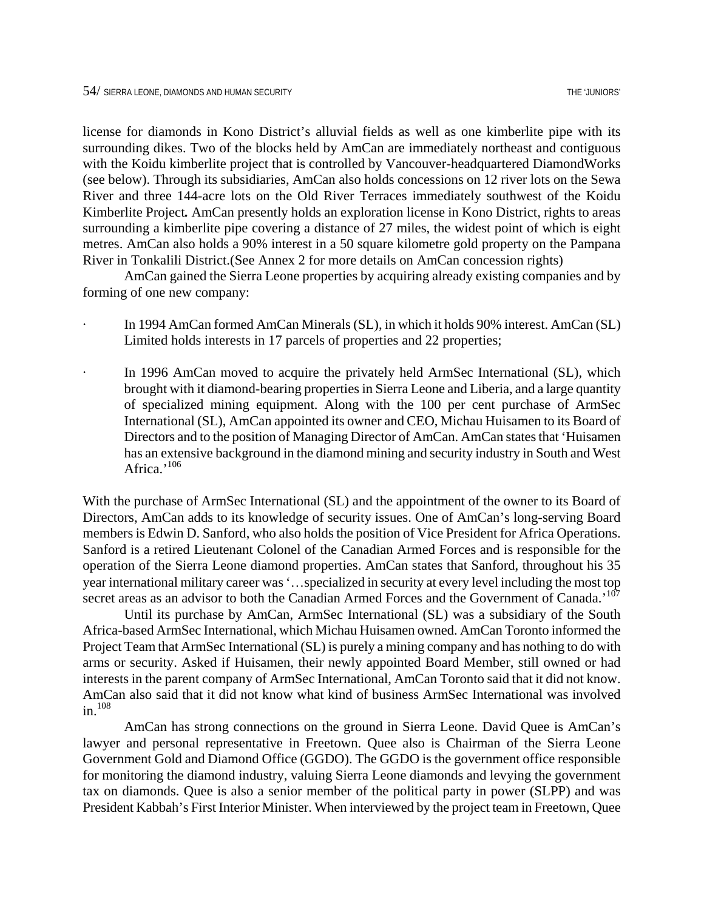license for diamonds in Kono District's alluvial fields as well as one kimberlite pipe with its surrounding dikes. Two of the blocks held by AmCan are immediately northeast and contiguous with the Koidu kimberlite project that is controlled by Vancouver-headquartered DiamondWorks (see below). Through its subsidiaries, AmCan also holds concessions on 12 river lots on the Sewa River and three 144-acre lots on the Old River Terraces immediately southwest of the Koidu Kimberlite Project**.** AmCan presently holds an exploration license in Kono District, rights to areas surrounding a kimberlite pipe covering a distance of 27 miles, the widest point of which is eight metres. AmCan also holds a 90% interest in a 50 square kilometre gold property on the Pampana River in Tonkalili District.(See Annex 2 for more details on AmCan concession rights)

AmCan gained the Sierra Leone properties by acquiring already existing companies and by forming of one new company:

- In 1994 AmCan formed AmCan Minerals (SL), in which it holds 90% interest. AmCan (SL) Limited holds interests in 17 parcels of properties and 22 properties;
- In 1996 AmCan moved to acquire the privately held ArmSec International (SL), which brought with it diamond-bearing properties in Sierra Leone and Liberia, and a large quantity of specialized mining equipment. Along with the 100 per cent purchase of ArmSec International (SL), AmCan appointed its owner and CEO, Michau Huisamen to its Board of Directors and to the position of Managing Director of AmCan. AmCan states that 'Huisamen has an extensive background in the diamond mining and security industry in South and West Africa.'[106]

With the purchase of ArmSec International (SL) and the appointment of the owner to its Board of Directors, AmCan adds to its knowledge of security issues. One of AmCan's long-serving Board members is Edwin D. Sanford, who also holds the position of Vice President for Africa Operations. Sanford is a retired Lieutenant Colonel of the Canadian Armed Forces and is responsible for the operation of the Sierra Leone diamond properties. AmCan states that Sanford, throughout his 35 year international military career was '…specialized in security at every level including the most top secret areas as an advisor to both the Canadian Armed Forces and the Government of Canada.'[107]

Until its purchase by AmCan, ArmSec International (SL) was a subsidiary of the South Africa-based ArmSec International, which Michau Huisamen owned. AmCan Toronto informed the Project Team that ArmSec International (SL) is purely a mining company and has nothing to do with arms or security. Asked if Huisamen, their newly appointed Board Member, still owned or had interests in the parent company of ArmSec International, AmCan Toronto said that it did not know. AmCan also said that it did not know what kind of business ArmSec International was involved in.[108]

AmCan has strong connections on the ground in Sierra Leone. David Quee is AmCan's lawyer and personal representative in Freetown. Quee also is Chairman of the Sierra Leone Government Gold and Diamond Office (GGDO). The GGDO is the government office responsible for monitoring the diamond industry, valuing Sierra Leone diamonds and levying the government tax on diamonds. Quee is also a senior member of the political party in power (SLPP) and was President Kabbah's First Interior Minister. When interviewed by the project team in Freetown, Quee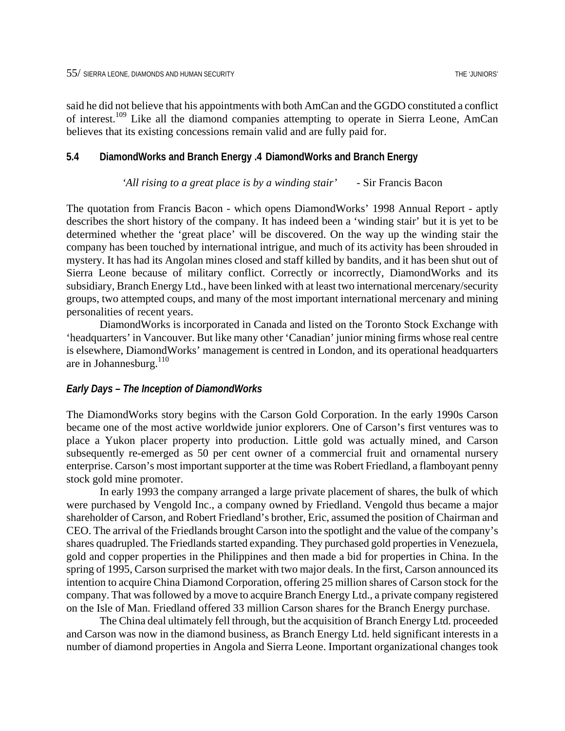said he did not believe that his appointments with both AmCan and the GGDO constituted a conflict of interest.[109] Like all the diamond companies attempting to operate in Sierra Leone, AmCan believes that its existing concessions remain valid and are fully paid for.

## 5.4 DiamondWorks and Branch Energy .4 DiamondWorks and Branch Energy

*'All rising to a great place is by a winding stair'* - Sir Francis Bacon

The quotation from Francis Bacon - which opens DiamondWorks' 1998 Annual Report - aptly describes the short history of the company. It has indeed been a 'winding stair' but it is yet to be determined whether the 'great place' will be discovered. On the way up the winding stair the company has been touched by international intrigue, and much of its activity has been shrouded in mystery. It has had its Angolan mines closed and staff killed by bandits, and it has been shut out of Sierra Leone because of military conflict. Correctly or incorrectly, DiamondWorks and its subsidiary, Branch Energy Ltd., have been linked with at least two international mercenary/security groups, two attempted coups, and many of the most important international mercenary and mining personalities of recent years.

DiamondWorks is incorporated in Canada and listed on the Toronto Stock Exchange with 'headquarters' in Vancouver. But like many other 'Canadian' junior mining firms whose real centre is elsewhere, DiamondWorks' management is centred in London, and its operational headquarters are in Johannesburg.[110]

### *Early Days – The Inception of DiamondWorks*

The DiamondWorks story begins with the Carson Gold Corporation. In the early 1990s Carson became one of the most active worldwide junior explorers. One of Carson's first ventures was to place a Yukon placer property into production. Little gold was actually mined, and Carson subsequently re-emerged as 50 per cent owner of a commercial fruit and ornamental nursery enterprise. Carson's most important supporter at the time was Robert Friedland, a flamboyant penny stock gold mine promoter.

In early 1993 the company arranged a large private placement of shares, the bulk of which were purchased by Vengold Inc., a company owned by Friedland. Vengold thus became a major shareholder of Carson, and Robert Friedland's brother, Eric, assumed the position of Chairman and CEO. The arrival of the Friedlands brought Carson into the spotlight and the value of the company's shares quadrupled. The Friedlands started expanding. They purchased gold properties in Venezuela, gold and copper properties in the Philippines and then made a bid for properties in China. In the spring of 1995, Carson surprised the market with two major deals. In the first, Carson announced its intention to acquire China Diamond Corporation, offering 25 million shares of Carson stock for the company. That was followed by a move to acquire Branch Energy Ltd., a private company registered on the Isle of Man. Friedland offered 33 million Carson shares for the Branch Energy purchase.

The China deal ultimately fell through, but the acquisition of Branch Energy Ltd. proceeded and Carson was now in the diamond business, as Branch Energy Ltd. held significant interests in a number of diamond properties in Angola and Sierra Leone. Important organizational changes took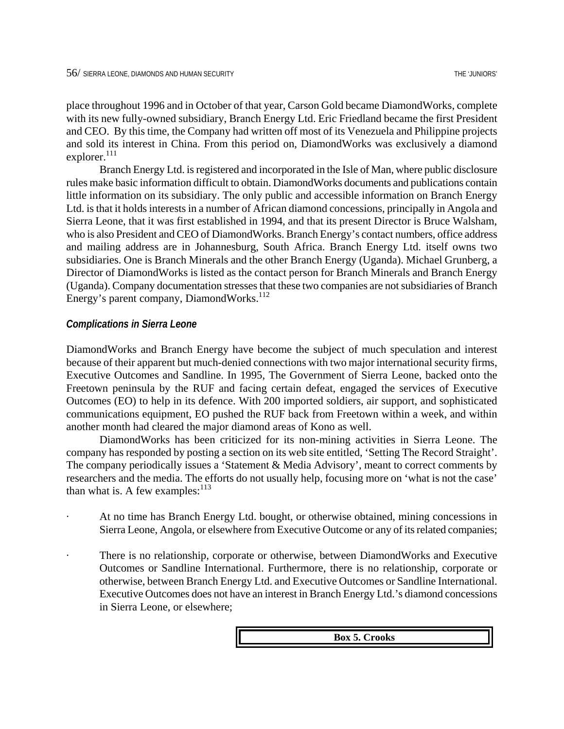place throughout 1996 and in October of that year, Carson Gold became DiamondWorks, complete with its new fully-owned subsidiary, Branch Energy Ltd. Eric Friedland became the first President and CEO. By this time, the Company had written off most of its Venezuela and Philippine projects and sold its interest in China. From this period on, DiamondWorks was exclusively a diamond explorer.[111]

Branch Energy Ltd. is registered and incorporated in the Isle of Man, where public disclosure rules make basic information difficult to obtain. DiamondWorks documents and publications contain little information on its subsidiary. The only public and accessible information on Branch Energy Ltd. is that it holds interests in a number of African diamond concessions, principally in Angola and Sierra Leone, that it was first established in 1994, and that its present Director is Bruce Walsham, who is also President and CEO of DiamondWorks. Branch Energy's contact numbers, office address and mailing address are in Johannesburg, South Africa. Branch Energy Ltd. itself owns two subsidiaries. One is Branch Minerals and the other Branch Energy (Uganda). Michael Grunberg, a Director of DiamondWorks is listed as the contact person for Branch Minerals and Branch Energy (Uganda). Company documentation stresses that these two companies are not subsidiaries of Branch Energy's parent company, DiamondWorks.[112]

### *Complications in Sierra Leone*

DiamondWorks and Branch Energy have become the subject of much speculation and interest because of their apparent but much-denied connections with two major international security firms, Executive Outcomes and Sandline. In 1995, The Government of Sierra Leone, backed onto the Freetown peninsula by the RUF and facing certain defeat, engaged the services of Executive Outcomes (EO) to help in its defence. With 200 imported soldiers, air support, and sophisticated communications equipment, EO pushed the RUF back from Freetown within a week, and within another month had cleared the major diamond areas of Kono as well.

DiamondWorks has been criticized for its non-mining activities in Sierra Leone. The company has responded by posting a section on its web site entitled, 'Setting The Record Straight'. The company periodically issues a 'Statement & Media Advisory', meant to correct comments by researchers and the media. The efforts do not usually help, focusing more on 'what is not the case' than what is. A few examples:[113]

- At no time has Branch Energy Ltd. bought, or otherwise obtained, mining concessions in Sierra Leone, Angola, or elsewhere from Executive Outcome or any of its related companies;
- There is no relationship, corporate or otherwise, between DiamondWorks and Executive Outcomes or Sandline International. Furthermore, there is no relationship, corporate or otherwise, between Branch Energy Ltd. and Executive Outcomes or Sandline International. Executive Outcomes does not have an interest in Branch Energy Ltd.'s diamond concessions in Sierra Leone, or elsewhere;

**Box 5. Crooks**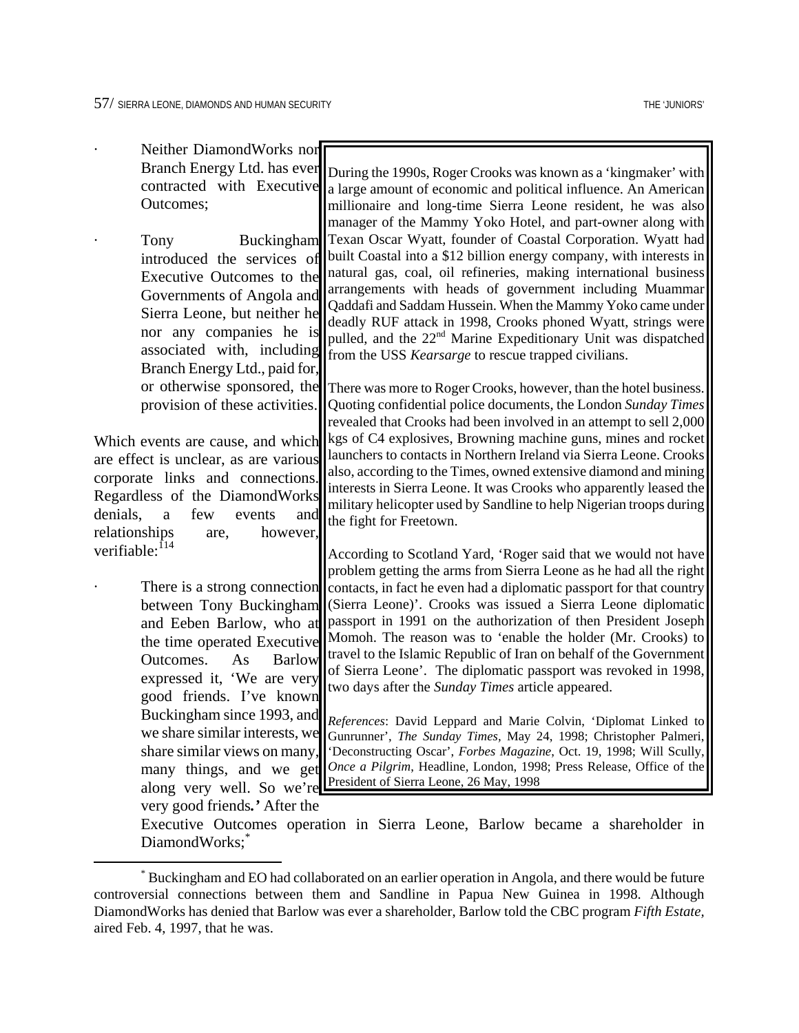- Neither DiamondWorks nor Branch Energy Ltd. has ever contracted with Executive Outcomes;

- Tony Buckingham introduced the services of Executive Outcomes to the Governments of Angola and Sierra Leone, but neither he nor any companies he is associated with, including Branch Energy Ltd., paid for, or otherwise sponsored, the provision of these activities.

Which events are cause, and which are effect is unclear, as are various corporate links and connections. Regardless of the DiamondWorks denials, a few events and relationships are, however, verifiable:[114]

- There is a strong connection between Tony Buckingham and Eeben Barlow, who at the time operated Executive Outcomes. As Barlow expressed it, 'We are very good friends. I've known Buckingham since 1993, and we share similar interests, we share similar views on many, many things, and we get along very well. So we're very good friends.**'** After the Executive Outcomes operation in Sierra Leone, Barlow became a shareholder in DiamondWorks;[*]

---

During the 1990s, Roger Crooks was known as a 'kingmaker' with a large amount of economic and political influence. An American millionaire and long-time Sierra Leone resident, he was also manager of the Mammy Yoko Hotel, and part-owner along with Texan Oscar Wyatt, founder of Coastal Corporation. Wyatt had built Coastal into a $12 billion energy company, with interests in natural gas, coal, oil refineries, making international business arrangements with heads of government including Muammar Qaddafi and Saddam Hussein. When the Mammy Yoko came under deadly RUF attack in 1998, Crooks phoned Wyatt, strings were pulled, and the 22nd Marine Expeditionary Unit was dispatched from the USS *Kearsarge* to rescue trapped civilians.

There was more to Roger Crooks, however, than the hotel business. Quoting confidential police documents, the London *Sunday Times* revealed that Crooks had been involved in an attempt to sell 2,000 kgs of C4 explosives, Browning machine guns, mines and rocket launchers to contacts in Northern Ireland via Sierra Leone. Crooks also, according to the Times, owned extensive diamond and mining interests in Sierra Leone. It was Crooks who apparently leased the military helicopter used by Sandline to help Nigerian troops during the fight for Freetown.

According to Scotland Yard, 'Roger said that we would not have problem getting the arms from Sierra Leone as he had all the right contacts, in fact he even had a diplomatic passport for that country (Sierra Leone)'. Crooks was issued a Sierra Leone diplomatic passport in 1991 on the authorization of then President Joseph Momoh. The reason was to 'enable the holder (Mr. Crooks) to travel to the Islamic Republic of Iran on behalf of the Government of Sierra Leone'. The diplomatic passport was revoked in 1998, two days after the *Sunday Times* article appeared.

*References*: David Leppard and Marie Colvin, 'Diplomat Linked to Gunrunner', *The Sunday Times*, May 24, 1998; Christopher Palmeri, 'Deconstructing Oscar', *Forbes Magazine*, Oct. 19, 1998; Will Scully, *Once a Pilgrim*, Headline, London, 1998; Press Release, Office of the President of Sierra Leone, 26 May, 1998

---

[*] Buckingham and EO had collaborated on an earlier operation in Angola, and there would be future controversial connections between them and Sandline in Papua New Guinea in 1998. Although DiamondWorks has denied that Barlow was ever a shareholder, Barlow told the CBC program *Fifth Estate*, aired Feb. 4, 1997, that he was.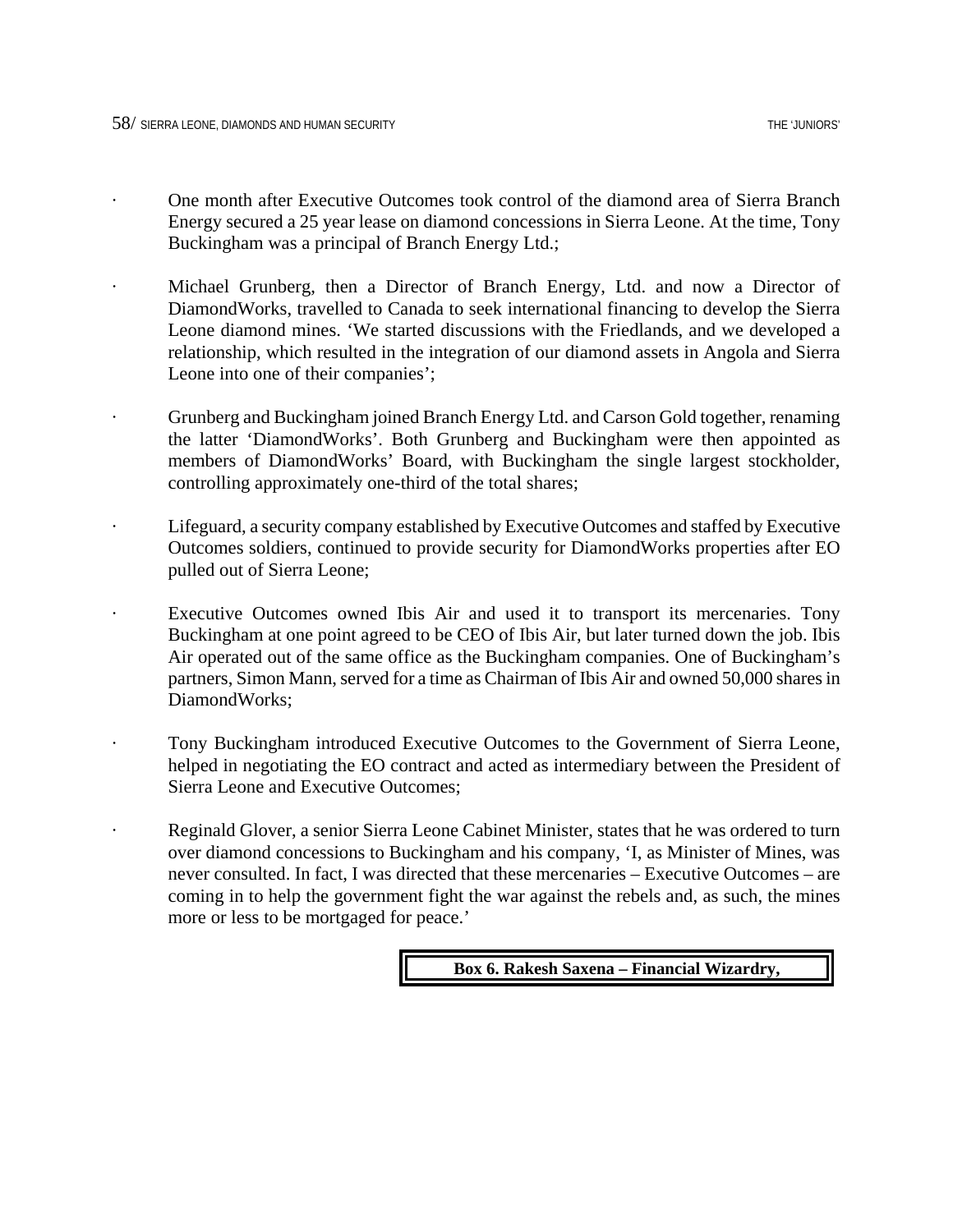- One month after Executive Outcomes took control of the diamond area of Sierra Branch Energy secured a 25 year lease on diamond concessions in Sierra Leone. At the time, Tony Buckingham was a principal of Branch Energy Ltd.;

- Michael Grunberg, then a Director of Branch Energy, Ltd. and now a Director of DiamondWorks, travelled to Canada to seek international financing to develop the Sierra Leone diamond mines. 'We started discussions with the Friedlands, and we developed a relationship, which resulted in the integration of our diamond assets in Angola and Sierra Leone into one of their companies';

- Grunberg and Buckingham joined Branch Energy Ltd. and Carson Gold together, renaming the latter 'DiamondWorks'. Both Grunberg and Buckingham were then appointed as members of DiamondWorks' Board, with Buckingham the single largest stockholder, controlling approximately one-third of the total shares;

- Lifeguard, a security company established by Executive Outcomes and staffed by Executive Outcomes soldiers, continued to provide security for DiamondWorks properties after EO pulled out of Sierra Leone;

- Executive Outcomes owned Ibis Air and used it to transport its mercenaries. Tony Buckingham at one point agreed to be CEO of Ibis Air, but later turned down the job. Ibis Air operated out of the same office as the Buckingham companies. One of Buckingham's partners, Simon Mann, served for a time as Chairman of Ibis Air and owned 50,000 shares in DiamondWorks;

- Tony Buckingham introduced Executive Outcomes to the Government of Sierra Leone, helped in negotiating the EO contract and acted as intermediary between the President of Sierra Leone and Executive Outcomes;

- Reginald Glover, a senior Sierra Leone Cabinet Minister, states that he was ordered to turn over diamond concessions to Buckingham and his company, 'I, as Minister of Mines, was never consulted. In fact, I was directed that these mercenaries – Executive Outcomes – are coming in to help the government fight the war against the rebels and, as such, the mines more or less to be mortgaged for peace.'

**Box 6. Rakesh Saxena – Financial Wizardry,**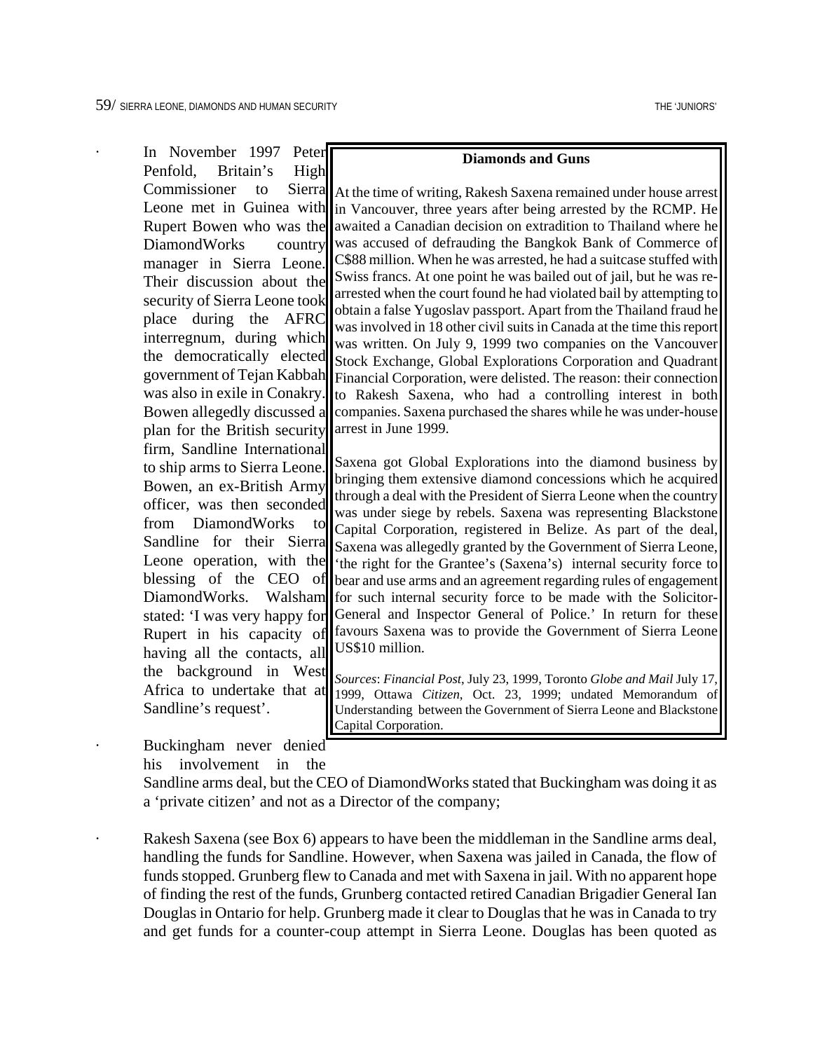- In November 1997 Peter Penfold, Britain's High Commissioner to Sierra Leone met in Guinea with Rupert Bowen who was the DiamondWorks country manager in Sierra Leone. Their discussion about the security of Sierra Leone took place during the AFRC interregnum, during which the democratically elected government of Tejan Kabbah was also in exile in Conakry. Bowen allegedly discussed a plan for the British security firm, Sandline International to ship arms to Sierra Leone. Bowen, an ex-British Army officer, was then seconded from DiamondWorks to Sandline for their Sierra Leone operation, with the blessing of the CEO of DiamondWorks. Walsham stated: 'I was very happy for Rupert in his capacity of having all the contacts, all the background in West Africa to undertake that at Sandline's request'.

> **Diamonds and Guns**
>
> At the time of writing, Rakesh Saxena remained under house arrest in Vancouver, three years after being arrested by the RCMP. He awaited a Canadian decision on extradition to Thailand where he was accused of defrauding the Bangkok Bank of Commerce of C$88 million. When he was arrested, he had a suitcase stuffed with Swiss francs. At one point he was bailed out of jail, but he was re-arrested when the court found he had violated bail by attempting to obtain a false Yugoslav passport. Apart from the Thailand fraud he was involved in 18 other civil suits in Canada at the time this report was written. On July 9, 1999 two companies on the Vancouver Stock Exchange, Global Explorations Corporation and Quadrant Financial Corporation, were delisted. The reason: their connection to Rakesh Saxena, who had a controlling interest in both companies. Saxena purchased the shares while he was under-house arrest in June 1999.
>
> Saxena got Global Explorations into the diamond business by bringing them extensive diamond concessions which he acquired through a deal with the President of Sierra Leone when the country was under siege by rebels. Saxena was representing Blackstone Capital Corporation, registered in Belize. As part of the deal, Saxena was allegedly granted by the Government of Sierra Leone, 'the right for the Grantee's (Saxena's) internal security force to bear and use arms and an agreement regarding rules of engagement for such internal security force to be made with the Solicitor-General and Inspector General of Police.' In return for these favours Saxena was to provide the Government of Sierra Leone US$10 million.
>
> *Sources*: *Financial Post*, July 23, 1999, Toronto *Globe and Mail* July 17, 1999, Ottawa *Citizen*, Oct. 23, 1999; undated Memorandum of Understanding between the Government of Sierra Leone and Blackstone Capital Corporation.

- Buckingham never denied his involvement in the Sandline arms deal, but the CEO of DiamondWorks stated that Buckingham was doing it as a 'private citizen' and not as a Director of the company;

- Rakesh Saxena (see Box 6) appears to have been the middleman in the Sandline arms deal, handling the funds for Sandline. However, when Saxena was jailed in Canada, the flow of funds stopped. Grunberg flew to Canada and met with Saxena in jail. With no apparent hope of finding the rest of the funds, Grunberg contacted retired Canadian Brigadier General Ian Douglas in Ontario for help. Grunberg made it clear to Douglas that he was in Canada to try and get funds for a counter-coup attempt in Sierra Leone. Douglas has been quoted as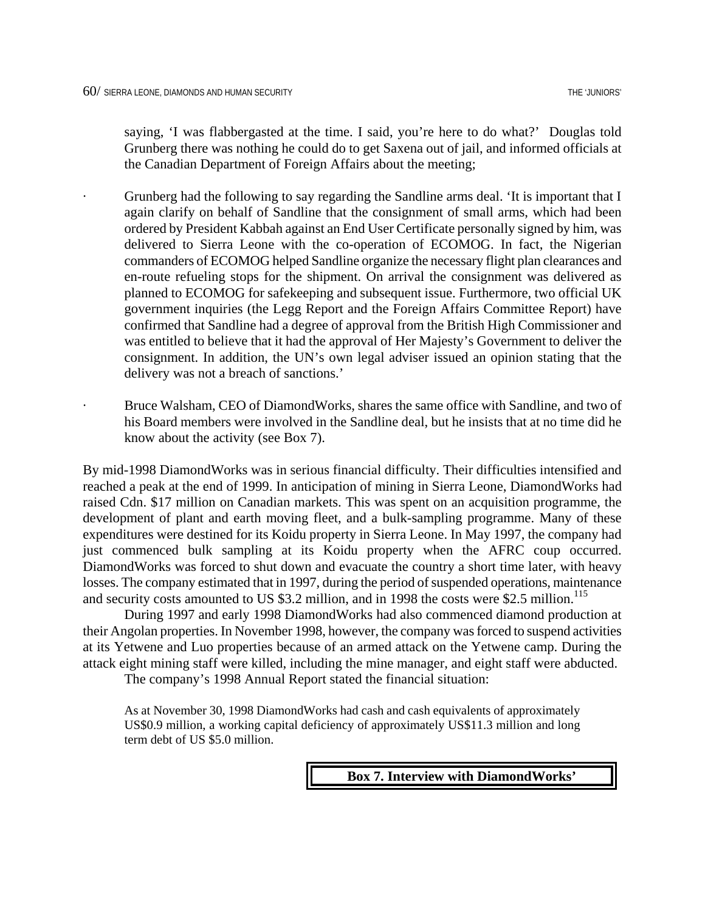saying, 'I was flabbergasted at the time. I said, you're here to do what?' Douglas told Grunberg there was nothing he could do to get Saxena out of jail, and informed officials at the Canadian Department of Foreign Affairs about the meeting;

- Grunberg had the following to say regarding the Sandline arms deal. 'It is important that I again clarify on behalf of Sandline that the consignment of small arms, which had been ordered by President Kabbah against an End User Certificate personally signed by him, was delivered to Sierra Leone with the co-operation of ECOMOG. In fact, the Nigerian commanders of ECOMOG helped Sandline organize the necessary flight plan clearances and en-route refueling stops for the shipment. On arrival the consignment was delivered as planned to ECOMOG for safekeeping and subsequent issue. Furthermore, two official UK government inquiries (the Legg Report and the Foreign Affairs Committee Report) have confirmed that Sandline had a degree of approval from the British High Commissioner and was entitled to believe that it had the approval of Her Majesty's Government to deliver the consignment. In addition, the UN's own legal adviser issued an opinion stating that the delivery was not a breach of sanctions.'

- Bruce Walsham, CEO of DiamondWorks, shares the same office with Sandline, and two of his Board members were involved in the Sandline deal, but he insists that at no time did he know about the activity (see Box 7).

By mid-1998 DiamondWorks was in serious financial difficulty. Their difficulties intensified and reached a peak at the end of 1999. In anticipation of mining in Sierra Leone, DiamondWorks had raised Cdn. $17 million on Canadian markets. This was spent on an acquisition programme, the development of plant and earth moving fleet, and a bulk-sampling programme. Many of these expenditures were destined for its Koidu property in Sierra Leone. In May 1997, the company had just commenced bulk sampling at its Koidu property when the AFRC coup occurred. DiamondWorks was forced to shut down and evacuate the country a short time later, with heavy losses. The company estimated that in 1997, during the period of suspended operations, maintenance and security costs amounted to US $3.2 million, and in 1998 the costs were $2.5 million.[115]

During 1997 and early 1998 DiamondWorks had also commenced diamond production at their Angolan properties. In November 1998, however, the company was forced to suspend activities at its Yetwene and Luo properties because of an armed attack on the Yetwene camp. During the attack eight mining staff were killed, including the mine manager, and eight staff were abducted.

The company's 1998 Annual Report stated the financial situation:

> As at November 30, 1998 DiamondWorks had cash and cash equivalents of approximately US$0.9 million, a working capital deficiency of approximately US$11.3 million and long term debt of US $5.0 million.

**Box 7. Interview with DiamondWorks'**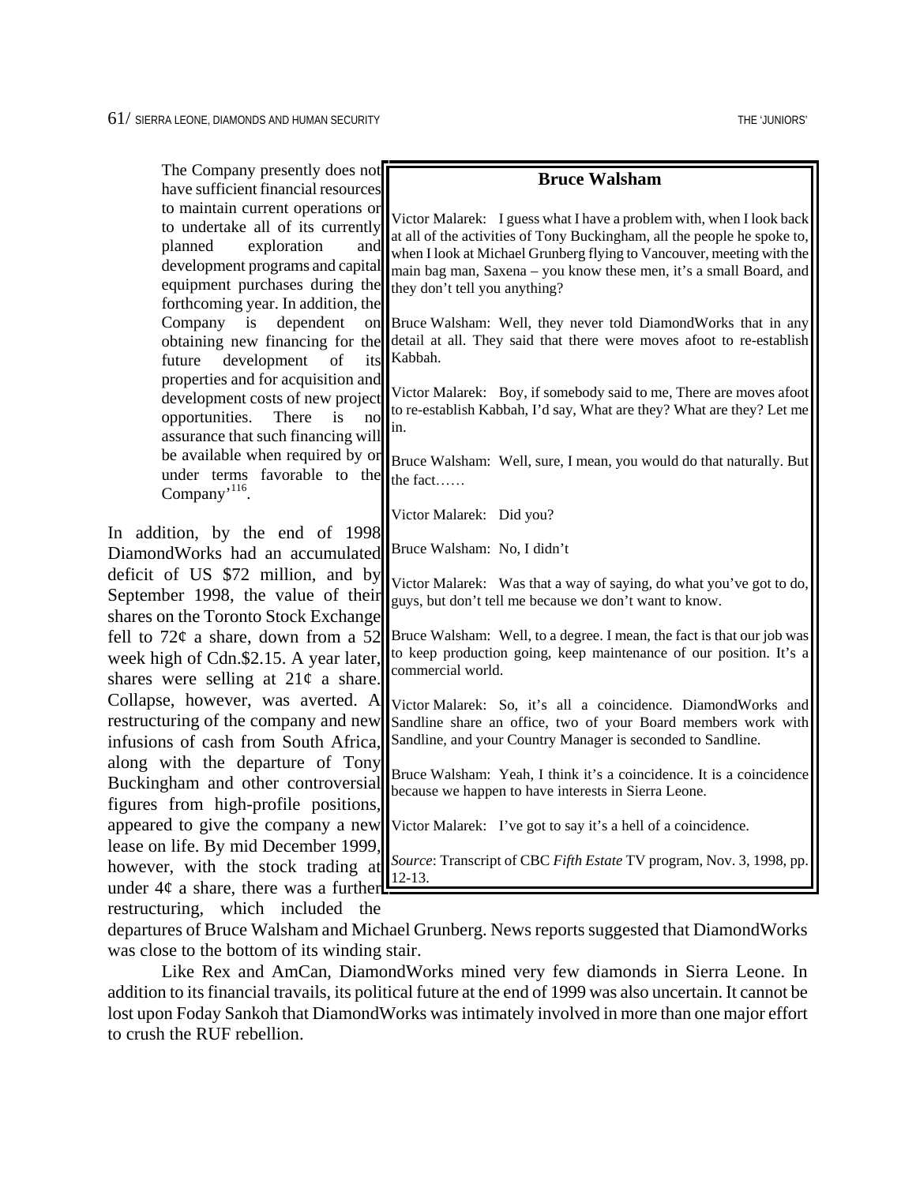> The Company presently does not have sufficient financial resources to maintain current operations or to undertake all of its currently planned exploration and development programs and capital equipment purchases during the forthcoming year. In addition, the Company is dependent on obtaining new financing for the future development of its properties and for acquisition and development costs of new project opportunities. There is no assurance that such financing will be available when required by or under terms favorable to the Company'[116].

In addition, by the end of 1998 DiamondWorks had an accumulated deficit of US $72 million, and by September 1998, the value of their shares on the Toronto Stock Exchange fell to 72¢ a share, down from a 52 week high of Cdn.$2.15. A year later, shares were selling at 21¢ a share. Collapse, however, was averted. A restructuring of the company and new infusions of cash from South Africa, along with the departure of Tony Buckingham and other controversial figures from high-profile positions, appeared to give the company a new lease on life. By mid December 1999, however, with the stock trading at under 4¢ a share, there was a further restructuring, which included the departures of Bruce Walsham and Michael Grunberg. News reports suggested that DiamondWorks was close to the bottom of its winding stair.

Like Rex and AmCan, DiamondWorks mined very few diamonds in Sierra Leone. In addition to its financial travails, its political future at the end of 1999 was also uncertain. It cannot be lost upon Foday Sankoh that DiamondWorks was intimately involved in more than one major effort to crush the RUF rebellion.

---

**Bruce Walsham**

Victor Malarek: I guess what I have a problem with, when I look back at all of the activities of Tony Buckingham, all the people he spoke to, when I look at Michael Grunberg flying to Vancouver, meeting with the main bag man, Saxena – you know these men, it's a small Board, and they don't tell you anything?

Bruce Walsham: Well, they never told DiamondWorks that in any detail at all. They said that there were moves afoot to re-establish Kabbah.

Victor Malarek: Boy, if somebody said to me, There are moves afoot to re-establish Kabbah, I'd say, What are they? What are they? Let me in.

Bruce Walsham: Well, sure, I mean, you would do that naturally. But the fact……

Victor Malarek: Did you?

Bruce Walsham: No, I didn't

Victor Malarek: Was that a way of saying, do what you've got to do, guys, but don't tell me because we don't want to know.

Bruce Walsham: Well, to a degree. I mean, the fact is that our job was to keep production going, keep maintenance of our position. It's a commercial world.

Victor Malarek: So, it's all a coincidence. DiamondWorks and Sandline share an office, two of your Board members work with Sandline, and your Country Manager is seconded to Sandline.

Bruce Walsham: Yeah, I think it's a coincidence. It is a coincidence because we happen to have interests in Sierra Leone.

Victor Malarek: I've got to say it's a hell of a coincidence.

*Source*: Transcript of CBC *Fifth Estate* TV program, Nov. 3, 1998, pp. 12-13.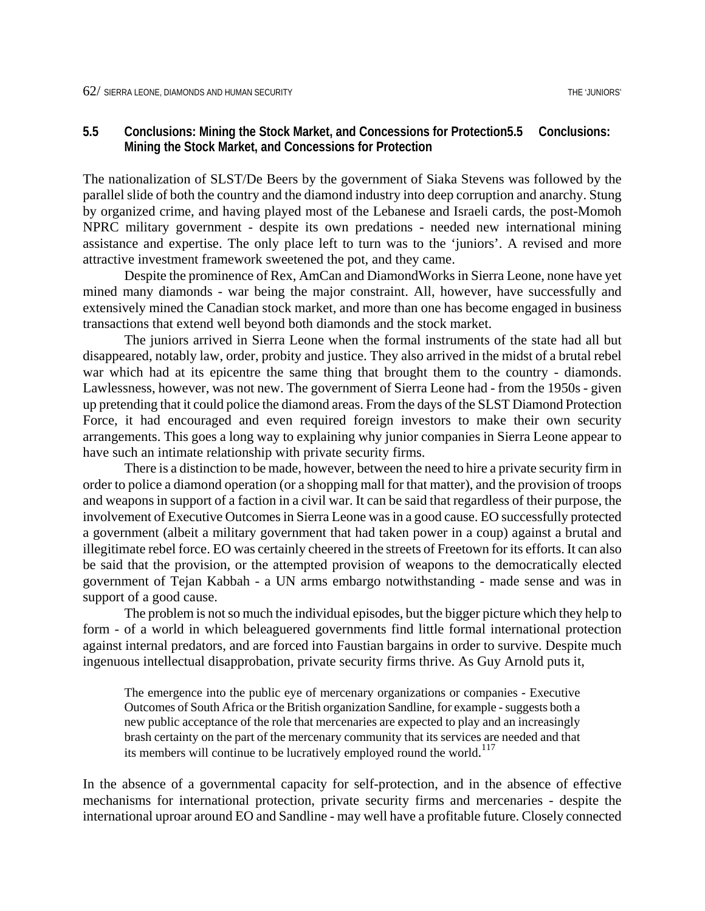## 5.5 Conclusions: Mining the Stock Market, and Concessions for Protection

The nationalization of SLST/De Beers by the government of Siaka Stevens was followed by the parallel slide of both the country and the diamond industry into deep corruption and anarchy. Stung by organized crime, and having played most of the Lebanese and Israeli cards, the post-Momoh NPRC military government - despite its own predations - needed new international mining assistance and expertise. The only place left to turn was to the 'juniors'. A revised and more attractive investment framework sweetened the pot, and they came.

Despite the prominence of Rex, AmCan and DiamondWorks in Sierra Leone, none have yet mined many diamonds - war being the major constraint. All, however, have successfully and extensively mined the Canadian stock market, and more than one has become engaged in business transactions that extend well beyond both diamonds and the stock market.

The juniors arrived in Sierra Leone when the formal instruments of the state had all but disappeared, notably law, order, probity and justice. They also arrived in the midst of a brutal rebel war which had at its epicentre the same thing that brought them to the country - diamonds. Lawlessness, however, was not new. The government of Sierra Leone had - from the 1950s - given up pretending that it could police the diamond areas. From the days of the SLST Diamond Protection Force, it had encouraged and even required foreign investors to make their own security arrangements. This goes a long way to explaining why junior companies in Sierra Leone appear to have such an intimate relationship with private security firms.

There is a distinction to be made, however, between the need to hire a private security firm in order to police a diamond operation (or a shopping mall for that matter), and the provision of troops and weapons in support of a faction in a civil war. It can be said that regardless of their purpose, the involvement of Executive Outcomes in Sierra Leone was in a good cause. EO successfully protected a government (albeit a military government that had taken power in a coup) against a brutal and illegitimate rebel force. EO was certainly cheered in the streets of Freetown for its efforts. It can also be said that the provision, or the attempted provision of weapons to the democratically elected government of Tejan Kabbah - a UN arms embargo notwithstanding - made sense and was in support of a good cause.

The problem is not so much the individual episodes, but the bigger picture which they help to form - of a world in which beleaguered governments find little formal international protection against internal predators, and are forced into Faustian bargains in order to survive. Despite much ingenuous intellectual disapprobation, private security firms thrive. As Guy Arnold puts it,

> The emergence into the public eye of mercenary organizations or companies - Executive Outcomes of South Africa or the British organization Sandline, for example - suggests both a new public acceptance of the role that mercenaries are expected to play and an increasingly brash certainty on the part of the mercenary community that its services are needed and that its members will continue to be lucratively employed round the world.[117]

In the absence of a governmental capacity for self-protection, and in the absence of effective mechanisms for international protection, private security firms and mercenaries - despite the international uproar around EO and Sandline - may well have a profitable future. Closely connected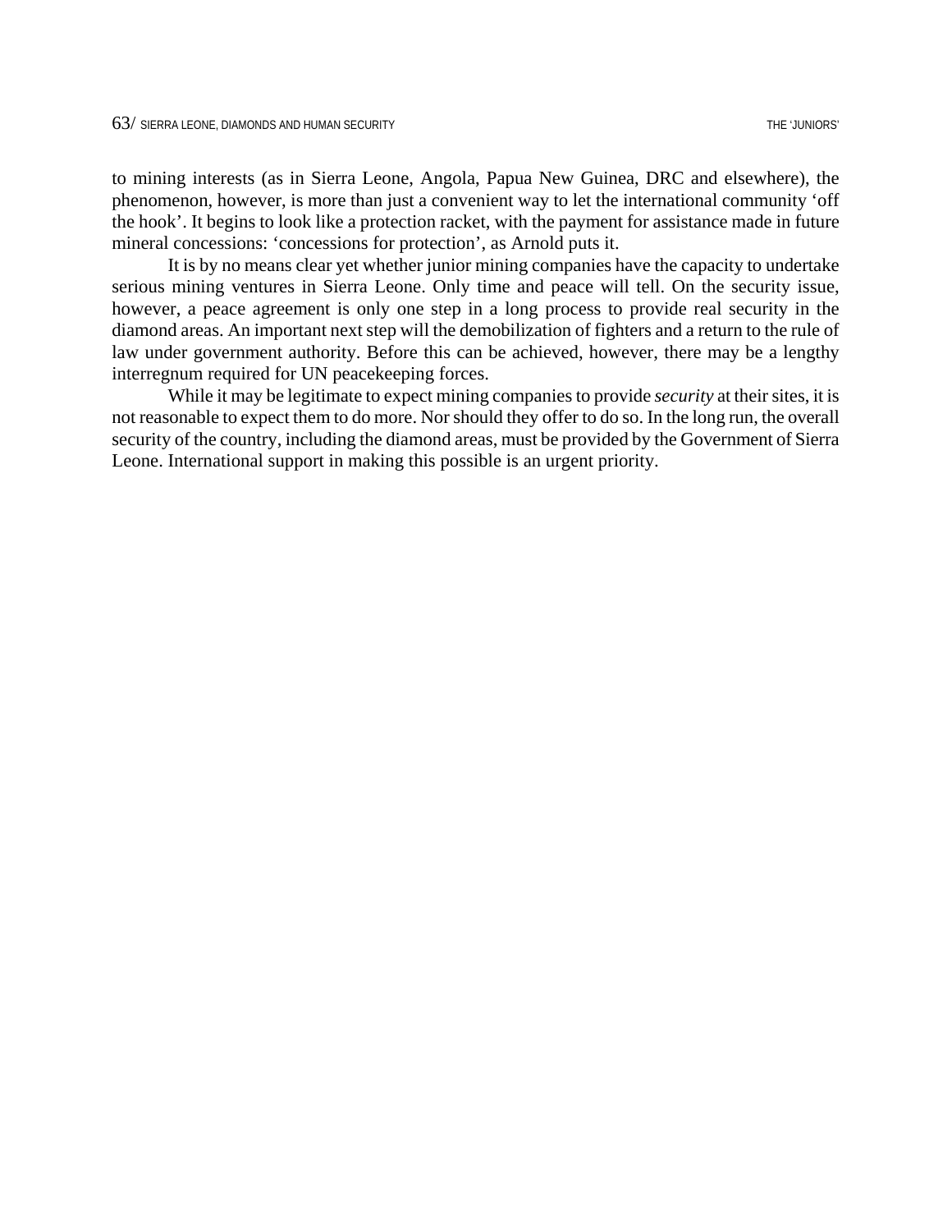to mining interests (as in Sierra Leone, Angola, Papua New Guinea, DRC and elsewhere), the phenomenon, however, is more than just a convenient way to let the international community 'off the hook'. It begins to look like a protection racket, with the payment for assistance made in future mineral concessions: 'concessions for protection', as Arnold puts it.

It is by no means clear yet whether junior mining companies have the capacity to undertake serious mining ventures in Sierra Leone. Only time and peace will tell. On the security issue, however, a peace agreement is only one step in a long process to provide real security in the diamond areas. An important next step will the demobilization of fighters and a return to the rule of law under government authority. Before this can be achieved, however, there may be a lengthy interregnum required for UN peacekeeping forces.

While it may be legitimate to expect mining companies to provide *security* at their sites, it is not reasonable to expect them to do more. Nor should they offer to do so. In the long run, the overall security of the country, including the diamond areas, must be provided by the Government of Sierra Leone. International support in making this possible is an urgent priority.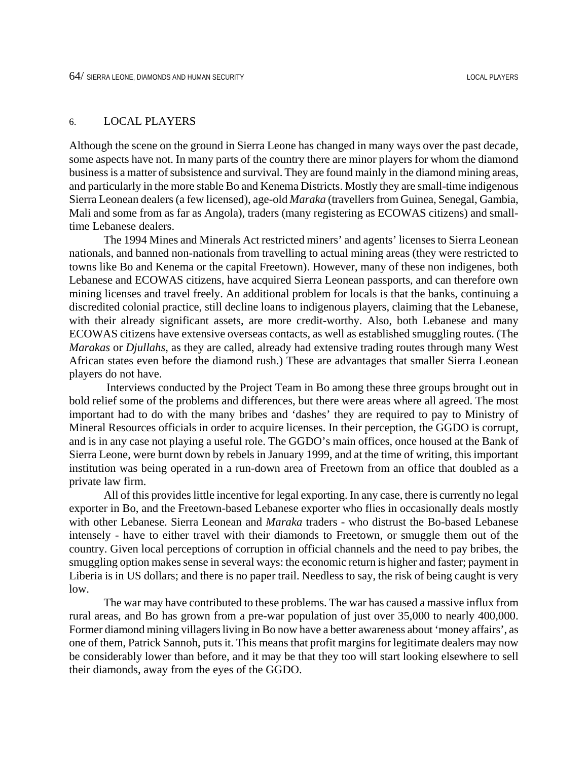## 6. LOCAL PLAYERS

Although the scene on the ground in Sierra Leone has changed in many ways over the past decade, some aspects have not. In many parts of the country there are minor players for whom the diamond business is a matter of subsistence and survival. They are found mainly in the diamond mining areas, and particularly in the more stable Bo and Kenema Districts. Mostly they are small-time indigenous Sierra Leonean dealers (a few licensed), age-old *Maraka* (travellers from Guinea, Senegal, Gambia, Mali and some from as far as Angola), traders (many registering as ECOWAS citizens) and small-time Lebanese dealers.

The 1994 Mines and Minerals Act restricted miners' and agents' licenses to Sierra Leonean nationals, and banned non-nationals from travelling to actual mining areas (they were restricted to towns like Bo and Kenema or the capital Freetown). However, many of these non indigenes, both Lebanese and ECOWAS citizens, have acquired Sierra Leonean passports, and can therefore own mining licenses and travel freely. An additional problem for locals is that the banks, continuing a discredited colonial practice, still decline loans to indigenous players, claiming that the Lebanese, with their already significant assets, are more credit-worthy. Also, both Lebanese and many ECOWAS citizens have extensive overseas contacts, as well as established smuggling routes. (The *Marakas* or *Djullahs*, as they are called, already had extensive trading routes through many West African states even before the diamond rush.) These are advantages that smaller Sierra Leonean players do not have.

Interviews conducted by the Project Team in Bo among these three groups brought out in bold relief some of the problems and differences, but there were areas where all agreed. The most important had to do with the many bribes and 'dashes' they are required to pay to Ministry of Mineral Resources officials in order to acquire licenses. In their perception, the GGDO is corrupt, and is in any case not playing a useful role. The GGDO's main offices, once housed at the Bank of Sierra Leone, were burnt down by rebels in January 1999, and at the time of writing, this important institution was being operated in a run-down area of Freetown from an office that doubled as a private law firm.

All of this provides little incentive for legal exporting. In any case, there is currently no legal exporter in Bo, and the Freetown-based Lebanese exporter who flies in occasionally deals mostly with other Lebanese. Sierra Leonean and *Maraka* traders - who distrust the Bo-based Lebanese intensely - have to either travel with their diamonds to Freetown, or smuggle them out of the country. Given local perceptions of corruption in official channels and the need to pay bribes, the smuggling option makes sense in several ways: the economic return is higher and faster; payment in Liberia is in US dollars; and there is no paper trail. Needless to say, the risk of being caught is very low.

The war may have contributed to these problems. The war has caused a massive influx from rural areas, and Bo has grown from a pre-war population of just over 35,000 to nearly 400,000. Former diamond mining villagers living in Bo now have a better awareness about 'money affairs', as one of them, Patrick Sannoh, puts it. This means that profit margins for legitimate dealers may now be considerably lower than before, and it may be that they too will start looking elsewhere to sell their diamonds, away from the eyes of the GGDO.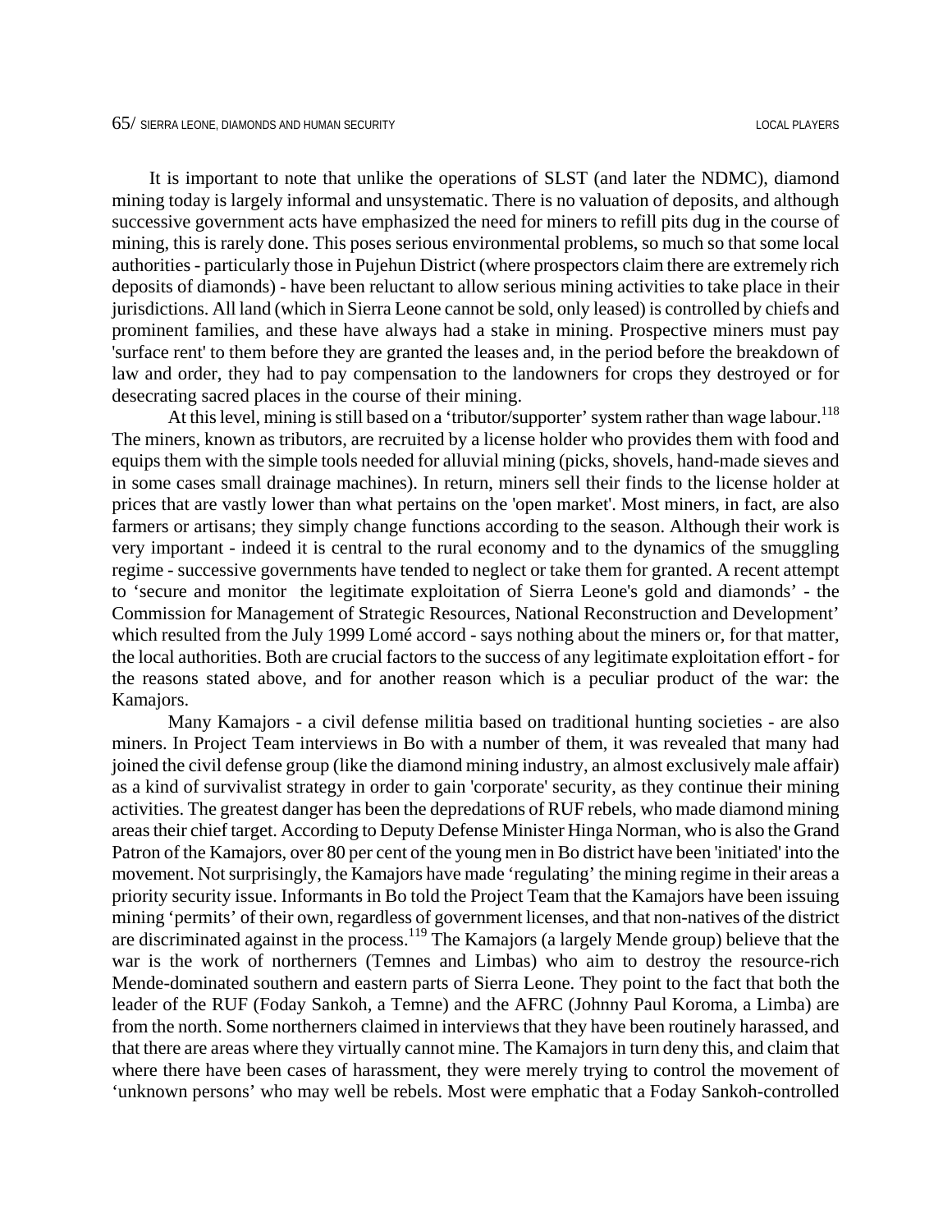It is important to note that unlike the operations of SLST (and later the NDMC), diamond mining today is largely informal and unsystematic. There is no valuation of deposits, and although successive government acts have emphasized the need for miners to refill pits dug in the course of mining, this is rarely done. This poses serious environmental problems, so much so that some local authorities - particularly those in Pujehun District (where prospectors claim there are extremely rich deposits of diamonds) - have been reluctant to allow serious mining activities to take place in their jurisdictions. All land (which in Sierra Leone cannot be sold, only leased) is controlled by chiefs and prominent families, and these have always had a stake in mining. Prospective miners must pay 'surface rent' to them before they are granted the leases and, in the period before the breakdown of law and order, they had to pay compensation to the landowners for crops they destroyed or for desecrating sacred places in the course of their mining.

At this level, mining is still based on a 'tributor/supporter' system rather than wage labour.[118] The miners, known as tributors, are recruited by a license holder who provides them with food and equips them with the simple tools needed for alluvial mining (picks, shovels, hand-made sieves and in some cases small drainage machines). In return, miners sell their finds to the license holder at prices that are vastly lower than what pertains on the 'open market'. Most miners, in fact, are also farmers or artisans; they simply change functions according to the season. Although their work is very important - indeed it is central to the rural economy and to the dynamics of the smuggling regime - successive governments have tended to neglect or take them for granted. A recent attempt to 'secure and monitor the legitimate exploitation of Sierra Leone's gold and diamonds' - the Commission for Management of Strategic Resources, National Reconstruction and Development' which resulted from the July 1999 Lomé accord - says nothing about the miners or, for that matter, the local authorities. Both are crucial factors to the success of any legitimate exploitation effort - for the reasons stated above, and for another reason which is a peculiar product of the war: the Kamajors.

Many Kamajors - a civil defense militia based on traditional hunting societies - are also miners. In Project Team interviews in Bo with a number of them, it was revealed that many had joined the civil defense group (like the diamond mining industry, an almost exclusively male affair) as a kind of survivalist strategy in order to gain 'corporate' security, as they continue their mining activities. The greatest danger has been the depredations of RUF rebels, who made diamond mining areas their chief target. According to Deputy Defense Minister Hinga Norman, who is also the Grand Patron of the Kamajors, over 80 per cent of the young men in Bo district have been 'initiated' into the movement. Not surprisingly, the Kamajors have made 'regulating' the mining regime in their areas a priority security issue. Informants in Bo told the Project Team that the Kamajors have been issuing mining 'permits' of their own, regardless of government licenses, and that non-natives of the district are discriminated against in the process.[119] The Kamajors (a largely Mende group) believe that the war is the work of northerners (Temnes and Limbas) who aim to destroy the resource-rich Mende-dominated southern and eastern parts of Sierra Leone. They point to the fact that both the leader of the RUF (Foday Sankoh, a Temne) and the AFRC (Johnny Paul Koroma, a Limba) are from the north. Some northerners claimed in interviews that they have been routinely harassed, and that there are areas where they virtually cannot mine. The Kamajors in turn deny this, and claim that where there have been cases of harassment, they were merely trying to control the movement of 'unknown persons' who may well be rebels. Most were emphatic that a Foday Sankoh-controlled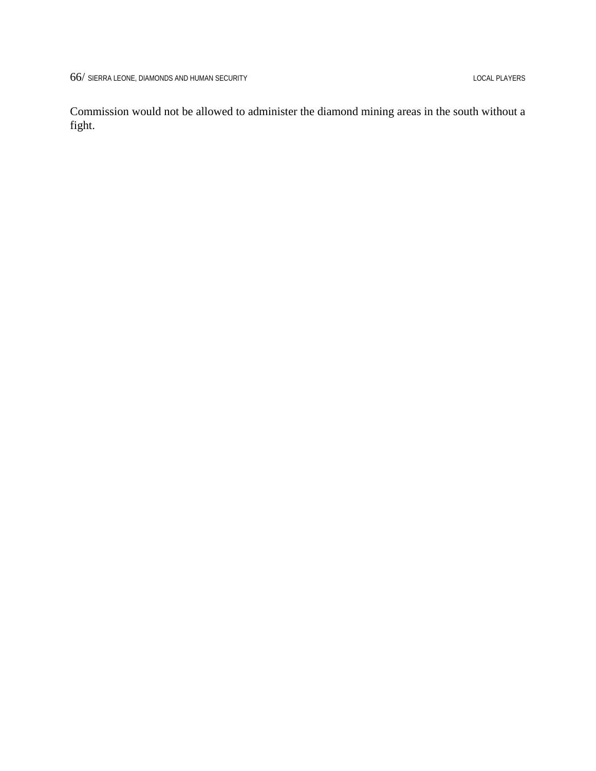Commission would not be allowed to administer the diamond mining areas in the south without a fight.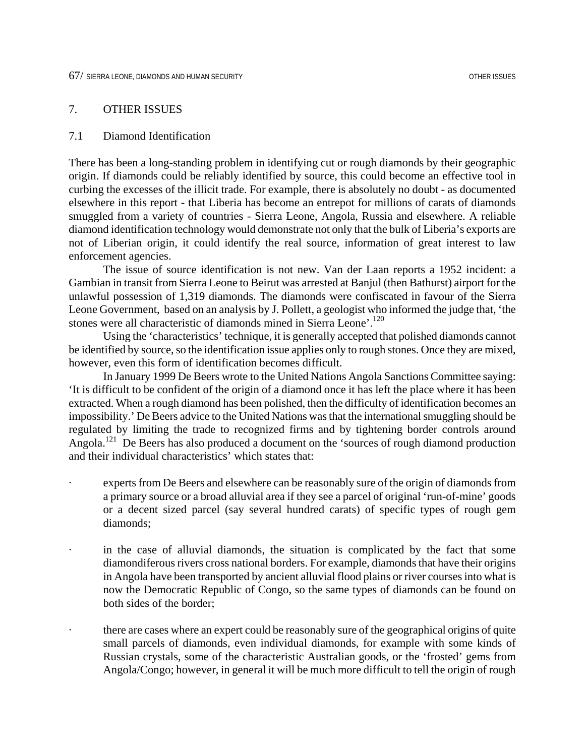## 7. OTHER ISSUES

### 7.1 Diamond Identification

There has been a long-standing problem in identifying cut or rough diamonds by their geographic origin. If diamonds could be reliably identified by source, this could become an effective tool in curbing the excesses of the illicit trade. For example, there is absolutely no doubt - as documented elsewhere in this report - that Liberia has become an entrepot for millions of carats of diamonds smuggled from a variety of countries - Sierra Leone, Angola, Russia and elsewhere. A reliable diamond identification technology would demonstrate not only that the bulk of Liberia's exports are not of Liberian origin, it could identify the real source, information of great interest to law enforcement agencies.

The issue of source identification is not new. Van der Laan reports a 1952 incident: a Gambian in transit from Sierra Leone to Beirut was arrested at Banjul (then Bathurst) airport for the unlawful possession of 1,319 diamonds. The diamonds were confiscated in favour of the Sierra Leone Government, based on an analysis by J. Pollett, a geologist who informed the judge that, 'the stones were all characteristic of diamonds mined in Sierra Leone'.[120]

Using the 'characteristics' technique, it is generally accepted that polished diamonds cannot be identified by source, so the identification issue applies only to rough stones. Once they are mixed, however, even this form of identification becomes difficult.

In January 1999 De Beers wrote to the United Nations Angola Sanctions Committee saying: 'It is difficult to be confident of the origin of a diamond once it has left the place where it has been extracted. When a rough diamond has been polished, then the difficulty of identification becomes an impossibility.' De Beers advice to the United Nations was that the international smuggling should be regulated by limiting the trade to recognized firms and by tightening border controls around Angola.[121] De Beers has also produced a document on the 'sources of rough diamond production and their individual characteristics' which states that:

- experts from De Beers and elsewhere can be reasonably sure of the origin of diamonds from a primary source or a broad alluvial area if they see a parcel of original 'run-of-mine' goods or a decent sized parcel (say several hundred carats) of specific types of rough gem diamonds;

- in the case of alluvial diamonds, the situation is complicated by the fact that some diamondiferous rivers cross national borders. For example, diamonds that have their origins in Angola have been transported by ancient alluvial flood plains or river courses into what is now the Democratic Republic of Congo, so the same types of diamonds can be found on both sides of the border;

- there are cases where an expert could be reasonably sure of the geographical origins of quite small parcels of diamonds, even individual diamonds, for example with some kinds of Russian crystals, some of the characteristic Australian goods, or the 'frosted' gems from Angola/Congo; however, in general it will be much more difficult to tell the origin of rough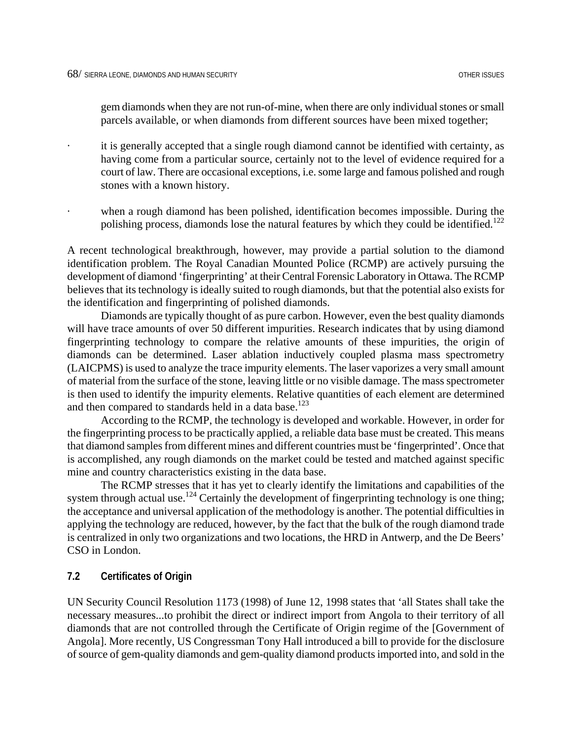gem diamonds when they are not run-of-mine, when there are only individual stones or small parcels available, or when diamonds from different sources have been mixed together;

- it is generally accepted that a single rough diamond cannot be identified with certainty, as having come from a particular source, certainly not to the level of evidence required for a court of law. There are occasional exceptions, i.e. some large and famous polished and rough stones with a known history.

- when a rough diamond has been polished, identification becomes impossible. During the polishing process, diamonds lose the natural features by which they could be identified.[122]

A recent technological breakthrough, however, may provide a partial solution to the diamond identification problem. The Royal Canadian Mounted Police (RCMP) are actively pursuing the development of diamond 'fingerprinting' at their Central Forensic Laboratory in Ottawa. The RCMP believes that its technology is ideally suited to rough diamonds, but that the potential also exists for the identification and fingerprinting of polished diamonds.

Diamonds are typically thought of as pure carbon. However, even the best quality diamonds will have trace amounts of over 50 different impurities. Research indicates that by using diamond fingerprinting technology to compare the relative amounts of these impurities, the origin of diamonds can be determined. Laser ablation inductively coupled plasma mass spectrometry (LAICPMS) is used to analyze the trace impurity elements. The laser vaporizes a very small amount of material from the surface of the stone, leaving little or no visible damage. The mass spectrometer is then used to identify the impurity elements. Relative quantities of each element are determined and then compared to standards held in a data base.[123]

According to the RCMP, the technology is developed and workable. However, in order for the fingerprinting process to be practically applied, a reliable data base must be created. This means that diamond samples from different mines and different countries must be 'fingerprinted'. Once that is accomplished, any rough diamonds on the market could be tested and matched against specific mine and country characteristics existing in the data base.

The RCMP stresses that it has yet to clearly identify the limitations and capabilities of the system through actual use.[124] Certainly the development of fingerprinting technology is one thing; the acceptance and universal application of the methodology is another. The potential difficulties in applying the technology are reduced, however, by the fact that the bulk of the rough diamond trade is centralized in only two organizations and two locations, the HRD in Antwerp, and the De Beers' CSO in London.

### 7.2 Certificates of Origin

UN Security Council Resolution 1173 (1998) of June 12, 1998 states that 'all States shall take the necessary measures...to prohibit the direct or indirect import from Angola to their territory of all diamonds that are not controlled through the Certificate of Origin regime of the [Government of Angola]. More recently, US Congressman Tony Hall introduced a bill to provide for the disclosure of source of gem-quality diamonds and gem-quality diamond products imported into, and sold in the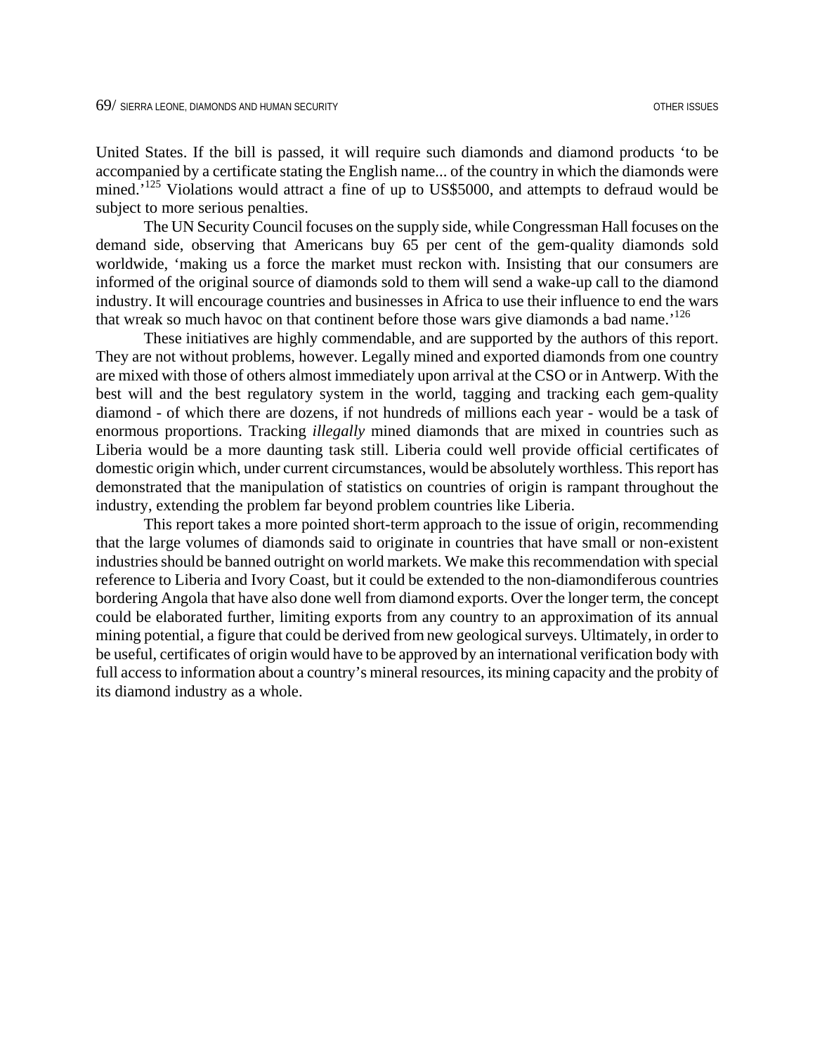United States. If the bill is passed, it will require such diamonds and diamond products 'to be accompanied by a certificate stating the English name... of the country in which the diamonds were mined.'[125] Violations would attract a fine of up to US$5000, and attempts to defraud would be subject to more serious penalties.

The UN Security Council focuses on the supply side, while Congressman Hall focuses on the demand side, observing that Americans buy 65 per cent of the gem-quality diamonds sold worldwide, 'making us a force the market must reckon with. Insisting that our consumers are informed of the original source of diamonds sold to them will send a wake-up call to the diamond industry. It will encourage countries and businesses in Africa to use their influence to end the wars that wreak so much havoc on that continent before those wars give diamonds a bad name.'[126]

These initiatives are highly commendable, and are supported by the authors of this report. They are not without problems, however. Legally mined and exported diamonds from one country are mixed with those of others almost immediately upon arrival at the CSO or in Antwerp. With the best will and the best regulatory system in the world, tagging and tracking each gem-quality diamond - of which there are dozens, if not hundreds of millions each year - would be a task of enormous proportions. Tracking *illegally* mined diamonds that are mixed in countries such as Liberia would be a more daunting task still. Liberia could well provide official certificates of domestic origin which, under current circumstances, would be absolutely worthless. This report has demonstrated that the manipulation of statistics on countries of origin is rampant throughout the industry, extending the problem far beyond problem countries like Liberia.

This report takes a more pointed short-term approach to the issue of origin, recommending that the large volumes of diamonds said to originate in countries that have small or non-existent industries should be banned outright on world markets. We make this recommendation with special reference to Liberia and Ivory Coast, but it could be extended to the non-diamondiferous countries bordering Angola that have also done well from diamond exports. Over the longer term, the concept could be elaborated further, limiting exports from any country to an approximation of its annual mining potential, a figure that could be derived from new geological surveys. Ultimately, in order to be useful, certificates of origin would have to be approved by an international verification body with full access to information about a country's mineral resources, its mining capacity and the probity of its diamond industry as a whole.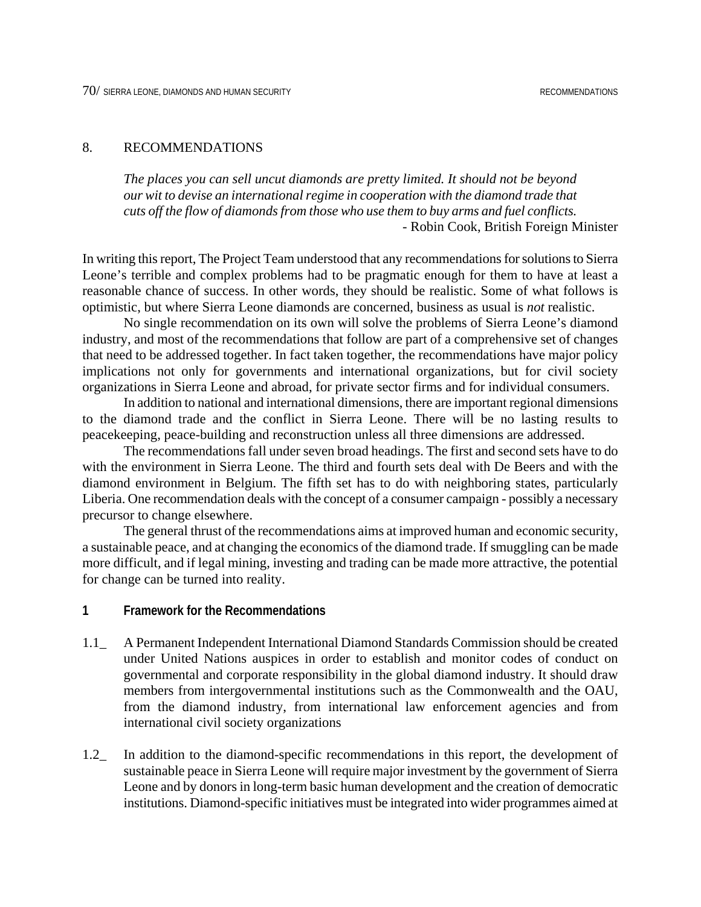## 8. RECOMMENDATIONS

> *The places you can sell uncut diamonds are pretty limited. It should not be beyond our wit to devise an international regime in cooperation with the diamond trade that cuts off the flow of diamonds from those who use them to buy arms and fuel conflicts.*
>
> - Robin Cook, British Foreign Minister

In writing this report, The Project Team understood that any recommendations for solutions to Sierra Leone's terrible and complex problems had to be pragmatic enough for them to have at least a reasonable chance of success. In other words, they should be realistic. Some of what follows is optimistic, but where Sierra Leone diamonds are concerned, business as usual is *not* realistic.

No single recommendation on its own will solve the problems of Sierra Leone's diamond industry, and most of the recommendations that follow are part of a comprehensive set of changes that need to be addressed together. In fact taken together, the recommendations have major policy implications not only for governments and international organizations, but for civil society organizations in Sierra Leone and abroad, for private sector firms and for individual consumers.

In addition to national and international dimensions, there are important regional dimensions to the diamond trade and the conflict in Sierra Leone. There will be no lasting results to peacekeeping, peace-building and reconstruction unless all three dimensions are addressed.

The recommendations fall under seven broad headings. The first and second sets have to do with the environment in Sierra Leone. The third and fourth sets deal with De Beers and with the diamond environment in Belgium. The fifth set has to do with neighboring states, particularly Liberia. One recommendation deals with the concept of a consumer campaign - possibly a necessary precursor to change elsewhere.

The general thrust of the recommendations aims at improved human and economic security, a sustainable peace, and at changing the economics of the diamond trade. If smuggling can be made more difficult, and if legal mining, investing and trading can be made more attractive, the potential for change can be turned into reality.

### 1 Framework for the Recommendations

1.1_ A Permanent Independent International Diamond Standards Commission should be created under United Nations auspices in order to establish and monitor codes of conduct on governmental and corporate responsibility in the global diamond industry. It should draw members from intergovernmental institutions such as the Commonwealth and the OAU, from the diamond industry, from international law enforcement agencies and from international civil society organizations

1.2_ In addition to the diamond-specific recommendations in this report, the development of sustainable peace in Sierra Leone will require major investment by the government of Sierra Leone and by donors in long-term basic human development and the creation of democratic institutions. Diamond-specific initiatives must be integrated into wider programmes aimed at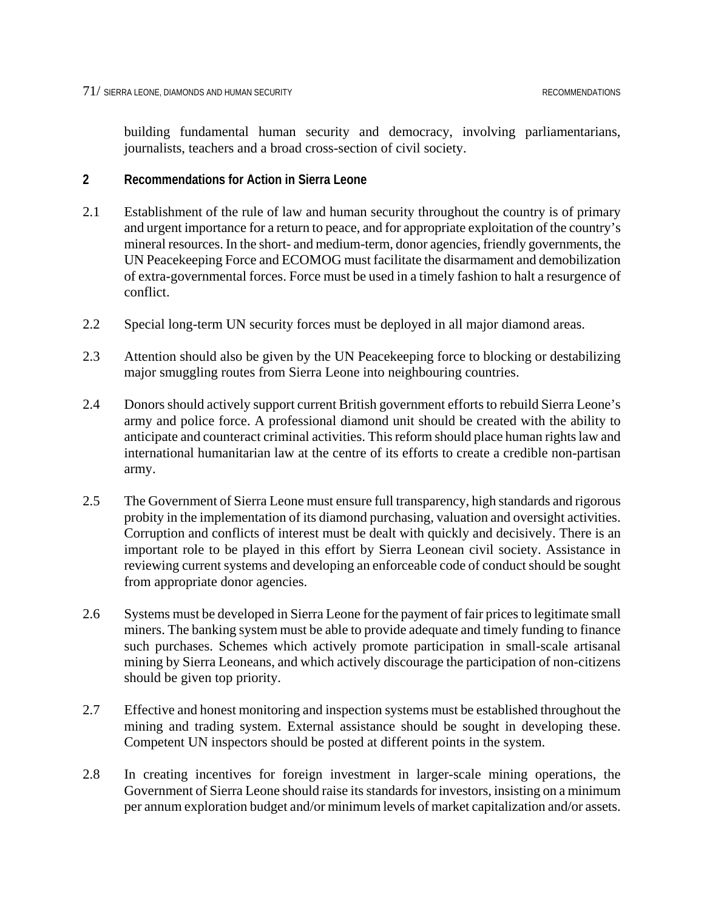building fundamental human security and democracy, involving parliamentarians, journalists, teachers and a broad cross-section of civil society.

## 2 Recommendations for Action in Sierra Leone

2.1 Establishment of the rule of law and human security throughout the country is of primary and urgent importance for a return to peace, and for appropriate exploitation of the country's mineral resources. In the short- and medium-term, donor agencies, friendly governments, the UN Peacekeeping Force and ECOMOG must facilitate the disarmament and demobilization of extra-governmental forces. Force must be used in a timely fashion to halt a resurgence of conflict.

2.2 Special long-term UN security forces must be deployed in all major diamond areas.

2.3 Attention should also be given by the UN Peacekeeping force to blocking or destabilizing major smuggling routes from Sierra Leone into neighbouring countries.

2.4 Donors should actively support current British government efforts to rebuild Sierra Leone's army and police force. A professional diamond unit should be created with the ability to anticipate and counteract criminal activities. This reform should place human rights law and international humanitarian law at the centre of its efforts to create a credible non-partisan army.

2.5 The Government of Sierra Leone must ensure full transparency, high standards and rigorous probity in the implementation of its diamond purchasing, valuation and oversight activities. Corruption and conflicts of interest must be dealt with quickly and decisively. There is an important role to be played in this effort by Sierra Leonean civil society. Assistance in reviewing current systems and developing an enforceable code of conduct should be sought from appropriate donor agencies.

2.6 Systems must be developed in Sierra Leone for the payment of fair prices to legitimate small miners. The banking system must be able to provide adequate and timely funding to finance such purchases. Schemes which actively promote participation in small-scale artisanal mining by Sierra Leoneans, and which actively discourage the participation of non-citizens should be given top priority.

2.7 Effective and honest monitoring and inspection systems must be established throughout the mining and trading system. External assistance should be sought in developing these. Competent UN inspectors should be posted at different points in the system.

2.8 In creating incentives for foreign investment in larger-scale mining operations, the Government of Sierra Leone should raise its standards for investors, insisting on a minimum per annum exploration budget and/or minimum levels of market capitalization and/or assets.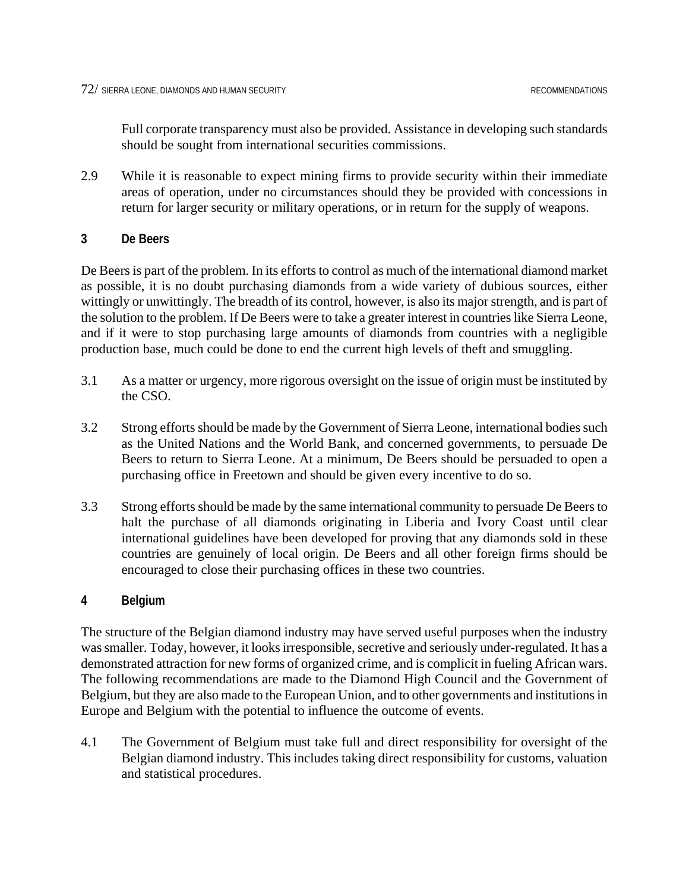Full corporate transparency must also be provided. Assistance in developing such standards should be sought from international securities commissions.

2.9 While it is reasonable to expect mining firms to provide security within their immediate areas of operation, under no circumstances should they be provided with concessions in return for larger security or military operations, or in return for the supply of weapons.

### 3 De Beers

De Beers is part of the problem. In its efforts to control as much of the international diamond market as possible, it is no doubt purchasing diamonds from a wide variety of dubious sources, either wittingly or unwittingly. The breadth of its control, however, is also its major strength, and is part of the solution to the problem. If De Beers were to take a greater interest in countries like Sierra Leone, and if it were to stop purchasing large amounts of diamonds from countries with a negligible production base, much could be done to end the current high levels of theft and smuggling.

3.1 As a matter or urgency, more rigorous oversight on the issue of origin must be instituted by the CSO.

3.2 Strong efforts should be made by the Government of Sierra Leone, international bodies such as the United Nations and the World Bank, and concerned governments, to persuade De Beers to return to Sierra Leone. At a minimum, De Beers should be persuaded to open a purchasing office in Freetown and should be given every incentive to do so.

3.3 Strong efforts should be made by the same international community to persuade De Beers to halt the purchase of all diamonds originating in Liberia and Ivory Coast until clear international guidelines have been developed for proving that any diamonds sold in these countries are genuinely of local origin. De Beers and all other foreign firms should be encouraged to close their purchasing offices in these two countries.

### 4 Belgium

The structure of the Belgian diamond industry may have served useful purposes when the industry was smaller. Today, however, it looks irresponsible, secretive and seriously under-regulated. It has a demonstrated attraction for new forms of organized crime, and is complicit in fueling African wars. The following recommendations are made to the Diamond High Council and the Government of Belgium, but they are also made to the European Union, and to other governments and institutions in Europe and Belgium with the potential to influence the outcome of events.

4.1 The Government of Belgium must take full and direct responsibility for oversight of the Belgian diamond industry. This includes taking direct responsibility for customs, valuation and statistical procedures.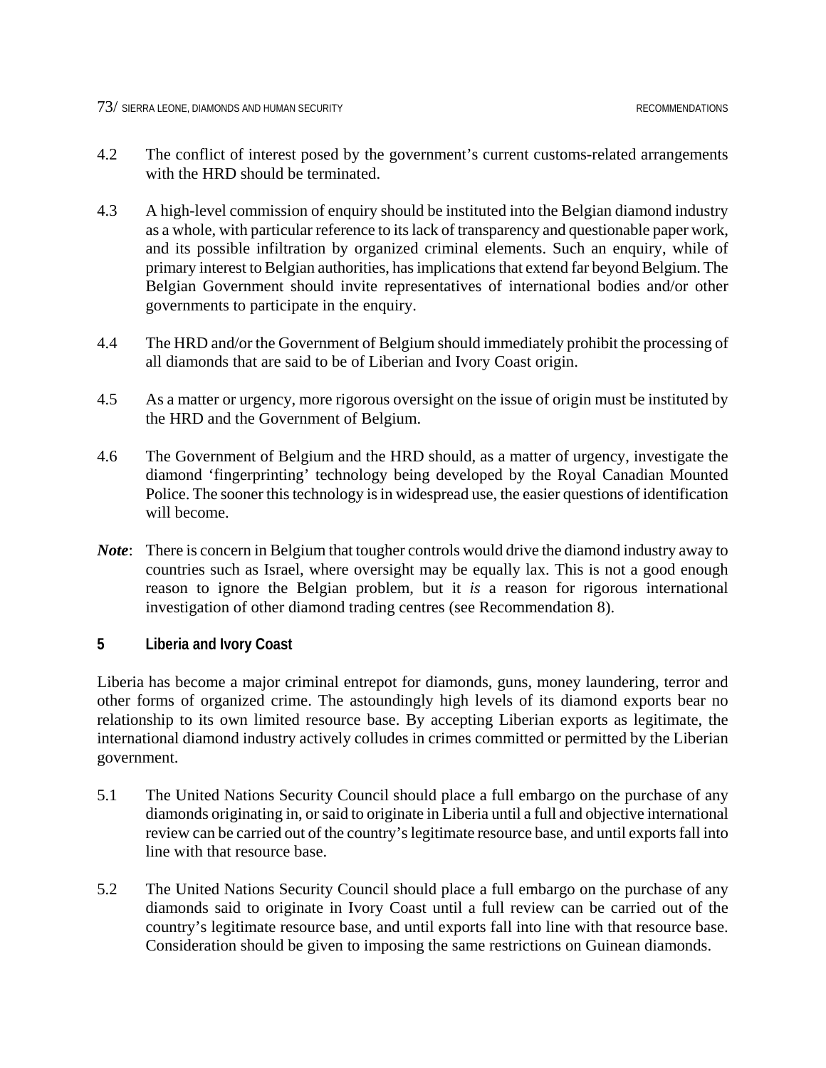4.2 The conflict of interest posed by the government's current customs-related arrangements with the HRD should be terminated.

4.3 A high-level commission of enquiry should be instituted into the Belgian diamond industry as a whole, with particular reference to its lack of transparency and questionable paper work, and its possible infiltration by organized criminal elements. Such an enquiry, while of primary interest to Belgian authorities, has implications that extend far beyond Belgium. The Belgian Government should invite representatives of international bodies and/or other governments to participate in the enquiry.

4.4 The HRD and/or the Government of Belgium should immediately prohibit the processing of all diamonds that are said to be of Liberian and Ivory Coast origin.

4.5 As a matter or urgency, more rigorous oversight on the issue of origin must be instituted by the HRD and the Government of Belgium.

4.6 The Government of Belgium and the HRD should, as a matter of urgency, investigate the diamond 'fingerprinting' technology being developed by the Royal Canadian Mounted Police. The sooner this technology is in widespread use, the easier questions of identification will become.

***Note***: There is concern in Belgium that tougher controls would drive the diamond industry away to countries such as Israel, where oversight may be equally lax. This is not a good enough reason to ignore the Belgian problem, but it *is* a reason for rigorous international investigation of other diamond trading centres (see Recommendation 8).

## 5 Liberia and Ivory Coast

Liberia has become a major criminal entrepot for diamonds, guns, money laundering, terror and other forms of organized crime. The astoundingly high levels of its diamond exports bear no relationship to its own limited resource base. By accepting Liberian exports as legitimate, the international diamond industry actively colludes in crimes committed or permitted by the Liberian government.

5.1 The United Nations Security Council should place a full embargo on the purchase of any diamonds originating in, or said to originate in Liberia until a full and objective international review can be carried out of the country's legitimate resource base, and until exports fall into line with that resource base.

5.2 The United Nations Security Council should place a full embargo on the purchase of any diamonds said to originate in Ivory Coast until a full review can be carried out of the country's legitimate resource base, and until exports fall into line with that resource base. Consideration should be given to imposing the same restrictions on Guinean diamonds.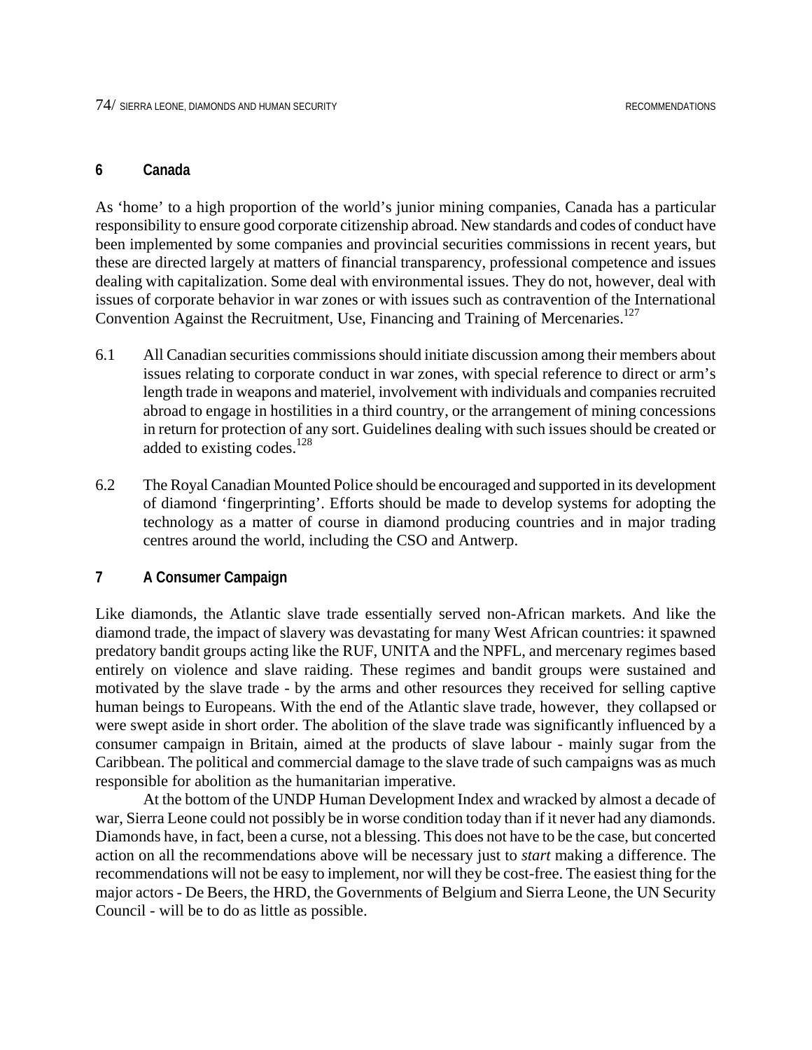## 6 Canada

As 'home' to a high proportion of the world's junior mining companies, Canada has a particular responsibility to ensure good corporate citizenship abroad. New standards and codes of conduct have been implemented by some companies and provincial securities commissions in recent years, but these are directed largely at matters of financial transparency, professional competence and issues dealing with capitalization. Some deal with environmental issues. They do not, however, deal with issues of corporate behavior in war zones or with issues such as contravention of the International Convention Against the Recruitment, Use, Financing and Training of Mercenaries.[127]

6.1 All Canadian securities commissions should initiate discussion among their members about issues relating to corporate conduct in war zones, with special reference to direct or arm's length trade in weapons and materiel, involvement with individuals and companies recruited abroad to engage in hostilities in a third country, or the arrangement of mining concessions in return for protection of any sort. Guidelines dealing with such issues should be created or added to existing codes.[128]

6.2 The Royal Canadian Mounted Police should be encouraged and supported in its development of diamond 'fingerprinting'. Efforts should be made to develop systems for adopting the technology as a matter of course in diamond producing countries and in major trading centres around the world, including the CSO and Antwerp.

## 7 A Consumer Campaign

Like diamonds, the Atlantic slave trade essentially served non-African markets. And like the diamond trade, the impact of slavery was devastating for many West African countries: it spawned predatory bandit groups acting like the RUF, UNITA and the NPFL, and mercenary regimes based entirely on violence and slave raiding. These regimes and bandit groups were sustained and motivated by the slave trade - by the arms and other resources they received for selling captive human beings to Europeans. With the end of the Atlantic slave trade, however, they collapsed or were swept aside in short order. The abolition of the slave trade was significantly influenced by a consumer campaign in Britain, aimed at the products of slave labour - mainly sugar from the Caribbean. The political and commercial damage to the slave trade of such campaigns was as much responsible for abolition as the humanitarian imperative.

At the bottom of the UNDP Human Development Index and wracked by almost a decade of war, Sierra Leone could not possibly be in worse condition today than if it never had any diamonds. Diamonds have, in fact, been a curse, not a blessing. This does not have to be the case, but concerted action on all the recommendations above will be necessary just to *start* making a difference. The recommendations will not be easy to implement, nor will they be cost-free. The easiest thing for the major actors - De Beers, the HRD, the Governments of Belgium and Sierra Leone, the UN Security Council - will be to do as little as possible.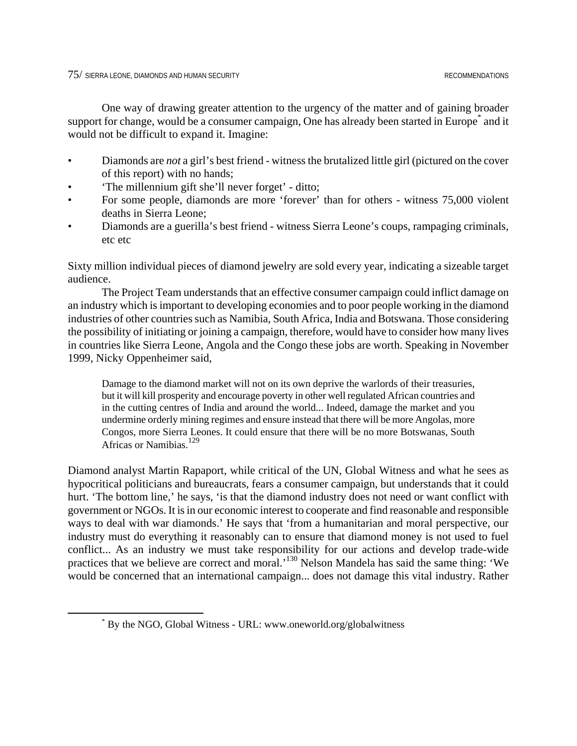One way of drawing greater attention to the urgency of the matter and of gaining broader support for change, would be a consumer campaign, One has already been started in Europe[*] and it would not be difficult to expand it. Imagine:

- Diamonds are *not* a girl's best friend - witness the brutalized little girl (pictured on the cover of this report) with no hands;
- 'The millennium gift she'll never forget' - ditto;
- For some people, diamonds are more 'forever' than for others - witness 75,000 violent deaths in Sierra Leone;
- Diamonds are a guerilla's best friend - witness Sierra Leone's coups, rampaging criminals, etc etc

Sixty million individual pieces of diamond jewelry are sold every year, indicating a sizeable target audience.

The Project Team understands that an effective consumer campaign could inflict damage on an industry which is important to developing economies and to poor people working in the diamond industries of other countries such as Namibia, South Africa, India and Botswana. Those considering the possibility of initiating or joining a campaign, therefore, would have to consider how many lives in countries like Sierra Leone, Angola and the Congo these jobs are worth. Speaking in November 1999, Nicky Oppenheimer said,

> Damage to the diamond market will not on its own deprive the warlords of their treasuries, but it will kill prosperity and encourage poverty in other well regulated African countries and in the cutting centres of India and around the world... Indeed, damage the market and you undermine orderly mining regimes and ensure instead that there will be more Angolas, more Congos, more Sierra Leones. It could ensure that there will be no more Botswanas, South Africas or Namibias.[129]

Diamond analyst Martin Rapaport, while critical of the UN, Global Witness and what he sees as hypocritical politicians and bureaucrats, fears a consumer campaign, but understands that it could hurt. 'The bottom line,' he says, 'is that the diamond industry does not need or want conflict with government or NGOs. It is in our economic interest to cooperate and find reasonable and responsible ways to deal with war diamonds.' He says that 'from a humanitarian and moral perspective, our industry must do everything it reasonably can to ensure that diamond money is not used to fuel conflict... As an industry we must take responsibility for our actions and develop trade-wide practices that we believe are correct and moral.'[130] Nelson Mandela has said the same thing: 'We would be concerned that an international campaign... does not damage this vital industry. Rather

---

[*] By the NGO, Global Witness - URL: www.oneworld.org/globalwitness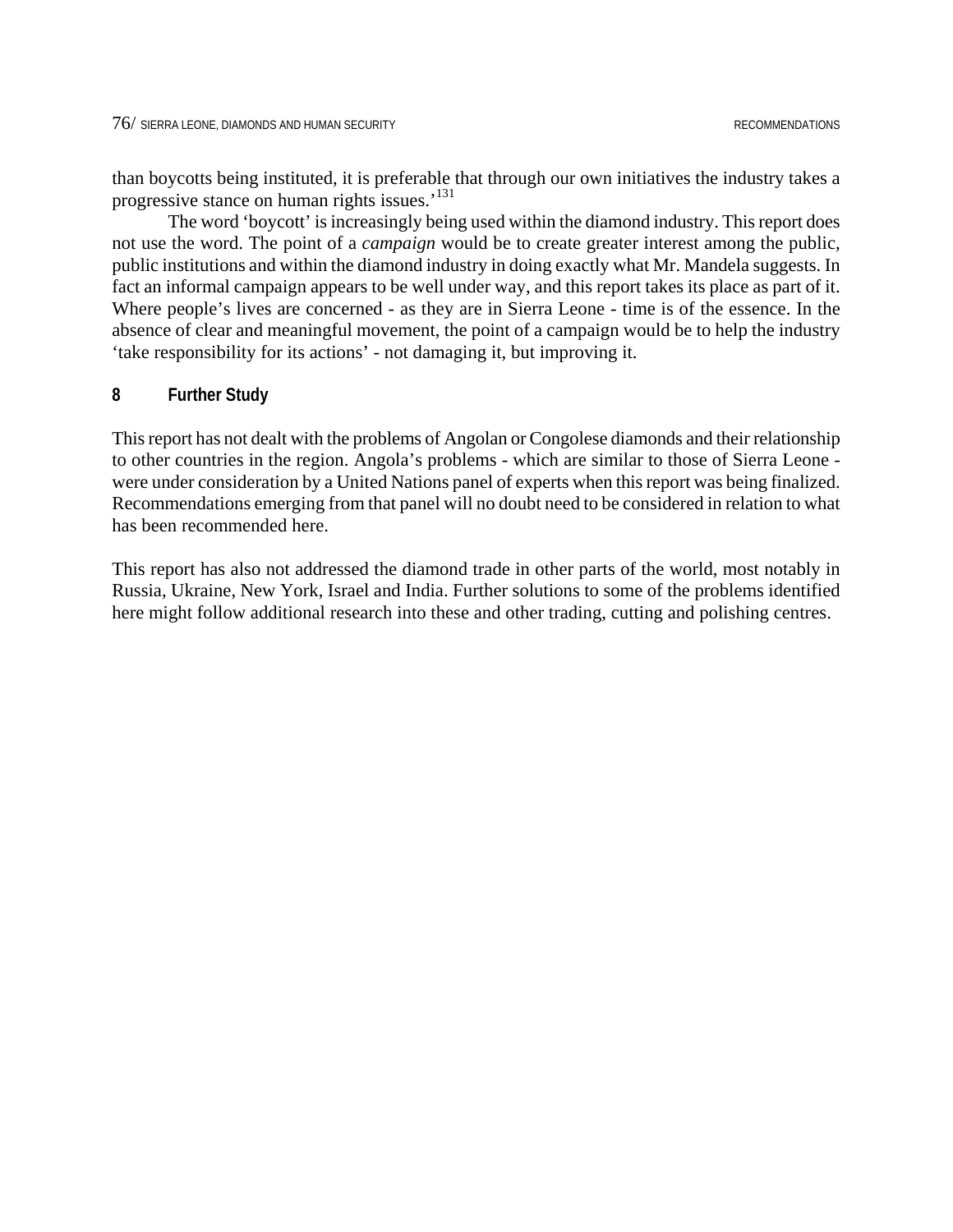than boycotts being instituted, it is preferable that through our own initiatives the industry takes a progressive stance on human rights issues.'[131]

The word 'boycott' is increasingly being used within the diamond industry. This report does not use the word. The point of a *campaign* would be to create greater interest among the public, public institutions and within the diamond industry in doing exactly what Mr. Mandela suggests. In fact an informal campaign appears to be well under way, and this report takes its place as part of it. Where people's lives are concerned - as they are in Sierra Leone - time is of the essence. In the absence of clear and meaningful movement, the point of a campaign would be to help the industry 'take responsibility for its actions' - not damaging it, but improving it.

## 8 Further Study

This report has not dealt with the problems of Angolan or Congolese diamonds and their relationship to other countries in the region. Angola's problems - which are similar to those of Sierra Leone - were under consideration by a United Nations panel of experts when this report was being finalized. Recommendations emerging from that panel will no doubt need to be considered in relation to what has been recommended here.

This report has also not addressed the diamond trade in other parts of the world, most notably in Russia, Ukraine, New York, Israel and India. Further solutions to some of the problems identified here might follow additional research into these and other trading, cutting and polishing centres.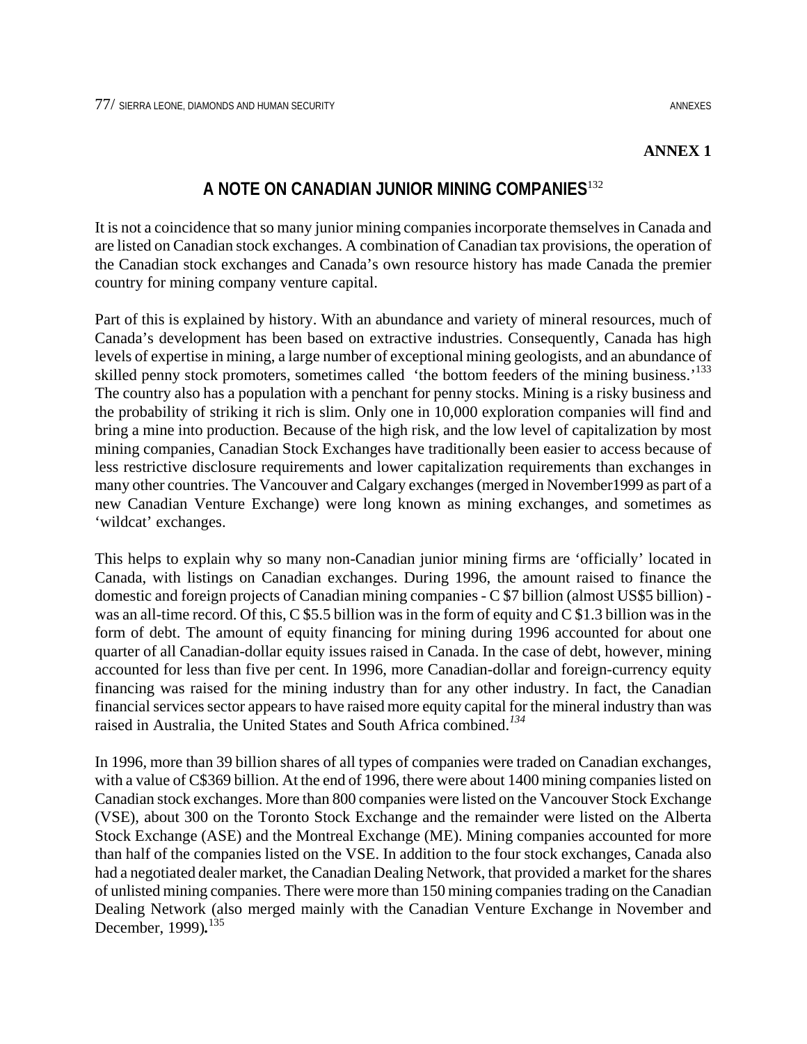**ANNEX 1**

## A NOTE ON CANADIAN JUNIOR MINING COMPANIES[132]

It is not a coincidence that so many junior mining companies incorporate themselves in Canada and are listed on Canadian stock exchanges. A combination of Canadian tax provisions, the operation of the Canadian stock exchanges and Canada's own resource history has made Canada the premier country for mining company venture capital.

Part of this is explained by history. With an abundance and variety of mineral resources, much of Canada's development has been based on extractive industries. Consequently, Canada has high levels of expertise in mining, a large number of exceptional mining geologists, and an abundance of skilled penny stock promoters, sometimes called 'the bottom feeders of the mining business.'[133] The country also has a population with a penchant for penny stocks. Mining is a risky business and the probability of striking it rich is slim. Only one in 10,000 exploration companies will find and bring a mine into production. Because of the high risk, and the low level of capitalization by most mining companies, Canadian Stock Exchanges have traditionally been easier to access because of less restrictive disclosure requirements and lower capitalization requirements than exchanges in many other countries. The Vancouver and Calgary exchanges (merged in November1999 as part of a new Canadian Venture Exchange) were long known as mining exchanges, and sometimes as 'wildcat' exchanges.

This helps to explain why so many non-Canadian junior mining firms are 'officially' located in Canada, with listings on Canadian exchanges. During 1996, the amount raised to finance the domestic and foreign projects of Canadian mining companies - C $7 billion (almost US$5 billion) - was an all-time record. Of this, C $5.5 billion was in the form of equity and C $1.3 billion was in the form of debt. The amount of equity financing for mining during 1996 accounted for about one quarter of all Canadian-dollar equity issues raised in Canada. In the case of debt, however, mining accounted for less than five per cent. In 1996, more Canadian-dollar and foreign-currency equity financing was raised for the mining industry than for any other industry. In fact, the Canadian financial services sector appears to have raised more equity capital for the mineral industry than was raised in Australia, the United States and South Africa combined.[134]

In 1996, more than 39 billion shares of all types of companies were traded on Canadian exchanges, with a value of C$369 billion. At the end of 1996, there were about 1400 mining companies listed on Canadian stock exchanges. More than 800 companies were listed on the Vancouver Stock Exchange (VSE), about 300 on the Toronto Stock Exchange and the remainder were listed on the Alberta Stock Exchange (ASE) and the Montreal Exchange (ME). Mining companies accounted for more than half of the companies listed on the VSE. In addition to the four stock exchanges, Canada also had a negotiated dealer market, the Canadian Dealing Network, that provided a market for the shares of unlisted mining companies. There were more than 150 mining companies trading on the Canadian Dealing Network (also merged mainly with the Canadian Venture Exchange in November and December, 1999)**.**[135]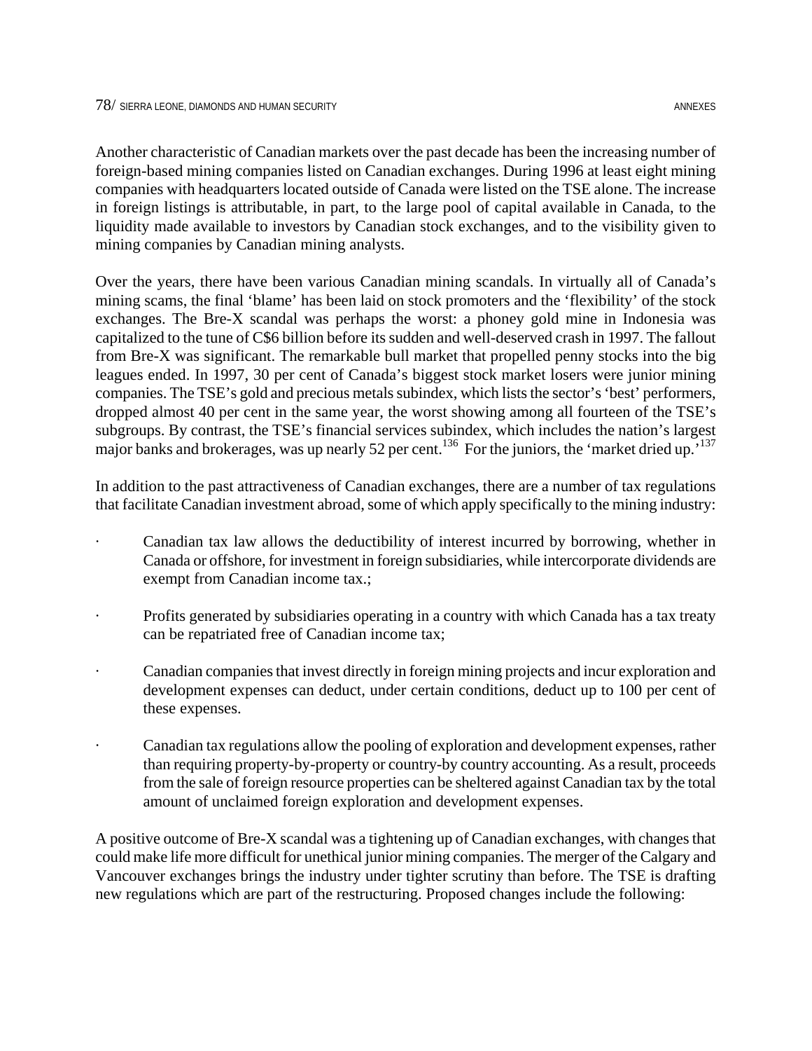Another characteristic of Canadian markets over the past decade has been the increasing number of foreign-based mining companies listed on Canadian exchanges. During 1996 at least eight mining companies with headquarters located outside of Canada were listed on the TSE alone. The increase in foreign listings is attributable, in part, to the large pool of capital available in Canada, to the liquidity made available to investors by Canadian stock exchanges, and to the visibility given to mining companies by Canadian mining analysts.

Over the years, there have been various Canadian mining scandals. In virtually all of Canada's mining scams, the final 'blame' has been laid on stock promoters and the 'flexibility' of the stock exchanges. The Bre-X scandal was perhaps the worst: a phoney gold mine in Indonesia was capitalized to the tune of C$6 billion before its sudden and well-deserved crash in 1997. The fallout from Bre-X was significant. The remarkable bull market that propelled penny stocks into the big leagues ended. In 1997, 30 per cent of Canada's biggest stock market losers were junior mining companies. The TSE's gold and precious metals subindex, which lists the sector's 'best' performers, dropped almost 40 per cent in the same year, the worst showing among all fourteen of the TSE's subgroups. By contrast, the TSE's financial services subindex, which includes the nation's largest major banks and brokerages, was up nearly 52 per cent.[136] For the juniors, the 'market dried up.'[137]

In addition to the past attractiveness of Canadian exchanges, there are a number of tax regulations that facilitate Canadian investment abroad, some of which apply specifically to the mining industry:

- Canadian tax law allows the deductibility of interest incurred by borrowing, whether in Canada or offshore, for investment in foreign subsidiaries, while intercorporate dividends are exempt from Canadian income tax.;
- Profits generated by subsidiaries operating in a country with which Canada has a tax treaty can be repatriated free of Canadian income tax;
- Canadian companies that invest directly in foreign mining projects and incur exploration and development expenses can deduct, under certain conditions, deduct up to 100 per cent of these expenses.
- Canadian tax regulations allow the pooling of exploration and development expenses, rather than requiring property-by-property or country-by country accounting. As a result, proceeds from the sale of foreign resource properties can be sheltered against Canadian tax by the total amount of unclaimed foreign exploration and development expenses.

A positive outcome of Bre-X scandal was a tightening up of Canadian exchanges, with changes that could make life more difficult for unethical junior mining companies. The merger of the Calgary and Vancouver exchanges brings the industry under tighter scrutiny than before. The TSE is drafting new regulations which are part of the restructuring. Proposed changes include the following: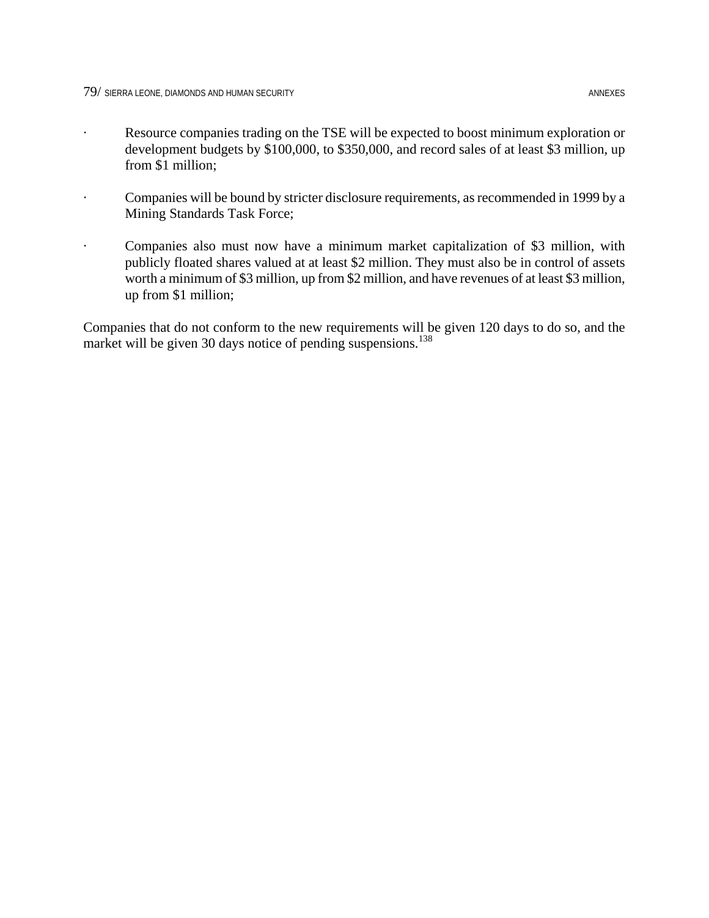- Resource companies trading on the TSE will be expected to boost minimum exploration or development budgets by $100,000, to $350,000, and record sales of at least $3 million, up from $1 million;

- Companies will be bound by stricter disclosure requirements, as recommended in 1999 by a Mining Standards Task Force;

- Companies also must now have a minimum market capitalization of $3 million, with publicly floated shares valued at at least $2 million. They must also be in control of assets worth a minimum of $3 million, up from $2 million, and have revenues of at least $3 million, up from $1 million;

Companies that do not conform to the new requirements will be given 120 days to do so, and the market will be given 30 days notice of pending suspensions.[138]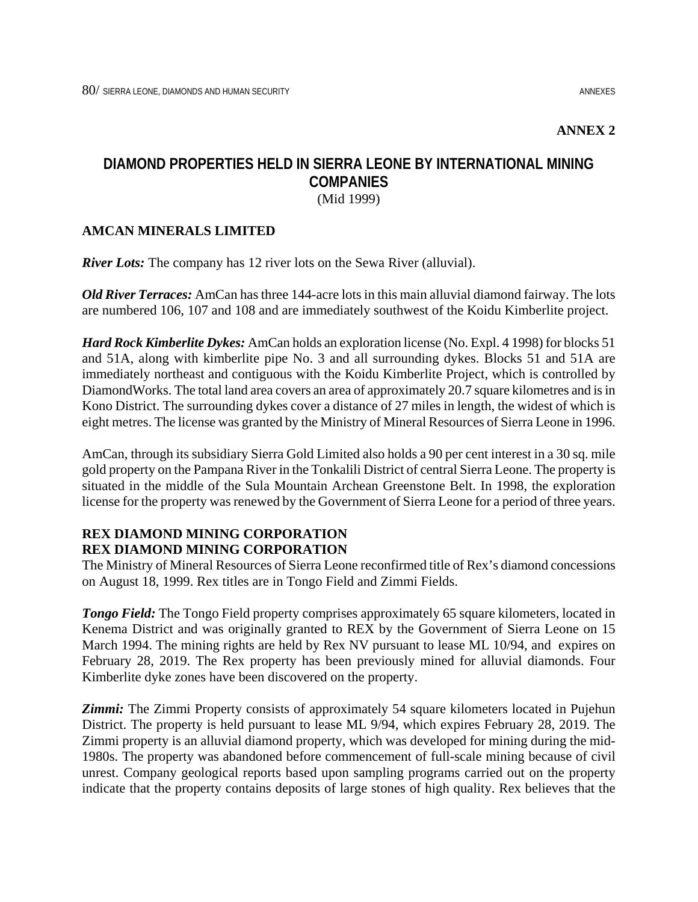**ANNEX 2**

## DIAMOND PROPERTIES HELD IN SIERRA LEONE BY INTERNATIONAL MINING COMPANIES

(Mid 1999)

### AMCAN MINERALS LIMITED

***River Lots:*** The company has 12 river lots on the Sewa River (alluvial).

***Old River Terraces:*** AmCan has three 144-acre lots in this main alluvial diamond fairway. The lots are numbered 106, 107 and 108 and are immediately southwest of the Koidu Kimberlite project.

***Hard Rock Kimberlite Dykes:*** AmCan holds an exploration license (No. Expl. 4 1998) for blocks 51 and 51A, along with kimberlite pipe No. 3 and all surrounding dykes. Blocks 51 and 51A are immediately northeast and contiguous with the Koidu Kimberlite Project, which is controlled by DiamondWorks. The total land area covers an area of approximately 20.7 square kilometres and is in Kono District. The surrounding dykes cover a distance of 27 miles in length, the widest of which is eight metres. The license was granted by the Ministry of Mineral Resources of Sierra Leone in 1996.

AmCan, through its subsidiary Sierra Gold Limited also holds a 90 per cent interest in a 30 sq. mile gold property on the Pampana River in the Tonkalili District of central Sierra Leone. The property is situated in the middle of the Sula Mountain Archean Greenstone Belt. In 1998, the exploration license for the property was renewed by the Government of Sierra Leone for a period of three years.

### REX DIAMOND MINING CORPORATION
### REX DIAMOND MINING CORPORATION

The Ministry of Mineral Resources of Sierra Leone reconfirmed title of Rex's diamond concessions on August 18, 1999. Rex titles are in Tongo Field and Zimmi Fields.

***Tongo Field:*** The Tongo Field property comprises approximately 65 square kilometers, located in Kenema District and was originally granted to REX by the Government of Sierra Leone on 15 March 1994. The mining rights are held by Rex NV pursuant to lease ML 10/94, and expires on February 28, 2019. The Rex property has been previously mined for alluvial diamonds. Four Kimberlite dyke zones have been discovered on the property.

***Zimmi:*** The Zimmi Property consists of approximately 54 square kilometers located in Pujehun District. The property is held pursuant to lease ML 9/94, which expires February 28, 2019. The Zimmi property is an alluvial diamond property, which was developed for mining during the mid-1980s. The property was abandoned before commencement of full-scale mining because of civil unrest. Company geological reports based upon sampling programs carried out on the property indicate that the property contains deposits of large stones of high quality. Rex believes that the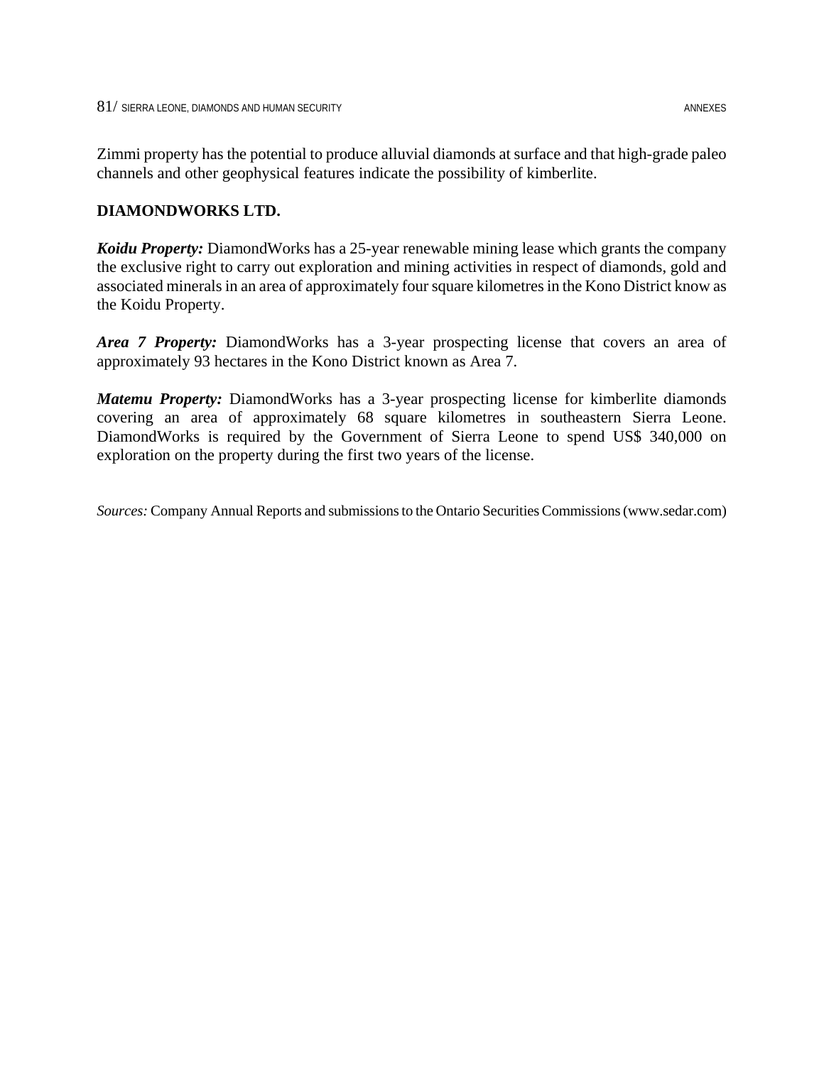Zimmi property has the potential to produce alluvial diamonds at surface and that high-grade paleo channels and other geophysical features indicate the possibility of kimberlite.

**DIAMONDWORKS LTD.**

***Koidu Property:*** DiamondWorks has a 25-year renewable mining lease which grants the company the exclusive right to carry out exploration and mining activities in respect of diamonds, gold and associated minerals in an area of approximately four square kilometres in the Kono District know as the Koidu Property.

***Area 7 Property:*** DiamondWorks has a 3-year prospecting license that covers an area of approximately 93 hectares in the Kono District known as Area 7.

***Matemu Property:*** DiamondWorks has a 3-year prospecting license for kimberlite diamonds covering an area of approximately 68 square kilometres in southeastern Sierra Leone. DiamondWorks is required by the Government of Sierra Leone to spend US$ 340,000 on exploration on the property during the first two years of the license.

*Sources:* Company Annual Reports and submissions to the Ontario Securities Commissions (www.sedar.com)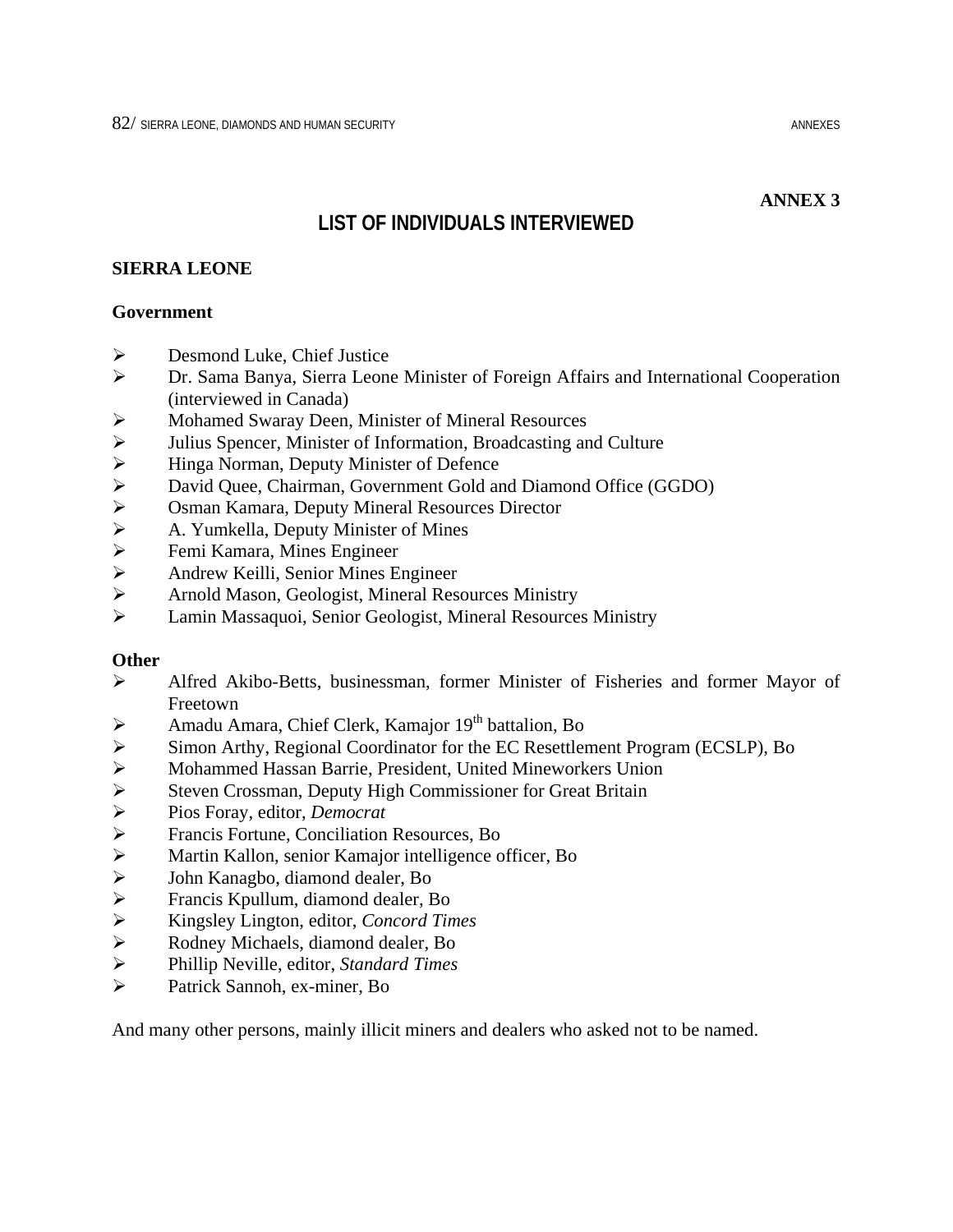**ANNEX 3**

# LIST OF INDIVIDUALS INTERVIEWED

## SIERRA LEONE

### Government

- Desmond Luke, Chief Justice
- Dr. Sama Banya, Sierra Leone Minister of Foreign Affairs and International Cooperation (interviewed in Canada)
- Mohamed Swaray Deen, Minister of Mineral Resources
- Julius Spencer, Minister of Information, Broadcasting and Culture
- Hinga Norman, Deputy Minister of Defence
- David Quee, Chairman, Government Gold and Diamond Office (GGDO)
- Osman Kamara, Deputy Mineral Resources Director
- A. Yumkella, Deputy Minister of Mines
- Femi Kamara, Mines Engineer
- Andrew Keilli, Senior Mines Engineer
- Arnold Mason, Geologist, Mineral Resources Ministry
- Lamin Massaquoi, Senior Geologist, Mineral Resources Ministry

### Other

- Alfred Akibo-Betts, businessman, former Minister of Fisheries and former Mayor of Freetown
- Amadu Amara, Chief Clerk, Kamajor 19th battalion, Bo
- Simon Arthy, Regional Coordinator for the EC Resettlement Program (ECSLP), Bo
- Mohammed Hassan Barrie, President, United Mineworkers Union
- Steven Crossman, Deputy High Commissioner for Great Britain
- Pios Foray, editor, *Democrat*
- Francis Fortune, Conciliation Resources, Bo
- Martin Kallon, senior Kamajor intelligence officer, Bo
- John Kanagbo, diamond dealer, Bo
- Francis Kpullum, diamond dealer, Bo
- Kingsley Lington, editor, *Concord Times*
- Rodney Michaels, diamond dealer, Bo
- Phillip Neville, editor, *Standard Times*
- Patrick Sannoh, ex-miner, Bo

And many other persons, mainly illicit miners and dealers who asked not to be named.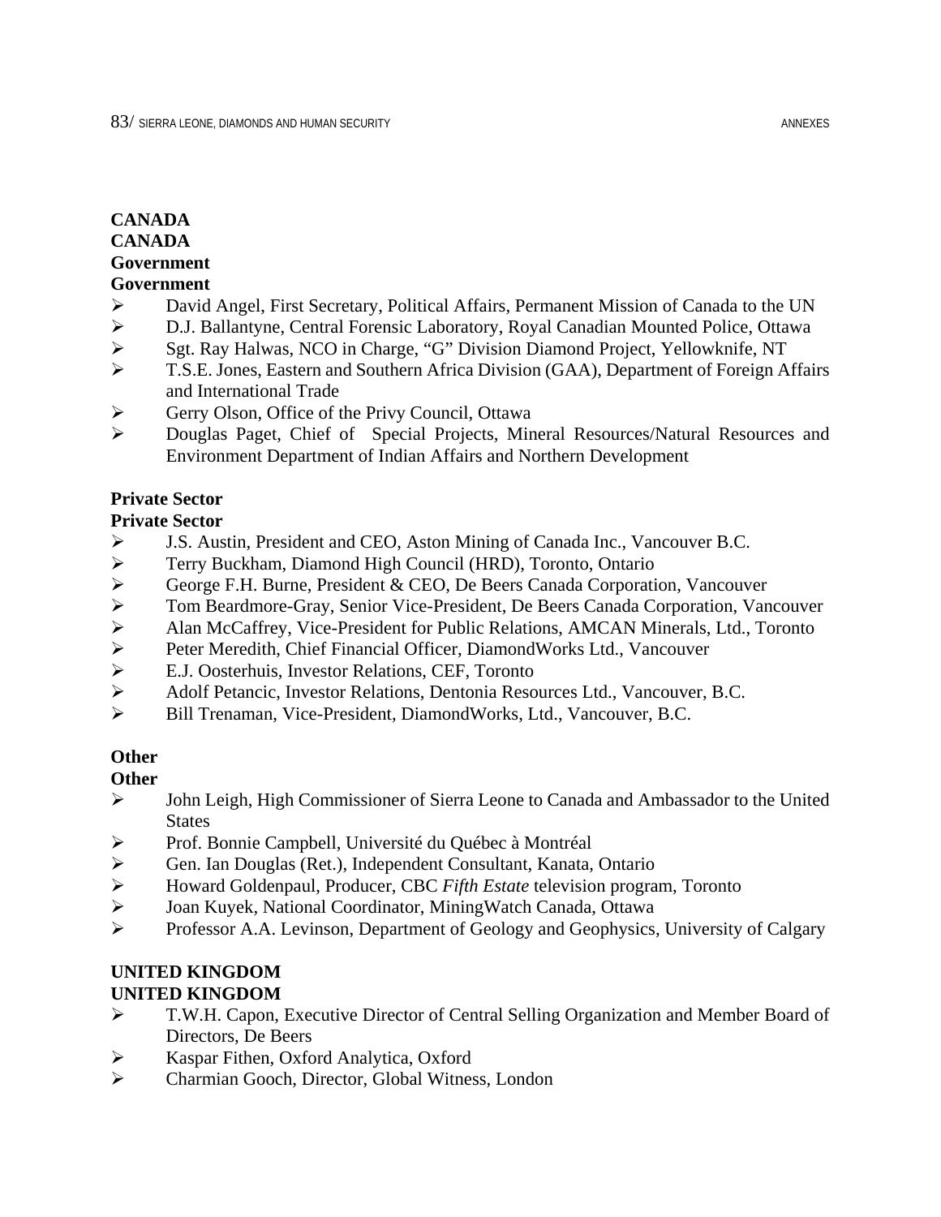**CANADA**
**CANADA**
**Government**
**Government**

- David Angel, First Secretary, Political Affairs, Permanent Mission of Canada to the UN
- D.J. Ballantyne, Central Forensic Laboratory, Royal Canadian Mounted Police, Ottawa
- Sgt. Ray Halwas, NCO in Charge, "G" Division Diamond Project, Yellowknife, NT
- T.S.E. Jones, Eastern and Southern Africa Division (GAA), Department of Foreign Affairs and International Trade
- Gerry Olson, Office of the Privy Council, Ottawa
- Douglas Paget, Chief of Special Projects, Mineral Resources/Natural Resources and Environment Department of Indian Affairs and Northern Development

**Private Sector**
**Private Sector**

- J.S. Austin, President and CEO, Aston Mining of Canada Inc., Vancouver B.C.
- Terry Buckham, Diamond High Council (HRD), Toronto, Ontario
- George F.H. Burne, President & CEO, De Beers Canada Corporation, Vancouver
- Tom Beardmore-Gray, Senior Vice-President, De Beers Canada Corporation, Vancouver
- Alan McCaffrey, Vice-President for Public Relations, AMCAN Minerals, Ltd., Toronto
- Peter Meredith, Chief Financial Officer, DiamondWorks Ltd., Vancouver
- E.J. Oosterhuis, Investor Relations, CEF, Toronto
- Adolf Petancic, Investor Relations, Dentonia Resources Ltd., Vancouver, B.C.
- Bill Trenaman, Vice-President, DiamondWorks, Ltd., Vancouver, B.C.

**Other**
**Other**

- John Leigh, High Commissioner of Sierra Leone to Canada and Ambassador to the United States
- Prof. Bonnie Campbell, Université du Québec à Montréal
- Gen. Ian Douglas (Ret.), Independent Consultant, Kanata, Ontario
- Howard Goldenpaul, Producer, CBC *Fifth Estate* television program, Toronto
- Joan Kuyek, National Coordinator, MiningWatch Canada, Ottawa
- Professor A.A. Levinson, Department of Geology and Geophysics, University of Calgary

**UNITED KINGDOM**
**UNITED KINGDOM**

- T.W.H. Capon, Executive Director of Central Selling Organization and Member Board of Directors, De Beers
- Kaspar Fithen, Oxford Analytica, Oxford
- Charmian Gooch, Director, Global Witness, London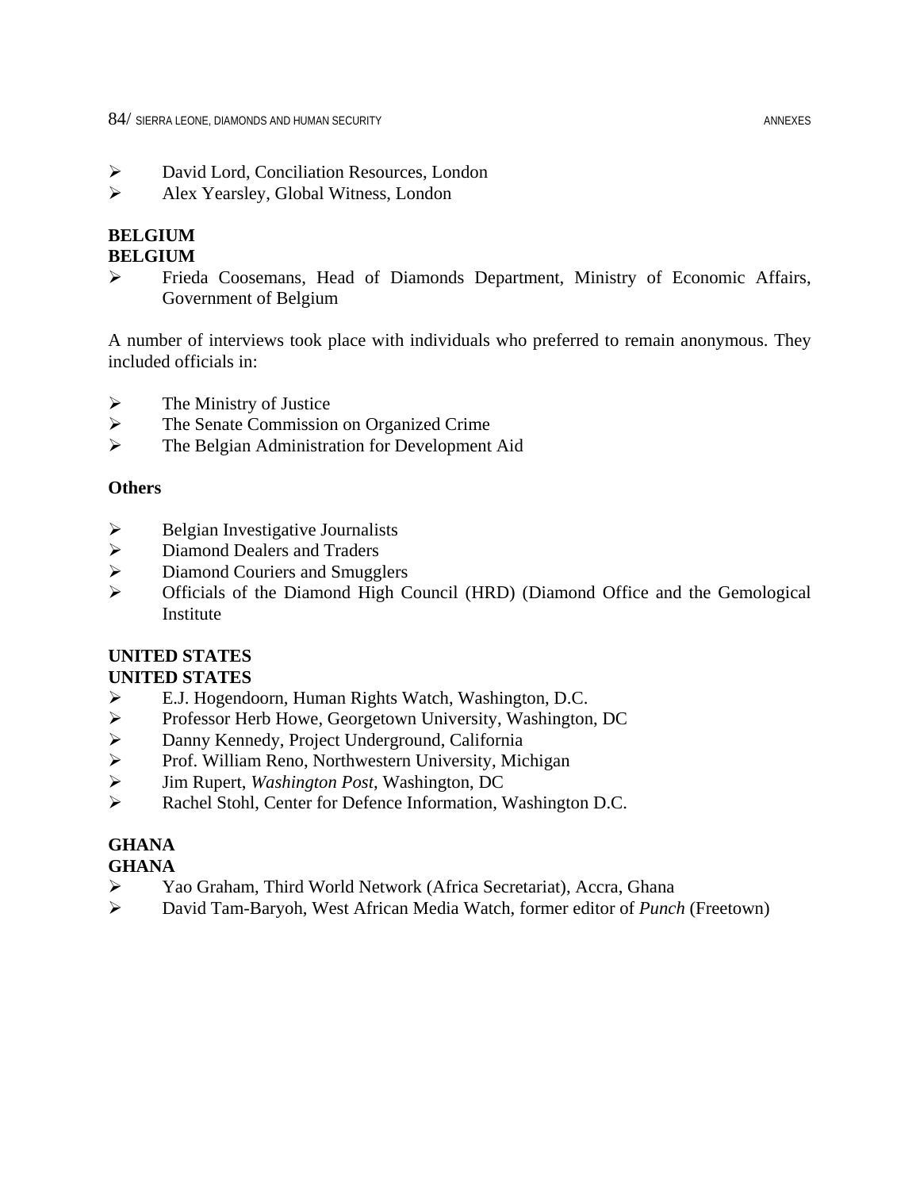- David Lord, Conciliation Resources, London
- Alex Yearsley, Global Witness, London

**BELGIUM**
**BELGIUM**

- Frieda Coosemans, Head of Diamonds Department, Ministry of Economic Affairs, Government of Belgium

A number of interviews took place with individuals who preferred to remain anonymous. They included officials in:

- The Ministry of Justice
- The Senate Commission on Organized Crime
- The Belgian Administration for Development Aid

**Others**

- Belgian Investigative Journalists
- Diamond Dealers and Traders
- Diamond Couriers and Smugglers
- Officials of the Diamond High Council (HRD) (Diamond Office and the Gemological Institute

**UNITED STATES**
**UNITED STATES**

- E.J. Hogendoorn, Human Rights Watch, Washington, D.C.
- Professor Herb Howe, Georgetown University, Washington, DC
- Danny Kennedy, Project Underground, California
- Prof. William Reno, Northwestern University, Michigan
- Jim Rupert, *Washington Post*, Washington, DC
- Rachel Stohl, Center for Defence Information, Washington D.C.

**GHANA**
**GHANA**

- Yao Graham, Third World Network (Africa Secretariat), Accra, Ghana
- David Tam-Baryoh, West African Media Watch, former editor of *Punch* (Freetown)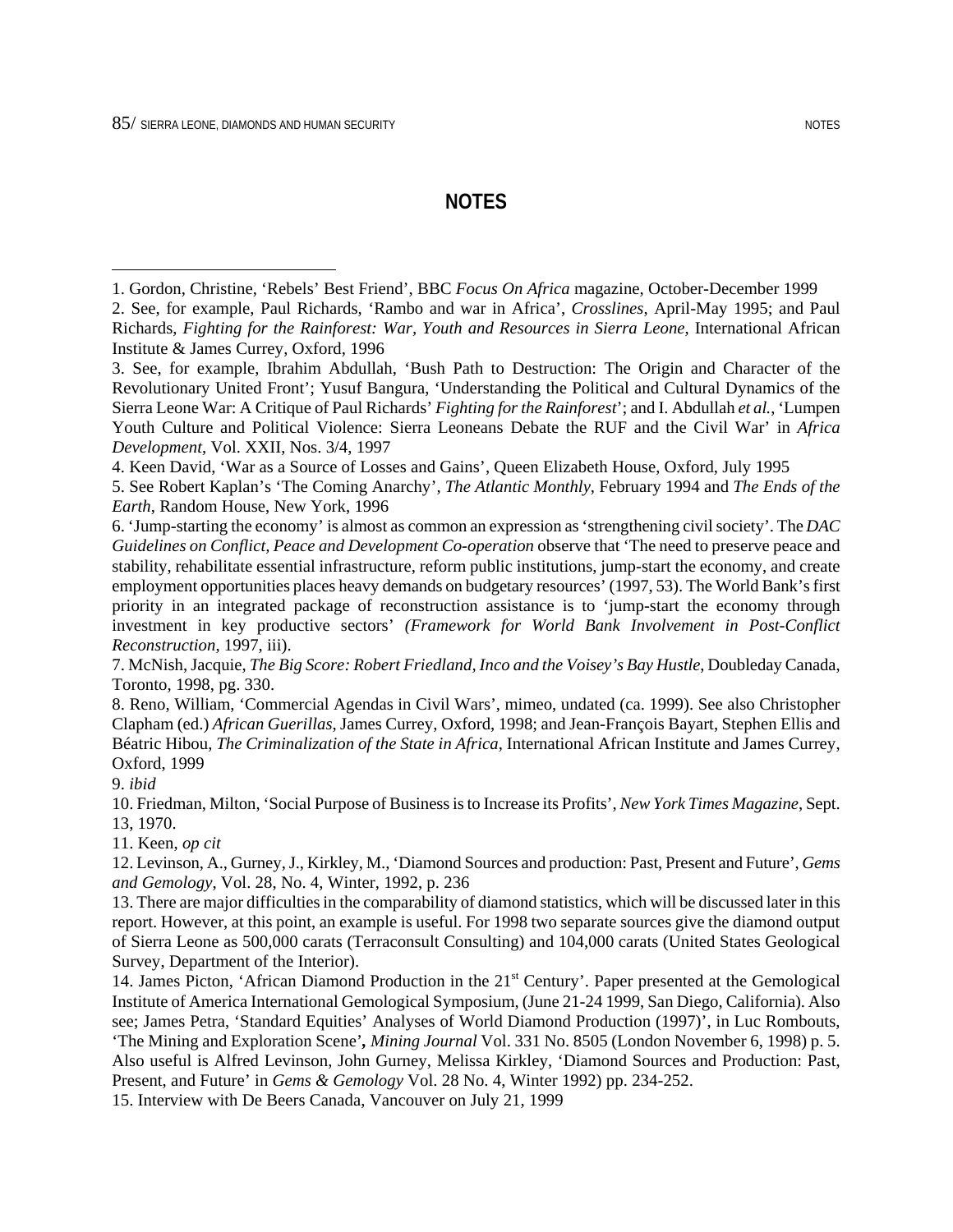## NOTES

1. Gordon, Christine, 'Rebels' Best Friend', BBC *Focus On Africa* magazine, October-December 1999

2. See, for example, Paul Richards, 'Rambo and war in Africa', *Crosslines*, April-May 1995; and Paul Richards, *Fighting for the Rainforest: War, Youth and Resources in Sierra Leone*, International African Institute & James Currey, Oxford, 1996

3. See, for example, Ibrahim Abdullah, 'Bush Path to Destruction: The Origin and Character of the Revolutionary United Front'; Yusuf Bangura, 'Understanding the Political and Cultural Dynamics of the Sierra Leone War: A Critique of Paul Richards' *Fighting for the Rainforest*'; and I. Abdullah *et al.*, 'Lumpen Youth Culture and Political Violence: Sierra Leoneans Debate the RUF and the Civil War' in *Africa Development*, Vol. XXII, Nos. 3/4, 1997

4. Keen David, 'War as a Source of Losses and Gains', Queen Elizabeth House, Oxford, July 1995

5. See Robert Kaplan's 'The Coming Anarchy', *The Atlantic Monthly*, February 1994 and *The Ends of the Earth*, Random House, New York, 1996

6. 'Jump-starting the economy' is almost as common an expression as 'strengthening civil society'. The *DAC Guidelines on Conflict, Peace and Development Co-operation* observe that 'The need to preserve peace and stability, rehabilitate essential infrastructure, reform public institutions, jump-start the economy, and create employment opportunities places heavy demands on budgetary resources' (1997, 53). The World Bank's first priority in an integrated package of reconstruction assistance is to 'jump-start the economy through investment in key productive sectors' *(Framework for World Bank Involvement in Post-Conflict Reconstruction*, 1997, iii).

7. McNish, Jacquie, *The Big Score: Robert Friedland, Inco and the Voisey's Bay Hustle,* Doubleday Canada, Toronto, 1998, pg. 330.

8. Reno, William, 'Commercial Agendas in Civil Wars', mimeo, undated (ca. 1999). See also Christopher Clapham (ed.) *African Guerillas*, James Currey, Oxford, 1998; and Jean-François Bayart, Stephen Ellis and Béatric Hibou, *The Criminalization of the State in Africa*, International African Institute and James Currey, Oxford, 1999

9. *ibid*

10. Friedman, Milton, 'Social Purpose of Business is to Increase its Profits', *New York Times Magazine*, Sept. 13, 1970.

11. Keen, *op cit*

12. Levinson, A., Gurney, J., Kirkley, M., 'Diamond Sources and production: Past, Present and Future', *Gems and Gemology*, Vol. 28, No. 4, Winter, 1992, p. 236

13. There are major difficulties in the comparability of diamond statistics, which will be discussed later in this report. However, at this point, an example is useful. For 1998 two separate sources give the diamond output of Sierra Leone as 500,000 carats (Terraconsult Consulting) and 104,000 carats (United States Geological Survey, Department of the Interior).

14. James Picton, 'African Diamond Production in the 21st Century'. Paper presented at the Gemological Institute of America International Gemological Symposium, (June 21-24 1999, San Diego, California). Also see; James Petra, 'Standard Equities' Analyses of World Diamond Production (1997)', in Luc Rombouts, 'The Mining and Exploration Scene'**,** *Mining Journal* Vol. 331 No. 8505 (London November 6, 1998) p. 5. Also useful is Alfred Levinson, John Gurney, Melissa Kirkley, 'Diamond Sources and Production: Past, Present, and Future' in *Gems & Gemology* Vol. 28 No. 4, Winter 1992) pp. 234-252.

15. Interview with De Beers Canada, Vancouver on July 21, 1999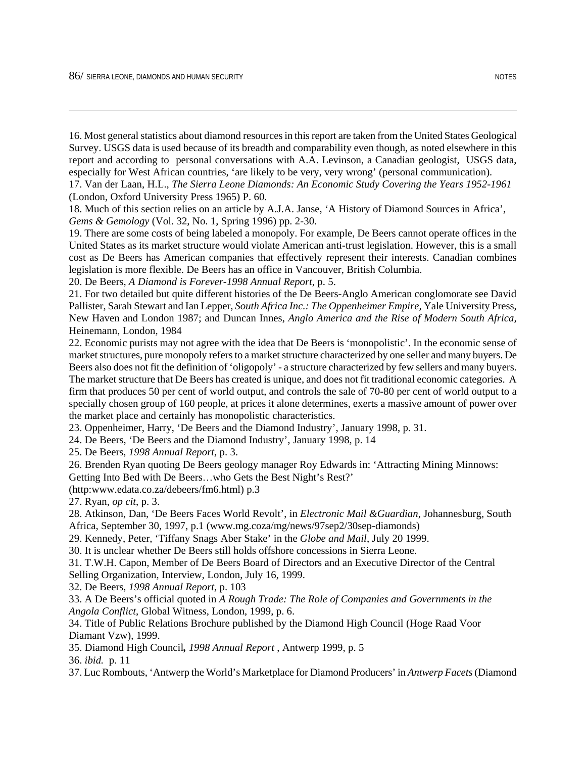16. Most general statistics about diamond resources in this report are taken from the United States Geological Survey. USGS data is used because of its breadth and comparability even though, as noted elsewhere in this report and according to personal conversations with A.A. Levinson, a Canadian geologist, USGS data, especially for West African countries, 'are likely to be very, very wrong' (personal communication).

17. Van der Laan, H.L., *The Sierra Leone Diamonds: An Economic Study Covering the Years 1952-1961* (London, Oxford University Press 1965) P. 60.

18. Much of this section relies on an article by A.J.A. Janse, 'A History of Diamond Sources in Africa', *Gems & Gemology* (Vol. 32, No. 1, Spring 1996) pp. 2-30.

19. There are some costs of being labeled a monopoly. For example, De Beers cannot operate offices in the United States as its market structure would violate American anti-trust legislation. However, this is a small cost as De Beers has American companies that effectively represent their interests. Canadian combines legislation is more flexible. De Beers has an office in Vancouver, British Columbia.

20. De Beers, *A Diamond is Forever-1998 Annual Report*, p. 5.

21. For two detailed but quite different histories of the De Beers-Anglo American conglomerate see David Pallister, Sarah Stewart and Ian Lepper, *South Africa Inc.: The Oppenheimer Empire*, Yale University Press, New Haven and London 1987; and Duncan Innes, *Anglo America and the Rise of Modern South Africa*, Heinemann, London, 1984

22. Economic purists may not agree with the idea that De Beers is 'monopolistic'. In the economic sense of market structures, pure monopoly refers to a market structure characterized by one seller and many buyers. De Beers also does not fit the definition of 'oligopoly' - a structure characterized by few sellers and many buyers. The market structure that De Beers has created is unique, and does not fit traditional economic categories. A firm that produces 50 per cent of world output, and controls the sale of 70-80 per cent of world output to a specially chosen group of 160 people, at prices it alone determines, exerts a massive amount of power over the market place and certainly has monopolistic characteristics.

23. Oppenheimer, Harry, 'De Beers and the Diamond Industry', January 1998, p. 31.

24. De Beers, 'De Beers and the Diamond Industry', January 1998, p. 14

25. De Beers, *1998 Annual Report*, p. 3.

26. Brenden Ryan quoting De Beers geology manager Roy Edwards in: 'Attracting Mining Minnows: Getting Into Bed with De Beers…who Gets the Best Night's Rest?' (http:www.edata.co.za/debeers/fm6.html) p.3

27. Ryan, *op cit*, p. 3.

28. Atkinson, Dan, 'De Beers Faces World Revolt', in *Electronic Mail &Guardian*, Johannesburg, South Africa, September 30, 1997, p.1 (www.mg.coza/mg/news/97sep2/30sep-diamonds)

29. Kennedy, Peter, 'Tiffany Snags Aber Stake' in the *Globe and Mail*, July 20 1999.

30. It is unclear whether De Beers still holds offshore concessions in Sierra Leone.

31. T.W.H. Capon, Member of De Beers Board of Directors and an Executive Director of the Central Selling Organization, Interview, London, July 16, 1999.

32. De Beers, *1998 Annual Report*, p. 103

33. A De Beers's official quoted in *A Rough Trade: The Role of Companies and Governments in the Angola Conflict*, Global Witness, London, 1999, p. 6.

34. Title of Public Relations Brochure published by the Diamond High Council (Hoge Raad Voor Diamant Vzw), 1999.

35. Diamond High Council**,** *1998 Annual Report* , Antwerp 1999, p. 5

36. *ibid.* p. 11

37. Luc Rombouts, 'Antwerp the World's Marketplace for Diamond Producers' in *Antwerp Facets* (Diamond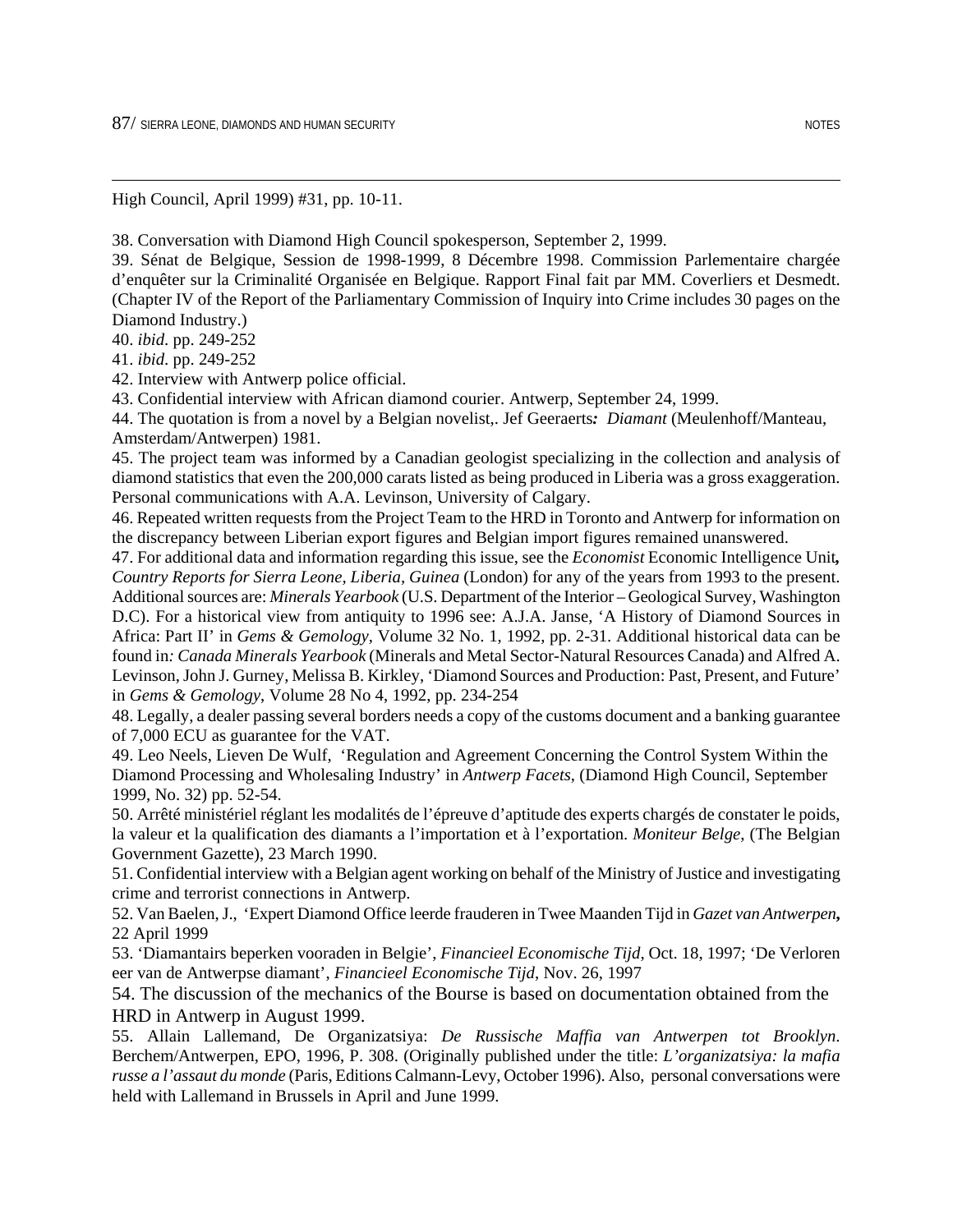High Council, April 1999) #31, pp. 10-11.

38. Conversation with Diamond High Council spokesperson, September 2, 1999.

39. Sénat de Belgique, Session de 1998-1999, 8 Décembre 1998. Commission Parlementaire chargée d'enquêter sur la Criminalité Organisée en Belgique. Rapport Final fait par MM. Coverliers et Desmedt. (Chapter IV of the Report of the Parliamentary Commission of Inquiry into Crime includes 30 pages on the Diamond Industry.)

40. *ibid.* pp. 249-252

41. *ibid.* pp. 249-252

42. Interview with Antwerp police official.

43. Confidential interview with African diamond courier. Antwerp, September 24, 1999.

44. The quotation is from a novel by a Belgian novelist,. Jef Geeraerts***:*** *Diamant* (Meulenhoff/Manteau, Amsterdam/Antwerpen) 1981.

45. The project team was informed by a Canadian geologist specializing in the collection and analysis of diamond statistics that even the 200,000 carats listed as being produced in Liberia was a gross exaggeration. Personal communications with A.A. Levinson, University of Calgary.

46. Repeated written requests from the Project Team to the HRD in Toronto and Antwerp for information on the discrepancy between Liberian export figures and Belgian import figures remained unanswered.

47. For additional data and information regarding this issue, see the *Economist* Economic Intelligence Unit***,*** *Country Reports for Sierra Leone, Liberia, Guinea* (London) for any of the years from 1993 to the present. Additional sources are: *Minerals Yearbook* (U.S. Department of the Interior – Geological Survey, Washington D.C). For a historical view from antiquity to 1996 see: A.J.A. Janse, 'A History of Diamond Sources in Africa: Part II' in *Gems & Gemology*, Volume 32 No. 1, 1992, pp. 2-31. Additional historical data can be found in*: Canada Minerals Yearbook* (Minerals and Metal Sector-Natural Resources Canada) and Alfred A. Levinson, John J. Gurney, Melissa B. Kirkley, 'Diamond Sources and Production: Past, Present, and Future' in *Gems & Gemology*, Volume 28 No 4, 1992, pp. 234-254

48. Legally, a dealer passing several borders needs a copy of the customs document and a banking guarantee of 7,000 ECU as guarantee for the VAT.

49. Leo Neels, Lieven De Wulf, 'Regulation and Agreement Concerning the Control System Within the Diamond Processing and Wholesaling Industry' in *Antwerp Facets*, (Diamond High Council, September 1999, No. 32) pp. 52-54.

50. Arrêté ministériel réglant les modalités de l'épreuve d'aptitude des experts chargés de constater le poids, la valeur et la qualification des diamants a l'importation et à l'exportation. *Moniteur Belge*, (The Belgian Government Gazette), 23 March 1990.

51. Confidential interview with a Belgian agent working on behalf of the Ministry of Justice and investigating crime and terrorist connections in Antwerp.

52. Van Baelen, J., 'Expert Diamond Office leerde frauderen in Twee Maanden Tijd in *Gazet van Antwerpen***,** 22 April 1999

53. 'Diamantairs beperken vooraden in Belgie', *Financieel Economische Tijd*, Oct. 18, 1997; 'De Verloren eer van de Antwerpse diamant', *Financieel Economische Tijd*, Nov. 26, 1997

54. The discussion of the mechanics of the Bourse is based on documentation obtained from the HRD in Antwerp in August 1999.

55. Allain Lallemand, De Organizatsiya: *De Russische Maffia van Antwerpen tot Brooklyn*. Berchem/Antwerpen, EPO, 1996, P. 308. (Originally published under the title: *L'organizatsiya: la mafia russe a l'assaut du monde* (Paris, Editions Calmann-Levy, October 1996). Also, personal conversations were held with Lallemand in Brussels in April and June 1999.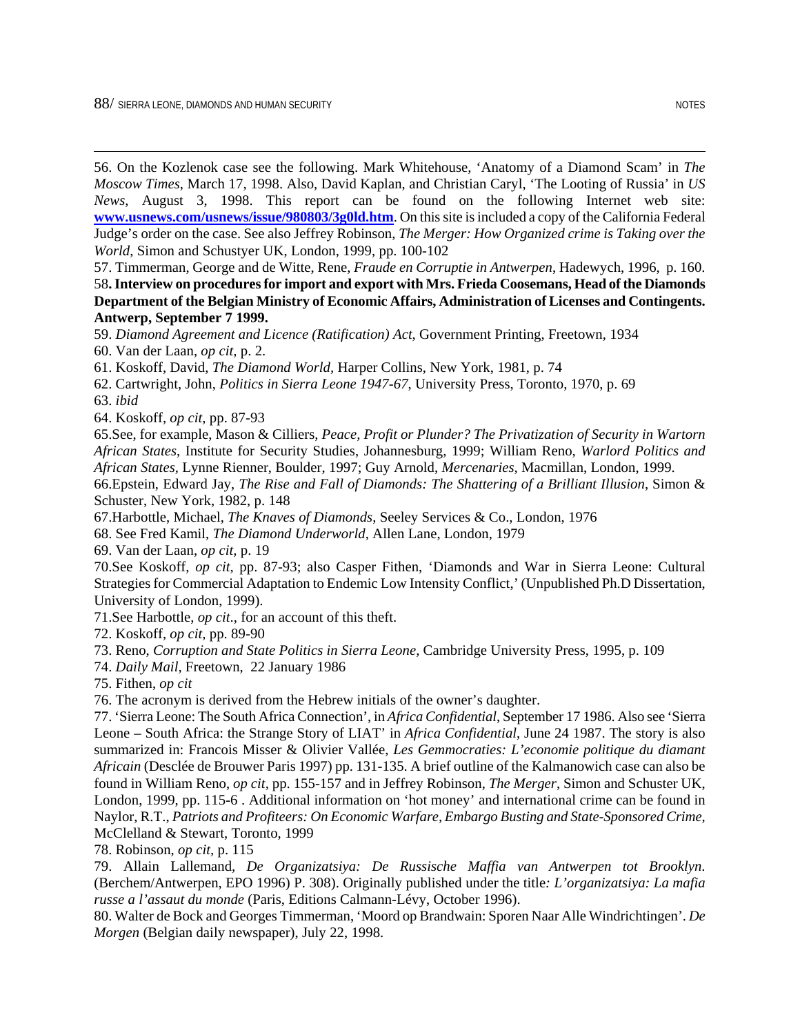56. On the Kozlenok case see the following. Mark Whitehouse, 'Anatomy of a Diamond Scam' in *The Moscow Times*, March 17, 1998. Also, David Kaplan, and Christian Caryl, 'The Looting of Russia' in *US News*, August 3, 1998. This report can be found on the following Internet web site: **www.usnews.com/usnews/issue/980803/3g0ld.htm**. On this site is included a copy of the California Federal Judge's order on the case. See also Jeffrey Robinson, *The Merger: How Organized crime is Taking over the World*, Simon and Schustyer UK, London, 1999, pp. 100-102

57. Timmerman, George and de Witte, Rene, *Fraude en Corruptie in Antwerpen*, Hadewych, 1996, p. 160.

58**. Interview on procedures for import and export with Mrs. Frieda Coosemans, Head of the Diamonds Department of the Belgian Ministry of Economic Affairs, Administration of Licenses and Contingents. Antwerp, September 7 1999.**

59. *Diamond Agreement and Licence (Ratification) Act*, Government Printing, Freetown, 1934

60. Van der Laan, *op cit,* p. 2.

61. Koskoff, David, *The Diamond World,* Harper Collins, New York, 1981, p. 74

62. Cartwright, John, *Politics in Sierra Leone 1947-67*, University Press, Toronto, 1970, p. 69

63. *ibid*

64. Koskoff, *op cit*, pp. 87-93

65.See, for example, Mason & Cilliers, *Peace, Profit or Plunder? The Privatization of Security in Wartorn African States*, Institute for Security Studies, Johannesburg, 1999; William Reno, *Warlord Politics and African States*, Lynne Rienner, Boulder, 1997; Guy Arnold, *Mercenaries*, Macmillan, London, 1999.

66.Epstein, Edward Jay, *The Rise and Fall of Diamonds: The Shattering of a Brilliant Illusion*, Simon & Schuster, New York, 1982, p. 148

67.Harbottle, Michael, *The Knaves of Diamonds*, Seeley Services & Co., London, 1976

68. See Fred Kamil, *The Diamond Underworld*, Allen Lane, London, 1979

69. Van der Laan, *op cit,* p. 19

70.See Koskoff, *op cit,* pp. 87-93; also Casper Fithen, 'Diamonds and War in Sierra Leone: Cultural Strategies for Commercial Adaptation to Endemic Low Intensity Conflict,' (Unpublished Ph.D Dissertation, University of London, 1999).

71.See Harbottle, *op cit.*, for an account of this theft.

72. Koskoff, *op cit,* pp. 89-90

73. Reno, *Corruption and State Politics in Sierra Leone*, Cambridge University Press, 1995, p. 109

74. *Daily Mail,* Freetown, 22 January 1986

75. Fithen, *op cit*

76. The acronym is derived from the Hebrew initials of the owner's daughter.

77. 'Sierra Leone: The South Africa Connection', in *Africa Confidential*, September 17 1986. Also see 'Sierra Leone – South Africa: the Strange Story of LIAT' in *Africa Confidential*, June 24 1987. The story is also summarized in: Francois Misser & Olivier Vallée, *Les Gemmocraties: L'economie politique du diamant Africain* (Desclée de Brouwer Paris 1997) pp. 131-135. A brief outline of the Kalmanowich case can also be found in William Reno, *op cit,* pp. 155-157 and in Jeffrey Robinson, *The Merger*, Simon and Schuster UK, London, 1999, pp. 115-6 . Additional information on 'hot money' and international crime can be found in Naylor, R.T., *Patriots and Profiteers: On Economic Warfare, Embargo Busting and State-Sponsored Crime,* McClelland & Stewart, Toronto, 1999

78. Robinson, *op cit,* p. 115

79. Allain Lallemand, *De Organizatsiya: De Russische Maffia van Antwerpen tot Brooklyn*. (Berchem/Antwerpen, EPO 1996) P. 308). Originally published under the title*: L'organizatsiya: La mafia russe a l'assaut du monde* (Paris, Editions Calmann-Lévy, October 1996).

80. Walter de Bock and Georges Timmerman, 'Moord op Brandwain: Sporen Naar Alle Windrichtingen'. *De Morgen* (Belgian daily newspaper), July 22, 1998.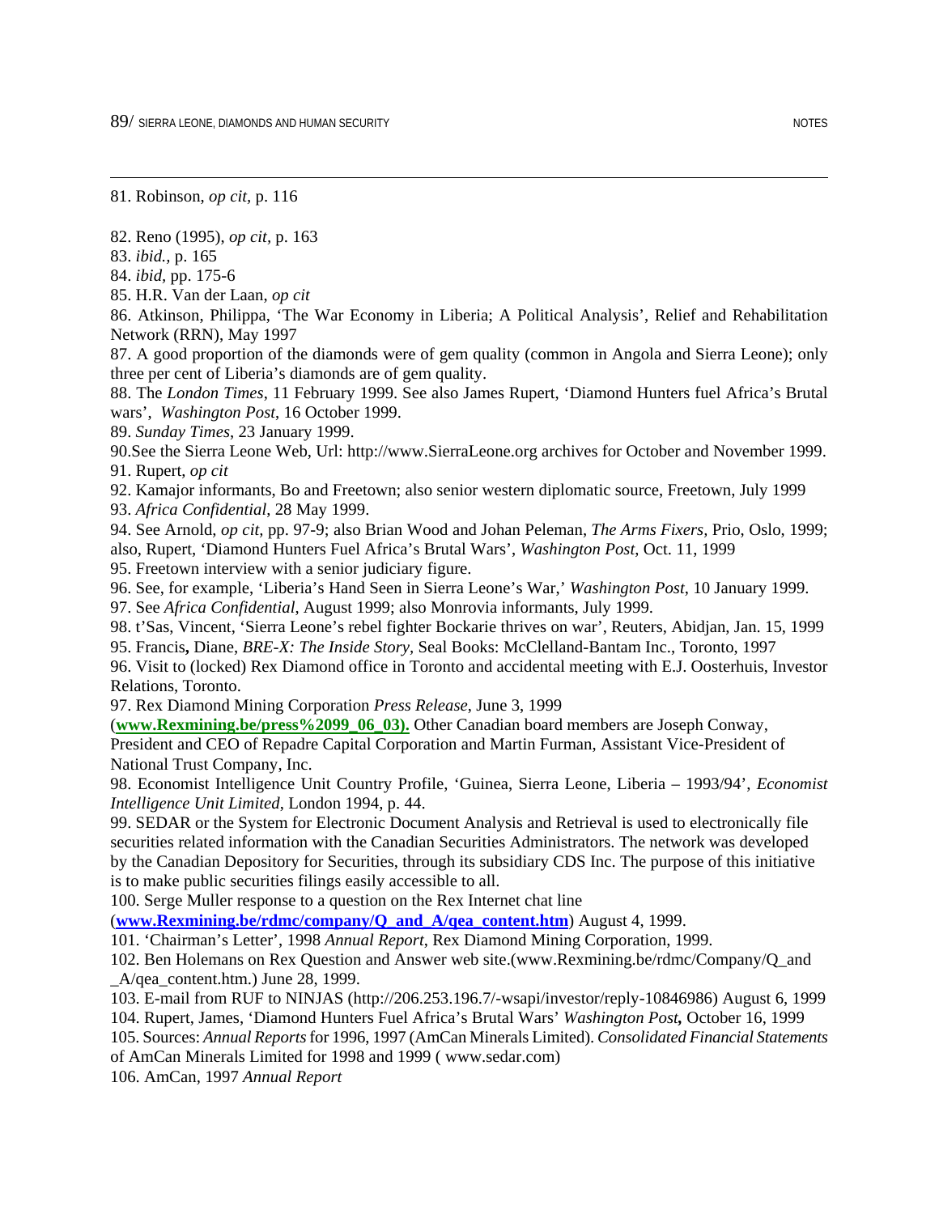81. Robinson, *op cit,* p. 116

82. Reno (1995), *op cit,* p. 163

83. *ibid.*, p. 165

84. *ibid,* pp. 175-6

85. H.R. Van der Laan, *op cit*

86. Atkinson, Philippa, 'The War Economy in Liberia; A Political Analysis', Relief and Rehabilitation Network (RRN), May 1997

87. A good proportion of the diamonds were of gem quality (common in Angola and Sierra Leone); only three per cent of Liberia's diamonds are of gem quality.

88. The *London Times*, 11 February 1999. See also James Rupert, 'Diamond Hunters fuel Africa's Brutal wars', *Washington Post*, 16 October 1999.

89. *Sunday Times*, 23 January 1999.

90.See the Sierra Leone Web, Url: http://www.SierraLeone.org archives for October and November 1999.

91. Rupert, *op cit*

92. Kamajor informants, Bo and Freetown; also senior western diplomatic source, Freetown, July 1999

93. *Africa Confidential*, 28 May 1999.

94. See Arnold, *op cit,* pp. 97-9; also Brian Wood and Johan Peleman, *The Arms Fixers,* Prio, Oslo, 1999; also, Rupert, 'Diamond Hunters Fuel Africa's Brutal Wars', *Washington Post*, Oct. 11, 1999

95. Freetown interview with a senior judiciary figure.

96. See, for example, 'Liberia's Hand Seen in Sierra Leone's War,' *Washington Post*, 10 January 1999.

97. See *Africa Confidential*, August 1999; also Monrovia informants, July 1999.

98. t'Sas, Vincent, 'Sierra Leone's rebel fighter Bockarie thrives on war', Reuters, Abidjan, Jan. 15, 1999

95. Francis**,** Diane, *BRE-X: The Inside Story,* Seal Books: McClelland-Bantam Inc., Toronto, 1997

96. Visit to (locked) Rex Diamond office in Toronto and accidental meeting with E.J. Oosterhuis, Investor Relations, Toronto.

97. Rex Diamond Mining Corporation *Press Release*, June 3, 1999 (**www.Rexmining.be/press%2099_06_03).** Other Canadian board members are Joseph Conway, President and CEO of Repadre Capital Corporation and Martin Furman, Assistant Vice-President of National Trust Company, Inc.

98. Economist Intelligence Unit Country Profile, 'Guinea, Sierra Leone, Liberia – 1993/94', *Economist Intelligence Unit Limited*, London 1994, p. 44.

99. SEDAR or the System for Electronic Document Analysis and Retrieval is used to electronically file securities related information with the Canadian Securities Administrators. The network was developed by the Canadian Depository for Securities, through its subsidiary CDS Inc. The purpose of this initiative is to make public securities filings easily accessible to all.

100. Serge Muller response to a question on the Rex Internet chat line (**www.Rexmining.be/rdmc/company/Q_and_A/qea_content.htm**) August 4, 1999.

101. 'Chairman's Letter', 1998 *Annual Report*, Rex Diamond Mining Corporation, 1999.

102. Ben Holemans on Rex Question and Answer web site.(www.Rexmining.be/rdmc/Company/Q_and _A/qea_content.htm.) June 28, 1999.

103. E-mail from RUF to NINJAS (http://206.253.196.7/-wsapi/investor/reply-10846986) August 6, 1999

104. Rupert, James, 'Diamond Hunters Fuel Africa's Brutal Wars' *Washington Post***,** October 16, 1999

105. Sources: *Annual Reports* for 1996, 1997 (AmCan Minerals Limited). *Consolidated Financial Statements* of AmCan Minerals Limited for 1998 and 1999 ( www.sedar.com)

106. AmCan, 1997 *Annual Report*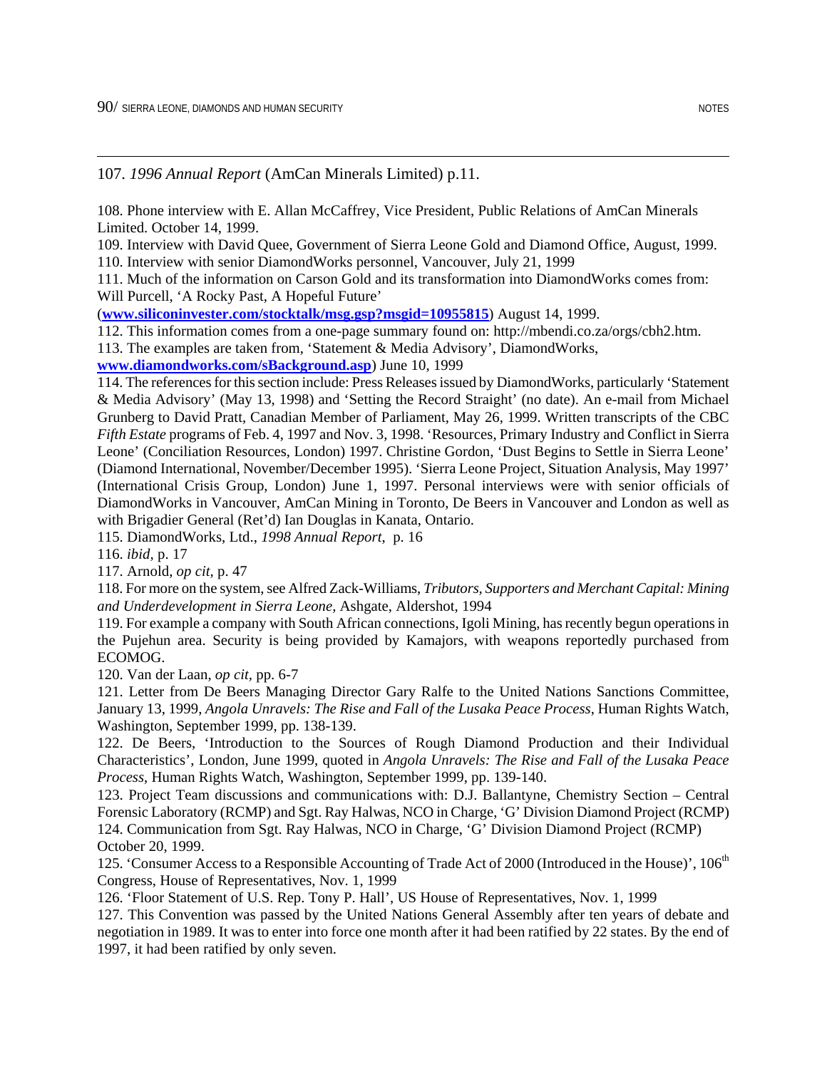107. *1996 Annual Report* (AmCan Minerals Limited) p.11.

108. Phone interview with E. Allan McCaffrey, Vice President, Public Relations of AmCan Minerals Limited. October 14, 1999.

109. Interview with David Quee, Government of Sierra Leone Gold and Diamond Office, August, 1999.

110. Interview with senior DiamondWorks personnel, Vancouver, July 21, 1999

111. Much of the information on Carson Gold and its transformation into DiamondWorks comes from: Will Purcell, 'A Rocky Past, A Hopeful Future' (**www.siliconinvester.com/stocktalk/msg.gsp?msgid=10955815**) August 14, 1999.

112. This information comes from a one-page summary found on: http://mbendi.co.za/orgs/cbh2.htm.

113. The examples are taken from, 'Statement & Media Advisory', DiamondWorks, **www.diamondworks.com/sBackground.asp**) June 10, 1999

114. The references for this section include: Press Releases issued by DiamondWorks, particularly 'Statement & Media Advisory' (May 13, 1998) and 'Setting the Record Straight' (no date). An e-mail from Michael Grunberg to David Pratt, Canadian Member of Parliament, May 26, 1999. Written transcripts of the CBC *Fifth Estate* programs of Feb. 4, 1997 and Nov. 3, 1998. 'Resources, Primary Industry and Conflict in Sierra Leone' (Conciliation Resources, London) 1997. Christine Gordon, 'Dust Begins to Settle in Sierra Leone' (Diamond International, November/December 1995). 'Sierra Leone Project, Situation Analysis, May 1997' (International Crisis Group, London) June 1, 1997. Personal interviews were with senior officials of DiamondWorks in Vancouver, AmCan Mining in Toronto, De Beers in Vancouver and London as well as with Brigadier General (Ret'd) Ian Douglas in Kanata, Ontario.

115. DiamondWorks, Ltd., *1998 Annual Report*, p. 16

116. *ibid*, p. 17

117. Arnold, *op cit*, p. 47

118. For more on the system, see Alfred Zack-Williams, *Tributors, Supporters and Merchant Capital: Mining and Underdevelopment in Sierra Leone,* Ashgate, Aldershot, 1994

119. For example a company with South African connections, Igoli Mining, has recently begun operations in the Pujehun area. Security is being provided by Kamajors, with weapons reportedly purchased from ECOMOG.

120. Van der Laan, *op cit*, pp. 6-7

121. Letter from De Beers Managing Director Gary Ralfe to the United Nations Sanctions Committee, January 13, 1999, *Angola Unravels: The Rise and Fall of the Lusaka Peace Process*, Human Rights Watch, Washington, September 1999, pp. 138-139.

122. De Beers, 'Introduction to the Sources of Rough Diamond Production and their Individual Characteristics', London, June 1999, quoted in *Angola Unravels: The Rise and Fall of the Lusaka Peace Process*, Human Rights Watch, Washington, September 1999, pp. 139-140.

123. Project Team discussions and communications with: D.J. Ballantyne, Chemistry Section – Central Forensic Laboratory (RCMP) and Sgt. Ray Halwas, NCO in Charge, 'G' Division Diamond Project (RCMP)

124. Communication from Sgt. Ray Halwas, NCO in Charge, 'G' Division Diamond Project (RCMP) October 20, 1999.

125. 'Consumer Access to a Responsible Accounting of Trade Act of 2000 (Introduced in the House)', 106th Congress, House of Representatives, Nov. 1, 1999

126. 'Floor Statement of U.S. Rep. Tony P. Hall', US House of Representatives, Nov. 1, 1999

127. This Convention was passed by the United Nations General Assembly after ten years of debate and negotiation in 1989. It was to enter into force one month after it had been ratified by 22 states. By the end of 1997, it had been ratified by only seven.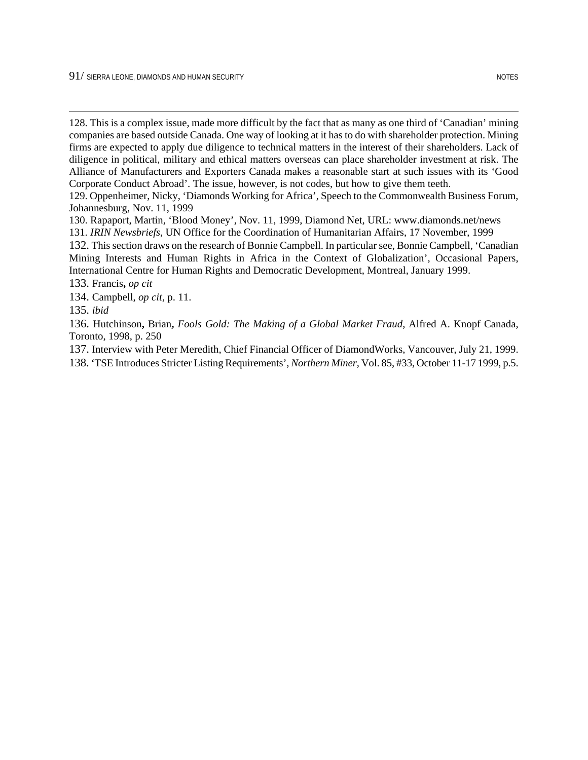128. This is a complex issue, made more difficult by the fact that as many as one third of 'Canadian' mining companies are based outside Canada. One way of looking at it has to do with shareholder protection. Mining firms are expected to apply due diligence to technical matters in the interest of their shareholders. Lack of diligence in political, military and ethical matters overseas can place shareholder investment at risk. The Alliance of Manufacturers and Exporters Canada makes a reasonable start at such issues with its 'Good Corporate Conduct Abroad'. The issue, however, is not codes, but how to give them teeth.

129. Oppenheimer, Nicky, 'Diamonds Working for Africa', Speech to the Commonwealth Business Forum, Johannesburg, Nov. 11, 1999

130. Rapaport, Martin, 'Blood Money', Nov. 11, 1999, Diamond Net, URL: www.diamonds.net/news

131. *IRIN Newsbriefs*, UN Office for the Coordination of Humanitarian Affairs, 17 November, 1999

132. This section draws on the research of Bonnie Campbell. In particular see, Bonnie Campbell, 'Canadian Mining Interests and Human Rights in Africa in the Context of Globalization', Occasional Papers, International Centre for Human Rights and Democratic Development, Montreal, January 1999.

133. Francis**,** *op cit*

134. Campbell, *op cit,* p. 11.

135. *ibid*

136. Hutchinson**,** Brian**,** *Fools Gold: The Making of a Global Market Fraud,* Alfred A. Knopf Canada, Toronto, 1998, p. 250

137. Interview with Peter Meredith, Chief Financial Officer of DiamondWorks, Vancouver, July 21, 1999.

138. 'TSE Introduces Stricter Listing Requirements', *Northern Miner,* Vol. 85, #33, October 11-17 1999, p.5.